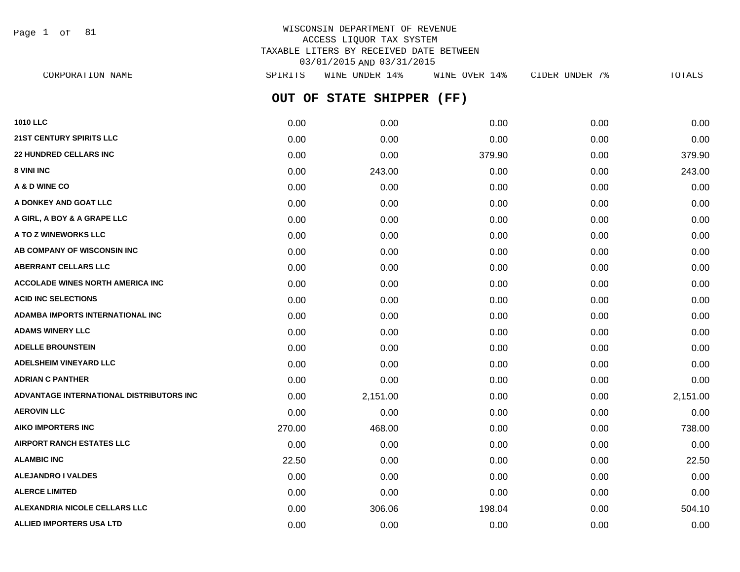WISCONSIN DEPARTMENT OF REVENUE
ACCESS LIQUOR TAX SYSTEM
TAXABLE LITERS BY RECEIVED DATE BETWEEN
03/01/2015 AND 03/31/2015

## OUT OF STATE SHIPPER (FF)

| CORPORATION NAME | SPIRITS | WINE UNDER 14% | WINE OVER 14% | CIDER UNDER 7% | TOTALS |
|---|---|---|---|---|---|
| 1010 LLC | 0.00 | 0.00 | 0.00 | 0.00 | 0.00 |
| 21ST CENTURY SPIRITS LLC | 0.00 | 0.00 | 0.00 | 0.00 | 0.00 |
| 22 HUNDRED CELLARS INC | 0.00 | 0.00 | 379.90 | 0.00 | 379.90 |
| 8 VINI INC | 0.00 | 243.00 | 0.00 | 0.00 | 243.00 |
| A & D WINE CO | 0.00 | 0.00 | 0.00 | 0.00 | 0.00 |
| A DONKEY AND GOAT LLC | 0.00 | 0.00 | 0.00 | 0.00 | 0.00 |
| A GIRL, A BOY & A GRAPE LLC | 0.00 | 0.00 | 0.00 | 0.00 | 0.00 |
| A TO Z WINEWORKS LLC | 0.00 | 0.00 | 0.00 | 0.00 | 0.00 |
| AB COMPANY OF WISCONSIN INC | 0.00 | 0.00 | 0.00 | 0.00 | 0.00 |
| ABERRANT CELLARS LLC | 0.00 | 0.00 | 0.00 | 0.00 | 0.00 |
| ACCOLADE WINES NORTH AMERICA INC | 0.00 | 0.00 | 0.00 | 0.00 | 0.00 |
| ACID INC SELECTIONS | 0.00 | 0.00 | 0.00 | 0.00 | 0.00 |
| ADAMBA IMPORTS INTERNATIONAL INC | 0.00 | 0.00 | 0.00 | 0.00 | 0.00 |
| ADAMS WINERY LLC | 0.00 | 0.00 | 0.00 | 0.00 | 0.00 |
| ADELLE BROUNSTEIN | 0.00 | 0.00 | 0.00 | 0.00 | 0.00 |
| ADELSHEIM VINEYARD LLC | 0.00 | 0.00 | 0.00 | 0.00 | 0.00 |
| ADRIAN C PANTHER | 0.00 | 0.00 | 0.00 | 0.00 | 0.00 |
| ADVANTAGE INTERNATIONAL DISTRIBUTORS INC | 0.00 | 2,151.00 | 0.00 | 0.00 | 2,151.00 |
| AEROVIN LLC | 0.00 | 0.00 | 0.00 | 0.00 | 0.00 |
| AIKO IMPORTERS INC | 270.00 | 468.00 | 0.00 | 0.00 | 738.00 |
| AIRPORT RANCH ESTATES LLC | 0.00 | 0.00 | 0.00 | 0.00 | 0.00 |
| ALAMBIC INC | 22.50 | 0.00 | 0.00 | 0.00 | 22.50 |
| ALEJANDRO I VALDES | 0.00 | 0.00 | 0.00 | 0.00 | 0.00 |
| ALERCE LIMITED | 0.00 | 0.00 | 0.00 | 0.00 | 0.00 |
| ALEXANDRIA NICOLE CELLARS LLC | 0.00 | 306.06 | 198.04 | 0.00 | 504.10 |
| ALLIED IMPORTERS USA LTD | 0.00 | 0.00 | 0.00 | 0.00 | 0.00 |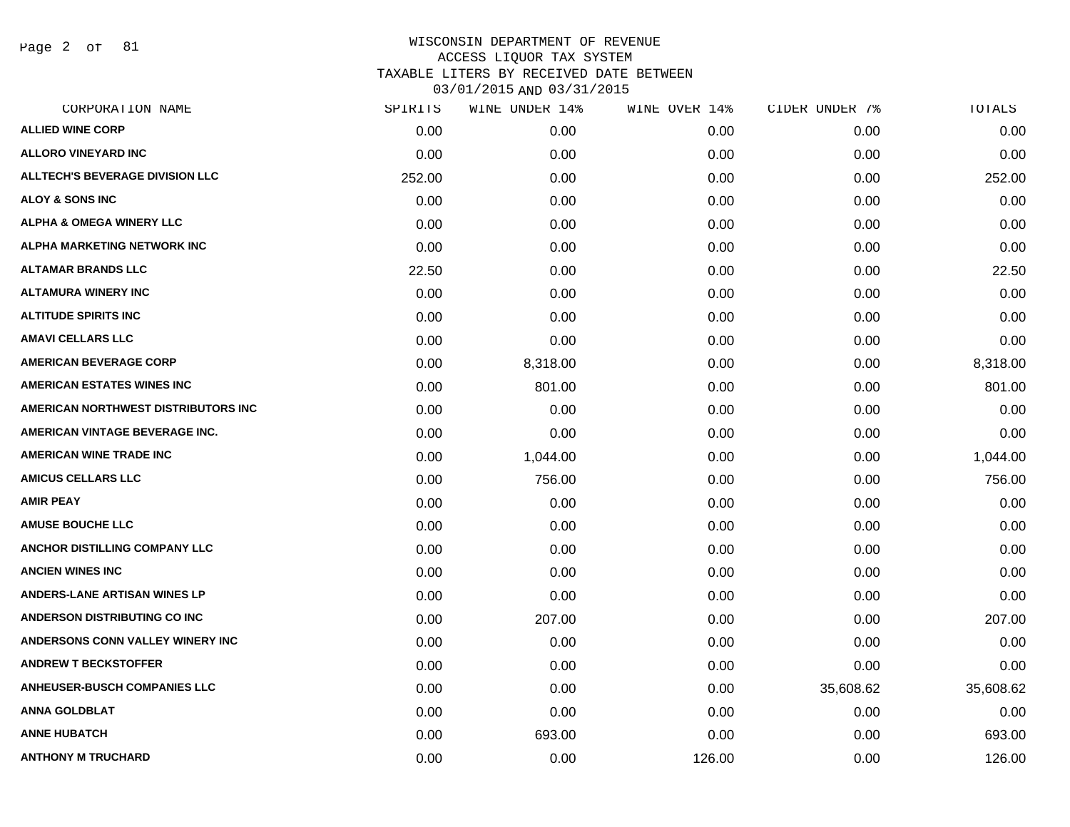WISCONSIN DEPARTMENT OF REVENUE
ACCESS LIQUOR TAX SYSTEM
TAXABLE LITERS BY RECEIVED DATE BETWEEN
03/01/2015 AND 03/31/2015

| CORPORATION NAME | SPIRITS | WINE UNDER 14% | WINE OVER 14% | CIDER UNDER 7% | TOTALS |
|---|---|---|---|---|---|
| ALLIED WINE CORP | 0.00 | 0.00 | 0.00 | 0.00 | 0.00 |
| ALLORO VINEYARD INC | 0.00 | 0.00 | 0.00 | 0.00 | 0.00 |
| ALLTECH'S BEVERAGE DIVISION LLC | 252.00 | 0.00 | 0.00 | 0.00 | 252.00 |
| ALOY & SONS INC | 0.00 | 0.00 | 0.00 | 0.00 | 0.00 |
| ALPHA & OMEGA WINERY LLC | 0.00 | 0.00 | 0.00 | 0.00 | 0.00 |
| ALPHA MARKETING NETWORK INC | 0.00 | 0.00 | 0.00 | 0.00 | 0.00 |
| ALTAMAR BRANDS LLC | 22.50 | 0.00 | 0.00 | 0.00 | 22.50 |
| ALTAMURA WINERY INC | 0.00 | 0.00 | 0.00 | 0.00 | 0.00 |
| ALTITUDE SPIRITS INC | 0.00 | 0.00 | 0.00 | 0.00 | 0.00 |
| AMAVI CELLARS LLC | 0.00 | 0.00 | 0.00 | 0.00 | 0.00 |
| AMERICAN BEVERAGE CORP | 0.00 | 8,318.00 | 0.00 | 0.00 | 8,318.00 |
| AMERICAN ESTATES WINES INC | 0.00 | 801.00 | 0.00 | 0.00 | 801.00 |
| AMERICAN NORTHWEST DISTRIBUTORS INC | 0.00 | 0.00 | 0.00 | 0.00 | 0.00 |
| AMERICAN VINTAGE BEVERAGE INC. | 0.00 | 0.00 | 0.00 | 0.00 | 0.00 |
| AMERICAN WINE TRADE INC | 0.00 | 1,044.00 | 0.00 | 0.00 | 1,044.00 |
| AMICUS CELLARS LLC | 0.00 | 756.00 | 0.00 | 0.00 | 756.00 |
| AMIR PEAY | 0.00 | 0.00 | 0.00 | 0.00 | 0.00 |
| AMUSE BOUCHE LLC | 0.00 | 0.00 | 0.00 | 0.00 | 0.00 |
| ANCHOR DISTILLING COMPANY LLC | 0.00 | 0.00 | 0.00 | 0.00 | 0.00 |
| ANCIEN WINES INC | 0.00 | 0.00 | 0.00 | 0.00 | 0.00 |
| ANDERS-LANE ARTISAN WINES LP | 0.00 | 0.00 | 0.00 | 0.00 | 0.00 |
| ANDERSON DISTRIBUTING CO INC | 0.00 | 207.00 | 0.00 | 0.00 | 207.00 |
| ANDERSONS CONN VALLEY WINERY INC | 0.00 | 0.00 | 0.00 | 0.00 | 0.00 |
| ANDREW T BECKSTOFFER | 0.00 | 0.00 | 0.00 | 0.00 | 0.00 |
| ANHEUSER-BUSCH COMPANIES LLC | 0.00 | 0.00 | 0.00 | 35,608.62 | 35,608.62 |
| ANNA GOLDBLAT | 0.00 | 0.00 | 0.00 | 0.00 | 0.00 |
| ANNE HUBATCH | 0.00 | 693.00 | 0.00 | 0.00 | 693.00 |
| ANTHONY M TRUCHARD | 0.00 | 0.00 | 126.00 | 0.00 | 126.00 |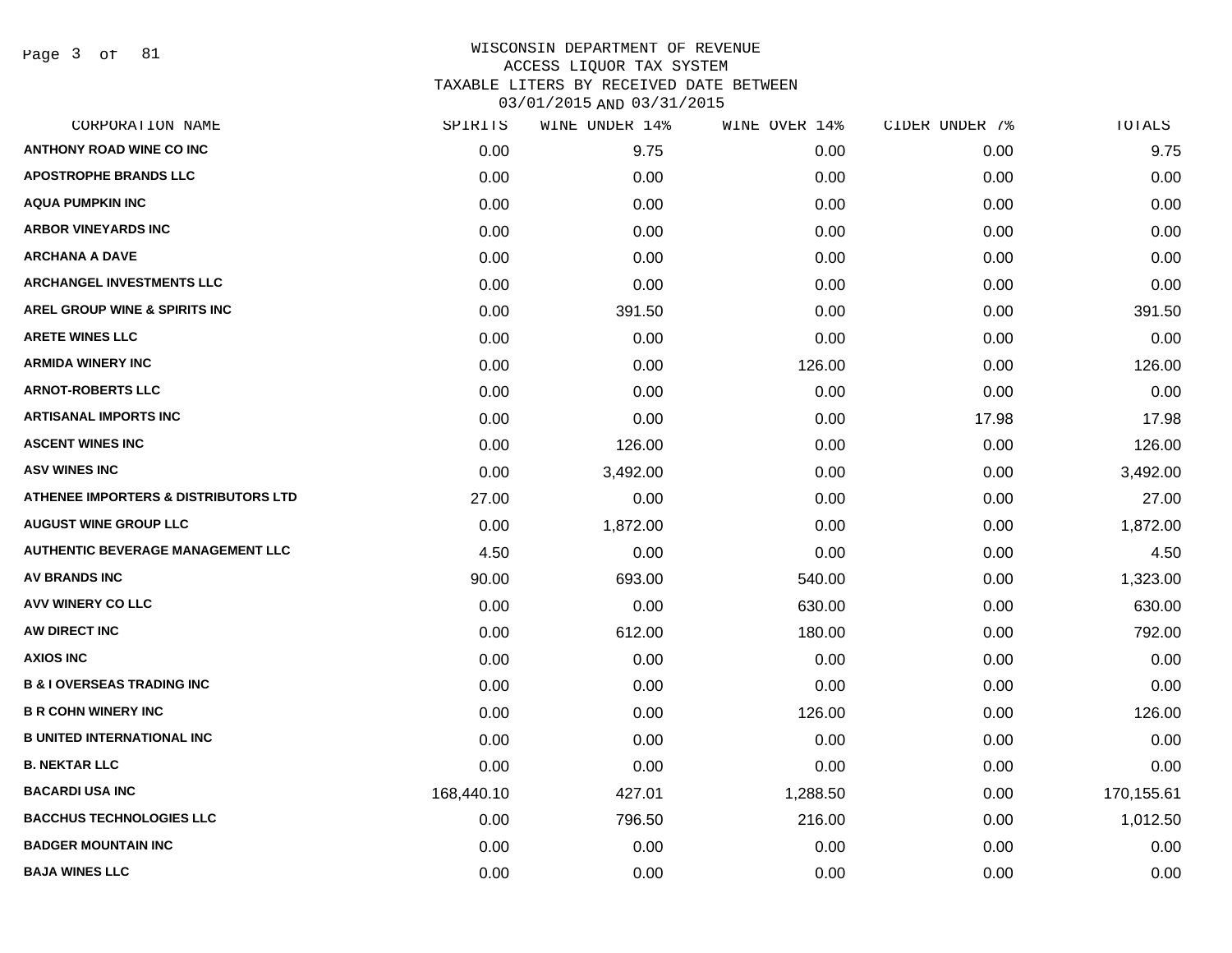WISCONSIN DEPARTMENT OF REVENUE
ACCESS LIQUOR TAX SYSTEM
TAXABLE LITERS BY RECEIVED DATE BETWEEN
03/01/2015 AND 03/31/2015

| CORPORATION NAME | SPIRITS | WINE UNDER 14% | WINE OVER 14% | CIDER UNDER 7% | TOTALS |
|---|---|---|---|---|---|
| ANTHONY ROAD WINE CO INC | 0.00 | 9.75 | 0.00 | 0.00 | 9.75 |
| APOSTROPHE BRANDS LLC | 0.00 | 0.00 | 0.00 | 0.00 | 0.00 |
| AQUA PUMPKIN INC | 0.00 | 0.00 | 0.00 | 0.00 | 0.00 |
| ARBOR VINEYARDS INC | 0.00 | 0.00 | 0.00 | 0.00 | 0.00 |
| ARCHANA A DAVE | 0.00 | 0.00 | 0.00 | 0.00 | 0.00 |
| ARCHANGEL INVESTMENTS LLC | 0.00 | 0.00 | 0.00 | 0.00 | 0.00 |
| AREL GROUP WINE & SPIRITS INC | 0.00 | 391.50 | 0.00 | 0.00 | 391.50 |
| ARETE WINES LLC | 0.00 | 0.00 | 0.00 | 0.00 | 0.00 |
| ARMIDA WINERY INC | 0.00 | 0.00 | 126.00 | 0.00 | 126.00 |
| ARNOT-ROBERTS LLC | 0.00 | 0.00 | 0.00 | 0.00 | 0.00 |
| ARTISANAL IMPORTS INC | 0.00 | 0.00 | 0.00 | 17.98 | 17.98 |
| ASCENT WINES INC | 0.00 | 126.00 | 0.00 | 0.00 | 126.00 |
| ASV WINES INC | 0.00 | 3,492.00 | 0.00 | 0.00 | 3,492.00 |
| ATHENEE IMPORTERS & DISTRIBUTORS LTD | 27.00 | 0.00 | 0.00 | 0.00 | 27.00 |
| AUGUST WINE GROUP LLC | 0.00 | 1,872.00 | 0.00 | 0.00 | 1,872.00 |
| AUTHENTIC BEVERAGE MANAGEMENT LLC | 4.50 | 0.00 | 0.00 | 0.00 | 4.50 |
| AV BRANDS INC | 90.00 | 693.00 | 540.00 | 0.00 | 1,323.00 |
| AVV WINERY CO LLC | 0.00 | 0.00 | 630.00 | 0.00 | 630.00 |
| AW DIRECT INC | 0.00 | 612.00 | 180.00 | 0.00 | 792.00 |
| AXIOS INC | 0.00 | 0.00 | 0.00 | 0.00 | 0.00 |
| B & I OVERSEAS TRADING INC | 0.00 | 0.00 | 0.00 | 0.00 | 0.00 |
| B R COHN WINERY INC | 0.00 | 0.00 | 126.00 | 0.00 | 126.00 |
| B UNITED INTERNATIONAL INC | 0.00 | 0.00 | 0.00 | 0.00 | 0.00 |
| B. NEKTAR LLC | 0.00 | 0.00 | 0.00 | 0.00 | 0.00 |
| BACARDI USA INC | 168,440.10 | 427.01 | 1,288.50 | 0.00 | 170,155.61 |
| BACCHUS TECHNOLOGIES LLC | 0.00 | 796.50 | 216.00 | 0.00 | 1,012.50 |
| BADGER MOUNTAIN INC | 0.00 | 0.00 | 0.00 | 0.00 | 0.00 |
| BAJA WINES LLC | 0.00 | 0.00 | 0.00 | 0.00 | 0.00 |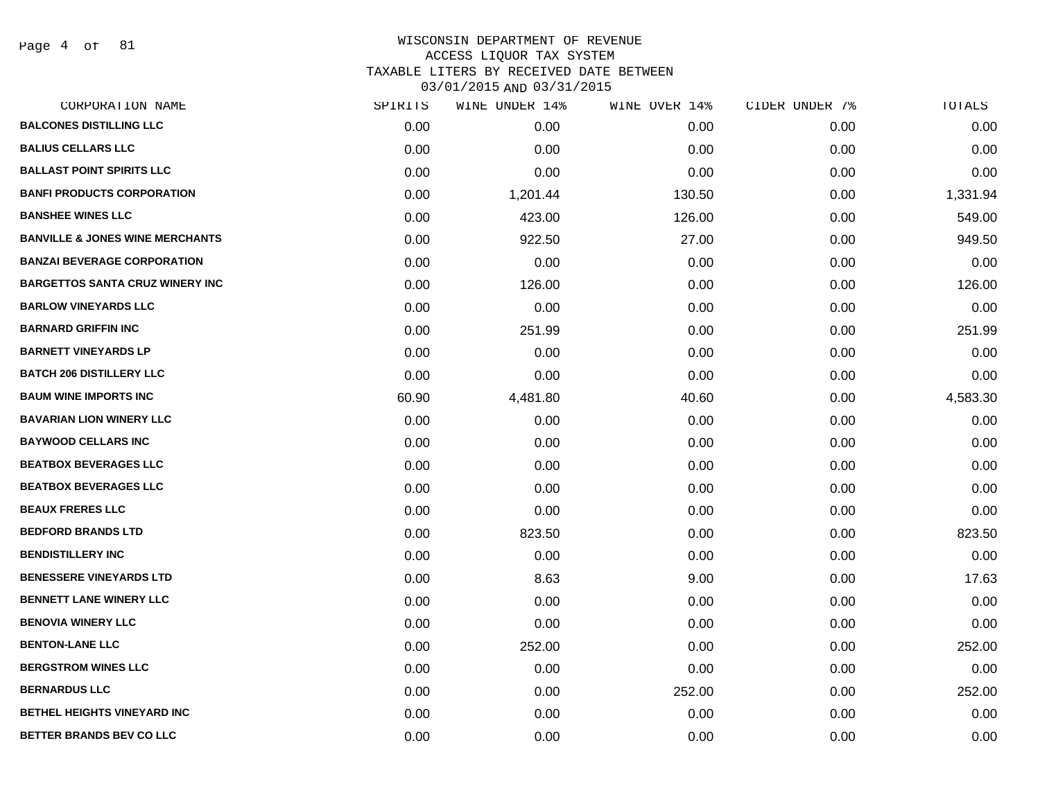# WISCONSIN DEPARTMENT OF REVENUE
## ACCESS LIQUOR TAX SYSTEM
## TAXABLE LITERS BY RECEIVED DATE BETWEEN 03/01/2015 AND 03/31/2015

| CORPORATION NAME | SPIRITS | WINE UNDER 14% | WINE OVER 14% | CIDER UNDER 7% | TOTALS |
|---|---|---|---|---|---|
| BALCONES DISTILLING LLC | 0.00 | 0.00 | 0.00 | 0.00 | 0.00 |
| BALIUS CELLARS LLC | 0.00 | 0.00 | 0.00 | 0.00 | 0.00 |
| BALLAST POINT SPIRITS LLC | 0.00 | 0.00 | 0.00 | 0.00 | 0.00 |
| BANFI PRODUCTS CORPORATION | 0.00 | 1,201.44 | 130.50 | 0.00 | 1,331.94 |
| BANSHEE WINES LLC | 0.00 | 423.00 | 126.00 | 0.00 | 549.00 |
| BANVILLE & JONES WINE MERCHANTS | 0.00 | 922.50 | 27.00 | 0.00 | 949.50 |
| BANZAI BEVERAGE CORPORATION | 0.00 | 0.00 | 0.00 | 0.00 | 0.00 |
| BARGETTOS SANTA CRUZ WINERY INC | 0.00 | 126.00 | 0.00 | 0.00 | 126.00 |
| BARLOW VINEYARDS LLC | 0.00 | 0.00 | 0.00 | 0.00 | 0.00 |
| BARNARD GRIFFIN INC | 0.00 | 251.99 | 0.00 | 0.00 | 251.99 |
| BARNETT VINEYARDS LP | 0.00 | 0.00 | 0.00 | 0.00 | 0.00 |
| BATCH 206 DISTILLERY LLC | 0.00 | 0.00 | 0.00 | 0.00 | 0.00 |
| BAUM WINE IMPORTS INC | 60.90 | 4,481.80 | 40.60 | 0.00 | 4,583.30 |
| BAVARIAN LION WINERY LLC | 0.00 | 0.00 | 0.00 | 0.00 | 0.00 |
| BAYWOOD CELLARS INC | 0.00 | 0.00 | 0.00 | 0.00 | 0.00 |
| BEATBOX BEVERAGES LLC | 0.00 | 0.00 | 0.00 | 0.00 | 0.00 |
| BEATBOX BEVERAGES LLC | 0.00 | 0.00 | 0.00 | 0.00 | 0.00 |
| BEAUX FRERES LLC | 0.00 | 0.00 | 0.00 | 0.00 | 0.00 |
| BEDFORD BRANDS LTD | 0.00 | 823.50 | 0.00 | 0.00 | 823.50 |
| BENDISTILLERY INC | 0.00 | 0.00 | 0.00 | 0.00 | 0.00 |
| BENESSERE VINEYARDS LTD | 0.00 | 8.63 | 9.00 | 0.00 | 17.63 |
| BENNETT LANE WINERY LLC | 0.00 | 0.00 | 0.00 | 0.00 | 0.00 |
| BENOVIA WINERY LLC | 0.00 | 0.00 | 0.00 | 0.00 | 0.00 |
| BENTON-LANE LLC | 0.00 | 252.00 | 0.00 | 0.00 | 252.00 |
| BERGSTROM WINES LLC | 0.00 | 0.00 | 0.00 | 0.00 | 0.00 |
| BERNARDUS LLC | 0.00 | 0.00 | 252.00 | 0.00 | 252.00 |
| BETHEL HEIGHTS VINEYARD INC | 0.00 | 0.00 | 0.00 | 0.00 | 0.00 |
| BETTER BRANDS BEV CO LLC | 0.00 | 0.00 | 0.00 | 0.00 | 0.00 |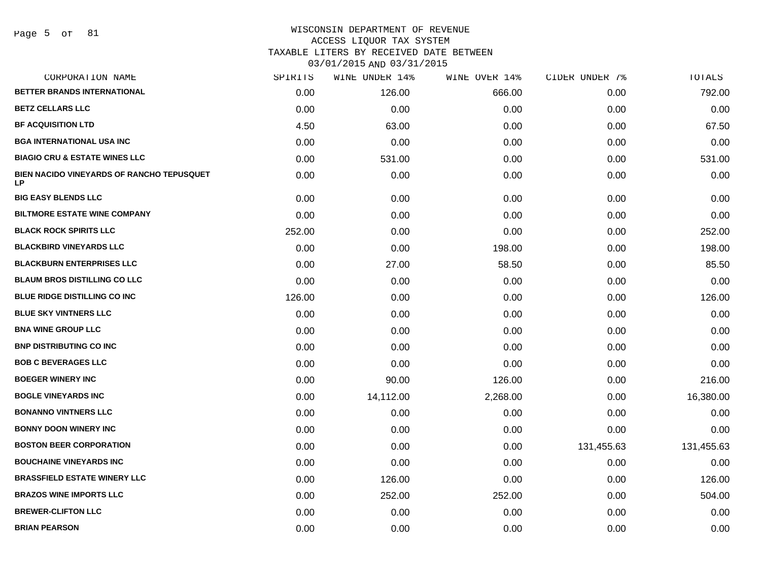# WISCONSIN DEPARTMENT OF REVENUE
## ACCESS LIQUOR TAX SYSTEM
## TAXABLE LITERS BY RECEIVED DATE BETWEEN 03/01/2015 AND 03/31/2015

| CORPORATION NAME | SPIRITS | WINE UNDER 14% | WINE OVER 14% | CIDER UNDER 7% | TOTALS |
|---|---|---|---|---|---|
| BETTER BRANDS INTERNATIONAL | 0.00 | 126.00 | 666.00 | 0.00 | 792.00 |
| BETZ CELLARS LLC | 0.00 | 0.00 | 0.00 | 0.00 | 0.00 |
| BF ACQUISITION LTD | 4.50 | 63.00 | 0.00 | 0.00 | 67.50 |
| BGA INTERNATIONAL USA INC | 0.00 | 0.00 | 0.00 | 0.00 | 0.00 |
| BIAGIO CRU & ESTATE WINES LLC | 0.00 | 531.00 | 0.00 | 0.00 | 531.00 |
| BIEN NACIDO VINEYARDS OF RANCHO TEPUSQUET LP | 0.00 | 0.00 | 0.00 | 0.00 | 0.00 |
| BIG EASY BLENDS LLC | 0.00 | 0.00 | 0.00 | 0.00 | 0.00 |
| BILTMORE ESTATE WINE COMPANY | 0.00 | 0.00 | 0.00 | 0.00 | 0.00 |
| BLACK ROCK SPIRITS LLC | 252.00 | 0.00 | 0.00 | 0.00 | 252.00 |
| BLACKBIRD VINEYARDS LLC | 0.00 | 0.00 | 198.00 | 0.00 | 198.00 |
| BLACKBURN ENTERPRISES LLC | 0.00 | 27.00 | 58.50 | 0.00 | 85.50 |
| BLAUM BROS DISTILLING CO LLC | 0.00 | 0.00 | 0.00 | 0.00 | 0.00 |
| BLUE RIDGE DISTILLING CO INC | 126.00 | 0.00 | 0.00 | 0.00 | 126.00 |
| BLUE SKY VINTNERS LLC | 0.00 | 0.00 | 0.00 | 0.00 | 0.00 |
| BNA WINE GROUP LLC | 0.00 | 0.00 | 0.00 | 0.00 | 0.00 |
| BNP DISTRIBUTING CO INC | 0.00 | 0.00 | 0.00 | 0.00 | 0.00 |
| BOB C BEVERAGES LLC | 0.00 | 0.00 | 0.00 | 0.00 | 0.00 |
| BOEGER WINERY INC | 0.00 | 90.00 | 126.00 | 0.00 | 216.00 |
| BOGLE VINEYARDS INC | 0.00 | 14,112.00 | 2,268.00 | 0.00 | 16,380.00 |
| BONANNO VINTNERS LLC | 0.00 | 0.00 | 0.00 | 0.00 | 0.00 |
| BONNY DOON WINERY INC | 0.00 | 0.00 | 0.00 | 0.00 | 0.00 |
| BOSTON BEER CORPORATION | 0.00 | 0.00 | 0.00 | 131,455.63 | 131,455.63 |
| BOUCHAINE VINEYARDS INC | 0.00 | 0.00 | 0.00 | 0.00 | 0.00 |
| BRASSFIELD ESTATE WINERY LLC | 0.00 | 126.00 | 0.00 | 0.00 | 126.00 |
| BRAZOS WINE IMPORTS LLC | 0.00 | 252.00 | 252.00 | 0.00 | 504.00 |
| BREWER-CLIFTON LLC | 0.00 | 0.00 | 0.00 | 0.00 | 0.00 |
| BRIAN PEARSON | 0.00 | 0.00 | 0.00 | 0.00 | 0.00 |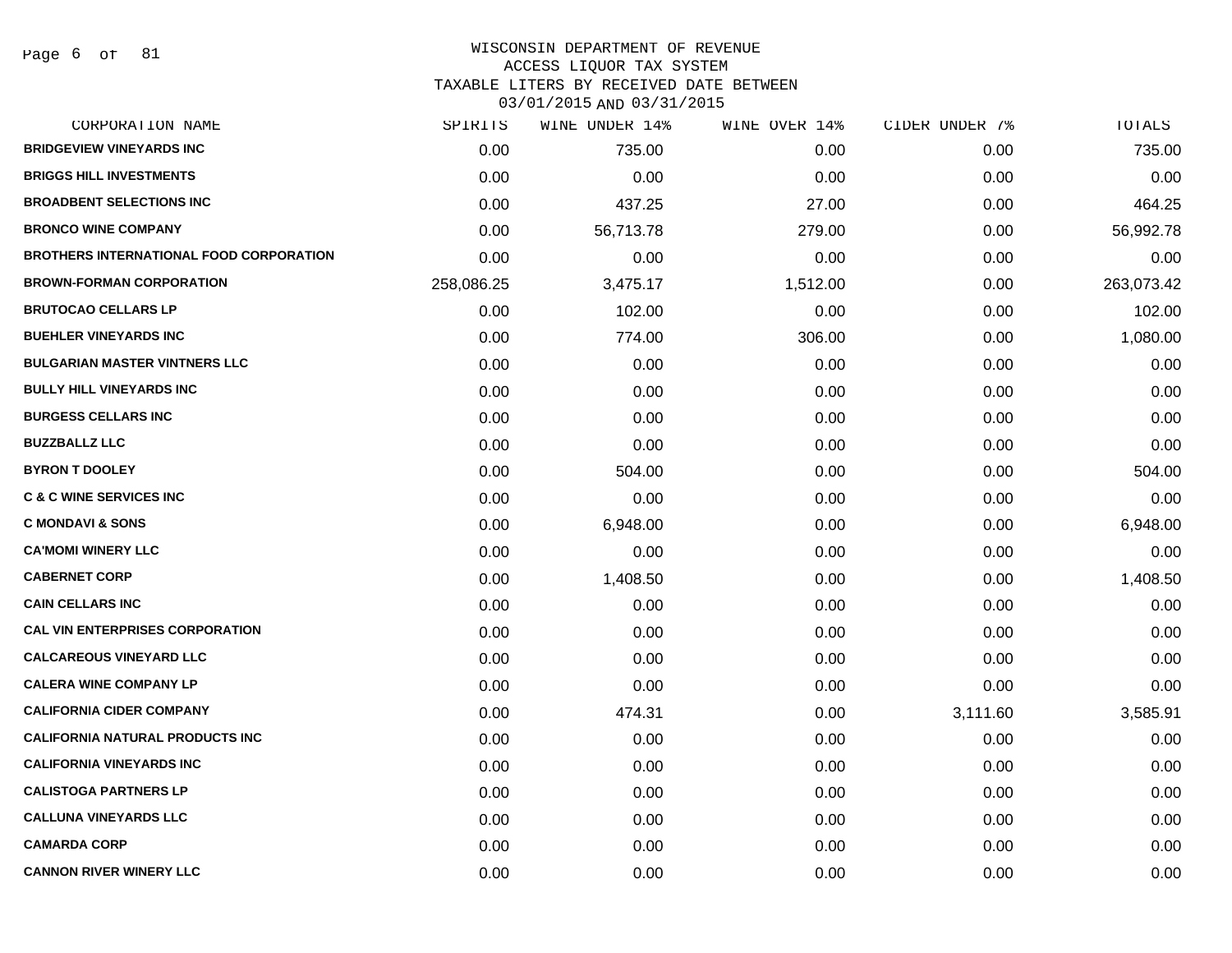# WISCONSIN DEPARTMENT OF REVENUE
## ACCESS LIQUOR TAX SYSTEM
### TAXABLE LITERS BY RECEIVED DATE BETWEEN 03/01/2015 AND 03/31/2015

| CORPORATION NAME | SPIRITS | WINE UNDER 14% | WINE OVER 14% | CIDER UNDER 7% | TOTALS |
|---|---|---|---|---|---|
| BRIDGEVIEW VINEYARDS INC | 0.00 | 735.00 | 0.00 | 0.00 | 735.00 |
| BRIGGS HILL INVESTMENTS | 0.00 | 0.00 | 0.00 | 0.00 | 0.00 |
| BROADBENT SELECTIONS INC | 0.00 | 437.25 | 27.00 | 0.00 | 464.25 |
| BRONCO WINE COMPANY | 0.00 | 56,713.78 | 279.00 | 0.00 | 56,992.78 |
| BROTHERS INTERNATIONAL FOOD CORPORATION | 0.00 | 0.00 | 0.00 | 0.00 | 0.00 |
| BROWN-FORMAN CORPORATION | 258,086.25 | 3,475.17 | 1,512.00 | 0.00 | 263,073.42 |
| BRUTOCAO CELLARS LP | 0.00 | 102.00 | 0.00 | 0.00 | 102.00 |
| BUEHLER VINEYARDS INC | 0.00 | 774.00 | 306.00 | 0.00 | 1,080.00 |
| BULGARIAN MASTER VINTNERS LLC | 0.00 | 0.00 | 0.00 | 0.00 | 0.00 |
| BULLY HILL VINEYARDS INC | 0.00 | 0.00 | 0.00 | 0.00 | 0.00 |
| BURGESS CELLARS INC | 0.00 | 0.00 | 0.00 | 0.00 | 0.00 |
| BUZZBALLZ LLC | 0.00 | 0.00 | 0.00 | 0.00 | 0.00 |
| BYRON T DOOLEY | 0.00 | 504.00 | 0.00 | 0.00 | 504.00 |
| C & C WINE SERVICES INC | 0.00 | 0.00 | 0.00 | 0.00 | 0.00 |
| C MONDAVI & SONS | 0.00 | 6,948.00 | 0.00 | 0.00 | 6,948.00 |
| CA'MOMI WINERY LLC | 0.00 | 0.00 | 0.00 | 0.00 | 0.00 |
| CABERNET CORP | 0.00 | 1,408.50 | 0.00 | 0.00 | 1,408.50 |
| CAIN CELLARS INC | 0.00 | 0.00 | 0.00 | 0.00 | 0.00 |
| CAL VIN ENTERPRISES CORPORATION | 0.00 | 0.00 | 0.00 | 0.00 | 0.00 |
| CALCAREOUS VINEYARD LLC | 0.00 | 0.00 | 0.00 | 0.00 | 0.00 |
| CALERA WINE COMPANY LP | 0.00 | 0.00 | 0.00 | 0.00 | 0.00 |
| CALIFORNIA CIDER COMPANY | 0.00 | 474.31 | 0.00 | 3,111.60 | 3,585.91 |
| CALIFORNIA NATURAL PRODUCTS INC | 0.00 | 0.00 | 0.00 | 0.00 | 0.00 |
| CALIFORNIA VINEYARDS INC | 0.00 | 0.00 | 0.00 | 0.00 | 0.00 |
| CALISTOGA PARTNERS LP | 0.00 | 0.00 | 0.00 | 0.00 | 0.00 |
| CALLUNA VINEYARDS LLC | 0.00 | 0.00 | 0.00 | 0.00 | 0.00 |
| CAMARDA CORP | 0.00 | 0.00 | 0.00 | 0.00 | 0.00 |
| CANNON RIVER WINERY LLC | 0.00 | 0.00 | 0.00 | 0.00 | 0.00 |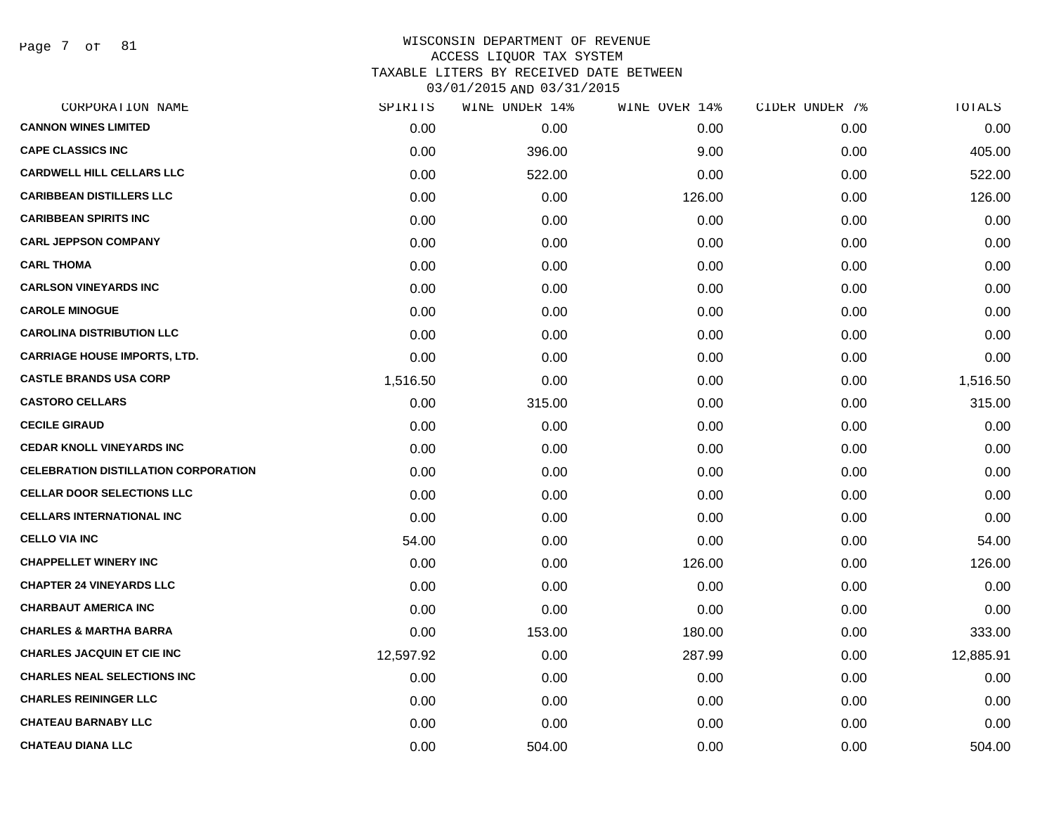# WISCONSIN DEPARTMENT OF REVENUE
## ACCESS LIQUOR TAX SYSTEM
## TAXABLE LITERS BY RECEIVED DATE BETWEEN 03/01/2015 AND 03/31/2015

| CORPORATION NAME | SPIRITS | WINE UNDER 14% | WINE OVER 14% | CIDER UNDER 7% | TOTALS |
|---|---|---|---|---|---|
| CANNON WINES LIMITED | 0.00 | 0.00 | 0.00 | 0.00 | 0.00 |
| CAPE CLASSICS INC | 0.00 | 396.00 | 9.00 | 0.00 | 405.00 |
| CARDWELL HILL CELLARS LLC | 0.00 | 522.00 | 0.00 | 0.00 | 522.00 |
| CARIBBEAN DISTILLERS LLC | 0.00 | 0.00 | 126.00 | 0.00 | 126.00 |
| CARIBBEAN SPIRITS INC | 0.00 | 0.00 | 0.00 | 0.00 | 0.00 |
| CARL JEPPSON COMPANY | 0.00 | 0.00 | 0.00 | 0.00 | 0.00 |
| CARL THOMA | 0.00 | 0.00 | 0.00 | 0.00 | 0.00 |
| CARLSON VINEYARDS INC | 0.00 | 0.00 | 0.00 | 0.00 | 0.00 |
| CAROLE MINOGUE | 0.00 | 0.00 | 0.00 | 0.00 | 0.00 |
| CAROLINA DISTRIBUTION LLC | 0.00 | 0.00 | 0.00 | 0.00 | 0.00 |
| CARRIAGE HOUSE IMPORTS, LTD. | 0.00 | 0.00 | 0.00 | 0.00 | 0.00 |
| CASTLE BRANDS USA CORP | 1,516.50 | 0.00 | 0.00 | 0.00 | 1,516.50 |
| CASTORO CELLARS | 0.00 | 315.00 | 0.00 | 0.00 | 315.00 |
| CECILE GIRAUD | 0.00 | 0.00 | 0.00 | 0.00 | 0.00 |
| CEDAR KNOLL VINEYARDS INC | 0.00 | 0.00 | 0.00 | 0.00 | 0.00 |
| CELEBRATION DISTILLATION CORPORATION | 0.00 | 0.00 | 0.00 | 0.00 | 0.00 |
| CELLAR DOOR SELECTIONS LLC | 0.00 | 0.00 | 0.00 | 0.00 | 0.00 |
| CELLARS INTERNATIONAL INC | 0.00 | 0.00 | 0.00 | 0.00 | 0.00 |
| CELLO VIA INC | 54.00 | 0.00 | 0.00 | 0.00 | 54.00 |
| CHAPPELLET WINERY INC | 0.00 | 0.00 | 126.00 | 0.00 | 126.00 |
| CHAPTER 24 VINEYARDS LLC | 0.00 | 0.00 | 0.00 | 0.00 | 0.00 |
| CHARBAUT AMERICA INC | 0.00 | 0.00 | 0.00 | 0.00 | 0.00 |
| CHARLES & MARTHA BARRA | 0.00 | 153.00 | 180.00 | 0.00 | 333.00 |
| CHARLES JACQUIN ET CIE INC | 12,597.92 | 0.00 | 287.99 | 0.00 | 12,885.91 |
| CHARLES NEAL SELECTIONS INC | 0.00 | 0.00 | 0.00 | 0.00 | 0.00 |
| CHARLES REININGER LLC | 0.00 | 0.00 | 0.00 | 0.00 | 0.00 |
| CHATEAU BARNABY LLC | 0.00 | 0.00 | 0.00 | 0.00 | 0.00 |
| CHATEAU DIANA LLC | 0.00 | 504.00 | 0.00 | 0.00 | 504.00 |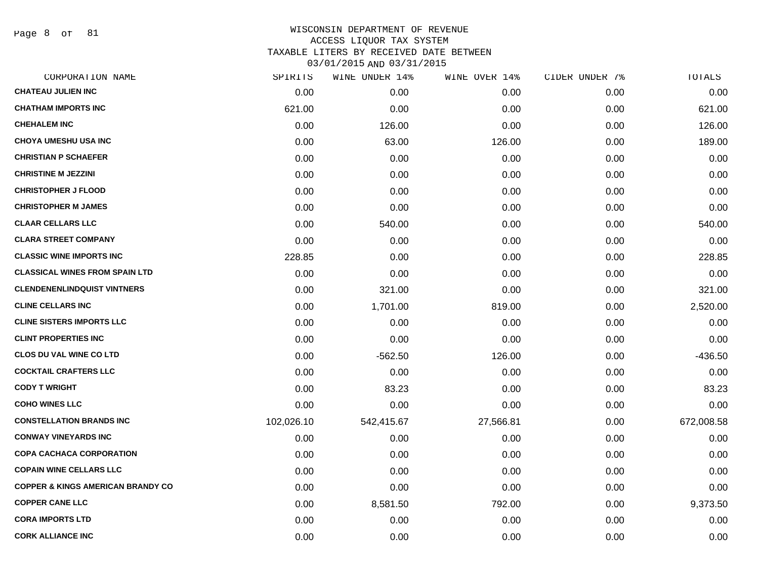WISCONSIN DEPARTMENT OF REVENUE
ACCESS LIQUOR TAX SYSTEM
TAXABLE LITERS BY RECEIVED DATE BETWEEN
03/01/2015 AND 03/31/2015

| CORPORATION NAME | SPIRITS | WINE UNDER 14% | WINE OVER 14% | CIDER UNDER 7% | TOTALS |
|---|---|---|---|---|---|
| CHATEAU JULIEN INC | 0.00 | 0.00 | 0.00 | 0.00 | 0.00 |
| CHATHAM IMPORTS INC | 621.00 | 0.00 | 0.00 | 0.00 | 621.00 |
| CHEHALEM INC | 0.00 | 126.00 | 0.00 | 0.00 | 126.00 |
| CHOYA UMESHU USA INC | 0.00 | 63.00 | 126.00 | 0.00 | 189.00 |
| CHRISTIAN P SCHAEFER | 0.00 | 0.00 | 0.00 | 0.00 | 0.00 |
| CHRISTINE M JEZZINI | 0.00 | 0.00 | 0.00 | 0.00 | 0.00 |
| CHRISTOPHER J FLOOD | 0.00 | 0.00 | 0.00 | 0.00 | 0.00 |
| CHRISTOPHER M JAMES | 0.00 | 0.00 | 0.00 | 0.00 | 0.00 |
| CLAAR CELLARS LLC | 0.00 | 540.00 | 0.00 | 0.00 | 540.00 |
| CLARA STREET COMPANY | 0.00 | 0.00 | 0.00 | 0.00 | 0.00 |
| CLASSIC WINE IMPORTS INC | 228.85 | 0.00 | 0.00 | 0.00 | 228.85 |
| CLASSICAL WINES FROM SPAIN LTD | 0.00 | 0.00 | 0.00 | 0.00 | 0.00 |
| CLENDENENLINDQUIST VINTNERS | 0.00 | 321.00 | 0.00 | 0.00 | 321.00 |
| CLINE CELLARS INC | 0.00 | 1,701.00 | 819.00 | 0.00 | 2,520.00 |
| CLINE SISTERS IMPORTS LLC | 0.00 | 0.00 | 0.00 | 0.00 | 0.00 |
| CLINT PROPERTIES INC | 0.00 | 0.00 | 0.00 | 0.00 | 0.00 |
| CLOS DU VAL WINE CO LTD | 0.00 | -562.50 | 126.00 | 0.00 | -436.50 |
| COCKTAIL CRAFTERS LLC | 0.00 | 0.00 | 0.00 | 0.00 | 0.00 |
| CODY T WRIGHT | 0.00 | 83.23 | 0.00 | 0.00 | 83.23 |
| COHO WINES LLC | 0.00 | 0.00 | 0.00 | 0.00 | 0.00 |
| CONSTELLATION BRANDS INC | 102,026.10 | 542,415.67 | 27,566.81 | 0.00 | 672,008.58 |
| CONWAY VINEYARDS INC | 0.00 | 0.00 | 0.00 | 0.00 | 0.00 |
| COPA CACHACA CORPORATION | 0.00 | 0.00 | 0.00 | 0.00 | 0.00 |
| COPAIN WINE CELLARS LLC | 0.00 | 0.00 | 0.00 | 0.00 | 0.00 |
| COPPER & KINGS AMERICAN BRANDY CO | 0.00 | 0.00 | 0.00 | 0.00 | 0.00 |
| COPPER CANE LLC | 0.00 | 8,581.50 | 792.00 | 0.00 | 9,373.50 |
| CORA IMPORTS LTD | 0.00 | 0.00 | 0.00 | 0.00 | 0.00 |
| CORK ALLIANCE INC | 0.00 | 0.00 | 0.00 | 0.00 | 0.00 |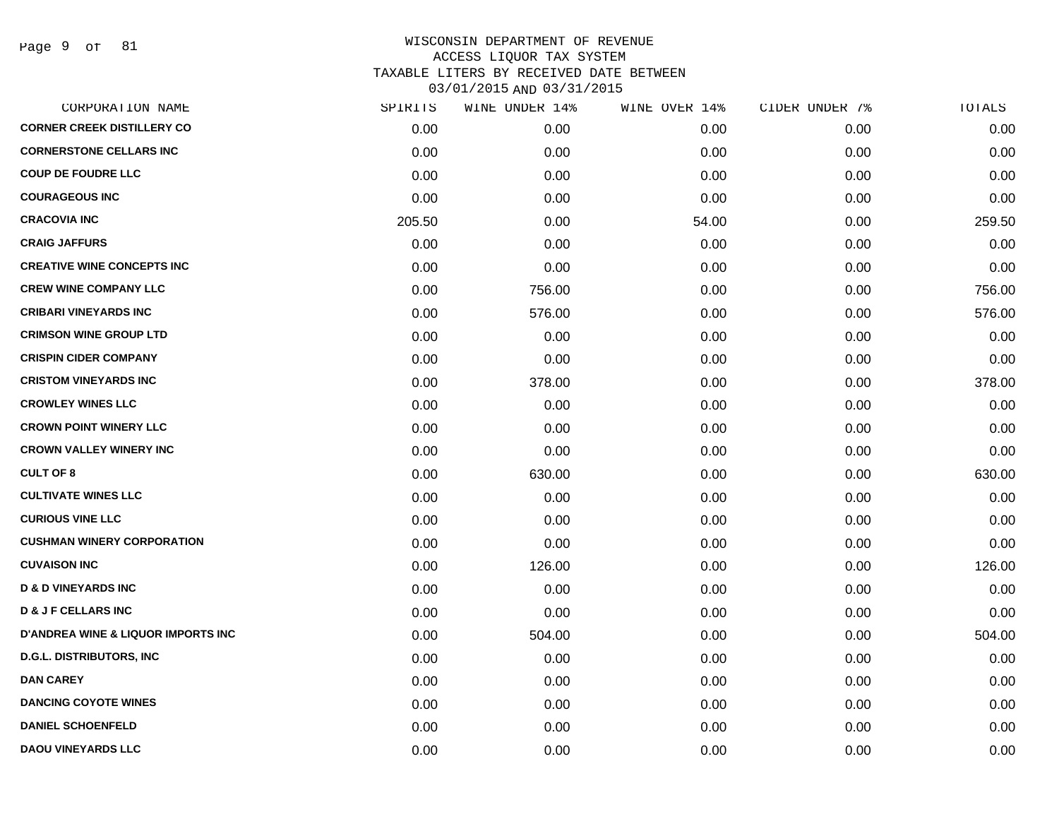# WISCONSIN DEPARTMENT OF REVENUE
## ACCESS LIQUOR TAX SYSTEM
## TAXABLE LITERS BY RECEIVED DATE BETWEEN 03/01/2015 AND 03/31/2015

| CORPORATION NAME | SPIRITS | WINE UNDER 14% | WINE OVER 14% | CIDER UNDER 7% | TOTALS |
|---|---|---|---|---|---|
| CORNER CREEK DISTILLERY CO | 0.00 | 0.00 | 0.00 | 0.00 | 0.00 |
| CORNERSTONE CELLARS INC | 0.00 | 0.00 | 0.00 | 0.00 | 0.00 |
| COUP DE FOUDRE LLC | 0.00 | 0.00 | 0.00 | 0.00 | 0.00 |
| COURAGEOUS INC | 0.00 | 0.00 | 0.00 | 0.00 | 0.00 |
| CRACOVIA INC | 205.50 | 0.00 | 54.00 | 0.00 | 259.50 |
| CRAIG JAFFURS | 0.00 | 0.00 | 0.00 | 0.00 | 0.00 |
| CREATIVE WINE CONCEPTS INC | 0.00 | 0.00 | 0.00 | 0.00 | 0.00 |
| CREW WINE COMPANY LLC | 0.00 | 756.00 | 0.00 | 0.00 | 756.00 |
| CRIBARI VINEYARDS INC | 0.00 | 576.00 | 0.00 | 0.00 | 576.00 |
| CRIMSON WINE GROUP LTD | 0.00 | 0.00 | 0.00 | 0.00 | 0.00 |
| CRISPIN CIDER COMPANY | 0.00 | 0.00 | 0.00 | 0.00 | 0.00 |
| CRISTOM VINEYARDS INC | 0.00 | 378.00 | 0.00 | 0.00 | 378.00 |
| CROWLEY WINES LLC | 0.00 | 0.00 | 0.00 | 0.00 | 0.00 |
| CROWN POINT WINERY LLC | 0.00 | 0.00 | 0.00 | 0.00 | 0.00 |
| CROWN VALLEY WINERY INC | 0.00 | 0.00 | 0.00 | 0.00 | 0.00 |
| CULT OF 8 | 0.00 | 630.00 | 0.00 | 0.00 | 630.00 |
| CULTIVATE WINES LLC | 0.00 | 0.00 | 0.00 | 0.00 | 0.00 |
| CURIOUS VINE LLC | 0.00 | 0.00 | 0.00 | 0.00 | 0.00 |
| CUSHMAN WINERY CORPORATION | 0.00 | 0.00 | 0.00 | 0.00 | 0.00 |
| CUVAISON INC | 0.00 | 126.00 | 0.00 | 0.00 | 126.00 |
| D & D VINEYARDS INC | 0.00 | 0.00 | 0.00 | 0.00 | 0.00 |
| D & J F CELLARS INC | 0.00 | 0.00 | 0.00 | 0.00 | 0.00 |
| D'ANDREA WINE & LIQUOR IMPORTS INC | 0.00 | 504.00 | 0.00 | 0.00 | 504.00 |
| D.G.L. DISTRIBUTORS, INC | 0.00 | 0.00 | 0.00 | 0.00 | 0.00 |
| DAN CAREY | 0.00 | 0.00 | 0.00 | 0.00 | 0.00 |
| DANCING COYOTE WINES | 0.00 | 0.00 | 0.00 | 0.00 | 0.00 |
| DANIEL SCHOENFELD | 0.00 | 0.00 | 0.00 | 0.00 | 0.00 |
| DAOU VINEYARDS LLC | 0.00 | 0.00 | 0.00 | 0.00 | 0.00 |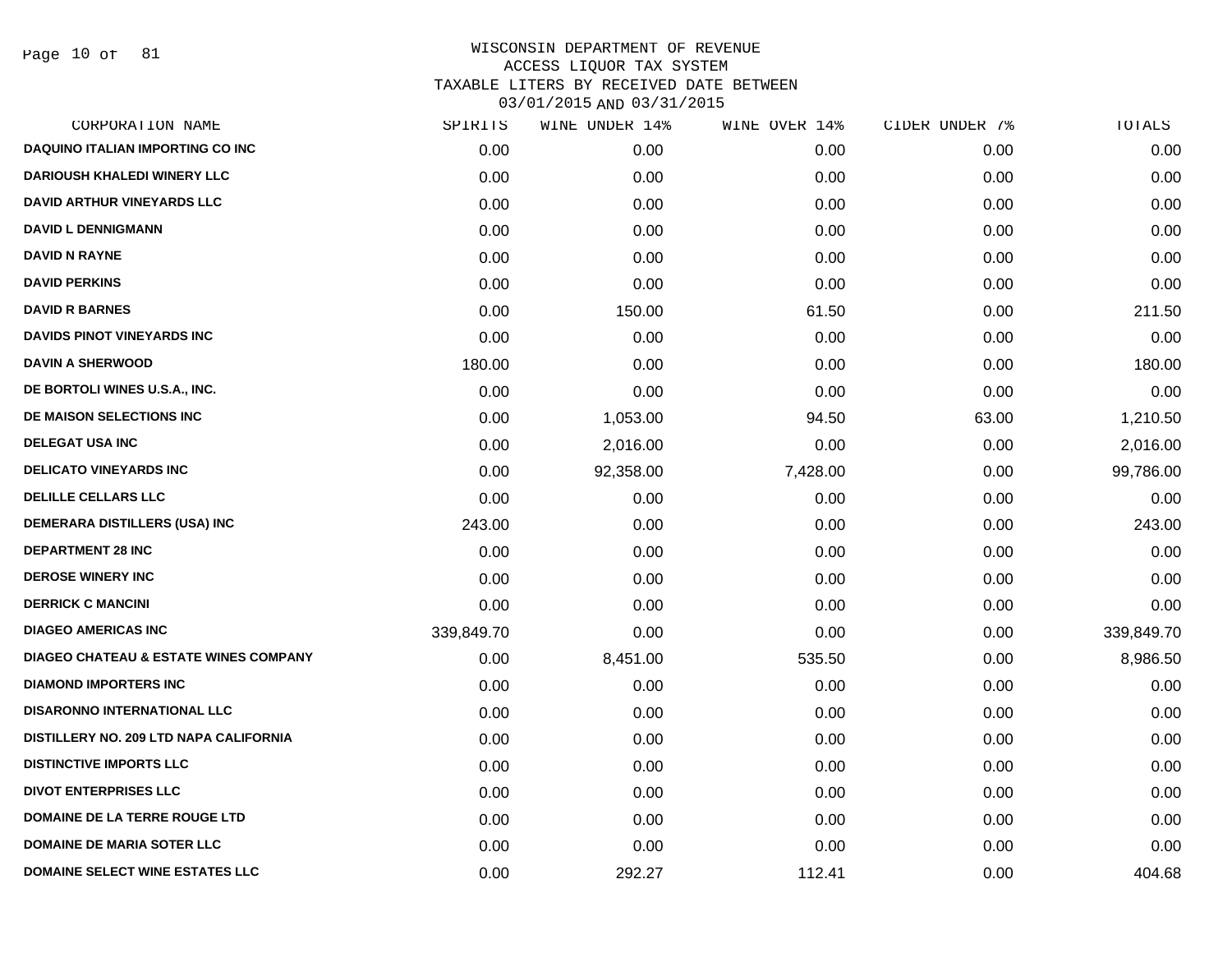WISCONSIN DEPARTMENT OF REVENUE
ACCESS LIQUOR TAX SYSTEM
TAXABLE LITERS BY RECEIVED DATE BETWEEN
03/01/2015 AND 03/31/2015

| CORPORATION NAME | SPIRITS | WINE UNDER 14% | WINE OVER 14% | CIDER UNDER 7% | TOTALS |
|---|---|---|---|---|---|
| DAQUINO ITALIAN IMPORTING CO INC | 0.00 | 0.00 | 0.00 | 0.00 | 0.00 |
| DARIOUSH KHALEDI WINERY LLC | 0.00 | 0.00 | 0.00 | 0.00 | 0.00 |
| DAVID ARTHUR VINEYARDS LLC | 0.00 | 0.00 | 0.00 | 0.00 | 0.00 |
| DAVID L DENNIGMANN | 0.00 | 0.00 | 0.00 | 0.00 | 0.00 |
| DAVID N RAYNE | 0.00 | 0.00 | 0.00 | 0.00 | 0.00 |
| DAVID PERKINS | 0.00 | 0.00 | 0.00 | 0.00 | 0.00 |
| DAVID R BARNES | 0.00 | 150.00 | 61.50 | 0.00 | 211.50 |
| DAVIDS PINOT VINEYARDS INC | 0.00 | 0.00 | 0.00 | 0.00 | 0.00 |
| DAVIN A SHERWOOD | 180.00 | 0.00 | 0.00 | 0.00 | 180.00 |
| DE BORTOLI WINES U.S.A., INC. | 0.00 | 0.00 | 0.00 | 0.00 | 0.00 |
| DE MAISON SELECTIONS INC | 0.00 | 1,053.00 | 94.50 | 63.00 | 1,210.50 |
| DELEGAT USA INC | 0.00 | 2,016.00 | 0.00 | 0.00 | 2,016.00 |
| DELICATO VINEYARDS INC | 0.00 | 92,358.00 | 7,428.00 | 0.00 | 99,786.00 |
| DELILLE CELLARS LLC | 0.00 | 0.00 | 0.00 | 0.00 | 0.00 |
| DEMERARA DISTILLERS (USA) INC | 243.00 | 0.00 | 0.00 | 0.00 | 243.00 |
| DEPARTMENT 28 INC | 0.00 | 0.00 | 0.00 | 0.00 | 0.00 |
| DEROSE WINERY INC | 0.00 | 0.00 | 0.00 | 0.00 | 0.00 |
| DERRICK C MANCINI | 0.00 | 0.00 | 0.00 | 0.00 | 0.00 |
| DIAGEO AMERICAS INC | 339,849.70 | 0.00 | 0.00 | 0.00 | 339,849.70 |
| DIAGEO CHATEAU & ESTATE WINES COMPANY | 0.00 | 8,451.00 | 535.50 | 0.00 | 8,986.50 |
| DIAMOND IMPORTERS INC | 0.00 | 0.00 | 0.00 | 0.00 | 0.00 |
| DISARONNO INTERNATIONAL LLC | 0.00 | 0.00 | 0.00 | 0.00 | 0.00 |
| DISTILLERY NO. 209 LTD NAPA CALIFORNIA | 0.00 | 0.00 | 0.00 | 0.00 | 0.00 |
| DISTINCTIVE IMPORTS LLC | 0.00 | 0.00 | 0.00 | 0.00 | 0.00 |
| DIVOT ENTERPRISES LLC | 0.00 | 0.00 | 0.00 | 0.00 | 0.00 |
| DOMAINE DE LA TERRE ROUGE LTD | 0.00 | 0.00 | 0.00 | 0.00 | 0.00 |
| DOMAINE DE MARIA SOTER LLC | 0.00 | 0.00 | 0.00 | 0.00 | 0.00 |
| DOMAINE SELECT WINE ESTATES LLC | 0.00 | 292.27 | 112.41 | 0.00 | 404.68 |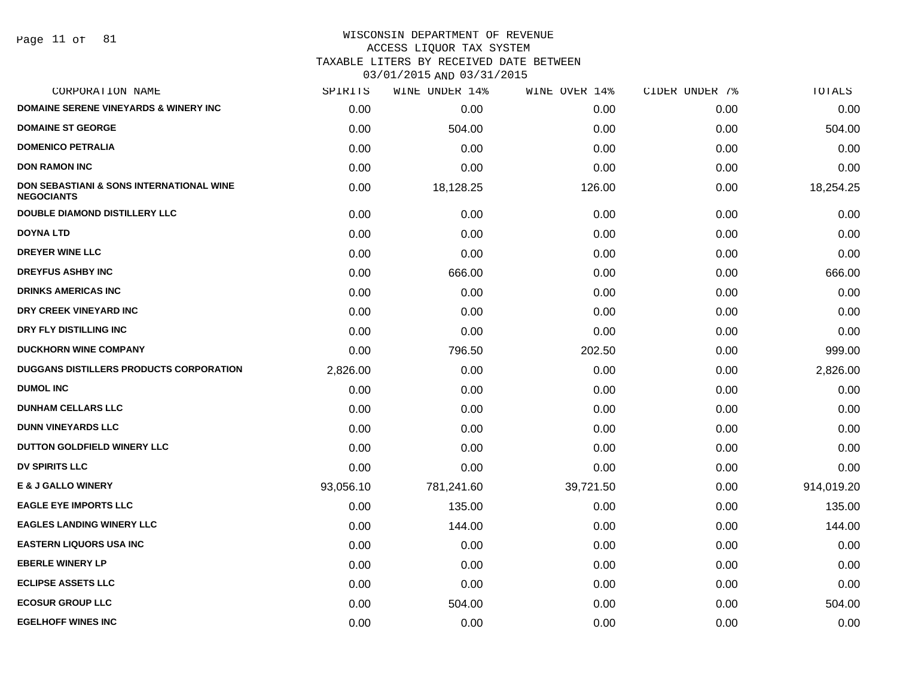# WISCONSIN DEPARTMENT OF REVENUE
## ACCESS LIQUOR TAX SYSTEM
### TAXABLE LITERS BY RECEIVED DATE BETWEEN 03/01/2015 AND 03/31/2015

| CORPORATION NAME | SPIRITS | WINE UNDER 14% | WINE OVER 14% | CIDER UNDER 7% | TOTALS |
|---|---|---|---|---|---|
| DOMAINE SERENE VINEYARDS & WINERY INC | 0.00 | 0.00 | 0.00 | 0.00 | 0.00 |
| DOMAINE ST GEORGE | 0.00 | 504.00 | 0.00 | 0.00 | 504.00 |
| DOMENICO PETRALIA | 0.00 | 0.00 | 0.00 | 0.00 | 0.00 |
| DON RAMON INC | 0.00 | 0.00 | 0.00 | 0.00 | 0.00 |
| DON SEBASTIANI & SONS INTERNATIONAL WINE NEGOCIANTS | 0.00 | 18,128.25 | 126.00 | 0.00 | 18,254.25 |
| DOUBLE DIAMOND DISTILLERY LLC | 0.00 | 0.00 | 0.00 | 0.00 | 0.00 |
| DOYNA LTD | 0.00 | 0.00 | 0.00 | 0.00 | 0.00 |
| DREYER WINE LLC | 0.00 | 0.00 | 0.00 | 0.00 | 0.00 |
| DREYFUS ASHBY INC | 0.00 | 666.00 | 0.00 | 0.00 | 666.00 |
| DRINKS AMERICAS INC | 0.00 | 0.00 | 0.00 | 0.00 | 0.00 |
| DRY CREEK VINEYARD INC | 0.00 | 0.00 | 0.00 | 0.00 | 0.00 |
| DRY FLY DISTILLING INC | 0.00 | 0.00 | 0.00 | 0.00 | 0.00 |
| DUCKHORN WINE COMPANY | 0.00 | 796.50 | 202.50 | 0.00 | 999.00 |
| DUGGANS DISTILLERS PRODUCTS CORPORATION | 2,826.00 | 0.00 | 0.00 | 0.00 | 2,826.00 |
| DUMOL INC | 0.00 | 0.00 | 0.00 | 0.00 | 0.00 |
| DUNHAM CELLARS LLC | 0.00 | 0.00 | 0.00 | 0.00 | 0.00 |
| DUNN VINEYARDS LLC | 0.00 | 0.00 | 0.00 | 0.00 | 0.00 |
| DUTTON GOLDFIELD WINERY LLC | 0.00 | 0.00 | 0.00 | 0.00 | 0.00 |
| DV SPIRITS LLC | 0.00 | 0.00 | 0.00 | 0.00 | 0.00 |
| E & J GALLO WINERY | 93,056.10 | 781,241.60 | 39,721.50 | 0.00 | 914,019.20 |
| EAGLE EYE IMPORTS LLC | 0.00 | 135.00 | 0.00 | 0.00 | 135.00 |
| EAGLES LANDING WINERY LLC | 0.00 | 144.00 | 0.00 | 0.00 | 144.00 |
| EASTERN LIQUORS USA INC | 0.00 | 0.00 | 0.00 | 0.00 | 0.00 |
| EBERLE WINERY LP | 0.00 | 0.00 | 0.00 | 0.00 | 0.00 |
| ECLIPSE ASSETS LLC | 0.00 | 0.00 | 0.00 | 0.00 | 0.00 |
| ECOSUR GROUP LLC | 0.00 | 504.00 | 0.00 | 0.00 | 504.00 |
| EGELHOFF WINES INC | 0.00 | 0.00 | 0.00 | 0.00 | 0.00 |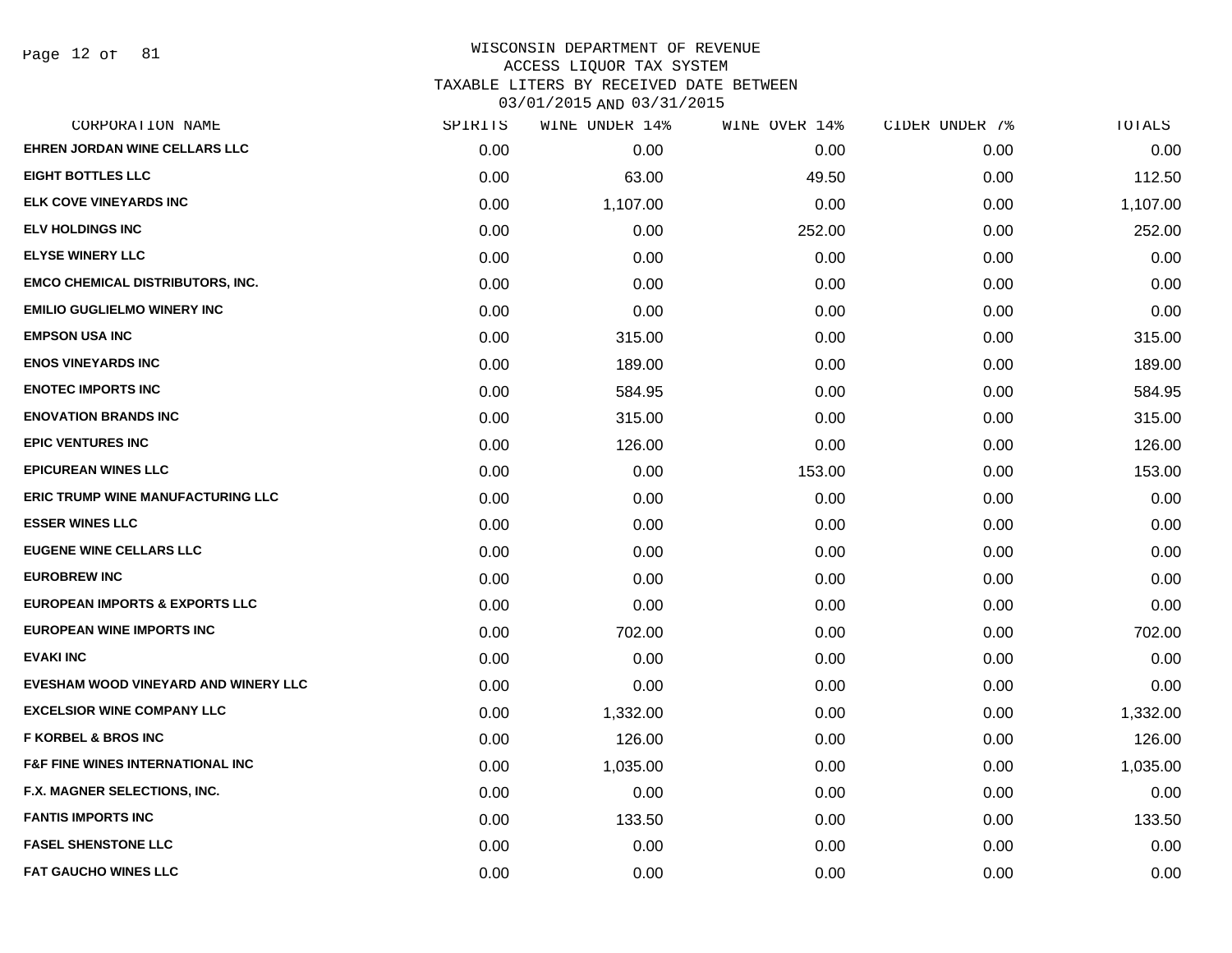WISCONSIN DEPARTMENT OF REVENUE
ACCESS LIQUOR TAX SYSTEM
TAXABLE LITERS BY RECEIVED DATE BETWEEN
03/01/2015 AND 03/31/2015

| CORPORATION NAME | SPIRITS | WINE UNDER 14% | WINE OVER 14% | CIDER UNDER 7% | TOTALS |
|---|---|---|---|---|---|
| EHREN JORDAN WINE CELLARS LLC | 0.00 | 0.00 | 0.00 | 0.00 | 0.00 |
| EIGHT BOTTLES LLC | 0.00 | 63.00 | 49.50 | 0.00 | 112.50 |
| ELK COVE VINEYARDS INC | 0.00 | 1,107.00 | 0.00 | 0.00 | 1,107.00 |
| ELV HOLDINGS INC | 0.00 | 0.00 | 252.00 | 0.00 | 252.00 |
| ELYSE WINERY LLC | 0.00 | 0.00 | 0.00 | 0.00 | 0.00 |
| EMCO CHEMICAL DISTRIBUTORS, INC. | 0.00 | 0.00 | 0.00 | 0.00 | 0.00 |
| EMILIO GUGLIELMO WINERY INC | 0.00 | 0.00 | 0.00 | 0.00 | 0.00 |
| EMPSON USA INC | 0.00 | 315.00 | 0.00 | 0.00 | 315.00 |
| ENOS VINEYARDS INC | 0.00 | 189.00 | 0.00 | 0.00 | 189.00 |
| ENOTEC IMPORTS INC | 0.00 | 584.95 | 0.00 | 0.00 | 584.95 |
| ENOVATION BRANDS INC | 0.00 | 315.00 | 0.00 | 0.00 | 315.00 |
| EPIC VENTURES INC | 0.00 | 126.00 | 0.00 | 0.00 | 126.00 |
| EPICUREAN WINES LLC | 0.00 | 0.00 | 153.00 | 0.00 | 153.00 |
| ERIC TRUMP WINE MANUFACTURING LLC | 0.00 | 0.00 | 0.00 | 0.00 | 0.00 |
| ESSER WINES LLC | 0.00 | 0.00 | 0.00 | 0.00 | 0.00 |
| EUGENE WINE CELLARS LLC | 0.00 | 0.00 | 0.00 | 0.00 | 0.00 |
| EUROBREW INC | 0.00 | 0.00 | 0.00 | 0.00 | 0.00 |
| EUROPEAN IMPORTS & EXPORTS LLC | 0.00 | 0.00 | 0.00 | 0.00 | 0.00 |
| EUROPEAN WINE IMPORTS INC | 0.00 | 702.00 | 0.00 | 0.00 | 702.00 |
| EVAKI INC | 0.00 | 0.00 | 0.00 | 0.00 | 0.00 |
| EVESHAM WOOD VINEYARD AND WINERY LLC | 0.00 | 0.00 | 0.00 | 0.00 | 0.00 |
| EXCELSIOR WINE COMPANY LLC | 0.00 | 1,332.00 | 0.00 | 0.00 | 1,332.00 |
| F KORBEL & BROS INC | 0.00 | 126.00 | 0.00 | 0.00 | 126.00 |
| F&F FINE WINES INTERNATIONAL INC | 0.00 | 1,035.00 | 0.00 | 0.00 | 1,035.00 |
| F.X. MAGNER SELECTIONS, INC. | 0.00 | 0.00 | 0.00 | 0.00 | 0.00 |
| FANTIS IMPORTS INC | 0.00 | 133.50 | 0.00 | 0.00 | 133.50 |
| FASEL SHENSTONE LLC | 0.00 | 0.00 | 0.00 | 0.00 | 0.00 |
| FAT GAUCHO WINES LLC | 0.00 | 0.00 | 0.00 | 0.00 | 0.00 |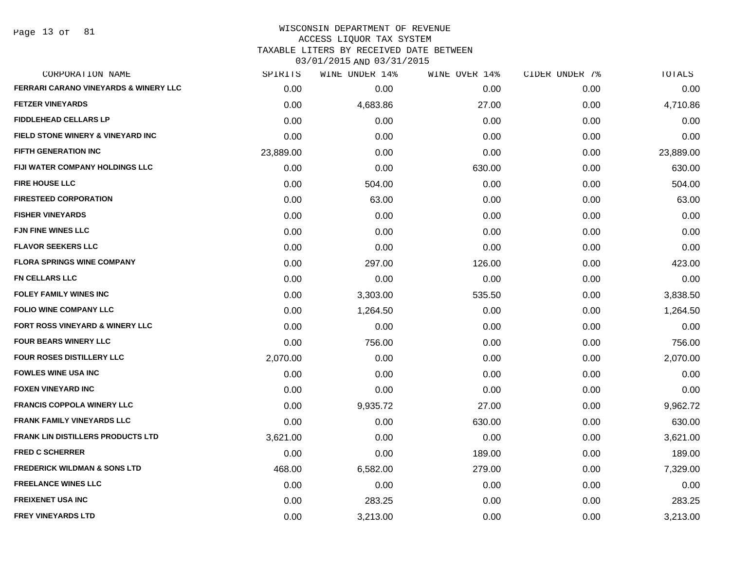# WISCONSIN DEPARTMENT OF REVENUE
## ACCESS LIQUOR TAX SYSTEM
## TAXABLE LITERS BY RECEIVED DATE BETWEEN 03/01/2015 AND 03/31/2015

| CORPORATION NAME | SPIRITS | WINE UNDER 14% | WINE OVER 14% | CIDER UNDER 7% | TOTALS |
|---|---|---|---|---|---|
| FERRARI CARANO VINEYARDS & WINERY LLC | 0.00 | 0.00 | 0.00 | 0.00 | 0.00 |
| FETZER VINEYARDS | 0.00 | 4,683.86 | 27.00 | 0.00 | 4,710.86 |
| FIDDLEHEAD CELLARS LP | 0.00 | 0.00 | 0.00 | 0.00 | 0.00 |
| FIELD STONE WINERY & VINEYARD INC | 0.00 | 0.00 | 0.00 | 0.00 | 0.00 |
| FIFTH GENERATION INC | 23,889.00 | 0.00 | 0.00 | 0.00 | 23,889.00 |
| FIJI WATER COMPANY HOLDINGS LLC | 0.00 | 0.00 | 630.00 | 0.00 | 630.00 |
| FIRE HOUSE LLC | 0.00 | 504.00 | 0.00 | 0.00 | 504.00 |
| FIRESTEED CORPORATION | 0.00 | 63.00 | 0.00 | 0.00 | 63.00 |
| FISHER VINEYARDS | 0.00 | 0.00 | 0.00 | 0.00 | 0.00 |
| FJN FINE WINES LLC | 0.00 | 0.00 | 0.00 | 0.00 | 0.00 |
| FLAVOR SEEKERS LLC | 0.00 | 0.00 | 0.00 | 0.00 | 0.00 |
| FLORA SPRINGS WINE COMPANY | 0.00 | 297.00 | 126.00 | 0.00 | 423.00 |
| FN CELLARS LLC | 0.00 | 0.00 | 0.00 | 0.00 | 0.00 |
| FOLEY FAMILY WINES INC | 0.00 | 3,303.00 | 535.50 | 0.00 | 3,838.50 |
| FOLIO WINE COMPANY LLC | 0.00 | 1,264.50 | 0.00 | 0.00 | 1,264.50 |
| FORT ROSS VINEYARD & WINERY LLC | 0.00 | 0.00 | 0.00 | 0.00 | 0.00 |
| FOUR BEARS WINERY LLC | 0.00 | 756.00 | 0.00 | 0.00 | 756.00 |
| FOUR ROSES DISTILLERY LLC | 2,070.00 | 0.00 | 0.00 | 0.00 | 2,070.00 |
| FOWLES WINE USA INC | 0.00 | 0.00 | 0.00 | 0.00 | 0.00 |
| FOXEN VINEYARD INC | 0.00 | 0.00 | 0.00 | 0.00 | 0.00 |
| FRANCIS COPPOLA WINERY LLC | 0.00 | 9,935.72 | 27.00 | 0.00 | 9,962.72 |
| FRANK FAMILY VINEYARDS LLC | 0.00 | 0.00 | 630.00 | 0.00 | 630.00 |
| FRANK LIN DISTILLERS PRODUCTS LTD | 3,621.00 | 0.00 | 0.00 | 0.00 | 3,621.00 |
| FRED C SCHERRER | 0.00 | 0.00 | 189.00 | 0.00 | 189.00 |
| FREDERICK WILDMAN & SONS LTD | 468.00 | 6,582.00 | 279.00 | 0.00 | 7,329.00 |
| FREELANCE WINES LLC | 0.00 | 0.00 | 0.00 | 0.00 | 0.00 |
| FREIXENET USA INC | 0.00 | 283.25 | 0.00 | 0.00 | 283.25 |
| FREY VINEYARDS LTD | 0.00 | 3,213.00 | 0.00 | 0.00 | 3,213.00 |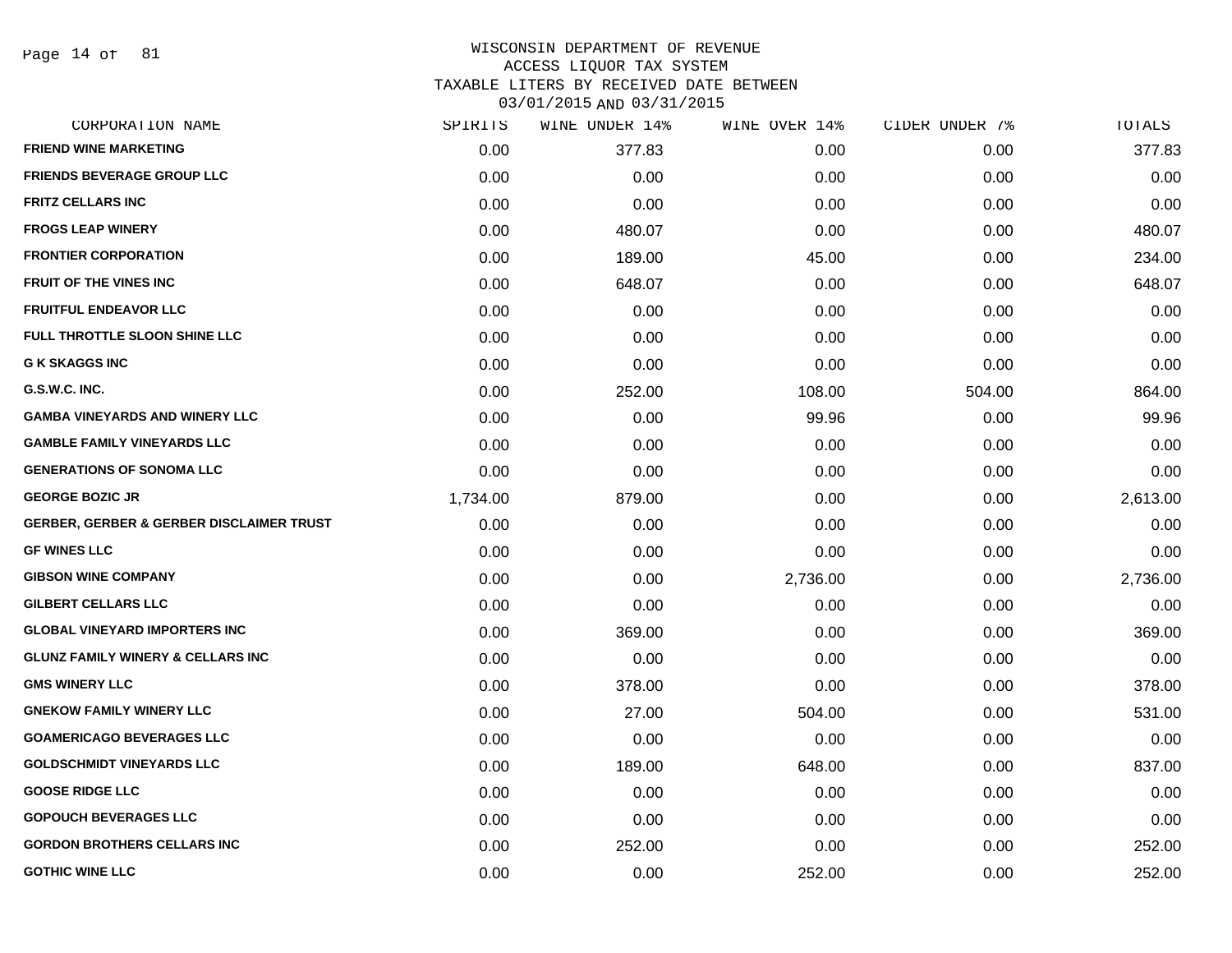WISCONSIN DEPARTMENT OF REVENUE
ACCESS LIQUOR TAX SYSTEM
TAXABLE LITERS BY RECEIVED DATE BETWEEN
03/01/2015 AND 03/31/2015

| CORPORATION NAME | SPIRITS | WINE UNDER 14% | WINE OVER 14% | CIDER UNDER 7% | TOTALS |
|---|---|---|---|---|---|
| FRIEND WINE MARKETING | 0.00 | 377.83 | 0.00 | 0.00 | 377.83 |
| FRIENDS BEVERAGE GROUP LLC | 0.00 | 0.00 | 0.00 | 0.00 | 0.00 |
| FRITZ CELLARS INC | 0.00 | 0.00 | 0.00 | 0.00 | 0.00 |
| FROGS LEAP WINERY | 0.00 | 480.07 | 0.00 | 0.00 | 480.07 |
| FRONTIER CORPORATION | 0.00 | 189.00 | 45.00 | 0.00 | 234.00 |
| FRUIT OF THE VINES INC | 0.00 | 648.07 | 0.00 | 0.00 | 648.07 |
| FRUITFUL ENDEAVOR LLC | 0.00 | 0.00 | 0.00 | 0.00 | 0.00 |
| FULL THROTTLE SLOON SHINE LLC | 0.00 | 0.00 | 0.00 | 0.00 | 0.00 |
| G K SKAGGS INC | 0.00 | 0.00 | 0.00 | 0.00 | 0.00 |
| G.S.W.C. INC. | 0.00 | 252.00 | 108.00 | 504.00 | 864.00 |
| GAMBA VINEYARDS AND WINERY LLC | 0.00 | 0.00 | 99.96 | 0.00 | 99.96 |
| GAMBLE FAMILY VINEYARDS LLC | 0.00 | 0.00 | 0.00 | 0.00 | 0.00 |
| GENERATIONS OF SONOMA LLC | 0.00 | 0.00 | 0.00 | 0.00 | 0.00 |
| GEORGE BOZIC JR | 1,734.00 | 879.00 | 0.00 | 0.00 | 2,613.00 |
| GERBER, GERBER & GERBER DISCLAIMER TRUST | 0.00 | 0.00 | 0.00 | 0.00 | 0.00 |
| GF WINES LLC | 0.00 | 0.00 | 0.00 | 0.00 | 0.00 |
| GIBSON WINE COMPANY | 0.00 | 0.00 | 2,736.00 | 0.00 | 2,736.00 |
| GILBERT CELLARS LLC | 0.00 | 0.00 | 0.00 | 0.00 | 0.00 |
| GLOBAL VINEYARD IMPORTERS INC | 0.00 | 369.00 | 0.00 | 0.00 | 369.00 |
| GLUNZ FAMILY WINERY & CELLARS INC | 0.00 | 0.00 | 0.00 | 0.00 | 0.00 |
| GMS WINERY LLC | 0.00 | 378.00 | 0.00 | 0.00 | 378.00 |
| GNEKOW FAMILY WINERY LLC | 0.00 | 27.00 | 504.00 | 0.00 | 531.00 |
| GOAMERICAGO BEVERAGES LLC | 0.00 | 0.00 | 0.00 | 0.00 | 0.00 |
| GOLDSCHMIDT VINEYARDS LLC | 0.00 | 189.00 | 648.00 | 0.00 | 837.00 |
| GOOSE RIDGE LLC | 0.00 | 0.00 | 0.00 | 0.00 | 0.00 |
| GOPOUCH BEVERAGES LLC | 0.00 | 0.00 | 0.00 | 0.00 | 0.00 |
| GORDON BROTHERS CELLARS INC | 0.00 | 252.00 | 0.00 | 0.00 | 252.00 |
| GOTHIC WINE LLC | 0.00 | 0.00 | 252.00 | 0.00 | 252.00 |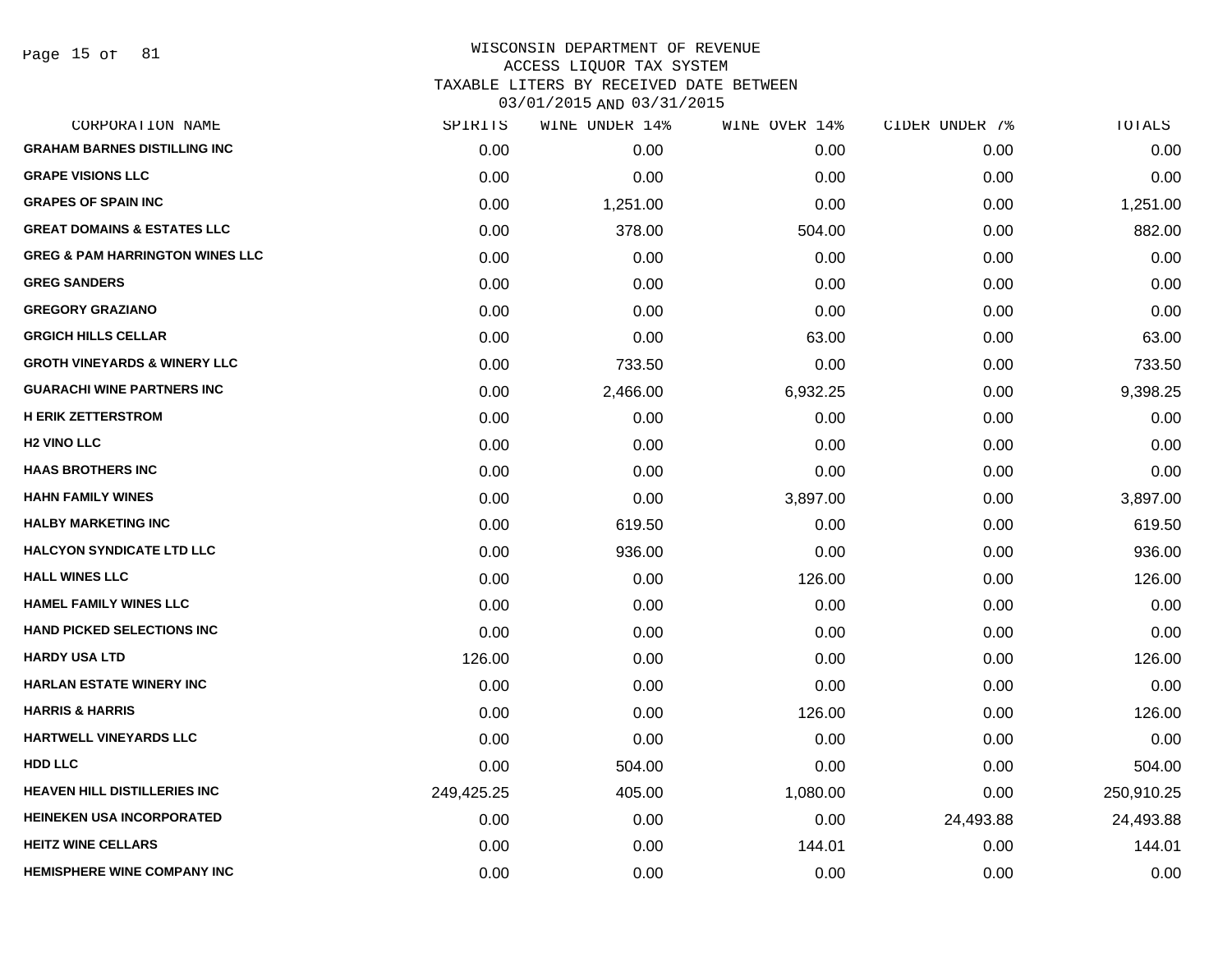# WISCONSIN DEPARTMENT OF REVENUE
## ACCESS LIQUOR TAX SYSTEM
### TAXABLE LITERS BY RECEIVED DATE BETWEEN 03/01/2015 AND 03/31/2015

| CORPORATION NAME | SPIRITS | WINE UNDER 14% | WINE OVER 14% | CIDER UNDER 7% | TOTALS |
|---|---|---|---|---|---|
| GRAHAM BARNES DISTILLING INC | 0.00 | 0.00 | 0.00 | 0.00 | 0.00 |
| GRAPE VISIONS LLC | 0.00 | 0.00 | 0.00 | 0.00 | 0.00 |
| GRAPES OF SPAIN INC | 0.00 | 1,251.00 | 0.00 | 0.00 | 1,251.00 |
| GREAT DOMAINS & ESTATES LLC | 0.00 | 378.00 | 504.00 | 0.00 | 882.00 |
| GREG & PAM HARRINGTON WINES LLC | 0.00 | 0.00 | 0.00 | 0.00 | 0.00 |
| GREG SANDERS | 0.00 | 0.00 | 0.00 | 0.00 | 0.00 |
| GREGORY GRAZIANO | 0.00 | 0.00 | 0.00 | 0.00 | 0.00 |
| GRGICH HILLS CELLAR | 0.00 | 0.00 | 63.00 | 0.00 | 63.00 |
| GROTH VINEYARDS & WINERY LLC | 0.00 | 733.50 | 0.00 | 0.00 | 733.50 |
| GUARACHI WINE PARTNERS INC | 0.00 | 2,466.00 | 6,932.25 | 0.00 | 9,398.25 |
| H ERIK ZETTERSTROM | 0.00 | 0.00 | 0.00 | 0.00 | 0.00 |
| H2 VINO LLC | 0.00 | 0.00 | 0.00 | 0.00 | 0.00 |
| HAAS BROTHERS INC | 0.00 | 0.00 | 0.00 | 0.00 | 0.00 |
| HAHN FAMILY WINES | 0.00 | 0.00 | 3,897.00 | 0.00 | 3,897.00 |
| HALBY MARKETING INC | 0.00 | 619.50 | 0.00 | 0.00 | 619.50 |
| HALCYON SYNDICATE LTD LLC | 0.00 | 936.00 | 0.00 | 0.00 | 936.00 |
| HALL WINES LLC | 0.00 | 0.00 | 126.00 | 0.00 | 126.00 |
| HAMEL FAMILY WINES LLC | 0.00 | 0.00 | 0.00 | 0.00 | 0.00 |
| HAND PICKED SELECTIONS INC | 0.00 | 0.00 | 0.00 | 0.00 | 0.00 |
| HARDY USA LTD | 126.00 | 0.00 | 0.00 | 0.00 | 126.00 |
| HARLAN ESTATE WINERY INC | 0.00 | 0.00 | 0.00 | 0.00 | 0.00 |
| HARRIS & HARRIS | 0.00 | 0.00 | 126.00 | 0.00 | 126.00 |
| HARTWELL VINEYARDS LLC | 0.00 | 0.00 | 0.00 | 0.00 | 0.00 |
| HDD LLC | 0.00 | 504.00 | 0.00 | 0.00 | 504.00 |
| HEAVEN HILL DISTILLERIES INC | 249,425.25 | 405.00 | 1,080.00 | 0.00 | 250,910.25 |
| HEINEKEN USA INCORPORATED | 0.00 | 0.00 | 0.00 | 24,493.88 | 24,493.88 |
| HEITZ WINE CELLARS | 0.00 | 0.00 | 144.01 | 0.00 | 144.01 |
| HEMISPHERE WINE COMPANY INC | 0.00 | 0.00 | 0.00 | 0.00 | 0.00 |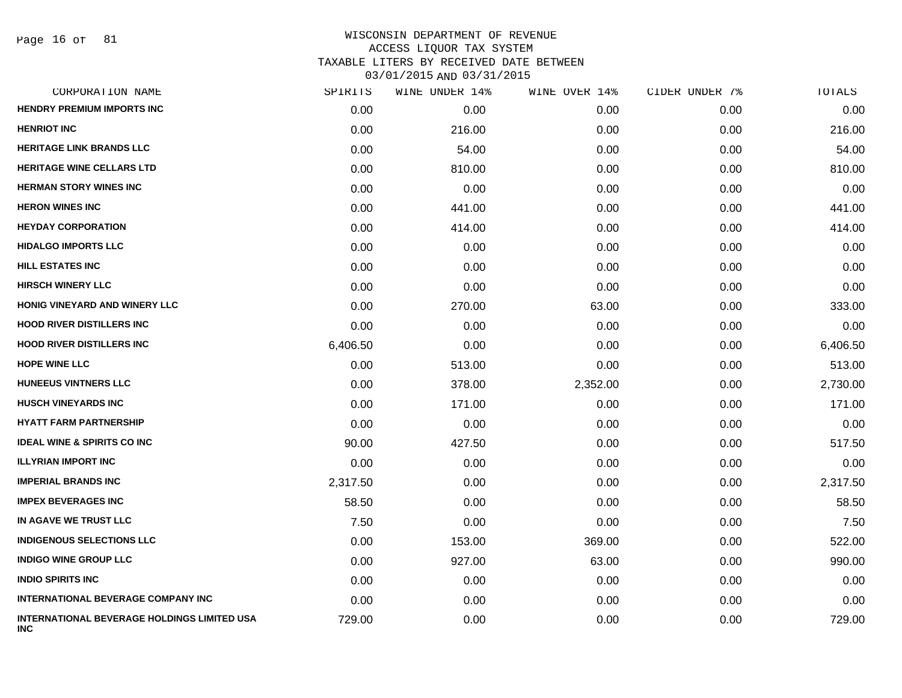WISCONSIN DEPARTMENT OF REVENUE
ACCESS LIQUOR TAX SYSTEM
TAXABLE LITERS BY RECEIVED DATE BETWEEN
03/01/2015 AND 03/31/2015

| CORPORATION NAME | SPIRITS | WINE UNDER 14% | WINE OVER 14% | CIDER UNDER 7% | TOTALS |
|---|---|---|---|---|---|
| HENDRY PREMIUM IMPORTS INC | 0.00 | 0.00 | 0.00 | 0.00 | 0.00 |
| HENRIOT INC | 0.00 | 216.00 | 0.00 | 0.00 | 216.00 |
| HERITAGE LINK BRANDS LLC | 0.00 | 54.00 | 0.00 | 0.00 | 54.00 |
| HERITAGE WINE CELLARS LTD | 0.00 | 810.00 | 0.00 | 0.00 | 810.00 |
| HERMAN STORY WINES INC | 0.00 | 0.00 | 0.00 | 0.00 | 0.00 |
| HERON WINES INC | 0.00 | 441.00 | 0.00 | 0.00 | 441.00 |
| HEYDAY CORPORATION | 0.00 | 414.00 | 0.00 | 0.00 | 414.00 |
| HIDALGO IMPORTS LLC | 0.00 | 0.00 | 0.00 | 0.00 | 0.00 |
| HILL ESTATES INC | 0.00 | 0.00 | 0.00 | 0.00 | 0.00 |
| HIRSCH WINERY LLC | 0.00 | 0.00 | 0.00 | 0.00 | 0.00 |
| HONIG VINEYARD AND WINERY LLC | 0.00 | 270.00 | 63.00 | 0.00 | 333.00 |
| HOOD RIVER DISTILLERS INC | 0.00 | 0.00 | 0.00 | 0.00 | 0.00 |
| HOOD RIVER DISTILLERS INC | 6,406.50 | 0.00 | 0.00 | 0.00 | 6,406.50 |
| HOPE WINE LLC | 0.00 | 513.00 | 0.00 | 0.00 | 513.00 |
| HUNEEUS VINTNERS LLC | 0.00 | 378.00 | 2,352.00 | 0.00 | 2,730.00 |
| HUSCH VINEYARDS INC | 0.00 | 171.00 | 0.00 | 0.00 | 171.00 |
| HYATT FARM PARTNERSHIP | 0.00 | 0.00 | 0.00 | 0.00 | 0.00 |
| IDEAL WINE & SPIRITS CO INC | 90.00 | 427.50 | 0.00 | 0.00 | 517.50 |
| ILLYRIAN IMPORT INC | 0.00 | 0.00 | 0.00 | 0.00 | 0.00 |
| IMPERIAL BRANDS INC | 2,317.50 | 0.00 | 0.00 | 0.00 | 2,317.50 |
| IMPEX BEVERAGES INC | 58.50 | 0.00 | 0.00 | 0.00 | 58.50 |
| IN AGAVE WE TRUST LLC | 7.50 | 0.00 | 0.00 | 0.00 | 7.50 |
| INDIGENOUS SELECTIONS LLC | 0.00 | 153.00 | 369.00 | 0.00 | 522.00 |
| INDIGO WINE GROUP LLC | 0.00 | 927.00 | 63.00 | 0.00 | 990.00 |
| INDIO SPIRITS INC | 0.00 | 0.00 | 0.00 | 0.00 | 0.00 |
| INTERNATIONAL BEVERAGE COMPANY INC | 0.00 | 0.00 | 0.00 | 0.00 | 0.00 |
| INTERNATIONAL BEVERAGE HOLDINGS LIMITED USA INC | 729.00 | 0.00 | 0.00 | 0.00 | 729.00 |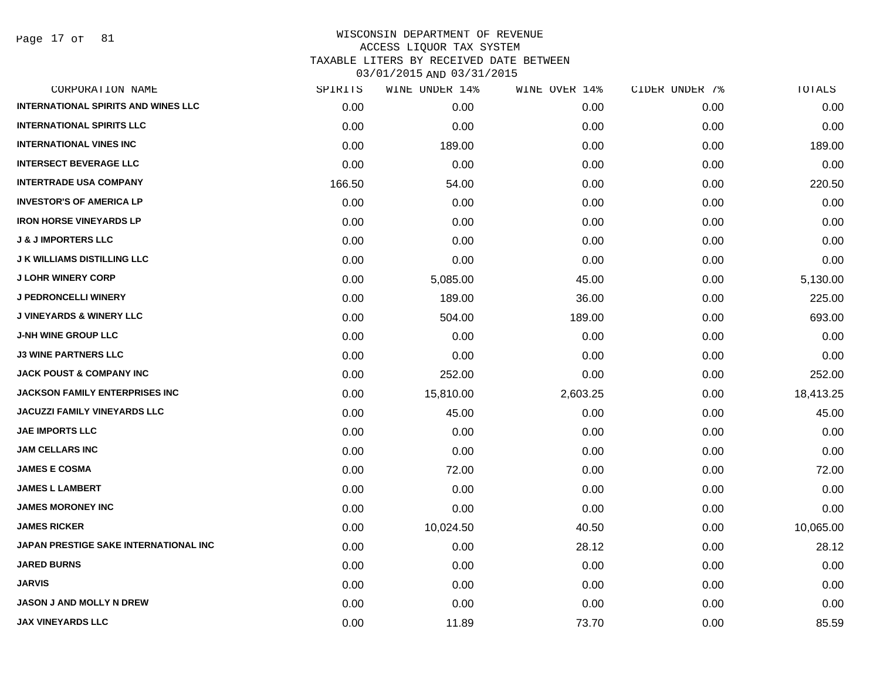# WISCONSIN DEPARTMENT OF REVENUE
## ACCESS LIQUOR TAX SYSTEM
## TAXABLE LITERS BY RECEIVED DATE BETWEEN 03/01/2015 AND 03/31/2015

| CORPORATION NAME | SPIRITS | WINE UNDER 14% | WINE OVER 14% | CIDER UNDER 7% | TOTALS |
|---|---|---|---|---|---|
| INTERNATIONAL SPIRITS AND WINES LLC | 0.00 | 0.00 | 0.00 | 0.00 | 0.00 |
| INTERNATIONAL SPIRITS LLC | 0.00 | 0.00 | 0.00 | 0.00 | 0.00 |
| INTERNATIONAL VINES INC | 0.00 | 189.00 | 0.00 | 0.00 | 189.00 |
| INTERSECT BEVERAGE LLC | 0.00 | 0.00 | 0.00 | 0.00 | 0.00 |
| INTERTRADE USA COMPANY | 166.50 | 54.00 | 0.00 | 0.00 | 220.50 |
| INVESTOR'S OF AMERICA LP | 0.00 | 0.00 | 0.00 | 0.00 | 0.00 |
| IRON HORSE VINEYARDS LP | 0.00 | 0.00 | 0.00 | 0.00 | 0.00 |
| J & J IMPORTERS LLC | 0.00 | 0.00 | 0.00 | 0.00 | 0.00 |
| J K WILLIAMS DISTILLING LLC | 0.00 | 0.00 | 0.00 | 0.00 | 0.00 |
| J LOHR WINERY CORP | 0.00 | 5,085.00 | 45.00 | 0.00 | 5,130.00 |
| J PEDRONCELLI WINERY | 0.00 | 189.00 | 36.00 | 0.00 | 225.00 |
| J VINEYARDS & WINERY LLC | 0.00 | 504.00 | 189.00 | 0.00 | 693.00 |
| J-NH WINE GROUP LLC | 0.00 | 0.00 | 0.00 | 0.00 | 0.00 |
| J3 WINE PARTNERS LLC | 0.00 | 0.00 | 0.00 | 0.00 | 0.00 |
| JACK POUST & COMPANY INC | 0.00 | 252.00 | 0.00 | 0.00 | 252.00 |
| JACKSON FAMILY ENTERPRISES INC | 0.00 | 15,810.00 | 2,603.25 | 0.00 | 18,413.25 |
| JACUZZI FAMILY VINEYARDS LLC | 0.00 | 45.00 | 0.00 | 0.00 | 45.00 |
| JAE IMPORTS LLC | 0.00 | 0.00 | 0.00 | 0.00 | 0.00 |
| JAM CELLARS INC | 0.00 | 0.00 | 0.00 | 0.00 | 0.00 |
| JAMES E COSMA | 0.00 | 72.00 | 0.00 | 0.00 | 72.00 |
| JAMES L LAMBERT | 0.00 | 0.00 | 0.00 | 0.00 | 0.00 |
| JAMES MORONEY INC | 0.00 | 0.00 | 0.00 | 0.00 | 0.00 |
| JAMES RICKER | 0.00 | 10,024.50 | 40.50 | 0.00 | 10,065.00 |
| JAPAN PRESTIGE SAKE INTERNATIONAL INC | 0.00 | 0.00 | 28.12 | 0.00 | 28.12 |
| JARED BURNS | 0.00 | 0.00 | 0.00 | 0.00 | 0.00 |
| JARVIS | 0.00 | 0.00 | 0.00 | 0.00 | 0.00 |
| JASON J AND MOLLY N DREW | 0.00 | 0.00 | 0.00 | 0.00 | 0.00 |
| JAX VINEYARDS LLC | 0.00 | 11.89 | 73.70 | 0.00 | 85.59 |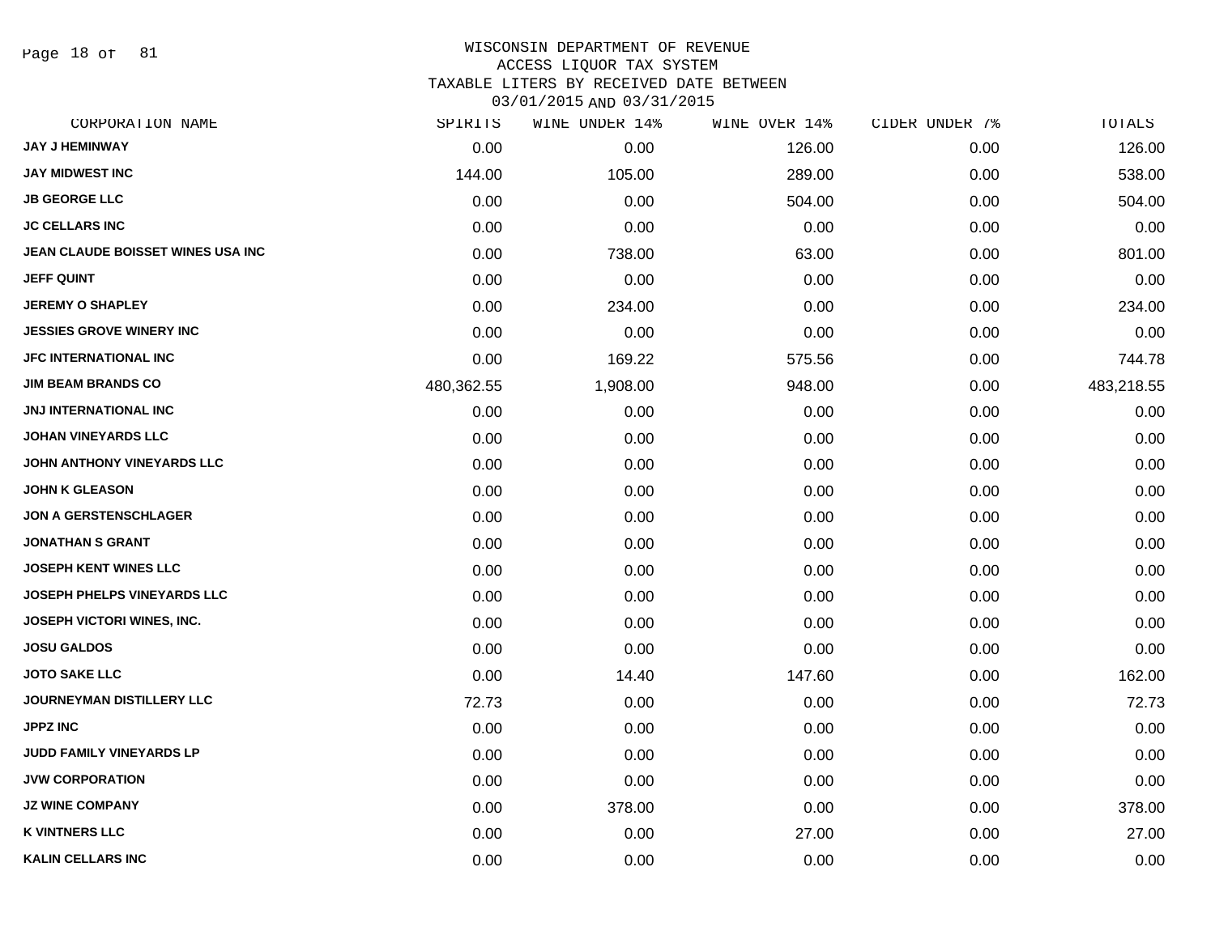WISCONSIN DEPARTMENT OF REVENUE
ACCESS LIQUOR TAX SYSTEM
TAXABLE LITERS BY RECEIVED DATE BETWEEN
03/01/2015 AND 03/31/2015

| CORPORATION NAME | SPIRITS | WINE UNDER 14% | WINE OVER 14% | CIDER UNDER 7% | TOTALS |
|---|---|---|---|---|---|
| JAY J HEMINWAY | 0.00 | 0.00 | 126.00 | 0.00 | 126.00 |
| JAY MIDWEST INC | 144.00 | 105.00 | 289.00 | 0.00 | 538.00 |
| JB GEORGE LLC | 0.00 | 0.00 | 504.00 | 0.00 | 504.00 |
| JC CELLARS INC | 0.00 | 0.00 | 0.00 | 0.00 | 0.00 |
| JEAN CLAUDE BOISSET WINES USA INC | 0.00 | 738.00 | 63.00 | 0.00 | 801.00 |
| JEFF QUINT | 0.00 | 0.00 | 0.00 | 0.00 | 0.00 |
| JEREMY O SHAPLEY | 0.00 | 234.00 | 0.00 | 0.00 | 234.00 |
| JESSIES GROVE WINERY INC | 0.00 | 0.00 | 0.00 | 0.00 | 0.00 |
| JFC INTERNATIONAL INC | 0.00 | 169.22 | 575.56 | 0.00 | 744.78 |
| JIM BEAM BRANDS CO | 480,362.55 | 1,908.00 | 948.00 | 0.00 | 483,218.55 |
| JNJ INTERNATIONAL INC | 0.00 | 0.00 | 0.00 | 0.00 | 0.00 |
| JOHAN VINEYARDS LLC | 0.00 | 0.00 | 0.00 | 0.00 | 0.00 |
| JOHN ANTHONY VINEYARDS LLC | 0.00 | 0.00 | 0.00 | 0.00 | 0.00 |
| JOHN K GLEASON | 0.00 | 0.00 | 0.00 | 0.00 | 0.00 |
| JON A GERSTENSCHLAGER | 0.00 | 0.00 | 0.00 | 0.00 | 0.00 |
| JONATHAN S GRANT | 0.00 | 0.00 | 0.00 | 0.00 | 0.00 |
| JOSEPH KENT WINES LLC | 0.00 | 0.00 | 0.00 | 0.00 | 0.00 |
| JOSEPH PHELPS VINEYARDS LLC | 0.00 | 0.00 | 0.00 | 0.00 | 0.00 |
| JOSEPH VICTORI WINES, INC. | 0.00 | 0.00 | 0.00 | 0.00 | 0.00 |
| JOSU GALDOS | 0.00 | 0.00 | 0.00 | 0.00 | 0.00 |
| JOTO SAKE LLC | 0.00 | 14.40 | 147.60 | 0.00 | 162.00 |
| JOURNEYMAN DISTILLERY LLC | 72.73 | 0.00 | 0.00 | 0.00 | 72.73 |
| JPPZ INC | 0.00 | 0.00 | 0.00 | 0.00 | 0.00 |
| JUDD FAMILY VINEYARDS LP | 0.00 | 0.00 | 0.00 | 0.00 | 0.00 |
| JVW CORPORATION | 0.00 | 0.00 | 0.00 | 0.00 | 0.00 |
| JZ WINE COMPANY | 0.00 | 378.00 | 0.00 | 0.00 | 378.00 |
| K VINTNERS LLC | 0.00 | 0.00 | 27.00 | 0.00 | 27.00 |
| KALIN CELLARS INC | 0.00 | 0.00 | 0.00 | 0.00 | 0.00 |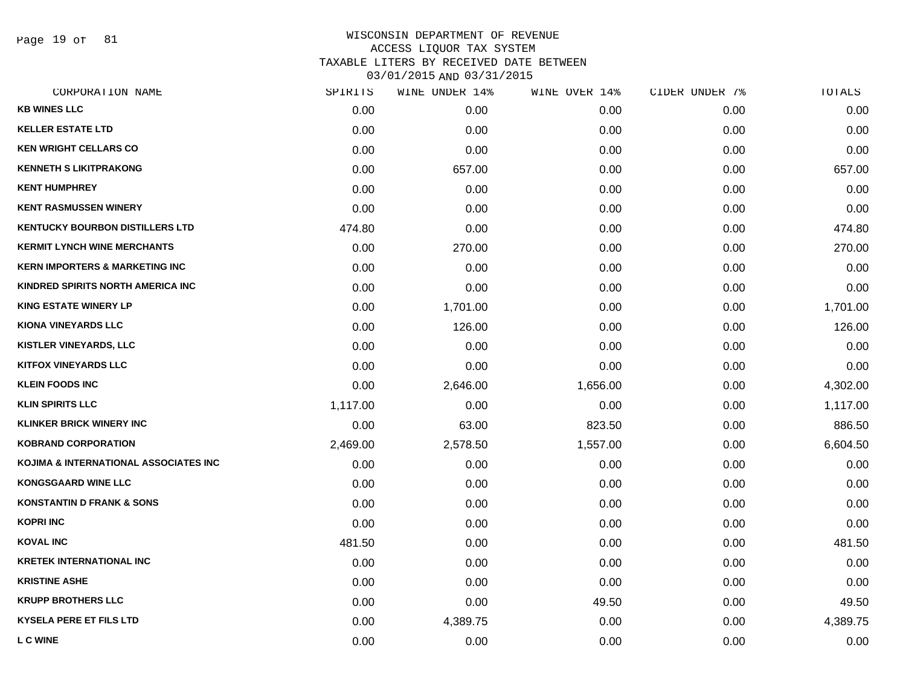# WISCONSIN DEPARTMENT OF REVENUE
## ACCESS LIQUOR TAX SYSTEM
## TAXABLE LITERS BY RECEIVED DATE BETWEEN 03/01/2015 AND 03/31/2015

| CORPORATION NAME | SPIRITS | WINE UNDER 14% | WINE OVER 14% | CIDER UNDER 7% | TOTALS |
|---|---|---|---|---|---|
| KB WINES LLC | 0.00 | 0.00 | 0.00 | 0.00 | 0.00 |
| KELLER ESTATE LTD | 0.00 | 0.00 | 0.00 | 0.00 | 0.00 |
| KEN WRIGHT CELLARS CO | 0.00 | 0.00 | 0.00 | 0.00 | 0.00 |
| KENNETH S LIKITPRAKONG | 0.00 | 657.00 | 0.00 | 0.00 | 657.00 |
| KENT HUMPHREY | 0.00 | 0.00 | 0.00 | 0.00 | 0.00 |
| KENT RASMUSSEN WINERY | 0.00 | 0.00 | 0.00 | 0.00 | 0.00 |
| KENTUCKY BOURBON DISTILLERS LTD | 474.80 | 0.00 | 0.00 | 0.00 | 474.80 |
| KERMIT LYNCH WINE MERCHANTS | 0.00 | 270.00 | 0.00 | 0.00 | 270.00 |
| KERN IMPORTERS & MARKETING INC | 0.00 | 0.00 | 0.00 | 0.00 | 0.00 |
| KINDRED SPIRITS NORTH AMERICA INC | 0.00 | 0.00 | 0.00 | 0.00 | 0.00 |
| KING ESTATE WINERY LP | 0.00 | 1,701.00 | 0.00 | 0.00 | 1,701.00 |
| KIONA VINEYARDS LLC | 0.00 | 126.00 | 0.00 | 0.00 | 126.00 |
| KISTLER VINEYARDS, LLC | 0.00 | 0.00 | 0.00 | 0.00 | 0.00 |
| KITFOX VINEYARDS LLC | 0.00 | 0.00 | 0.00 | 0.00 | 0.00 |
| KLEIN FOODS INC | 0.00 | 2,646.00 | 1,656.00 | 0.00 | 4,302.00 |
| KLIN SPIRITS LLC | 1,117.00 | 0.00 | 0.00 | 0.00 | 1,117.00 |
| KLINKER BRICK WINERY INC | 0.00 | 63.00 | 823.50 | 0.00 | 886.50 |
| KOBRAND CORPORATION | 2,469.00 | 2,578.50 | 1,557.00 | 0.00 | 6,604.50 |
| KOJIMA & INTERNATIONAL ASSOCIATES INC | 0.00 | 0.00 | 0.00 | 0.00 | 0.00 |
| KONGSGAARD WINE LLC | 0.00 | 0.00 | 0.00 | 0.00 | 0.00 |
| KONSTANTIN D FRANK & SONS | 0.00 | 0.00 | 0.00 | 0.00 | 0.00 |
| KOPRI INC | 0.00 | 0.00 | 0.00 | 0.00 | 0.00 |
| KOVAL INC | 481.50 | 0.00 | 0.00 | 0.00 | 481.50 |
| KRETEK INTERNATIONAL INC | 0.00 | 0.00 | 0.00 | 0.00 | 0.00 |
| KRISTINE ASHE | 0.00 | 0.00 | 0.00 | 0.00 | 0.00 |
| KRUPP BROTHERS LLC | 0.00 | 0.00 | 49.50 | 0.00 | 49.50 |
| KYSELA PERE ET FILS LTD | 0.00 | 4,389.75 | 0.00 | 0.00 | 4,389.75 |
| L C WINE | 0.00 | 0.00 | 0.00 | 0.00 | 0.00 |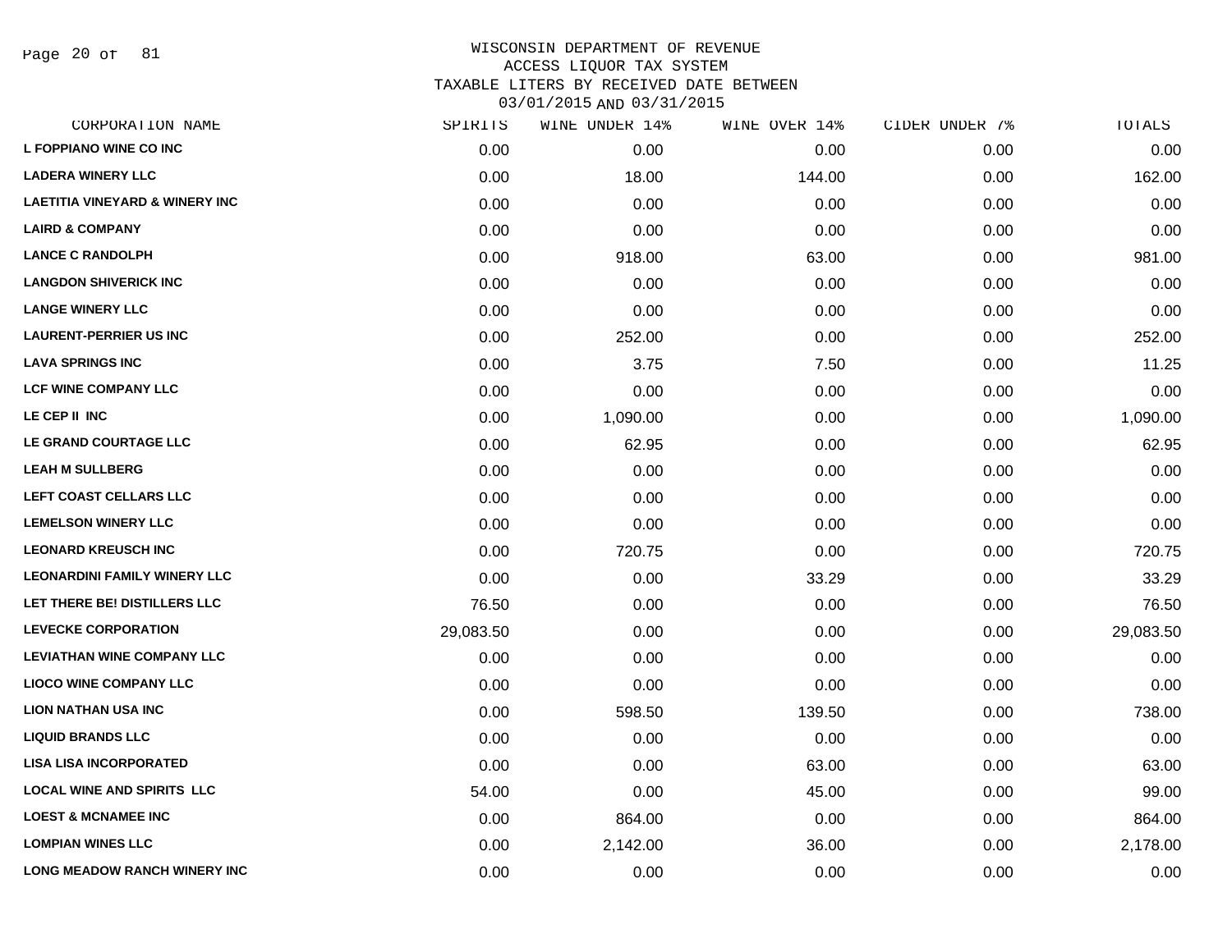# WISCONSIN DEPARTMENT OF REVENUE
## ACCESS LIQUOR TAX SYSTEM
## TAXABLE LITERS BY RECEIVED DATE BETWEEN 03/01/2015 AND 03/31/2015

| CORPORATION NAME | SPIRITS | WINE UNDER 14% | WINE OVER 14% | CIDER UNDER 7% | TOTALS |
|---|---|---|---|---|---|
| L FOPPIANO WINE CO INC | 0.00 | 0.00 | 0.00 | 0.00 | 0.00 |
| LADERA WINERY LLC | 0.00 | 18.00 | 144.00 | 0.00 | 162.00 |
| LAETITIA VINEYARD & WINERY INC | 0.00 | 0.00 | 0.00 | 0.00 | 0.00 |
| LAIRD & COMPANY | 0.00 | 0.00 | 0.00 | 0.00 | 0.00 |
| LANCE C RANDOLPH | 0.00 | 918.00 | 63.00 | 0.00 | 981.00 |
| LANGDON SHIVERICK INC | 0.00 | 0.00 | 0.00 | 0.00 | 0.00 |
| LANGE WINERY LLC | 0.00 | 0.00 | 0.00 | 0.00 | 0.00 |
| LAURENT-PERRIER US INC | 0.00 | 252.00 | 0.00 | 0.00 | 252.00 |
| LAVA SPRINGS INC | 0.00 | 3.75 | 7.50 | 0.00 | 11.25 |
| LCF WINE COMPANY LLC | 0.00 | 0.00 | 0.00 | 0.00 | 0.00 |
| LE CEP II INC | 0.00 | 1,090.00 | 0.00 | 0.00 | 1,090.00 |
| LE GRAND COURTAGE LLC | 0.00 | 62.95 | 0.00 | 0.00 | 62.95 |
| LEAH M SULLBERG | 0.00 | 0.00 | 0.00 | 0.00 | 0.00 |
| LEFT COAST CELLARS LLC | 0.00 | 0.00 | 0.00 | 0.00 | 0.00 |
| LEMELSON WINERY LLC | 0.00 | 0.00 | 0.00 | 0.00 | 0.00 |
| LEONARD KREUSCH INC | 0.00 | 720.75 | 0.00 | 0.00 | 720.75 |
| LEONARDINI FAMILY WINERY LLC | 0.00 | 0.00 | 33.29 | 0.00 | 33.29 |
| LET THERE BE! DISTILLERS LLC | 76.50 | 0.00 | 0.00 | 0.00 | 76.50 |
| LEVECKE CORPORATION | 29,083.50 | 0.00 | 0.00 | 0.00 | 29,083.50 |
| LEVIATHAN WINE COMPANY LLC | 0.00 | 0.00 | 0.00 | 0.00 | 0.00 |
| LIOCO WINE COMPANY LLC | 0.00 | 0.00 | 0.00 | 0.00 | 0.00 |
| LION NATHAN USA INC | 0.00 | 598.50 | 139.50 | 0.00 | 738.00 |
| LIQUID BRANDS LLC | 0.00 | 0.00 | 0.00 | 0.00 | 0.00 |
| LISA LISA INCORPORATED | 0.00 | 0.00 | 63.00 | 0.00 | 63.00 |
| LOCAL WINE AND SPIRITS LLC | 54.00 | 0.00 | 45.00 | 0.00 | 99.00 |
| LOEST & MCNAMEE INC | 0.00 | 864.00 | 0.00 | 0.00 | 864.00 |
| LOMPIAN WINES LLC | 0.00 | 2,142.00 | 36.00 | 0.00 | 2,178.00 |
| LONG MEADOW RANCH WINERY INC | 0.00 | 0.00 | 0.00 | 0.00 | 0.00 |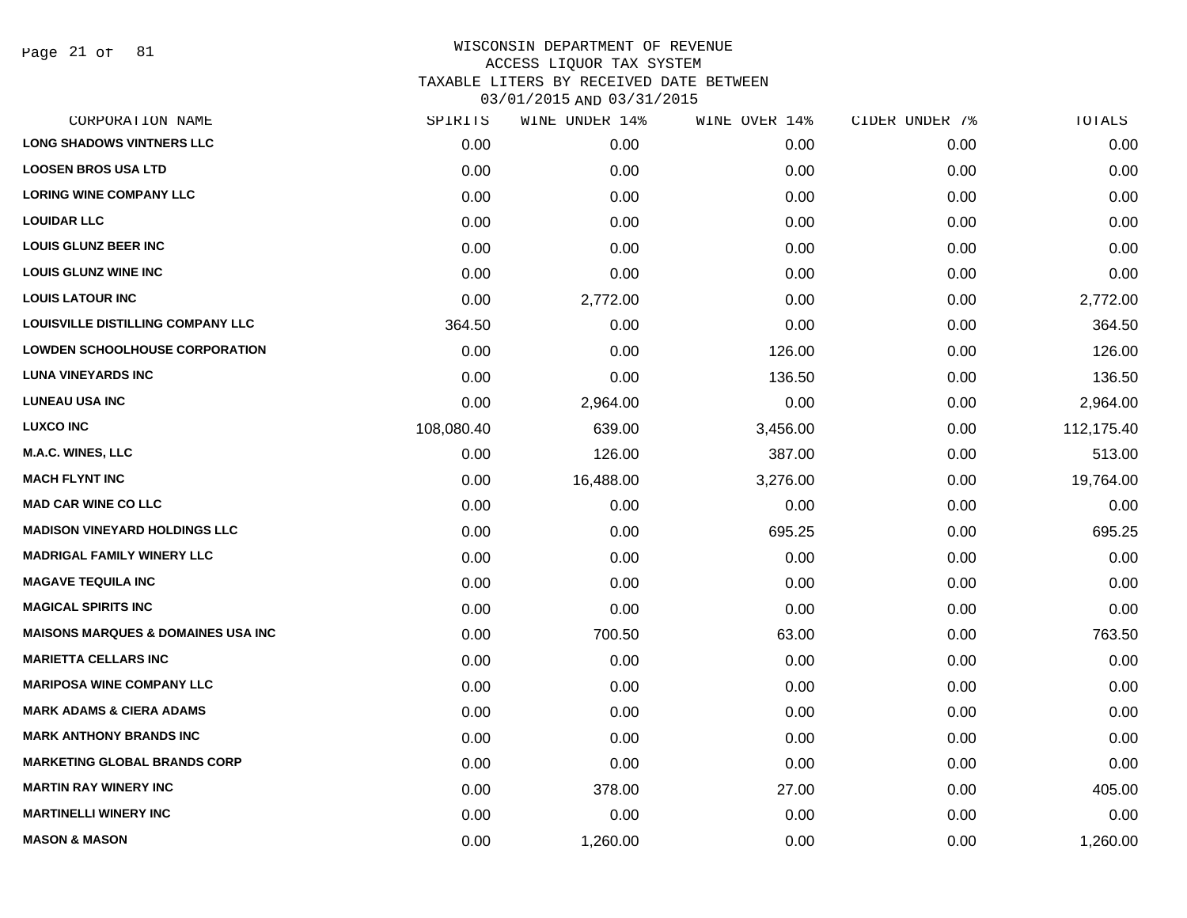# WISCONSIN DEPARTMENT OF REVENUE
## ACCESS LIQUOR TAX SYSTEM
## TAXABLE LITERS BY RECEIVED DATE BETWEEN 03/01/2015 AND 03/31/2015

| CORPORATION NAME | SPIRITS | WINE UNDER 14% | WINE OVER 14% | CIDER UNDER 7% | TOTALS |
|---|---|---|---|---|---|
| LONG SHADOWS VINTNERS LLC | 0.00 | 0.00 | 0.00 | 0.00 | 0.00 |
| LOOSEN BROS USA LTD | 0.00 | 0.00 | 0.00 | 0.00 | 0.00 |
| LORING WINE COMPANY LLC | 0.00 | 0.00 | 0.00 | 0.00 | 0.00 |
| LOUIDAR LLC | 0.00 | 0.00 | 0.00 | 0.00 | 0.00 |
| LOUIS GLUNZ BEER INC | 0.00 | 0.00 | 0.00 | 0.00 | 0.00 |
| LOUIS GLUNZ WINE INC | 0.00 | 0.00 | 0.00 | 0.00 | 0.00 |
| LOUIS LATOUR INC | 0.00 | 2,772.00 | 0.00 | 0.00 | 2,772.00 |
| LOUISVILLE DISTILLING COMPANY LLC | 364.50 | 0.00 | 0.00 | 0.00 | 364.50 |
| LOWDEN SCHOOLHOUSE CORPORATION | 0.00 | 0.00 | 126.00 | 0.00 | 126.00 |
| LUNA VINEYARDS INC | 0.00 | 0.00 | 136.50 | 0.00 | 136.50 |
| LUNEAU USA INC | 0.00 | 2,964.00 | 0.00 | 0.00 | 2,964.00 |
| LUXCO INC | 108,080.40 | 639.00 | 3,456.00 | 0.00 | 112,175.40 |
| M.A.C. WINES, LLC | 0.00 | 126.00 | 387.00 | 0.00 | 513.00 |
| MACH FLYNT INC | 0.00 | 16,488.00 | 3,276.00 | 0.00 | 19,764.00 |
| MAD CAR WINE CO LLC | 0.00 | 0.00 | 0.00 | 0.00 | 0.00 |
| MADISON VINEYARD HOLDINGS LLC | 0.00 | 0.00 | 695.25 | 0.00 | 695.25 |
| MADRIGAL FAMILY WINERY LLC | 0.00 | 0.00 | 0.00 | 0.00 | 0.00 |
| MAGAVE TEQUILA INC | 0.00 | 0.00 | 0.00 | 0.00 | 0.00 |
| MAGICAL SPIRITS INC | 0.00 | 0.00 | 0.00 | 0.00 | 0.00 |
| MAISONS MARQUES & DOMAINES USA INC | 0.00 | 700.50 | 63.00 | 0.00 | 763.50 |
| MARIETTA CELLARS INC | 0.00 | 0.00 | 0.00 | 0.00 | 0.00 |
| MARIPOSA WINE COMPANY LLC | 0.00 | 0.00 | 0.00 | 0.00 | 0.00 |
| MARK ADAMS & CIERA ADAMS | 0.00 | 0.00 | 0.00 | 0.00 | 0.00 |
| MARK ANTHONY BRANDS INC | 0.00 | 0.00 | 0.00 | 0.00 | 0.00 |
| MARKETING GLOBAL BRANDS CORP | 0.00 | 0.00 | 0.00 | 0.00 | 0.00 |
| MARTIN RAY WINERY INC | 0.00 | 378.00 | 27.00 | 0.00 | 405.00 |
| MARTINELLI WINERY INC | 0.00 | 0.00 | 0.00 | 0.00 | 0.00 |
| MASON & MASON | 0.00 | 1,260.00 | 0.00 | 0.00 | 1,260.00 |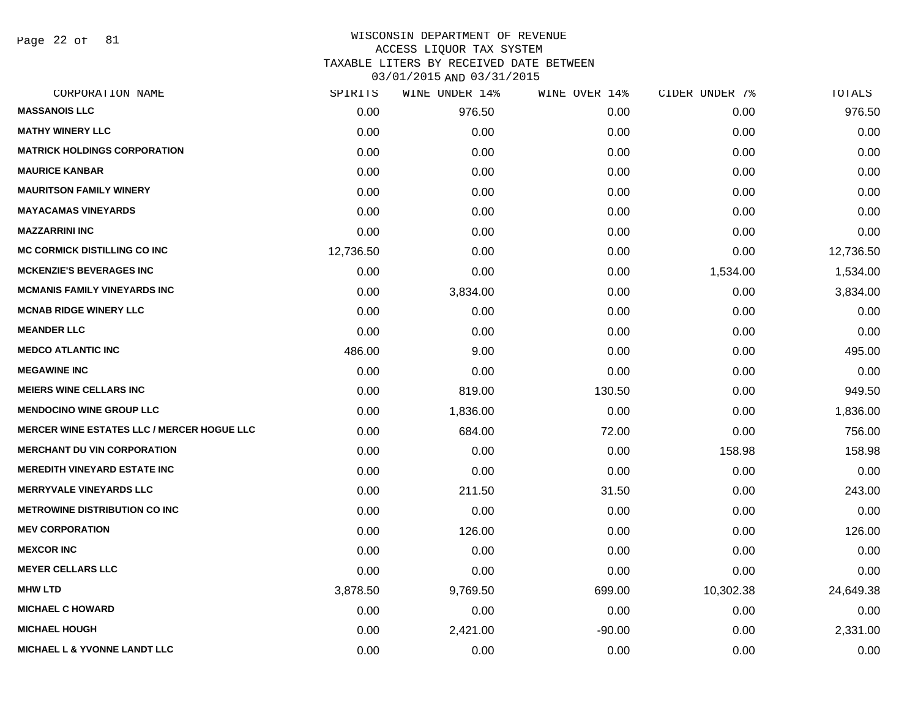WISCONSIN DEPARTMENT OF REVENUE
ACCESS LIQUOR TAX SYSTEM
TAXABLE LITERS BY RECEIVED DATE BETWEEN
03/01/2015 AND 03/31/2015

| CORPORATION NAME | SPIRITS | WINE UNDER 14% | WINE OVER 14% | CIDER UNDER 7% | TOTALS |
|---|---|---|---|---|---|
| MASSANOIS LLC | 0.00 | 976.50 | 0.00 | 0.00 | 976.50 |
| MATHY WINERY LLC | 0.00 | 0.00 | 0.00 | 0.00 | 0.00 |
| MATRICK HOLDINGS CORPORATION | 0.00 | 0.00 | 0.00 | 0.00 | 0.00 |
| MAURICE KANBAR | 0.00 | 0.00 | 0.00 | 0.00 | 0.00 |
| MAURITSON FAMILY WINERY | 0.00 | 0.00 | 0.00 | 0.00 | 0.00 |
| MAYACAMAS VINEYARDS | 0.00 | 0.00 | 0.00 | 0.00 | 0.00 |
| MAZZARRINI INC | 0.00 | 0.00 | 0.00 | 0.00 | 0.00 |
| MC CORMICK DISTILLING CO INC | 12,736.50 | 0.00 | 0.00 | 0.00 | 12,736.50 |
| MCKENZIE'S BEVERAGES INC | 0.00 | 0.00 | 0.00 | 1,534.00 | 1,534.00 |
| MCMANIS FAMILY VINEYARDS INC | 0.00 | 3,834.00 | 0.00 | 0.00 | 3,834.00 |
| MCNAB RIDGE WINERY LLC | 0.00 | 0.00 | 0.00 | 0.00 | 0.00 |
| MEANDER LLC | 0.00 | 0.00 | 0.00 | 0.00 | 0.00 |
| MEDCO ATLANTIC INC | 486.00 | 9.00 | 0.00 | 0.00 | 495.00 |
| MEGAWINE INC | 0.00 | 0.00 | 0.00 | 0.00 | 0.00 |
| MEIERS WINE CELLARS INC | 0.00 | 819.00 | 130.50 | 0.00 | 949.50 |
| MENDOCINO WINE GROUP LLC | 0.00 | 1,836.00 | 0.00 | 0.00 | 1,836.00 |
| MERCER WINE ESTATES LLC / MERCER HOGUE LLC | 0.00 | 684.00 | 72.00 | 0.00 | 756.00 |
| MERCHANT DU VIN CORPORATION | 0.00 | 0.00 | 0.00 | 158.98 | 158.98 |
| MEREDITH VINEYARD ESTATE INC | 0.00 | 0.00 | 0.00 | 0.00 | 0.00 |
| MERRYVALE VINEYARDS LLC | 0.00 | 211.50 | 31.50 | 0.00 | 243.00 |
| METROWINE DISTRIBUTION CO INC | 0.00 | 0.00 | 0.00 | 0.00 | 0.00 |
| MEV CORPORATION | 0.00 | 126.00 | 0.00 | 0.00 | 126.00 |
| MEXCOR INC | 0.00 | 0.00 | 0.00 | 0.00 | 0.00 |
| MEYER CELLARS LLC | 0.00 | 0.00 | 0.00 | 0.00 | 0.00 |
| MHW LTD | 3,878.50 | 9,769.50 | 699.00 | 10,302.38 | 24,649.38 |
| MICHAEL C HOWARD | 0.00 | 0.00 | 0.00 | 0.00 | 0.00 |
| MICHAEL HOUGH | 0.00 | 2,421.00 | -90.00 | 0.00 | 2,331.00 |
| MICHAEL L & YVONNE LANDT LLC | 0.00 | 0.00 | 0.00 | 0.00 | 0.00 |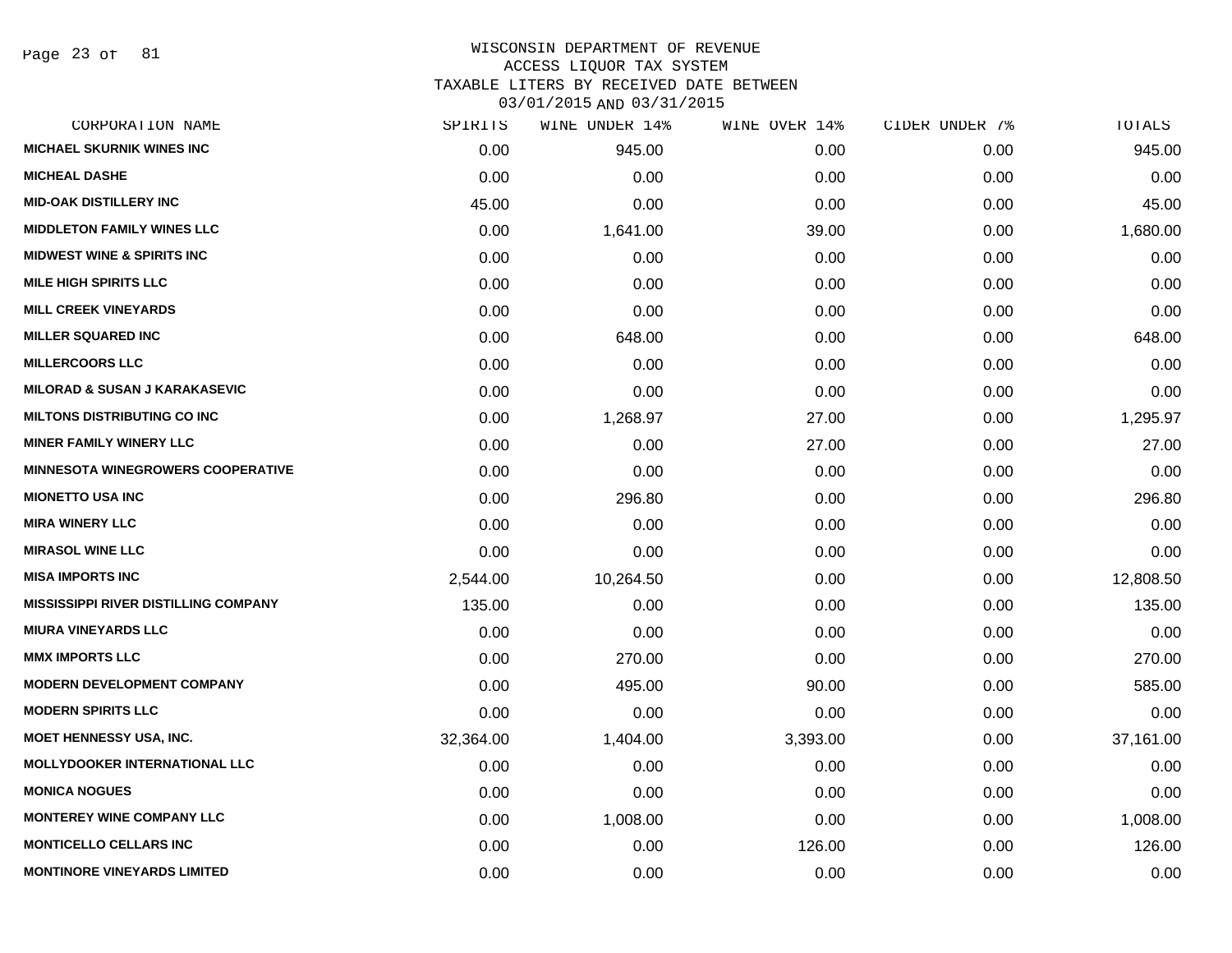# WISCONSIN DEPARTMENT OF REVENUE
## ACCESS LIQUOR TAX SYSTEM
## TAXABLE LITERS BY RECEIVED DATE BETWEEN 03/01/2015 AND 03/31/2015

| CORPORATION NAME | SPIRITS | WINE UNDER 14% | WINE OVER 14% | CIDER UNDER 7% | TOTALS |
|---|---|---|---|---|---|
| MICHAEL SKURNIK WINES INC | 0.00 | 945.00 | 0.00 | 0.00 | 945.00 |
| MICHEAL DASHE | 0.00 | 0.00 | 0.00 | 0.00 | 0.00 |
| MID-OAK DISTILLERY INC | 45.00 | 0.00 | 0.00 | 0.00 | 45.00 |
| MIDDLETON FAMILY WINES LLC | 0.00 | 1,641.00 | 39.00 | 0.00 | 1,680.00 |
| MIDWEST WINE & SPIRITS INC | 0.00 | 0.00 | 0.00 | 0.00 | 0.00 |
| MILE HIGH SPIRITS LLC | 0.00 | 0.00 | 0.00 | 0.00 | 0.00 |
| MILL CREEK VINEYARDS | 0.00 | 0.00 | 0.00 | 0.00 | 0.00 |
| MILLER SQUARED INC | 0.00 | 648.00 | 0.00 | 0.00 | 648.00 |
| MILLERCOORS LLC | 0.00 | 0.00 | 0.00 | 0.00 | 0.00 |
| MILORAD & SUSAN J KARAKASEVIC | 0.00 | 0.00 | 0.00 | 0.00 | 0.00 |
| MILTONS DISTRIBUTING CO INC | 0.00 | 1,268.97 | 27.00 | 0.00 | 1,295.97 |
| MINER FAMILY WINERY LLC | 0.00 | 0.00 | 27.00 | 0.00 | 27.00 |
| MINNESOTA WINEGROWERS COOPERATIVE | 0.00 | 0.00 | 0.00 | 0.00 | 0.00 |
| MIONETTO USA INC | 0.00 | 296.80 | 0.00 | 0.00 | 296.80 |
| MIRA WINERY LLC | 0.00 | 0.00 | 0.00 | 0.00 | 0.00 |
| MIRASOL WINE LLC | 0.00 | 0.00 | 0.00 | 0.00 | 0.00 |
| MISA IMPORTS INC | 2,544.00 | 10,264.50 | 0.00 | 0.00 | 12,808.50 |
| MISSISSIPPI RIVER DISTILLING COMPANY | 135.00 | 0.00 | 0.00 | 0.00 | 135.00 |
| MIURA VINEYARDS LLC | 0.00 | 0.00 | 0.00 | 0.00 | 0.00 |
| MMX IMPORTS LLC | 0.00 | 270.00 | 0.00 | 0.00 | 270.00 |
| MODERN DEVELOPMENT COMPANY | 0.00 | 495.00 | 90.00 | 0.00 | 585.00 |
| MODERN SPIRITS LLC | 0.00 | 0.00 | 0.00 | 0.00 | 0.00 |
| MOET HENNESSY USA, INC. | 32,364.00 | 1,404.00 | 3,393.00 | 0.00 | 37,161.00 |
| MOLLYDOOKER INTERNATIONAL LLC | 0.00 | 0.00 | 0.00 | 0.00 | 0.00 |
| MONICA NOGUES | 0.00 | 0.00 | 0.00 | 0.00 | 0.00 |
| MONTEREY WINE COMPANY LLC | 0.00 | 1,008.00 | 0.00 | 0.00 | 1,008.00 |
| MONTICELLO CELLARS INC | 0.00 | 0.00 | 126.00 | 0.00 | 126.00 |
| MONTINORE VINEYARDS LIMITED | 0.00 | 0.00 | 0.00 | 0.00 | 0.00 |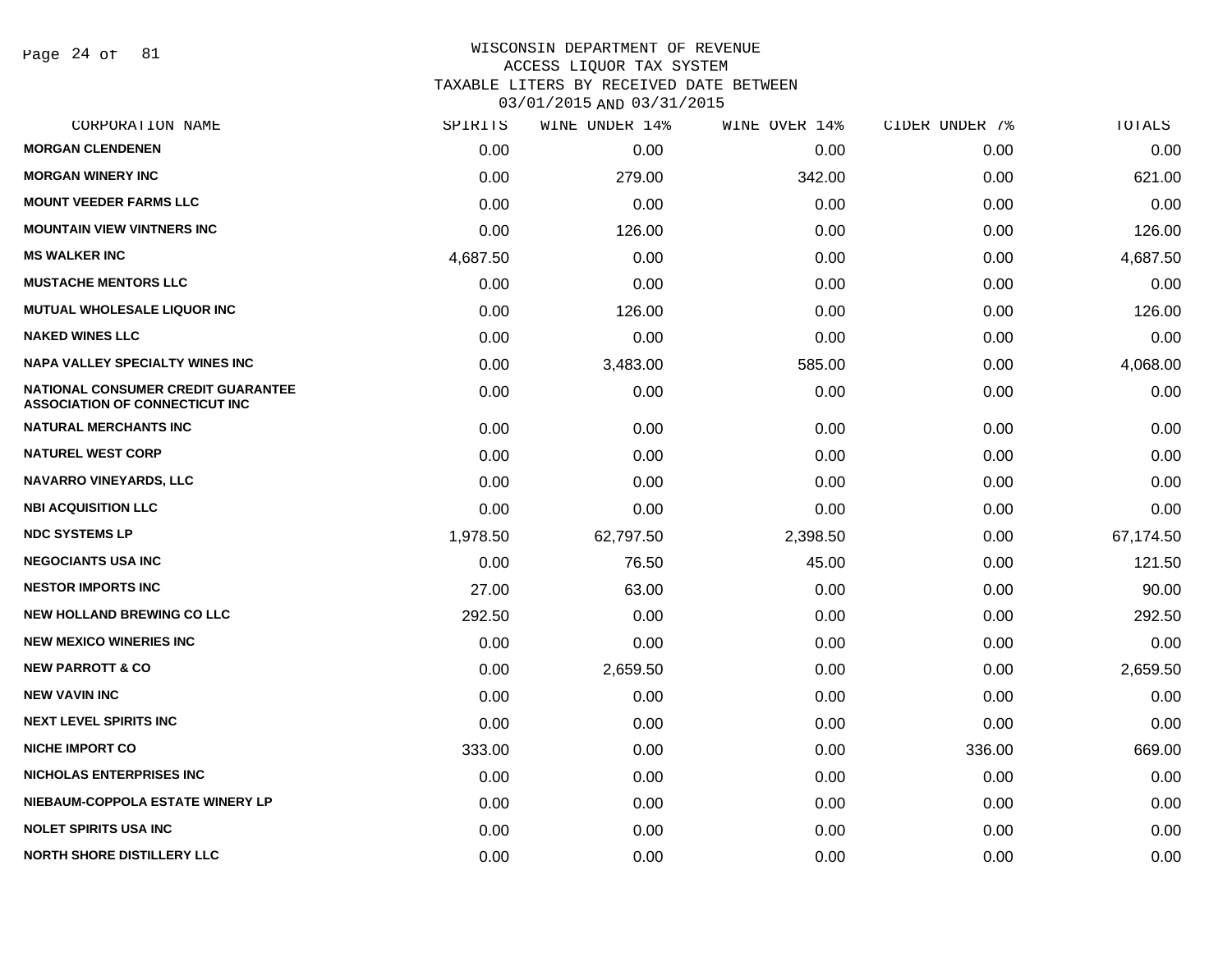WISCONSIN DEPARTMENT OF REVENUE
ACCESS LIQUOR TAX SYSTEM
TAXABLE LITERS BY RECEIVED DATE BETWEEN
03/01/2015 AND 03/31/2015

| CORPORATION NAME | SPIRITS | WINE UNDER 14% | WINE OVER 14% | CIDER UNDER 7% | TOTALS |
|---|---|---|---|---|---|
| MORGAN CLENDENEN | 0.00 | 0.00 | 0.00 | 0.00 | 0.00 |
| MORGAN WINERY INC | 0.00 | 279.00 | 342.00 | 0.00 | 621.00 |
| MOUNT VEEDER FARMS LLC | 0.00 | 0.00 | 0.00 | 0.00 | 0.00 |
| MOUNTAIN VIEW VINTNERS INC | 0.00 | 126.00 | 0.00 | 0.00 | 126.00 |
| MS WALKER INC | 4,687.50 | 0.00 | 0.00 | 0.00 | 4,687.50 |
| MUSTACHE MENTORS LLC | 0.00 | 0.00 | 0.00 | 0.00 | 0.00 |
| MUTUAL WHOLESALE LIQUOR INC | 0.00 | 126.00 | 0.00 | 0.00 | 126.00 |
| NAKED WINES LLC | 0.00 | 0.00 | 0.00 | 0.00 | 0.00 |
| NAPA VALLEY SPECIALTY WINES INC | 0.00 | 3,483.00 | 585.00 | 0.00 | 4,068.00 |
| NATIONAL CONSUMER CREDIT GUARANTEE ASSOCIATION OF CONNECTICUT INC | 0.00 | 0.00 | 0.00 | 0.00 | 0.00 |
| NATURAL MERCHANTS INC | 0.00 | 0.00 | 0.00 | 0.00 | 0.00 |
| NATUREL WEST CORP | 0.00 | 0.00 | 0.00 | 0.00 | 0.00 |
| NAVARRO VINEYARDS, LLC | 0.00 | 0.00 | 0.00 | 0.00 | 0.00 |
| NBI ACQUISITION LLC | 0.00 | 0.00 | 0.00 | 0.00 | 0.00 |
| NDC SYSTEMS LP | 1,978.50 | 62,797.50 | 2,398.50 | 0.00 | 67,174.50 |
| NEGOCIANTS USA INC | 0.00 | 76.50 | 45.00 | 0.00 | 121.50 |
| NESTOR IMPORTS INC | 27.00 | 63.00 | 0.00 | 0.00 | 90.00 |
| NEW HOLLAND BREWING CO LLC | 292.50 | 0.00 | 0.00 | 0.00 | 292.50 |
| NEW MEXICO WINERIES INC | 0.00 | 0.00 | 0.00 | 0.00 | 0.00 |
| NEW PARROTT & CO | 0.00 | 2,659.50 | 0.00 | 0.00 | 2,659.50 |
| NEW VAVIN INC | 0.00 | 0.00 | 0.00 | 0.00 | 0.00 |
| NEXT LEVEL SPIRITS INC | 0.00 | 0.00 | 0.00 | 0.00 | 0.00 |
| NICHE IMPORT CO | 333.00 | 0.00 | 0.00 | 336.00 | 669.00 |
| NICHOLAS ENTERPRISES INC | 0.00 | 0.00 | 0.00 | 0.00 | 0.00 |
| NIEBAUM-COPPOLA ESTATE WINERY LP | 0.00 | 0.00 | 0.00 | 0.00 | 0.00 |
| NOLET SPIRITS USA INC | 0.00 | 0.00 | 0.00 | 0.00 | 0.00 |
| NORTH SHORE DISTILLERY LLC | 0.00 | 0.00 | 0.00 | 0.00 | 0.00 |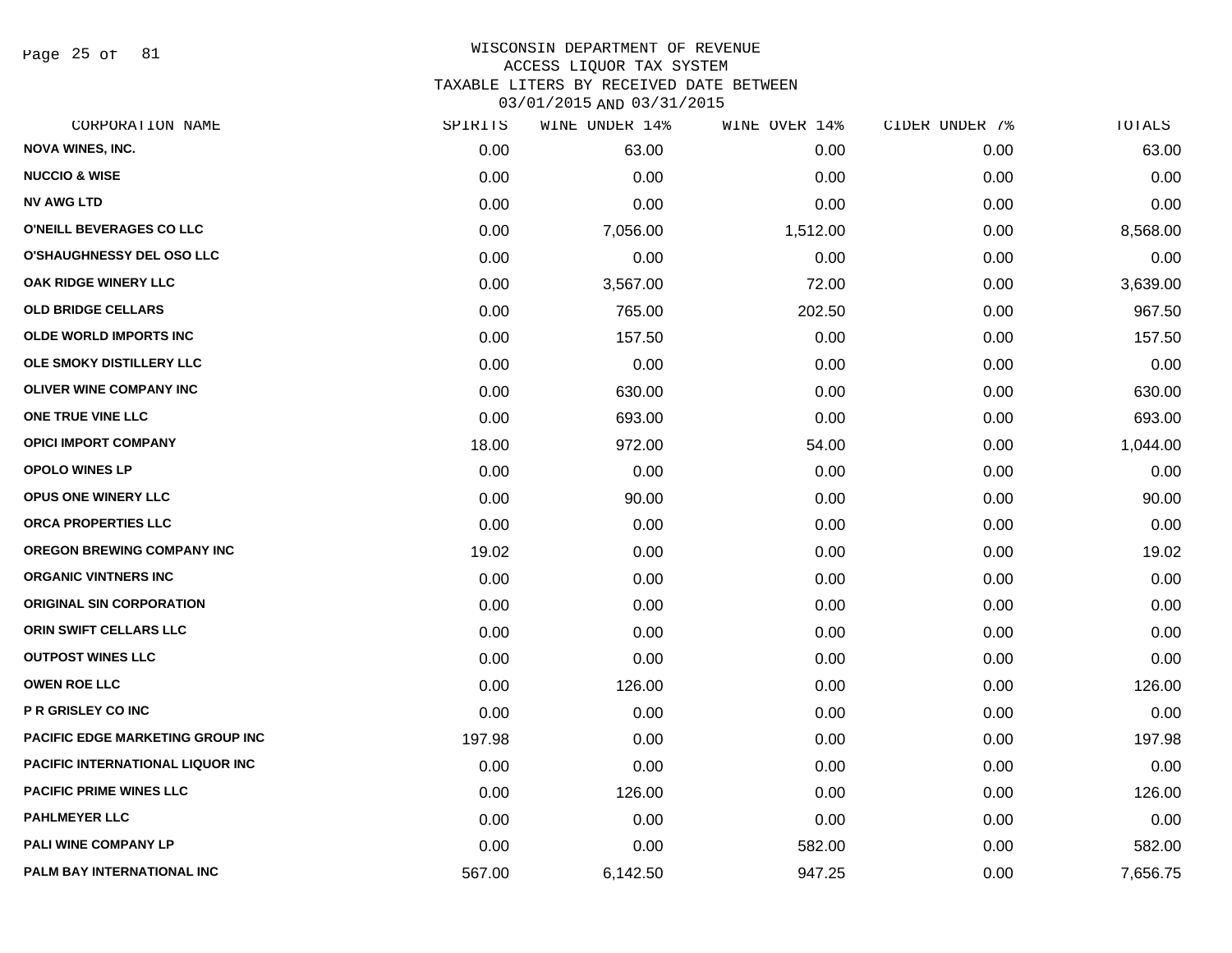WISCONSIN DEPARTMENT OF REVENUE
ACCESS LIQUOR TAX SYSTEM
TAXABLE LITERS BY RECEIVED DATE BETWEEN
03/01/2015 AND 03/31/2015

| CORPORATION NAME | SPIRITS | WINE UNDER 14% | WINE OVER 14% | CIDER UNDER 7% | TOTALS |
|---|---|---|---|---|---|
| NOVA WINES, INC. | 0.00 | 63.00 | 0.00 | 0.00 | 63.00 |
| NUCCIO & WISE | 0.00 | 0.00 | 0.00 | 0.00 | 0.00 |
| NV AWG LTD | 0.00 | 0.00 | 0.00 | 0.00 | 0.00 |
| O'NEILL BEVERAGES CO LLC | 0.00 | 7,056.00 | 1,512.00 | 0.00 | 8,568.00 |
| O'SHAUGHNESSY DEL OSO LLC | 0.00 | 0.00 | 0.00 | 0.00 | 0.00 |
| OAK RIDGE WINERY LLC | 0.00 | 3,567.00 | 72.00 | 0.00 | 3,639.00 |
| OLD BRIDGE CELLARS | 0.00 | 765.00 | 202.50 | 0.00 | 967.50 |
| OLDE WORLD IMPORTS INC | 0.00 | 157.50 | 0.00 | 0.00 | 157.50 |
| OLE SMOKY DISTILLERY LLC | 0.00 | 0.00 | 0.00 | 0.00 | 0.00 |
| OLIVER WINE COMPANY INC | 0.00 | 630.00 | 0.00 | 0.00 | 630.00 |
| ONE TRUE VINE LLC | 0.00 | 693.00 | 0.00 | 0.00 | 693.00 |
| OPICI IMPORT COMPANY | 18.00 | 972.00 | 54.00 | 0.00 | 1,044.00 |
| OPOLO WINES LP | 0.00 | 0.00 | 0.00 | 0.00 | 0.00 |
| OPUS ONE WINERY LLC | 0.00 | 90.00 | 0.00 | 0.00 | 90.00 |
| ORCA PROPERTIES LLC | 0.00 | 0.00 | 0.00 | 0.00 | 0.00 |
| OREGON BREWING COMPANY INC | 19.02 | 0.00 | 0.00 | 0.00 | 19.02 |
| ORGANIC VINTNERS INC | 0.00 | 0.00 | 0.00 | 0.00 | 0.00 |
| ORIGINAL SIN CORPORATION | 0.00 | 0.00 | 0.00 | 0.00 | 0.00 |
| ORIN SWIFT CELLARS LLC | 0.00 | 0.00 | 0.00 | 0.00 | 0.00 |
| OUTPOST WINES LLC | 0.00 | 0.00 | 0.00 | 0.00 | 0.00 |
| OWEN ROE LLC | 0.00 | 126.00 | 0.00 | 0.00 | 126.00 |
| P R GRISLEY CO INC | 0.00 | 0.00 | 0.00 | 0.00 | 0.00 |
| PACIFIC EDGE MARKETING GROUP INC | 197.98 | 0.00 | 0.00 | 0.00 | 197.98 |
| PACIFIC INTERNATIONAL LIQUOR INC | 0.00 | 0.00 | 0.00 | 0.00 | 0.00 |
| PACIFIC PRIME WINES LLC | 0.00 | 126.00 | 0.00 | 0.00 | 126.00 |
| PAHLMEYER LLC | 0.00 | 0.00 | 0.00 | 0.00 | 0.00 |
| PALI WINE COMPANY LP | 0.00 | 0.00 | 582.00 | 0.00 | 582.00 |
| PALM BAY INTERNATIONAL INC | 567.00 | 6,142.50 | 947.25 | 0.00 | 7,656.75 |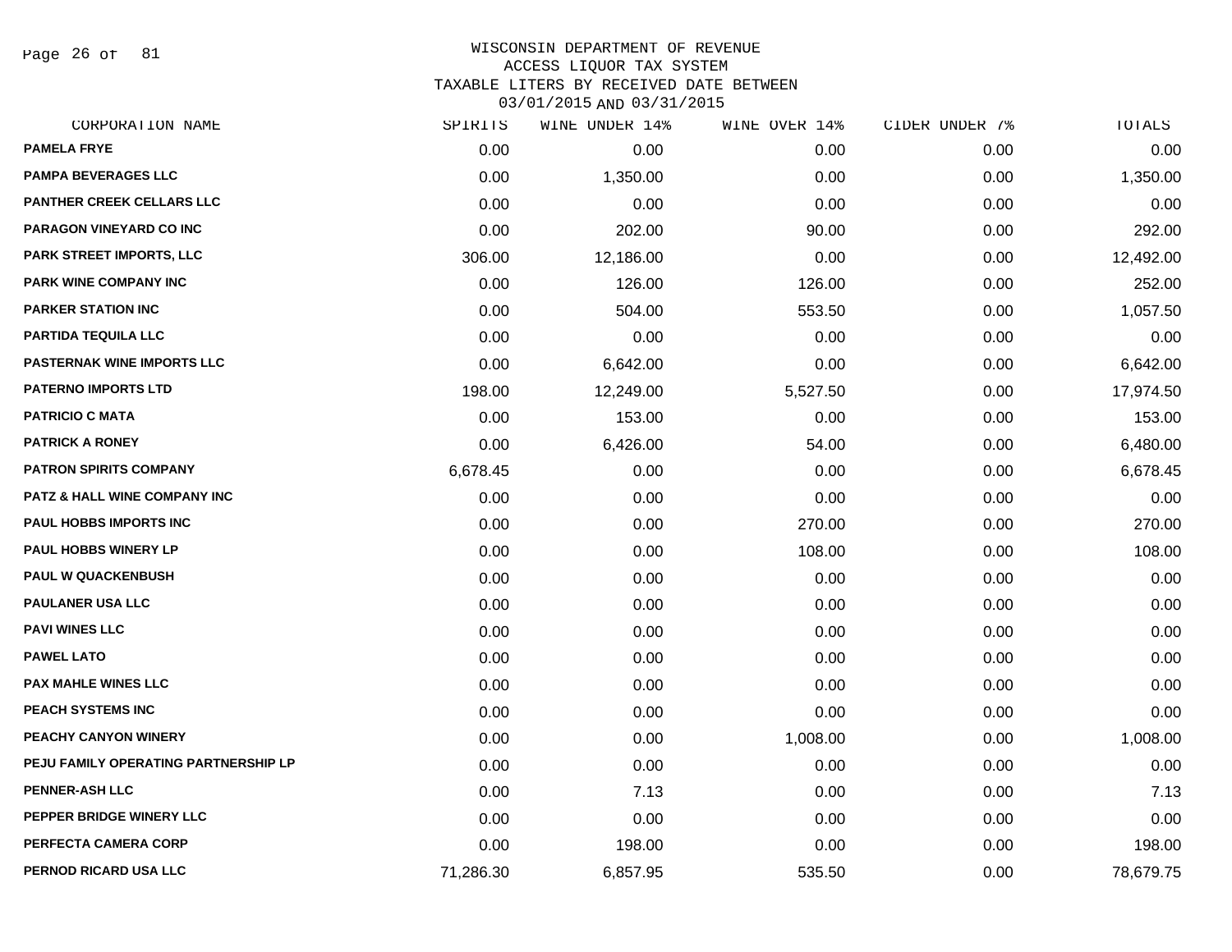WISCONSIN DEPARTMENT OF REVENUE
ACCESS LIQUOR TAX SYSTEM
TAXABLE LITERS BY RECEIVED DATE BETWEEN
03/01/2015 AND 03/31/2015

| CORPORATION NAME | SPIRITS | WINE UNDER 14% | WINE OVER 14% | CIDER UNDER 7% | TOTALS |
|---|---|---|---|---|---|
| PAMELA FRYE | 0.00 | 0.00 | 0.00 | 0.00 | 0.00 |
| PAMPA BEVERAGES LLC | 0.00 | 1,350.00 | 0.00 | 0.00 | 1,350.00 |
| PANTHER CREEK CELLARS LLC | 0.00 | 0.00 | 0.00 | 0.00 | 0.00 |
| PARAGON VINEYARD CO INC | 0.00 | 202.00 | 90.00 | 0.00 | 292.00 |
| PARK STREET IMPORTS, LLC | 306.00 | 12,186.00 | 0.00 | 0.00 | 12,492.00 |
| PARK WINE COMPANY INC | 0.00 | 126.00 | 126.00 | 0.00 | 252.00 |
| PARKER STATION INC | 0.00 | 504.00 | 553.50 | 0.00 | 1,057.50 |
| PARTIDA TEQUILA LLC | 0.00 | 0.00 | 0.00 | 0.00 | 0.00 |
| PASTERNAK WINE IMPORTS LLC | 0.00 | 6,642.00 | 0.00 | 0.00 | 6,642.00 |
| PATERNO IMPORTS LTD | 198.00 | 12,249.00 | 5,527.50 | 0.00 | 17,974.50 |
| PATRICIO C MATA | 0.00 | 153.00 | 0.00 | 0.00 | 153.00 |
| PATRICK A RONEY | 0.00 | 6,426.00 | 54.00 | 0.00 | 6,480.00 |
| PATRON SPIRITS COMPANY | 6,678.45 | 0.00 | 0.00 | 0.00 | 6,678.45 |
| PATZ & HALL WINE COMPANY INC | 0.00 | 0.00 | 0.00 | 0.00 | 0.00 |
| PAUL HOBBS IMPORTS INC | 0.00 | 0.00 | 270.00 | 0.00 | 270.00 |
| PAUL HOBBS WINERY LP | 0.00 | 0.00 | 108.00 | 0.00 | 108.00 |
| PAUL W QUACKENBUSH | 0.00 | 0.00 | 0.00 | 0.00 | 0.00 |
| PAULANER USA LLC | 0.00 | 0.00 | 0.00 | 0.00 | 0.00 |
| PAVI WINES LLC | 0.00 | 0.00 | 0.00 | 0.00 | 0.00 |
| PAWEL LATO | 0.00 | 0.00 | 0.00 | 0.00 | 0.00 |
| PAX MAHLE WINES LLC | 0.00 | 0.00 | 0.00 | 0.00 | 0.00 |
| PEACH SYSTEMS INC | 0.00 | 0.00 | 0.00 | 0.00 | 0.00 |
| PEACHY CANYON WINERY | 0.00 | 0.00 | 1,008.00 | 0.00 | 1,008.00 |
| PEJU FAMILY OPERATING PARTNERSHIP LP | 0.00 | 0.00 | 0.00 | 0.00 | 0.00 |
| PENNER-ASH LLC | 0.00 | 7.13 | 0.00 | 0.00 | 7.13 |
| PEPPER BRIDGE WINERY LLC | 0.00 | 0.00 | 0.00 | 0.00 | 0.00 |
| PERFECTA CAMERA CORP | 0.00 | 198.00 | 0.00 | 0.00 | 198.00 |
| PERNOD RICARD USA LLC | 71,286.30 | 6,857.95 | 535.50 | 0.00 | 78,679.75 |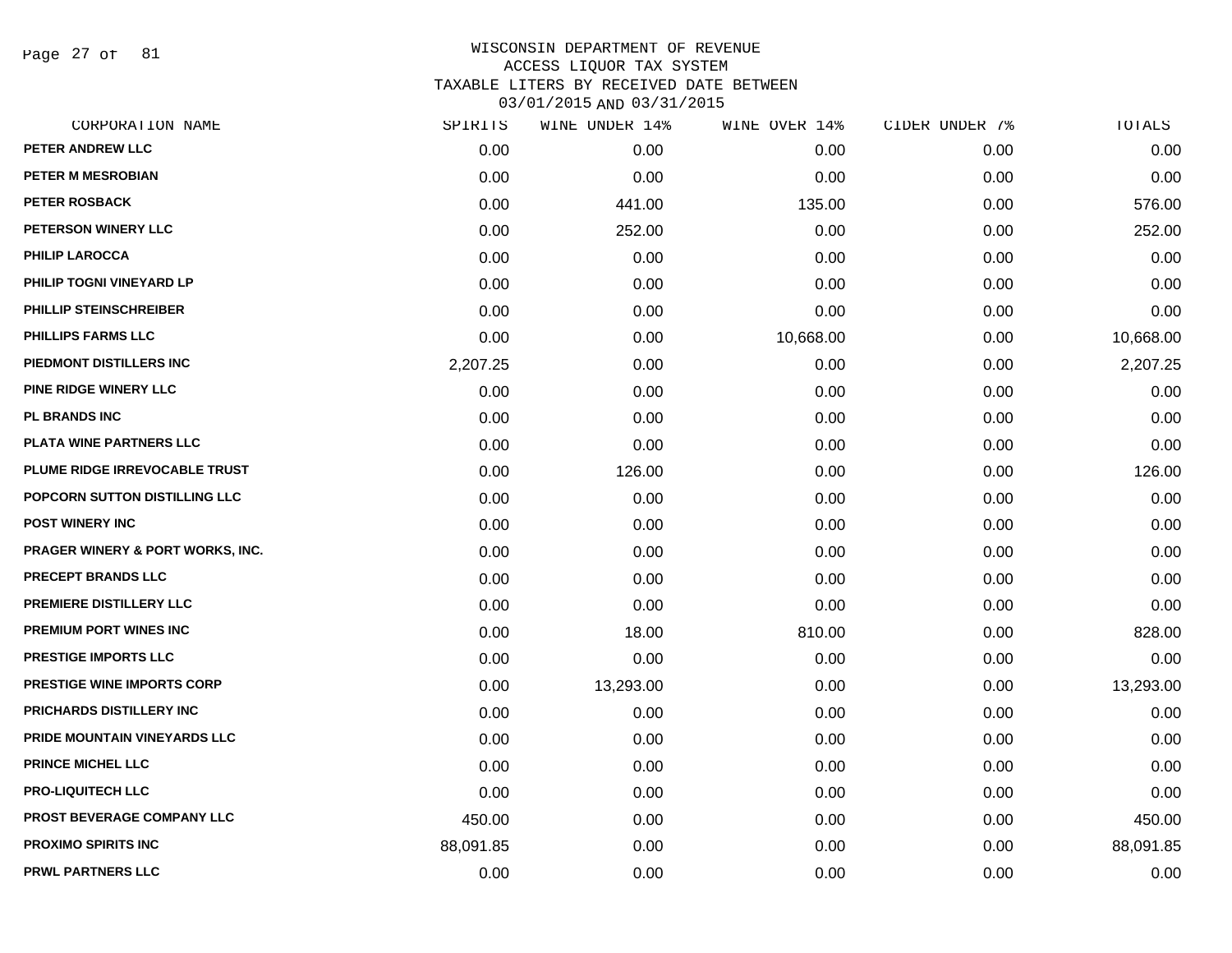WISCONSIN DEPARTMENT OF REVENUE
ACCESS LIQUOR TAX SYSTEM
TAXABLE LITERS BY RECEIVED DATE BETWEEN
03/01/2015 AND 03/31/2015

| CORPORATION NAME | SPIRITS | WINE UNDER 14% | WINE OVER 14% | CIDER UNDER 7% | TOTALS |
|---|---|---|---|---|---|
| PETER ANDREW LLC | 0.00 | 0.00 | 0.00 | 0.00 | 0.00 |
| PETER M MESROBIAN | 0.00 | 0.00 | 0.00 | 0.00 | 0.00 |
| PETER ROSBACK | 0.00 | 441.00 | 135.00 | 0.00 | 576.00 |
| PETERSON WINERY LLC | 0.00 | 252.00 | 0.00 | 0.00 | 252.00 |
| PHILIP LAROCCA | 0.00 | 0.00 | 0.00 | 0.00 | 0.00 |
| PHILIP TOGNI VINEYARD LP | 0.00 | 0.00 | 0.00 | 0.00 | 0.00 |
| PHILLIP STEINSCHREIBER | 0.00 | 0.00 | 0.00 | 0.00 | 0.00 |
| PHILLIPS FARMS LLC | 0.00 | 0.00 | 10,668.00 | 0.00 | 10,668.00 |
| PIEDMONT DISTILLERS INC | 2,207.25 | 0.00 | 0.00 | 0.00 | 2,207.25 |
| PINE RIDGE WINERY LLC | 0.00 | 0.00 | 0.00 | 0.00 | 0.00 |
| PL BRANDS INC | 0.00 | 0.00 | 0.00 | 0.00 | 0.00 |
| PLATA WINE PARTNERS LLC | 0.00 | 0.00 | 0.00 | 0.00 | 0.00 |
| PLUME RIDGE IRREVOCABLE TRUST | 0.00 | 126.00 | 0.00 | 0.00 | 126.00 |
| POPCORN SUTTON DISTILLING LLC | 0.00 | 0.00 | 0.00 | 0.00 | 0.00 |
| POST WINERY INC | 0.00 | 0.00 | 0.00 | 0.00 | 0.00 |
| PRAGER WINERY & PORT WORKS, INC. | 0.00 | 0.00 | 0.00 | 0.00 | 0.00 |
| PRECEPT BRANDS LLC | 0.00 | 0.00 | 0.00 | 0.00 | 0.00 |
| PREMIERE DISTILLERY LLC | 0.00 | 0.00 | 0.00 | 0.00 | 0.00 |
| PREMIUM PORT WINES INC | 0.00 | 18.00 | 810.00 | 0.00 | 828.00 |
| PRESTIGE IMPORTS LLC | 0.00 | 0.00 | 0.00 | 0.00 | 0.00 |
| PRESTIGE WINE IMPORTS CORP | 0.00 | 13,293.00 | 0.00 | 0.00 | 13,293.00 |
| PRICHARDS DISTILLERY INC | 0.00 | 0.00 | 0.00 | 0.00 | 0.00 |
| PRIDE MOUNTAIN VINEYARDS LLC | 0.00 | 0.00 | 0.00 | 0.00 | 0.00 |
| PRINCE MICHEL LLC | 0.00 | 0.00 | 0.00 | 0.00 | 0.00 |
| PRO-LIQUITECH LLC | 0.00 | 0.00 | 0.00 | 0.00 | 0.00 |
| PROST BEVERAGE COMPANY LLC | 450.00 | 0.00 | 0.00 | 0.00 | 450.00 |
| PROXIMO SPIRITS INC | 88,091.85 | 0.00 | 0.00 | 0.00 | 88,091.85 |
| PRWL PARTNERS LLC | 0.00 | 0.00 | 0.00 | 0.00 | 0.00 |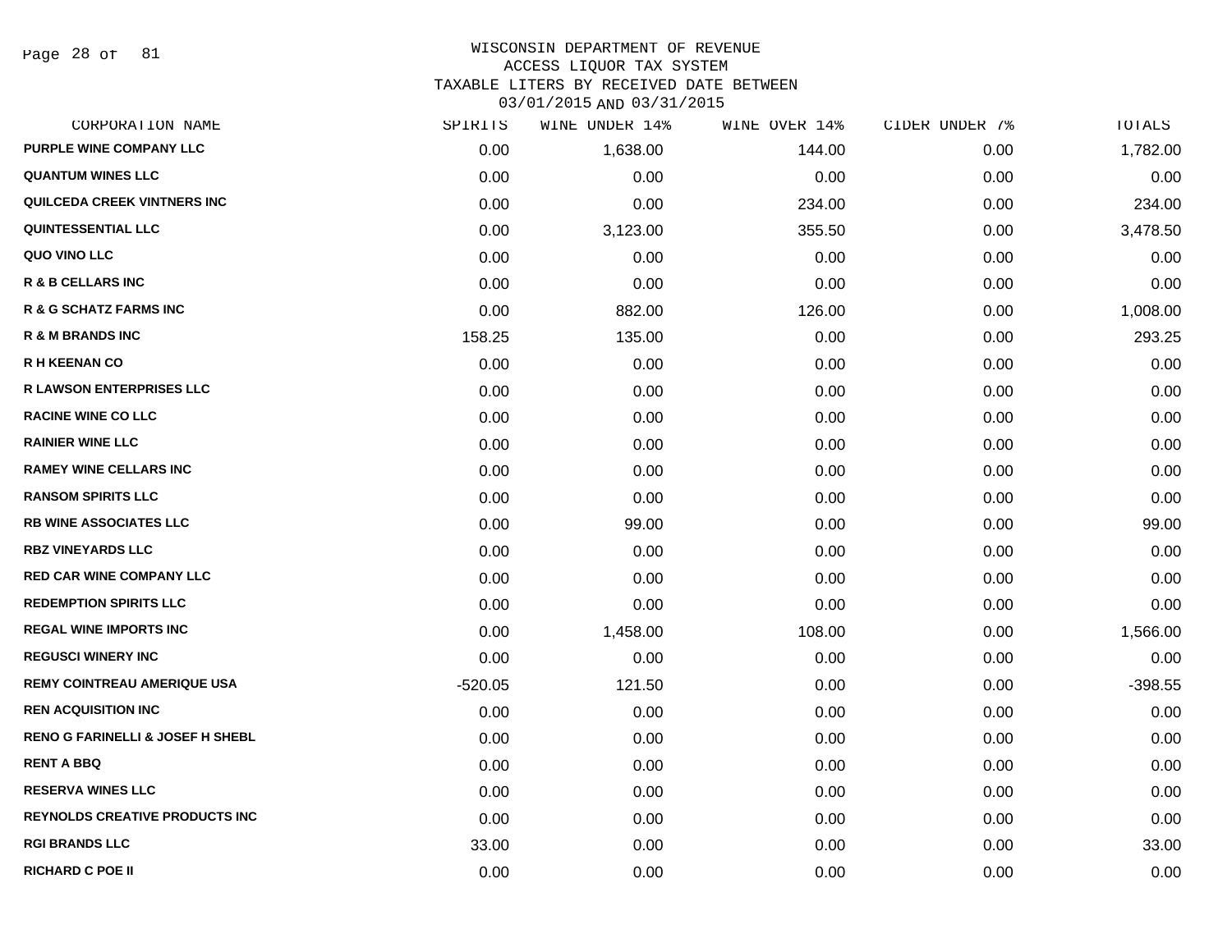WISCONSIN DEPARTMENT OF REVENUE
ACCESS LIQUOR TAX SYSTEM
TAXABLE LITERS BY RECEIVED DATE BETWEEN
03/01/2015 AND 03/31/2015

| CORPORATION NAME | SPIRITS | WINE UNDER 14% | WINE OVER 14% | CIDER UNDER 7% | TOTALS |
|---|---|---|---|---|---|
| PURPLE WINE COMPANY LLC | 0.00 | 1,638.00 | 144.00 | 0.00 | 1,782.00 |
| QUANTUM WINES LLC | 0.00 | 0.00 | 0.00 | 0.00 | 0.00 |
| QUILCEDA CREEK VINTNERS INC | 0.00 | 0.00 | 234.00 | 0.00 | 234.00 |
| QUINTESSENTIAL LLC | 0.00 | 3,123.00 | 355.50 | 0.00 | 3,478.50 |
| QUO VINO LLC | 0.00 | 0.00 | 0.00 | 0.00 | 0.00 |
| R & B CELLARS INC | 0.00 | 0.00 | 0.00 | 0.00 | 0.00 |
| R & G SCHATZ FARMS INC | 0.00 | 882.00 | 126.00 | 0.00 | 1,008.00 |
| R & M BRANDS INC | 158.25 | 135.00 | 0.00 | 0.00 | 293.25 |
| R H KEENAN CO | 0.00 | 0.00 | 0.00 | 0.00 | 0.00 |
| R LAWSON ENTERPRISES LLC | 0.00 | 0.00 | 0.00 | 0.00 | 0.00 |
| RACINE WINE CO LLC | 0.00 | 0.00 | 0.00 | 0.00 | 0.00 |
| RAINIER WINE LLC | 0.00 | 0.00 | 0.00 | 0.00 | 0.00 |
| RAMEY WINE CELLARS INC | 0.00 | 0.00 | 0.00 | 0.00 | 0.00 |
| RANSOM SPIRITS LLC | 0.00 | 0.00 | 0.00 | 0.00 | 0.00 |
| RB WINE ASSOCIATES LLC | 0.00 | 99.00 | 0.00 | 0.00 | 99.00 |
| RBZ VINEYARDS LLC | 0.00 | 0.00 | 0.00 | 0.00 | 0.00 |
| RED CAR WINE COMPANY LLC | 0.00 | 0.00 | 0.00 | 0.00 | 0.00 |
| REDEMPTION SPIRITS LLC | 0.00 | 0.00 | 0.00 | 0.00 | 0.00 |
| REGAL WINE IMPORTS INC | 0.00 | 1,458.00 | 108.00 | 0.00 | 1,566.00 |
| REGUSCI WINERY INC | 0.00 | 0.00 | 0.00 | 0.00 | 0.00 |
| REMY COINTREAU AMERIQUE USA | -520.05 | 121.50 | 0.00 | 0.00 | -398.55 |
| REN ACQUISITION INC | 0.00 | 0.00 | 0.00 | 0.00 | 0.00 |
| RENO G FARINELLI & JOSEF H SHEBL | 0.00 | 0.00 | 0.00 | 0.00 | 0.00 |
| RENT A BBQ | 0.00 | 0.00 | 0.00 | 0.00 | 0.00 |
| RESERVA WINES LLC | 0.00 | 0.00 | 0.00 | 0.00 | 0.00 |
| REYNOLDS CREATIVE PRODUCTS INC | 0.00 | 0.00 | 0.00 | 0.00 | 0.00 |
| RGI BRANDS LLC | 33.00 | 0.00 | 0.00 | 0.00 | 33.00 |
| RICHARD C POE II | 0.00 | 0.00 | 0.00 | 0.00 | 0.00 |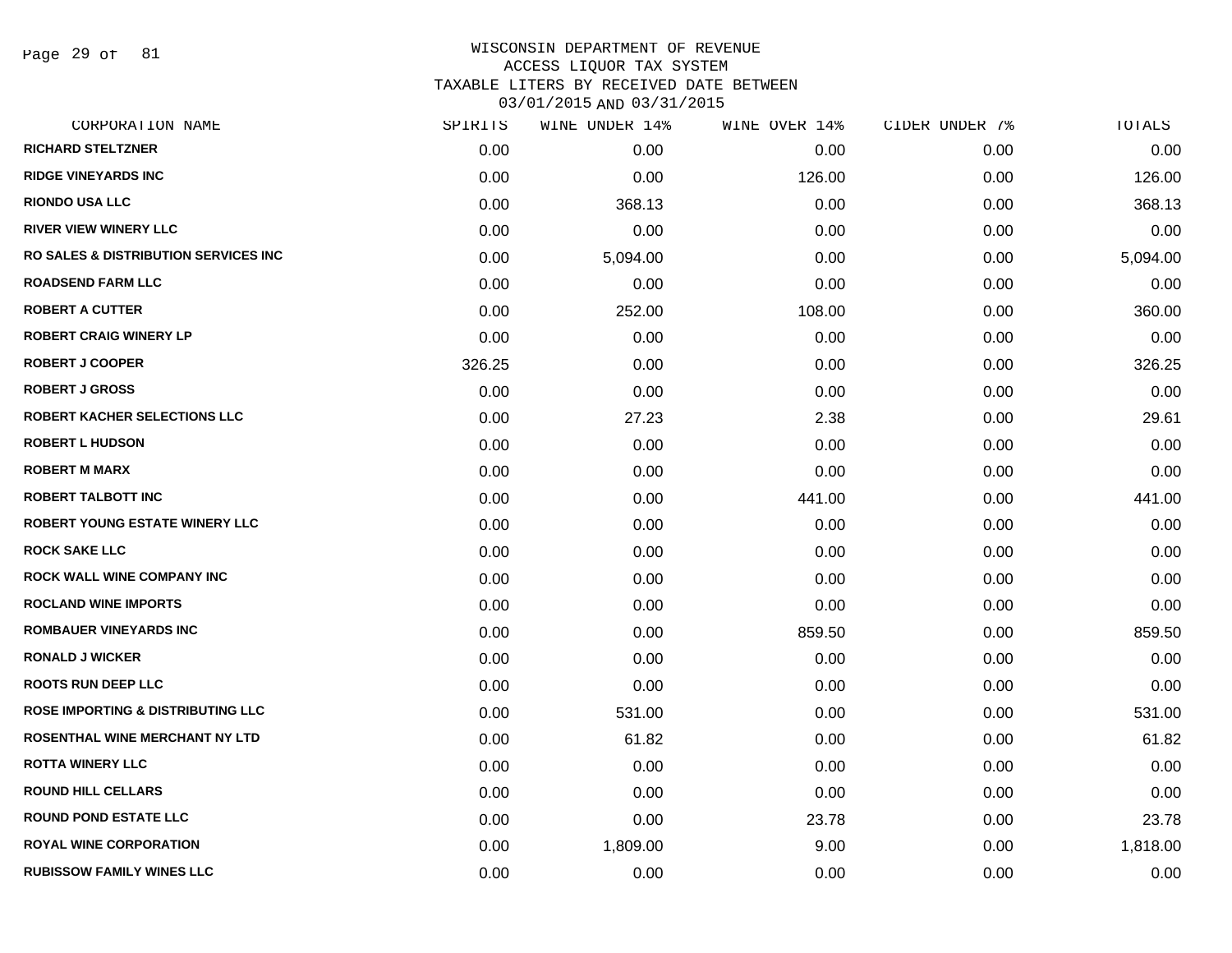# WISCONSIN DEPARTMENT OF REVENUE
## ACCESS LIQUOR TAX SYSTEM
### TAXABLE LITERS BY RECEIVED DATE BETWEEN 03/01/2015 AND 03/31/2015

| CORPORATION NAME | SPIRITS | WINE UNDER 14% | WINE OVER 14% | CIDER UNDER 7% | TOTALS |
|---|---|---|---|---|---|
| RICHARD STELTZNER | 0.00 | 0.00 | 0.00 | 0.00 | 0.00 |
| RIDGE VINEYARDS INC | 0.00 | 0.00 | 126.00 | 0.00 | 126.00 |
| RIONDO USA LLC | 0.00 | 368.13 | 0.00 | 0.00 | 368.13 |
| RIVER VIEW WINERY LLC | 0.00 | 0.00 | 0.00 | 0.00 | 0.00 |
| RO SALES & DISTRIBUTION SERVICES INC | 0.00 | 5,094.00 | 0.00 | 0.00 | 5,094.00 |
| ROADSEND FARM LLC | 0.00 | 0.00 | 0.00 | 0.00 | 0.00 |
| ROBERT A CUTTER | 0.00 | 252.00 | 108.00 | 0.00 | 360.00 |
| ROBERT CRAIG WINERY LP | 0.00 | 0.00 | 0.00 | 0.00 | 0.00 |
| ROBERT J COOPER | 326.25 | 0.00 | 0.00 | 0.00 | 326.25 |
| ROBERT J GROSS | 0.00 | 0.00 | 0.00 | 0.00 | 0.00 |
| ROBERT KACHER SELECTIONS LLC | 0.00 | 27.23 | 2.38 | 0.00 | 29.61 |
| ROBERT L HUDSON | 0.00 | 0.00 | 0.00 | 0.00 | 0.00 |
| ROBERT M MARX | 0.00 | 0.00 | 0.00 | 0.00 | 0.00 |
| ROBERT TALBOTT INC | 0.00 | 0.00 | 441.00 | 0.00 | 441.00 |
| ROBERT YOUNG ESTATE WINERY LLC | 0.00 | 0.00 | 0.00 | 0.00 | 0.00 |
| ROCK SAKE LLC | 0.00 | 0.00 | 0.00 | 0.00 | 0.00 |
| ROCK WALL WINE COMPANY INC | 0.00 | 0.00 | 0.00 | 0.00 | 0.00 |
| ROCLAND WINE IMPORTS | 0.00 | 0.00 | 0.00 | 0.00 | 0.00 |
| ROMBAUER VINEYARDS INC | 0.00 | 0.00 | 859.50 | 0.00 | 859.50 |
| RONALD J WICKER | 0.00 | 0.00 | 0.00 | 0.00 | 0.00 |
| ROOTS RUN DEEP LLC | 0.00 | 0.00 | 0.00 | 0.00 | 0.00 |
| ROSE IMPORTING & DISTRIBUTING LLC | 0.00 | 531.00 | 0.00 | 0.00 | 531.00 |
| ROSENTHAL WINE MERCHANT NY LTD | 0.00 | 61.82 | 0.00 | 0.00 | 61.82 |
| ROTTA WINERY LLC | 0.00 | 0.00 | 0.00 | 0.00 | 0.00 |
| ROUND HILL CELLARS | 0.00 | 0.00 | 0.00 | 0.00 | 0.00 |
| ROUND POND ESTATE LLC | 0.00 | 0.00 | 23.78 | 0.00 | 23.78 |
| ROYAL WINE CORPORATION | 0.00 | 1,809.00 | 9.00 | 0.00 | 1,818.00 |
| RUBISSOW FAMILY WINES LLC | 0.00 | 0.00 | 0.00 | 0.00 | 0.00 |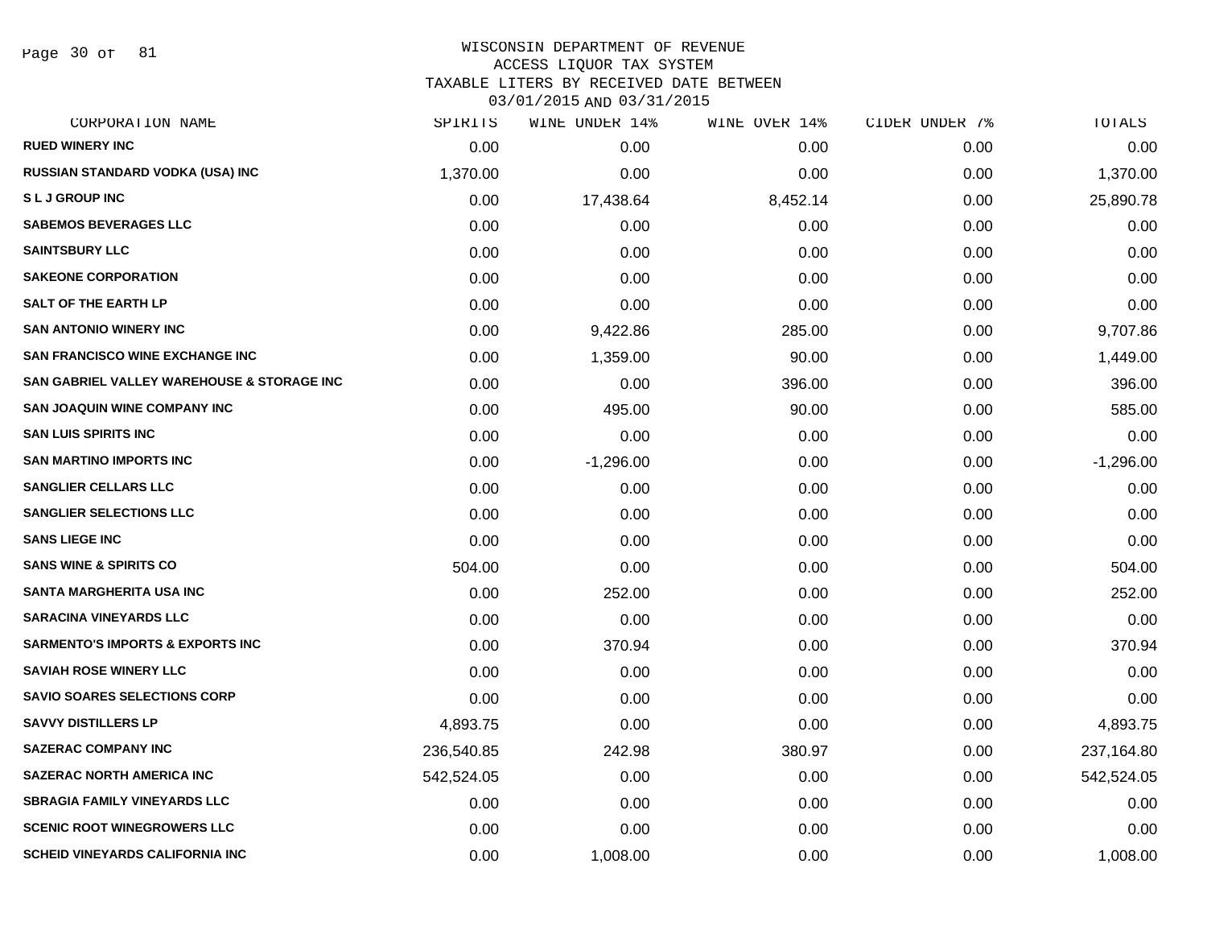WISCONSIN DEPARTMENT OF REVENUE
ACCESS LIQUOR TAX SYSTEM
TAXABLE LITERS BY RECEIVED DATE BETWEEN
03/01/2015 AND 03/31/2015

| CORPORATION NAME | SPIRITS | WINE UNDER 14% | WINE OVER 14% | CIDER UNDER 7% | TOTALS |
|---|---|---|---|---|---|
| RUED WINERY INC | 0.00 | 0.00 | 0.00 | 0.00 | 0.00 |
| RUSSIAN STANDARD VODKA (USA) INC | 1,370.00 | 0.00 | 0.00 | 0.00 | 1,370.00 |
| S L J GROUP INC | 0.00 | 17,438.64 | 8,452.14 | 0.00 | 25,890.78 |
| SABEMOS BEVERAGES LLC | 0.00 | 0.00 | 0.00 | 0.00 | 0.00 |
| SAINTSBURY LLC | 0.00 | 0.00 | 0.00 | 0.00 | 0.00 |
| SAKEONE CORPORATION | 0.00 | 0.00 | 0.00 | 0.00 | 0.00 |
| SALT OF THE EARTH LP | 0.00 | 0.00 | 0.00 | 0.00 | 0.00 |
| SAN ANTONIO WINERY INC | 0.00 | 9,422.86 | 285.00 | 0.00 | 9,707.86 |
| SAN FRANCISCO WINE EXCHANGE INC | 0.00 | 1,359.00 | 90.00 | 0.00 | 1,449.00 |
| SAN GABRIEL VALLEY WAREHOUSE & STORAGE INC | 0.00 | 0.00 | 396.00 | 0.00 | 396.00 |
| SAN JOAQUIN WINE COMPANY INC | 0.00 | 495.00 | 90.00 | 0.00 | 585.00 |
| SAN LUIS SPIRITS INC | 0.00 | 0.00 | 0.00 | 0.00 | 0.00 |
| SAN MARTINO IMPORTS INC | 0.00 | -1,296.00 | 0.00 | 0.00 | -1,296.00 |
| SANGLIER CELLARS LLC | 0.00 | 0.00 | 0.00 | 0.00 | 0.00 |
| SANGLIER SELECTIONS LLC | 0.00 | 0.00 | 0.00 | 0.00 | 0.00 |
| SANS LIEGE INC | 0.00 | 0.00 | 0.00 | 0.00 | 0.00 |
| SANS WINE & SPIRITS CO | 504.00 | 0.00 | 0.00 | 0.00 | 504.00 |
| SANTA MARGHERITA USA INC | 0.00 | 252.00 | 0.00 | 0.00 | 252.00 |
| SARACINA VINEYARDS LLC | 0.00 | 0.00 | 0.00 | 0.00 | 0.00 |
| SARMENTO'S IMPORTS & EXPORTS INC | 0.00 | 370.94 | 0.00 | 0.00 | 370.94 |
| SAVIAH ROSE WINERY LLC | 0.00 | 0.00 | 0.00 | 0.00 | 0.00 |
| SAVIO SOARES SELECTIONS CORP | 0.00 | 0.00 | 0.00 | 0.00 | 0.00 |
| SAVVY DISTILLERS LP | 4,893.75 | 0.00 | 0.00 | 0.00 | 4,893.75 |
| SAZERAC COMPANY INC | 236,540.85 | 242.98 | 380.97 | 0.00 | 237,164.80 |
| SAZERAC NORTH AMERICA INC | 542,524.05 | 0.00 | 0.00 | 0.00 | 542,524.05 |
| SBRAGIA FAMILY VINEYARDS LLC | 0.00 | 0.00 | 0.00 | 0.00 | 0.00 |
| SCENIC ROOT WINEGROWERS LLC | 0.00 | 0.00 | 0.00 | 0.00 | 0.00 |
| SCHEID VINEYARDS CALIFORNIA INC | 0.00 | 1,008.00 | 0.00 | 0.00 | 1,008.00 |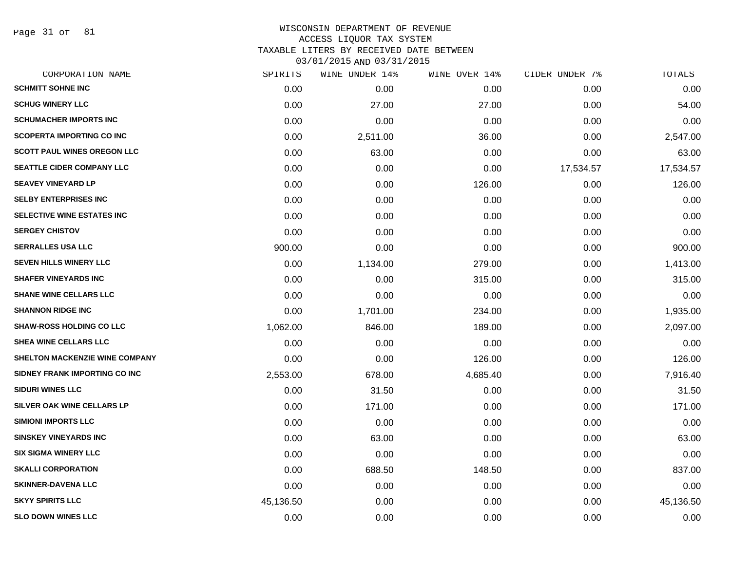WISCONSIN DEPARTMENT OF REVENUE
ACCESS LIQUOR TAX SYSTEM
TAXABLE LITERS BY RECEIVED DATE BETWEEN
03/01/2015 AND 03/31/2015

| CORPORATION NAME | SPIRITS | WINE UNDER 14% | WINE OVER 14% | CIDER UNDER 7% | TOTALS |
|---|---|---|---|---|---|
| SCHMITT SOHNE INC | 0.00 | 0.00 | 0.00 | 0.00 | 0.00 |
| SCHUG WINERY LLC | 0.00 | 27.00 | 27.00 | 0.00 | 54.00 |
| SCHUMACHER IMPORTS INC | 0.00 | 0.00 | 0.00 | 0.00 | 0.00 |
| SCOPERTA IMPORTING CO INC | 0.00 | 2,511.00 | 36.00 | 0.00 | 2,547.00 |
| SCOTT PAUL WINES OREGON LLC | 0.00 | 63.00 | 0.00 | 0.00 | 63.00 |
| SEATTLE CIDER COMPANY LLC | 0.00 | 0.00 | 0.00 | 17,534.57 | 17,534.57 |
| SEAVEY VINEYARD LP | 0.00 | 0.00 | 126.00 | 0.00 | 126.00 |
| SELBY ENTERPRISES INC | 0.00 | 0.00 | 0.00 | 0.00 | 0.00 |
| SELECTIVE WINE ESTATES INC | 0.00 | 0.00 | 0.00 | 0.00 | 0.00 |
| SERGEY CHISTOV | 0.00 | 0.00 | 0.00 | 0.00 | 0.00 |
| SERRALLES USA LLC | 900.00 | 0.00 | 0.00 | 0.00 | 900.00 |
| SEVEN HILLS WINERY LLC | 0.00 | 1,134.00 | 279.00 | 0.00 | 1,413.00 |
| SHAFER VINEYARDS INC | 0.00 | 0.00 | 315.00 | 0.00 | 315.00 |
| SHANE WINE CELLARS LLC | 0.00 | 0.00 | 0.00 | 0.00 | 0.00 |
| SHANNON RIDGE INC | 0.00 | 1,701.00 | 234.00 | 0.00 | 1,935.00 |
| SHAW-ROSS HOLDING CO LLC | 1,062.00 | 846.00 | 189.00 | 0.00 | 2,097.00 |
| SHEA WINE CELLARS LLC | 0.00 | 0.00 | 0.00 | 0.00 | 0.00 |
| SHELTON MACKENZIE WINE COMPANY | 0.00 | 0.00 | 126.00 | 0.00 | 126.00 |
| SIDNEY FRANK IMPORTING CO INC | 2,553.00 | 678.00 | 4,685.40 | 0.00 | 7,916.40 |
| SIDURI WINES LLC | 0.00 | 31.50 | 0.00 | 0.00 | 31.50 |
| SILVER OAK WINE CELLARS LP | 0.00 | 171.00 | 0.00 | 0.00 | 171.00 |
| SIMIONI IMPORTS LLC | 0.00 | 0.00 | 0.00 | 0.00 | 0.00 |
| SINSKEY VINEYARDS INC | 0.00 | 63.00 | 0.00 | 0.00 | 63.00 |
| SIX SIGMA WINERY LLC | 0.00 | 0.00 | 0.00 | 0.00 | 0.00 |
| SKALLI CORPORATION | 0.00 | 688.50 | 148.50 | 0.00 | 837.00 |
| SKINNER-DAVENA LLC | 0.00 | 0.00 | 0.00 | 0.00 | 0.00 |
| SKYY SPIRITS LLC | 45,136.50 | 0.00 | 0.00 | 0.00 | 45,136.50 |
| SLO DOWN WINES LLC | 0.00 | 0.00 | 0.00 | 0.00 | 0.00 |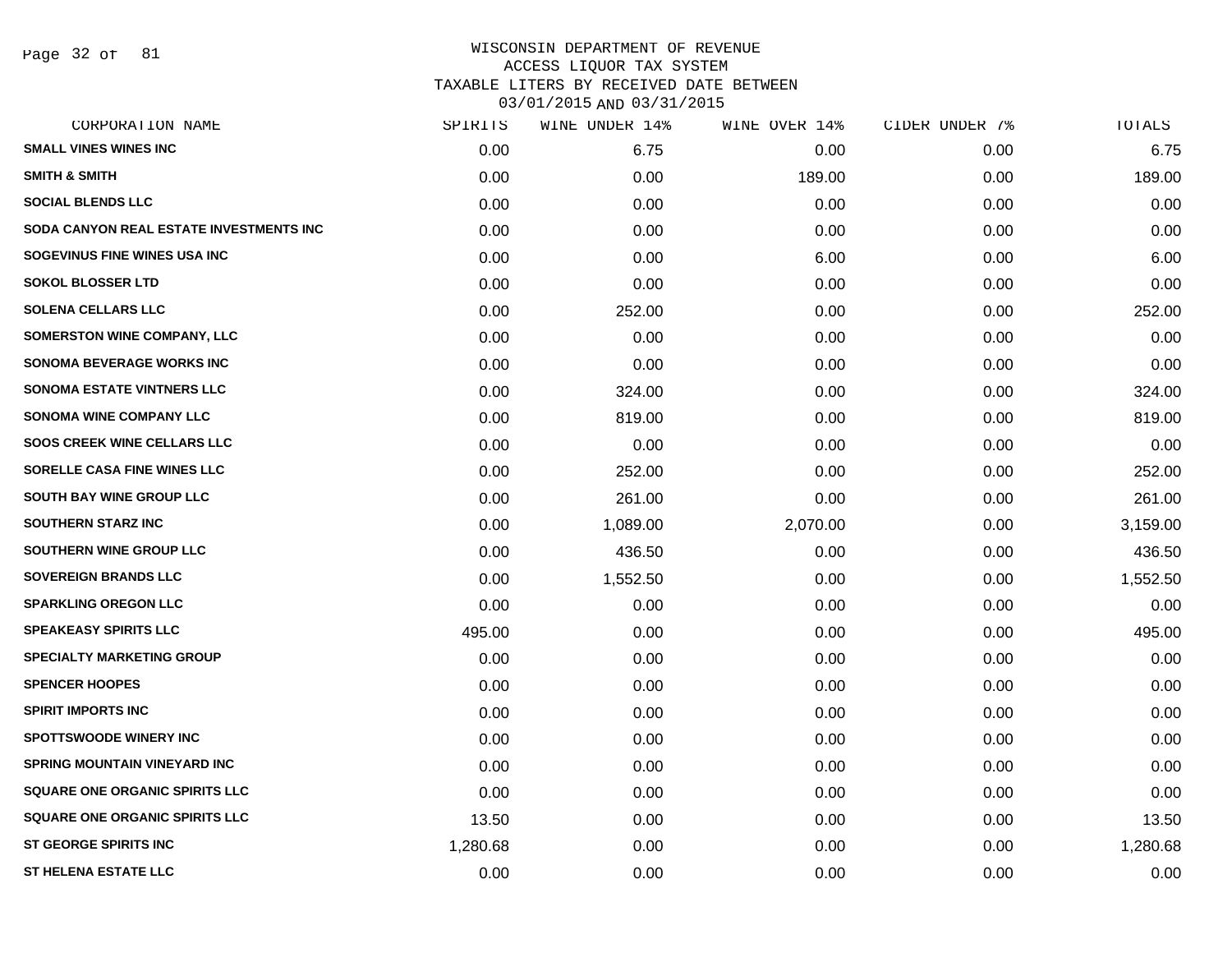WISCONSIN DEPARTMENT OF REVENUE
ACCESS LIQUOR TAX SYSTEM
TAXABLE LITERS BY RECEIVED DATE BETWEEN
03/01/2015 AND 03/31/2015

| CORPORATION NAME | SPIRITS | WINE UNDER 14% | WINE OVER 14% | CIDER UNDER 7% | TOTALS |
|---|---|---|---|---|---|
| SMALL VINES WINES INC | 0.00 | 6.75 | 0.00 | 0.00 | 6.75 |
| SMITH & SMITH | 0.00 | 0.00 | 189.00 | 0.00 | 189.00 |
| SOCIAL BLENDS LLC | 0.00 | 0.00 | 0.00 | 0.00 | 0.00 |
| SODA CANYON REAL ESTATE INVESTMENTS INC | 0.00 | 0.00 | 0.00 | 0.00 | 0.00 |
| SOGEVINUS FINE WINES USA INC | 0.00 | 0.00 | 6.00 | 0.00 | 6.00 |
| SOKOL BLOSSER LTD | 0.00 | 0.00 | 0.00 | 0.00 | 0.00 |
| SOLENA CELLARS LLC | 0.00 | 252.00 | 0.00 | 0.00 | 252.00 |
| SOMERSTON WINE COMPANY, LLC | 0.00 | 0.00 | 0.00 | 0.00 | 0.00 |
| SONOMA BEVERAGE WORKS INC | 0.00 | 0.00 | 0.00 | 0.00 | 0.00 |
| SONOMA ESTATE VINTNERS LLC | 0.00 | 324.00 | 0.00 | 0.00 | 324.00 |
| SONOMA WINE COMPANY LLC | 0.00 | 819.00 | 0.00 | 0.00 | 819.00 |
| SOOS CREEK WINE CELLARS LLC | 0.00 | 0.00 | 0.00 | 0.00 | 0.00 |
| SORELLE CASA FINE WINES LLC | 0.00 | 252.00 | 0.00 | 0.00 | 252.00 |
| SOUTH BAY WINE GROUP LLC | 0.00 | 261.00 | 0.00 | 0.00 | 261.00 |
| SOUTHERN STARZ INC | 0.00 | 1,089.00 | 2,070.00 | 0.00 | 3,159.00 |
| SOUTHERN WINE GROUP LLC | 0.00 | 436.50 | 0.00 | 0.00 | 436.50 |
| SOVEREIGN BRANDS LLC | 0.00 | 1,552.50 | 0.00 | 0.00 | 1,552.50 |
| SPARKLING OREGON LLC | 0.00 | 0.00 | 0.00 | 0.00 | 0.00 |
| SPEAKEASY SPIRITS LLC | 495.00 | 0.00 | 0.00 | 0.00 | 495.00 |
| SPECIALTY MARKETING GROUP | 0.00 | 0.00 | 0.00 | 0.00 | 0.00 |
| SPENCER HOOPES | 0.00 | 0.00 | 0.00 | 0.00 | 0.00 |
| SPIRIT IMPORTS INC | 0.00 | 0.00 | 0.00 | 0.00 | 0.00 |
| SPOTTSWOODE WINERY INC | 0.00 | 0.00 | 0.00 | 0.00 | 0.00 |
| SPRING MOUNTAIN VINEYARD INC | 0.00 | 0.00 | 0.00 | 0.00 | 0.00 |
| SQUARE ONE ORGANIC SPIRITS LLC | 0.00 | 0.00 | 0.00 | 0.00 | 0.00 |
| SQUARE ONE ORGANIC SPIRITS LLC | 13.50 | 0.00 | 0.00 | 0.00 | 13.50 |
| ST GEORGE SPIRITS INC | 1,280.68 | 0.00 | 0.00 | 0.00 | 1,280.68 |
| ST HELENA ESTATE LLC | 0.00 | 0.00 | 0.00 | 0.00 | 0.00 |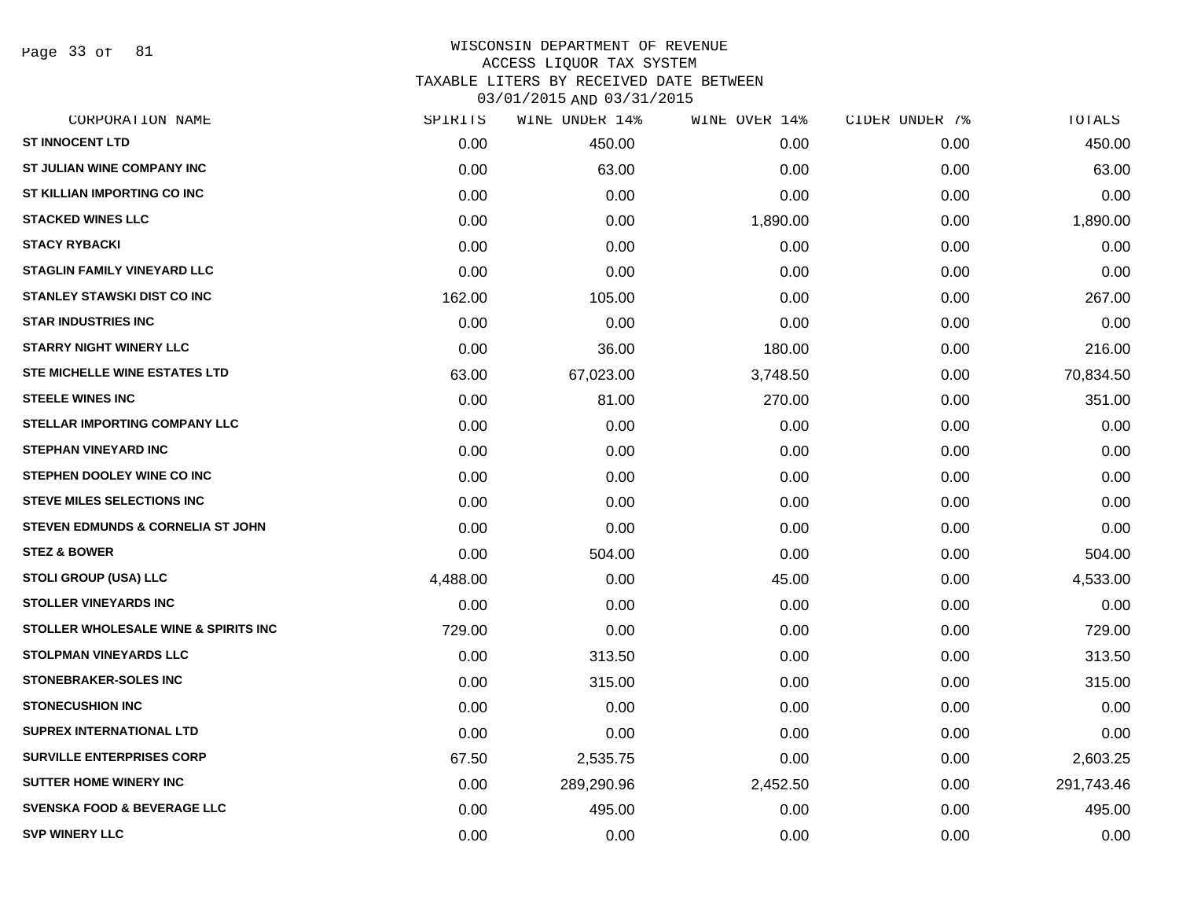# WISCONSIN DEPARTMENT OF REVENUE
## ACCESS LIQUOR TAX SYSTEM
### TAXABLE LITERS BY RECEIVED DATE BETWEEN 03/01/2015 AND 03/31/2015

| CORPORATION NAME | SPIRITS | WINE UNDER 14% | WINE OVER 14% | CIDER UNDER 7% | TOTALS |
|---|---|---|---|---|---|
| ST INNOCENT LTD | 0.00 | 450.00 | 0.00 | 0.00 | 450.00 |
| ST JULIAN WINE COMPANY INC | 0.00 | 63.00 | 0.00 | 0.00 | 63.00 |
| ST KILLIAN IMPORTING CO INC | 0.00 | 0.00 | 0.00 | 0.00 | 0.00 |
| STACKED WINES LLC | 0.00 | 0.00 | 1,890.00 | 0.00 | 1,890.00 |
| STACY RYBACKI | 0.00 | 0.00 | 0.00 | 0.00 | 0.00 |
| STAGLIN FAMILY VINEYARD LLC | 0.00 | 0.00 | 0.00 | 0.00 | 0.00 |
| STANLEY STAWSKI DIST CO INC | 162.00 | 105.00 | 0.00 | 0.00 | 267.00 |
| STAR INDUSTRIES INC | 0.00 | 0.00 | 0.00 | 0.00 | 0.00 |
| STARRY NIGHT WINERY LLC | 0.00 | 36.00 | 180.00 | 0.00 | 216.00 |
| STE MICHELLE WINE ESTATES LTD | 63.00 | 67,023.00 | 3,748.50 | 0.00 | 70,834.50 |
| STEELE WINES INC | 0.00 | 81.00 | 270.00 | 0.00 | 351.00 |
| STELLAR IMPORTING COMPANY LLC | 0.00 | 0.00 | 0.00 | 0.00 | 0.00 |
| STEPHAN VINEYARD INC | 0.00 | 0.00 | 0.00 | 0.00 | 0.00 |
| STEPHEN DOOLEY WINE CO INC | 0.00 | 0.00 | 0.00 | 0.00 | 0.00 |
| STEVE MILES SELECTIONS INC | 0.00 | 0.00 | 0.00 | 0.00 | 0.00 |
| STEVEN EDMUNDS & CORNELIA ST JOHN | 0.00 | 0.00 | 0.00 | 0.00 | 0.00 |
| STEZ & BOWER | 0.00 | 504.00 | 0.00 | 0.00 | 504.00 |
| STOLI GROUP (USA) LLC | 4,488.00 | 0.00 | 45.00 | 0.00 | 4,533.00 |
| STOLLER VINEYARDS INC | 0.00 | 0.00 | 0.00 | 0.00 | 0.00 |
| STOLLER WHOLESALE WINE & SPIRITS INC | 729.00 | 0.00 | 0.00 | 0.00 | 729.00 |
| STOLPMAN VINEYARDS LLC | 0.00 | 313.50 | 0.00 | 0.00 | 313.50 |
| STONEBRAKER-SOLES INC | 0.00 | 315.00 | 0.00 | 0.00 | 315.00 |
| STONECUSHION INC | 0.00 | 0.00 | 0.00 | 0.00 | 0.00 |
| SUPREX INTERNATIONAL LTD | 0.00 | 0.00 | 0.00 | 0.00 | 0.00 |
| SURVILLE ENTERPRISES CORP | 67.50 | 2,535.75 | 0.00 | 0.00 | 2,603.25 |
| SUTTER HOME WINERY INC | 0.00 | 289,290.96 | 2,452.50 | 0.00 | 291,743.46 |
| SVENSKA FOOD & BEVERAGE LLC | 0.00 | 495.00 | 0.00 | 0.00 | 495.00 |
| SVP WINERY LLC | 0.00 | 0.00 | 0.00 | 0.00 | 0.00 |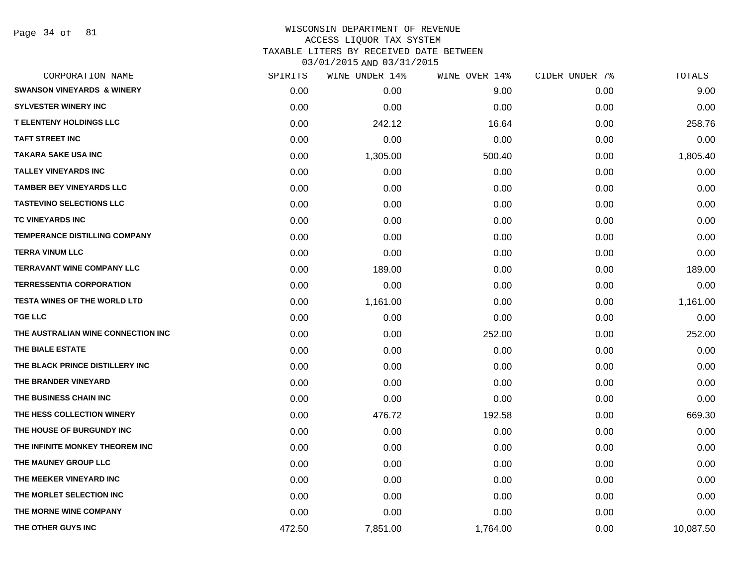WISCONSIN DEPARTMENT OF REVENUE
ACCESS LIQUOR TAX SYSTEM
TAXABLE LITERS BY RECEIVED DATE BETWEEN
03/01/2015 AND 03/31/2015

| CORPORATION NAME | SPIRITS | WINE UNDER 14% | WINE OVER 14% | CIDER UNDER 7% | TOTALS |
|---|---|---|---|---|---|
| SWANSON VINEYARDS & WINERY | 0.00 | 0.00 | 9.00 | 0.00 | 9.00 |
| SYLVESTER WINERY INC | 0.00 | 0.00 | 0.00 | 0.00 | 0.00 |
| T ELENTENY HOLDINGS LLC | 0.00 | 242.12 | 16.64 | 0.00 | 258.76 |
| TAFT STREET INC | 0.00 | 0.00 | 0.00 | 0.00 | 0.00 |
| TAKARA SAKE USA INC | 0.00 | 1,305.00 | 500.40 | 0.00 | 1,805.40 |
| TALLEY VINEYARDS INC | 0.00 | 0.00 | 0.00 | 0.00 | 0.00 |
| TAMBER BEY VINEYARDS LLC | 0.00 | 0.00 | 0.00 | 0.00 | 0.00 |
| TASTEVINO SELECTIONS LLC | 0.00 | 0.00 | 0.00 | 0.00 | 0.00 |
| TC VINEYARDS INC | 0.00 | 0.00 | 0.00 | 0.00 | 0.00 |
| TEMPERANCE DISTILLING COMPANY | 0.00 | 0.00 | 0.00 | 0.00 | 0.00 |
| TERRA VINUM LLC | 0.00 | 0.00 | 0.00 | 0.00 | 0.00 |
| TERRAVANT WINE COMPANY LLC | 0.00 | 189.00 | 0.00 | 0.00 | 189.00 |
| TERRESSENTIA CORPORATION | 0.00 | 0.00 | 0.00 | 0.00 | 0.00 |
| TESTA WINES OF THE WORLD LTD | 0.00 | 1,161.00 | 0.00 | 0.00 | 1,161.00 |
| TGE LLC | 0.00 | 0.00 | 0.00 | 0.00 | 0.00 |
| THE AUSTRALIAN WINE CONNECTION INC | 0.00 | 0.00 | 252.00 | 0.00 | 252.00 |
| THE BIALE ESTATE | 0.00 | 0.00 | 0.00 | 0.00 | 0.00 |
| THE BLACK PRINCE DISTILLERY INC | 0.00 | 0.00 | 0.00 | 0.00 | 0.00 |
| THE BRANDER VINEYARD | 0.00 | 0.00 | 0.00 | 0.00 | 0.00 |
| THE BUSINESS CHAIN INC | 0.00 | 0.00 | 0.00 | 0.00 | 0.00 |
| THE HESS COLLECTION WINERY | 0.00 | 476.72 | 192.58 | 0.00 | 669.30 |
| THE HOUSE OF BURGUNDY INC | 0.00 | 0.00 | 0.00 | 0.00 | 0.00 |
| THE INFINITE MONKEY THEOREM INC | 0.00 | 0.00 | 0.00 | 0.00 | 0.00 |
| THE MAUNEY GROUP LLC | 0.00 | 0.00 | 0.00 | 0.00 | 0.00 |
| THE MEEKER VINEYARD INC | 0.00 | 0.00 | 0.00 | 0.00 | 0.00 |
| THE MORLET SELECTION INC | 0.00 | 0.00 | 0.00 | 0.00 | 0.00 |
| THE MORNE WINE COMPANY | 0.00 | 0.00 | 0.00 | 0.00 | 0.00 |
| THE OTHER GUYS INC | 472.50 | 7,851.00 | 1,764.00 | 0.00 | 10,087.50 |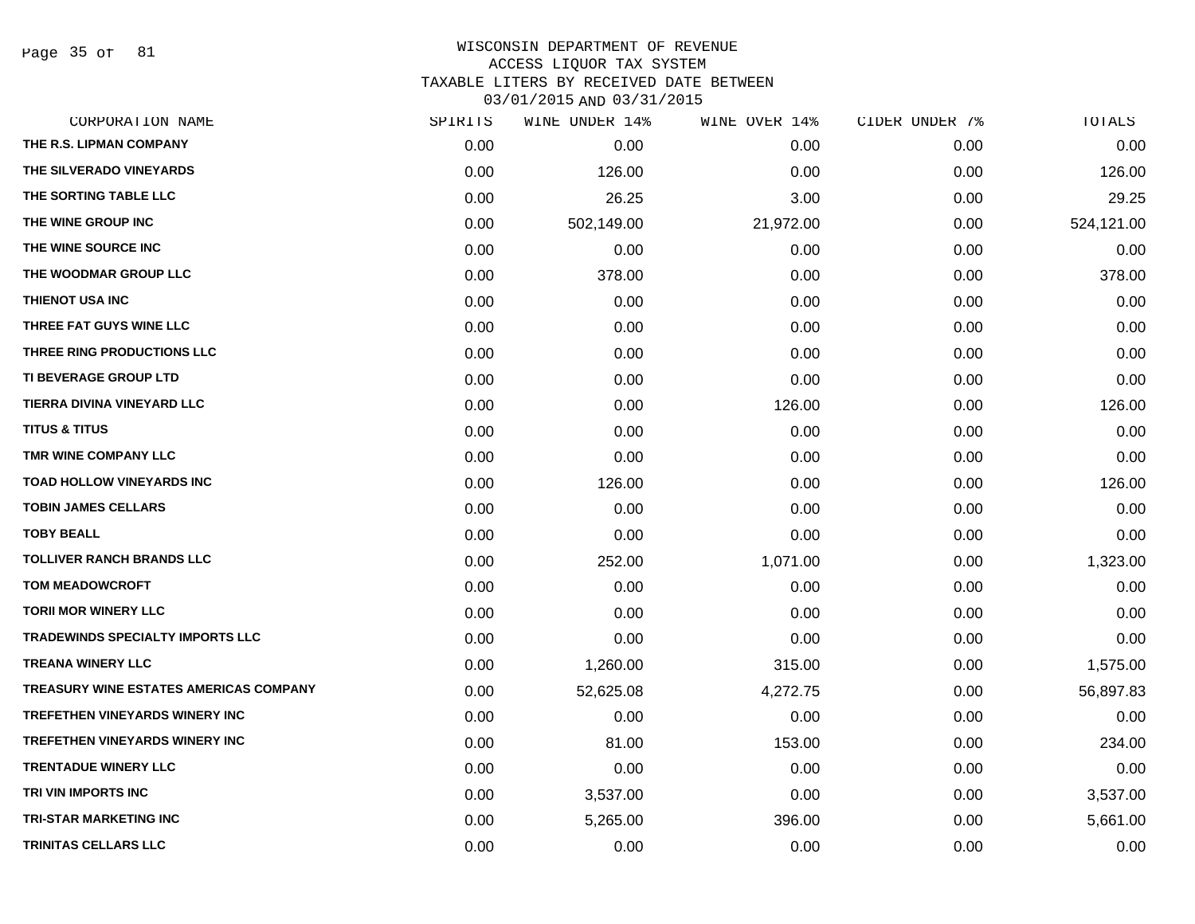# WISCONSIN DEPARTMENT OF REVENUE
## ACCESS LIQUOR TAX SYSTEM
### TAXABLE LITERS BY RECEIVED DATE BETWEEN 03/01/2015 AND 03/31/2015

| CORPORATION NAME | SPIRITS | WINE UNDER 14% | WINE OVER 14% | CIDER UNDER 7% | TOTALS |
|---|---|---|---|---|---|
| THE R.S. LIPMAN COMPANY | 0.00 | 0.00 | 0.00 | 0.00 | 0.00 |
| THE SILVERADO VINEYARDS | 0.00 | 126.00 | 0.00 | 0.00 | 126.00 |
| THE SORTING TABLE LLC | 0.00 | 26.25 | 3.00 | 0.00 | 29.25 |
| THE WINE GROUP INC | 0.00 | 502,149.00 | 21,972.00 | 0.00 | 524,121.00 |
| THE WINE SOURCE INC | 0.00 | 0.00 | 0.00 | 0.00 | 0.00 |
| THE WOODMAR GROUP LLC | 0.00 | 378.00 | 0.00 | 0.00 | 378.00 |
| THIENOT USA INC | 0.00 | 0.00 | 0.00 | 0.00 | 0.00 |
| THREE FAT GUYS WINE LLC | 0.00 | 0.00 | 0.00 | 0.00 | 0.00 |
| THREE RING PRODUCTIONS LLC | 0.00 | 0.00 | 0.00 | 0.00 | 0.00 |
| TI BEVERAGE GROUP LTD | 0.00 | 0.00 | 0.00 | 0.00 | 0.00 |
| TIERRA DIVINA VINEYARD LLC | 0.00 | 0.00 | 126.00 | 0.00 | 126.00 |
| TITUS & TITUS | 0.00 | 0.00 | 0.00 | 0.00 | 0.00 |
| TMR WINE COMPANY LLC | 0.00 | 0.00 | 0.00 | 0.00 | 0.00 |
| TOAD HOLLOW VINEYARDS INC | 0.00 | 126.00 | 0.00 | 0.00 | 126.00 |
| TOBIN JAMES CELLARS | 0.00 | 0.00 | 0.00 | 0.00 | 0.00 |
| TOBY BEALL | 0.00 | 0.00 | 0.00 | 0.00 | 0.00 |
| TOLLIVER RANCH BRANDS LLC | 0.00 | 252.00 | 1,071.00 | 0.00 | 1,323.00 |
| TOM MEADOWCROFT | 0.00 | 0.00 | 0.00 | 0.00 | 0.00 |
| TORII MOR WINERY LLC | 0.00 | 0.00 | 0.00 | 0.00 | 0.00 |
| TRADEWINDS SPECIALTY IMPORTS LLC | 0.00 | 0.00 | 0.00 | 0.00 | 0.00 |
| TREANA WINERY LLC | 0.00 | 1,260.00 | 315.00 | 0.00 | 1,575.00 |
| TREASURY WINE ESTATES AMERICAS COMPANY | 0.00 | 52,625.08 | 4,272.75 | 0.00 | 56,897.83 |
| TREFETHEN VINEYARDS WINERY INC | 0.00 | 0.00 | 0.00 | 0.00 | 0.00 |
| TREFETHEN VINEYARDS WINERY INC | 0.00 | 81.00 | 153.00 | 0.00 | 234.00 |
| TRENTADUE WINERY LLC | 0.00 | 0.00 | 0.00 | 0.00 | 0.00 |
| TRI VIN IMPORTS INC | 0.00 | 3,537.00 | 0.00 | 0.00 | 3,537.00 |
| TRI-STAR MARKETING INC | 0.00 | 5,265.00 | 396.00 | 0.00 | 5,661.00 |
| TRINITAS CELLARS LLC | 0.00 | 0.00 | 0.00 | 0.00 | 0.00 |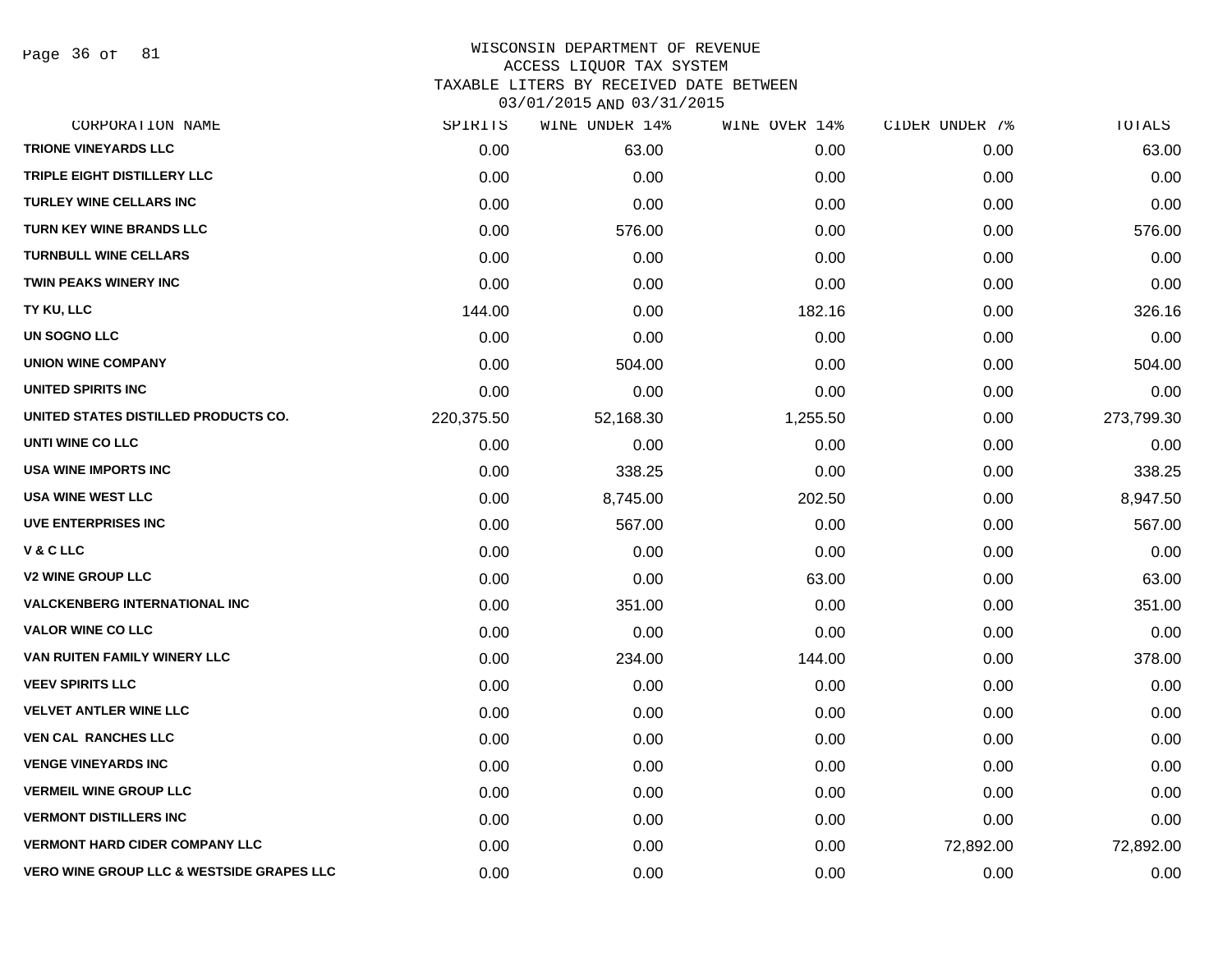WISCONSIN DEPARTMENT OF REVENUE
ACCESS LIQUOR TAX SYSTEM
TAXABLE LITERS BY RECEIVED DATE BETWEEN
03/01/2015 AND 03/31/2015

| CORPORATION NAME | SPIRITS | WINE UNDER 14% | WINE OVER 14% | CIDER UNDER 7% | TOTALS |
|---|---|---|---|---|---|
| TRIONE VINEYARDS LLC | 0.00 | 63.00 | 0.00 | 0.00 | 63.00 |
| TRIPLE EIGHT DISTILLERY LLC | 0.00 | 0.00 | 0.00 | 0.00 | 0.00 |
| TURLEY WINE CELLARS INC | 0.00 | 0.00 | 0.00 | 0.00 | 0.00 |
| TURN KEY WINE BRANDS LLC | 0.00 | 576.00 | 0.00 | 0.00 | 576.00 |
| TURNBULL WINE CELLARS | 0.00 | 0.00 | 0.00 | 0.00 | 0.00 |
| TWIN PEAKS WINERY INC | 0.00 | 0.00 | 0.00 | 0.00 | 0.00 |
| TY KU, LLC | 144.00 | 0.00 | 182.16 | 0.00 | 326.16 |
| UN SOGNO LLC | 0.00 | 0.00 | 0.00 | 0.00 | 0.00 |
| UNION WINE COMPANY | 0.00 | 504.00 | 0.00 | 0.00 | 504.00 |
| UNITED SPIRITS INC | 0.00 | 0.00 | 0.00 | 0.00 | 0.00 |
| UNITED STATES DISTILLED PRODUCTS CO. | 220,375.50 | 52,168.30 | 1,255.50 | 0.00 | 273,799.30 |
| UNTI WINE CO LLC | 0.00 | 0.00 | 0.00 | 0.00 | 0.00 |
| USA WINE IMPORTS INC | 0.00 | 338.25 | 0.00 | 0.00 | 338.25 |
| USA WINE WEST LLC | 0.00 | 8,745.00 | 202.50 | 0.00 | 8,947.50 |
| UVE ENTERPRISES INC | 0.00 | 567.00 | 0.00 | 0.00 | 567.00 |
| V & C LLC | 0.00 | 0.00 | 0.00 | 0.00 | 0.00 |
| V2 WINE GROUP LLC | 0.00 | 0.00 | 63.00 | 0.00 | 63.00 |
| VALCKENBERG INTERNATIONAL INC | 0.00 | 351.00 | 0.00 | 0.00 | 351.00 |
| VALOR WINE CO LLC | 0.00 | 0.00 | 0.00 | 0.00 | 0.00 |
| VAN RUITEN FAMILY WINERY LLC | 0.00 | 234.00 | 144.00 | 0.00 | 378.00 |
| VEEV SPIRITS LLC | 0.00 | 0.00 | 0.00 | 0.00 | 0.00 |
| VELVET ANTLER WINE LLC | 0.00 | 0.00 | 0.00 | 0.00 | 0.00 |
| VEN CAL RANCHES LLC | 0.00 | 0.00 | 0.00 | 0.00 | 0.00 |
| VENGE VINEYARDS INC | 0.00 | 0.00 | 0.00 | 0.00 | 0.00 |
| VERMEIL WINE GROUP LLC | 0.00 | 0.00 | 0.00 | 0.00 | 0.00 |
| VERMONT DISTILLERS INC | 0.00 | 0.00 | 0.00 | 0.00 | 0.00 |
| VERMONT HARD CIDER COMPANY LLC | 0.00 | 0.00 | 0.00 | 72,892.00 | 72,892.00 |
| VERO WINE GROUP LLC & WESTSIDE GRAPES LLC | 0.00 | 0.00 | 0.00 | 0.00 | 0.00 |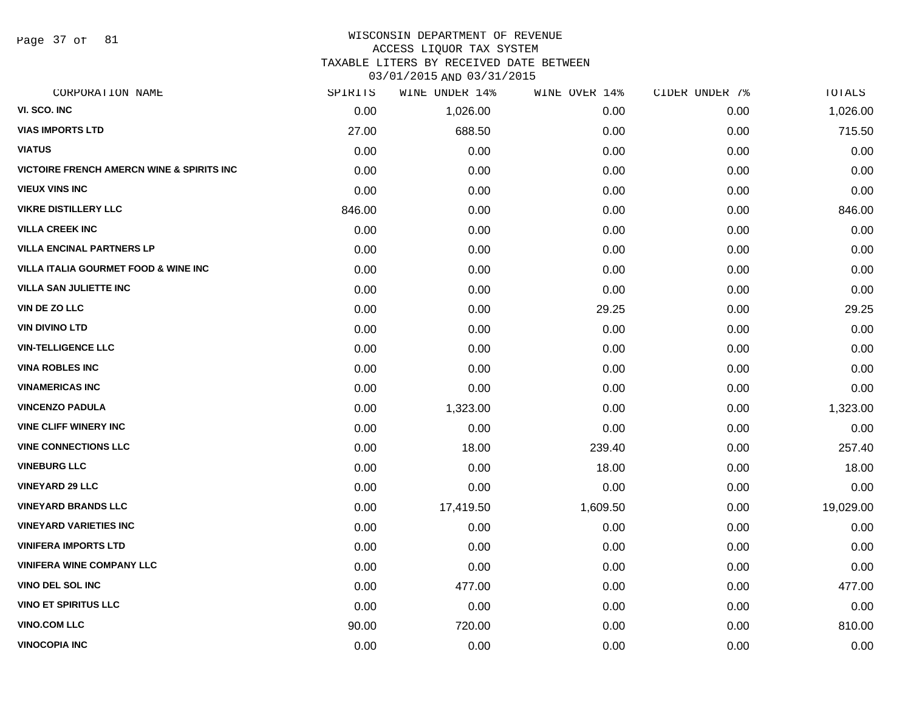# WISCONSIN DEPARTMENT OF REVENUE
## ACCESS LIQUOR TAX SYSTEM
## TAXABLE LITERS BY RECEIVED DATE BETWEEN 03/01/2015 AND 03/31/2015

| CORPORATION NAME | SPIRITS | WINE UNDER 14% | WINE OVER 14% | CIDER UNDER 7% | TOTALS |
|---|---|---|---|---|---|
| VI. SCO. INC | 0.00 | 1,026.00 | 0.00 | 0.00 | 1,026.00 |
| VIAS IMPORTS LTD | 27.00 | 688.50 | 0.00 | 0.00 | 715.50 |
| VIATUS | 0.00 | 0.00 | 0.00 | 0.00 | 0.00 |
| VICTOIRE FRENCH AMERCN WINE & SPIRITS INC | 0.00 | 0.00 | 0.00 | 0.00 | 0.00 |
| VIEUX VINS INC | 0.00 | 0.00 | 0.00 | 0.00 | 0.00 |
| VIKRE DISTILLERY LLC | 846.00 | 0.00 | 0.00 | 0.00 | 846.00 |
| VILLA CREEK INC | 0.00 | 0.00 | 0.00 | 0.00 | 0.00 |
| VILLA ENCINAL PARTNERS LP | 0.00 | 0.00 | 0.00 | 0.00 | 0.00 |
| VILLA ITALIA GOURMET FOOD & WINE INC | 0.00 | 0.00 | 0.00 | 0.00 | 0.00 |
| VILLA SAN JULIETTE INC | 0.00 | 0.00 | 0.00 | 0.00 | 0.00 |
| VIN DE ZO LLC | 0.00 | 0.00 | 29.25 | 0.00 | 29.25 |
| VIN DIVINO LTD | 0.00 | 0.00 | 0.00 | 0.00 | 0.00 |
| VIN-TELLIGENCE LLC | 0.00 | 0.00 | 0.00 | 0.00 | 0.00 |
| VINA ROBLES INC | 0.00 | 0.00 | 0.00 | 0.00 | 0.00 |
| VINAMERICAS INC | 0.00 | 0.00 | 0.00 | 0.00 | 0.00 |
| VINCENZO PADULA | 0.00 | 1,323.00 | 0.00 | 0.00 | 1,323.00 |
| VINE CLIFF WINERY INC | 0.00 | 0.00 | 0.00 | 0.00 | 0.00 |
| VINE CONNECTIONS LLC | 0.00 | 18.00 | 239.40 | 0.00 | 257.40 |
| VINEBURG LLC | 0.00 | 0.00 | 18.00 | 0.00 | 18.00 |
| VINEYARD 29 LLC | 0.00 | 0.00 | 0.00 | 0.00 | 0.00 |
| VINEYARD BRANDS LLC | 0.00 | 17,419.50 | 1,609.50 | 0.00 | 19,029.00 |
| VINEYARD VARIETIES INC | 0.00 | 0.00 | 0.00 | 0.00 | 0.00 |
| VINIFERA IMPORTS LTD | 0.00 | 0.00 | 0.00 | 0.00 | 0.00 |
| VINIFERA WINE COMPANY LLC | 0.00 | 0.00 | 0.00 | 0.00 | 0.00 |
| VINO DEL SOL INC | 0.00 | 477.00 | 0.00 | 0.00 | 477.00 |
| VINO ET SPIRITUS LLC | 0.00 | 0.00 | 0.00 | 0.00 | 0.00 |
| VINO.COM LLC | 90.00 | 720.00 | 0.00 | 0.00 | 810.00 |
| VINOCOPIA INC | 0.00 | 0.00 | 0.00 | 0.00 | 0.00 |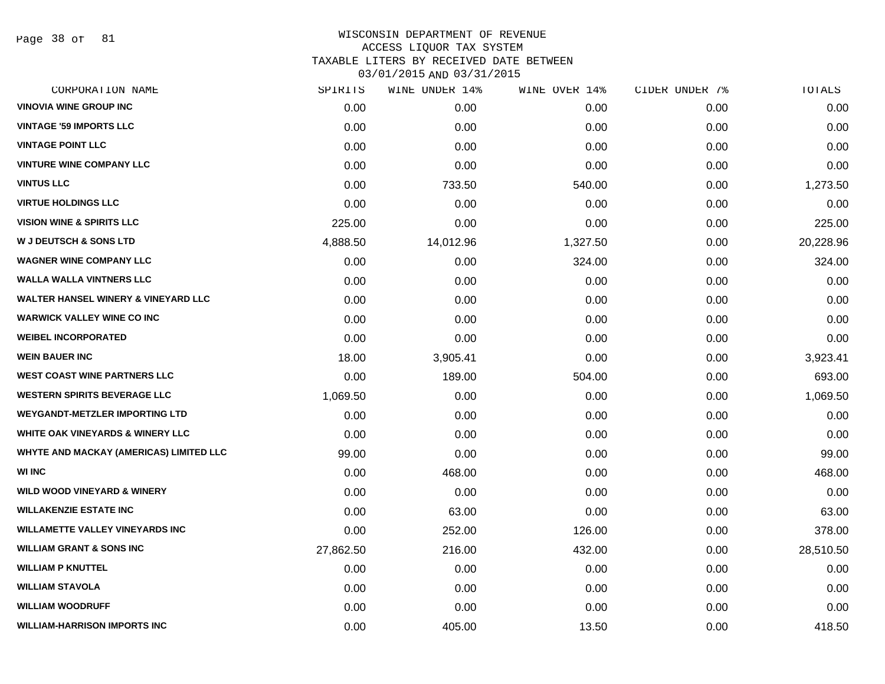# WISCONSIN DEPARTMENT OF REVENUE
## ACCESS LIQUOR TAX SYSTEM
## TAXABLE LITERS BY RECEIVED DATE BETWEEN 03/01/2015 AND 03/31/2015

| CORPORATION NAME | SPIRITS | WINE UNDER 14% | WINE OVER 14% | CIDER UNDER 7% | TOTALS |
|---|---|---|---|---|---|
| VINOVIA WINE GROUP INC | 0.00 | 0.00 | 0.00 | 0.00 | 0.00 |
| VINTAGE '59 IMPORTS LLC | 0.00 | 0.00 | 0.00 | 0.00 | 0.00 |
| VINTAGE POINT LLC | 0.00 | 0.00 | 0.00 | 0.00 | 0.00 |
| VINTURE WINE COMPANY LLC | 0.00 | 0.00 | 0.00 | 0.00 | 0.00 |
| VINTUS LLC | 0.00 | 733.50 | 540.00 | 0.00 | 1,273.50 |
| VIRTUE HOLDINGS LLC | 0.00 | 0.00 | 0.00 | 0.00 | 0.00 |
| VISION WINE & SPIRITS LLC | 225.00 | 0.00 | 0.00 | 0.00 | 225.00 |
| W J DEUTSCH & SONS LTD | 4,888.50 | 14,012.96 | 1,327.50 | 0.00 | 20,228.96 |
| WAGNER WINE COMPANY LLC | 0.00 | 0.00 | 324.00 | 0.00 | 324.00 |
| WALLA WALLA VINTNERS LLC | 0.00 | 0.00 | 0.00 | 0.00 | 0.00 |
| WALTER HANSEL WINERY & VINEYARD LLC | 0.00 | 0.00 | 0.00 | 0.00 | 0.00 |
| WARWICK VALLEY WINE CO INC | 0.00 | 0.00 | 0.00 | 0.00 | 0.00 |
| WEIBEL INCORPORATED | 0.00 | 0.00 | 0.00 | 0.00 | 0.00 |
| WEIN BAUER INC | 18.00 | 3,905.41 | 0.00 | 0.00 | 3,923.41 |
| WEST COAST WINE PARTNERS LLC | 0.00 | 189.00 | 504.00 | 0.00 | 693.00 |
| WESTERN SPIRITS BEVERAGE LLC | 1,069.50 | 0.00 | 0.00 | 0.00 | 1,069.50 |
| WEYGANDT-METZLER IMPORTING LTD | 0.00 | 0.00 | 0.00 | 0.00 | 0.00 |
| WHITE OAK VINEYARDS & WINERY LLC | 0.00 | 0.00 | 0.00 | 0.00 | 0.00 |
| WHYTE AND MACKAY (AMERICAS) LIMITED LLC | 99.00 | 0.00 | 0.00 | 0.00 | 99.00 |
| WI INC | 0.00 | 468.00 | 0.00 | 0.00 | 468.00 |
| WILD WOOD VINEYARD & WINERY | 0.00 | 0.00 | 0.00 | 0.00 | 0.00 |
| WILLAKENZIE ESTATE INC | 0.00 | 63.00 | 0.00 | 0.00 | 63.00 |
| WILLAMETTE VALLEY VINEYARDS INC | 0.00 | 252.00 | 126.00 | 0.00 | 378.00 |
| WILLIAM GRANT & SONS INC | 27,862.50 | 216.00 | 432.00 | 0.00 | 28,510.50 |
| WILLIAM P KNUTTEL | 0.00 | 0.00 | 0.00 | 0.00 | 0.00 |
| WILLIAM STAVOLA | 0.00 | 0.00 | 0.00 | 0.00 | 0.00 |
| WILLIAM WOODRUFF | 0.00 | 0.00 | 0.00 | 0.00 | 0.00 |
| WILLIAM-HARRISON IMPORTS INC | 0.00 | 405.00 | 13.50 | 0.00 | 418.50 |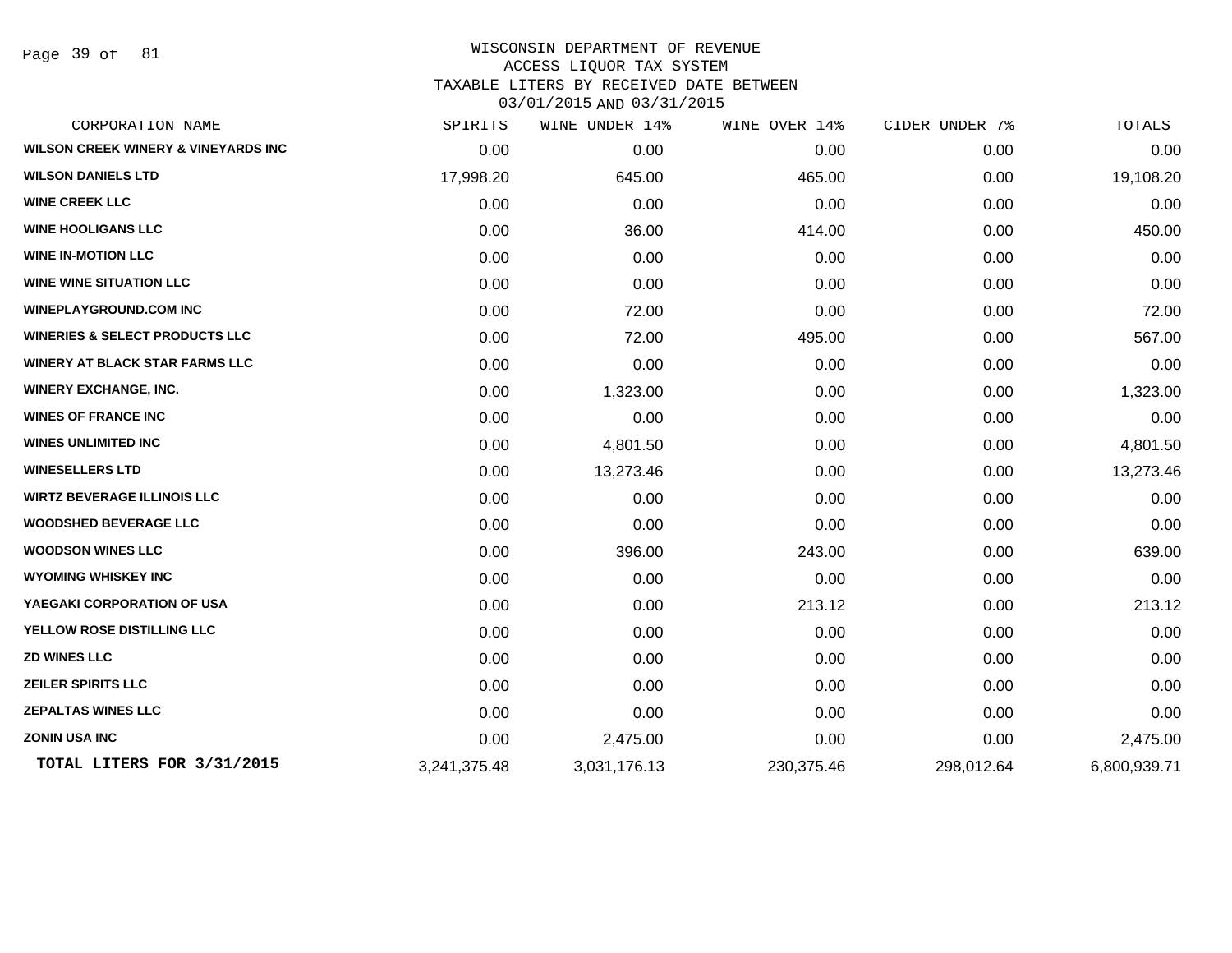WISCONSIN DEPARTMENT OF REVENUE
ACCESS LIQUOR TAX SYSTEM
TAXABLE LITERS BY RECEIVED DATE BETWEEN
03/01/2015 AND 03/31/2015

| CORPORATION NAME | SPIRITS | WINE UNDER 14% | WINE OVER 14% | CIDER UNDER 7% | TOTALS |
|---|---|---|---|---|---|
| WILSON CREEK WINERY & VINEYARDS INC | 0.00 | 0.00 | 0.00 | 0.00 | 0.00 |
| WILSON DANIELS LTD | 17,998.20 | 645.00 | 465.00 | 0.00 | 19,108.20 |
| WINE CREEK LLC | 0.00 | 0.00 | 0.00 | 0.00 | 0.00 |
| WINE HOOLIGANS LLC | 0.00 | 36.00 | 414.00 | 0.00 | 450.00 |
| WINE IN-MOTION LLC | 0.00 | 0.00 | 0.00 | 0.00 | 0.00 |
| WINE WINE SITUATION LLC | 0.00 | 0.00 | 0.00 | 0.00 | 0.00 |
| WINEPLAYGROUND.COM INC | 0.00 | 72.00 | 0.00 | 0.00 | 72.00 |
| WINERIES & SELECT PRODUCTS LLC | 0.00 | 72.00 | 495.00 | 0.00 | 567.00 |
| WINERY AT BLACK STAR FARMS LLC | 0.00 | 0.00 | 0.00 | 0.00 | 0.00 |
| WINERY EXCHANGE, INC. | 0.00 | 1,323.00 | 0.00 | 0.00 | 1,323.00 |
| WINES OF FRANCE INC | 0.00 | 0.00 | 0.00 | 0.00 | 0.00 |
| WINES UNLIMITED INC | 0.00 | 4,801.50 | 0.00 | 0.00 | 4,801.50 |
| WINESELLERS LTD | 0.00 | 13,273.46 | 0.00 | 0.00 | 13,273.46 |
| WIRTZ BEVERAGE ILLINOIS LLC | 0.00 | 0.00 | 0.00 | 0.00 | 0.00 |
| WOODSHED BEVERAGE LLC | 0.00 | 0.00 | 0.00 | 0.00 | 0.00 |
| WOODSON WINES LLC | 0.00 | 396.00 | 243.00 | 0.00 | 639.00 |
| WYOMING WHISKEY INC | 0.00 | 0.00 | 0.00 | 0.00 | 0.00 |
| YAEGAKI CORPORATION OF USA | 0.00 | 0.00 | 213.12 | 0.00 | 213.12 |
| YELLOW ROSE DISTILLING LLC | 0.00 | 0.00 | 0.00 | 0.00 | 0.00 |
| ZD WINES LLC | 0.00 | 0.00 | 0.00 | 0.00 | 0.00 |
| ZEILER SPIRITS LLC | 0.00 | 0.00 | 0.00 | 0.00 | 0.00 |
| ZEPALTAS WINES LLC | 0.00 | 0.00 | 0.00 | 0.00 | 0.00 |
| ZONIN USA INC | 0.00 | 2,475.00 | 0.00 | 0.00 | 2,475.00 |
| **TOTAL LITERS FOR 3/31/2015** | 3,241,375.48 | 3,031,176.13 | 230,375.46 | 298,012.64 | 6,800,939.71 |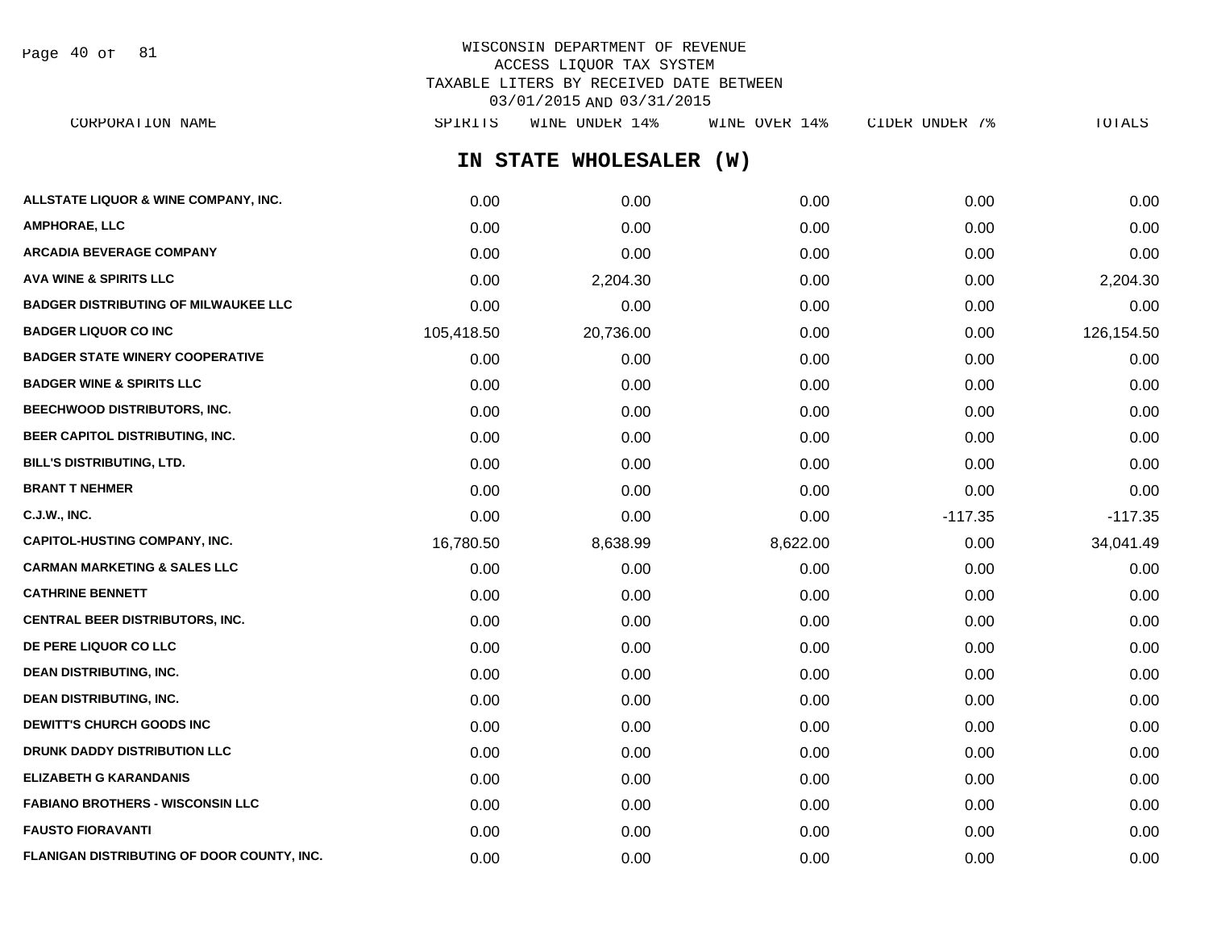WISCONSIN DEPARTMENT OF REVENUE
ACCESS LIQUOR TAX SYSTEM
TAXABLE LITERS BY RECEIVED DATE BETWEEN
03/01/2015 AND 03/31/2015

## IN STATE WHOLESALER (W)

| CORPORATION NAME | SPIRITS | WINE UNDER 14% | WINE OVER 14% | CIDER UNDER 7% | TOTALS |
|---|---|---|---|---|---|
| ALLSTATE LIQUOR & WINE COMPANY, INC. | 0.00 | 0.00 | 0.00 | 0.00 | 0.00 |
| AMPHORAE, LLC | 0.00 | 0.00 | 0.00 | 0.00 | 0.00 |
| ARCADIA BEVERAGE COMPANY | 0.00 | 0.00 | 0.00 | 0.00 | 0.00 |
| AVA WINE & SPIRITS LLC | 0.00 | 2,204.30 | 0.00 | 0.00 | 2,204.30 |
| BADGER DISTRIBUTING OF MILWAUKEE LLC | 0.00 | 0.00 | 0.00 | 0.00 | 0.00 |
| BADGER LIQUOR CO INC | 105,418.50 | 20,736.00 | 0.00 | 0.00 | 126,154.50 |
| BADGER STATE WINERY COOPERATIVE | 0.00 | 0.00 | 0.00 | 0.00 | 0.00 |
| BADGER WINE & SPIRITS LLC | 0.00 | 0.00 | 0.00 | 0.00 | 0.00 |
| BEECHWOOD DISTRIBUTORS, INC. | 0.00 | 0.00 | 0.00 | 0.00 | 0.00 |
| BEER CAPITOL DISTRIBUTING, INC. | 0.00 | 0.00 | 0.00 | 0.00 | 0.00 |
| BILL'S DISTRIBUTING, LTD. | 0.00 | 0.00 | 0.00 | 0.00 | 0.00 |
| BRANT T NEHMER | 0.00 | 0.00 | 0.00 | 0.00 | 0.00 |
| C.J.W., INC. | 0.00 | 0.00 | 0.00 | -117.35 | -117.35 |
| CAPITOL-HUSTING COMPANY, INC. | 16,780.50 | 8,638.99 | 8,622.00 | 0.00 | 34,041.49 |
| CARMAN MARKETING & SALES LLC | 0.00 | 0.00 | 0.00 | 0.00 | 0.00 |
| CATHRINE BENNETT | 0.00 | 0.00 | 0.00 | 0.00 | 0.00 |
| CENTRAL BEER DISTRIBUTORS, INC. | 0.00 | 0.00 | 0.00 | 0.00 | 0.00 |
| DE PERE LIQUOR CO LLC | 0.00 | 0.00 | 0.00 | 0.00 | 0.00 |
| DEAN DISTRIBUTING, INC. | 0.00 | 0.00 | 0.00 | 0.00 | 0.00 |
| DEAN DISTRIBUTING, INC. | 0.00 | 0.00 | 0.00 | 0.00 | 0.00 |
| DEWITT'S CHURCH GOODS INC | 0.00 | 0.00 | 0.00 | 0.00 | 0.00 |
| DRUNK DADDY DISTRIBUTION LLC | 0.00 | 0.00 | 0.00 | 0.00 | 0.00 |
| ELIZABETH G KARANDANIS | 0.00 | 0.00 | 0.00 | 0.00 | 0.00 |
| FABIANO BROTHERS - WISCONSIN LLC | 0.00 | 0.00 | 0.00 | 0.00 | 0.00 |
| FAUSTO FIORAVANTI | 0.00 | 0.00 | 0.00 | 0.00 | 0.00 |
| FLANIGAN DISTRIBUTING OF DOOR COUNTY, INC. | 0.00 | 0.00 | 0.00 | 0.00 | 0.00 |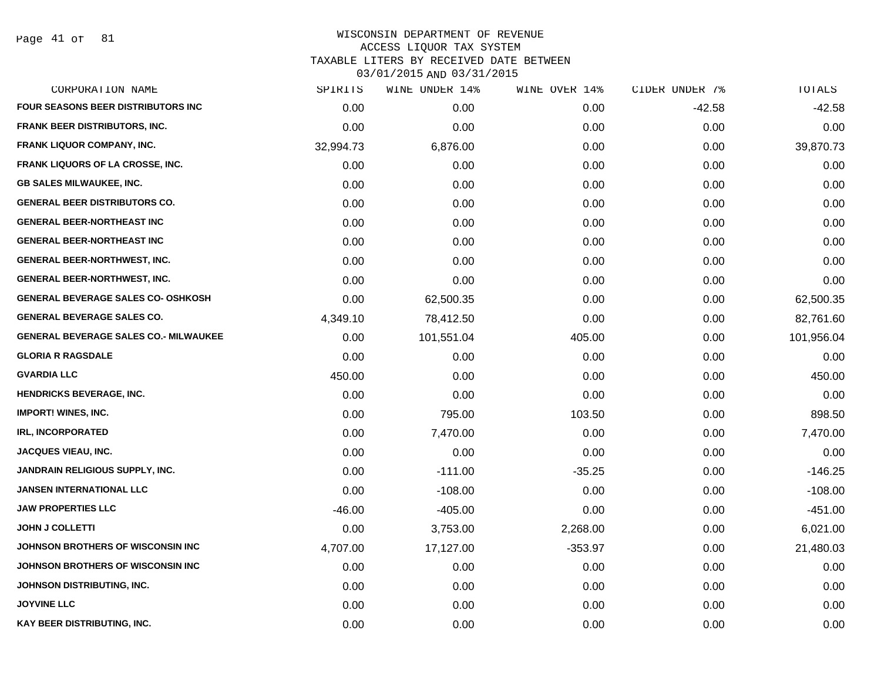# WISCONSIN DEPARTMENT OF REVENUE
## ACCESS LIQUOR TAX SYSTEM
### TAXABLE LITERS BY RECEIVED DATE BETWEEN 03/01/2015 AND 03/31/2015

| CORPORATION NAME | SPIRITS | WINE UNDER 14% | WINE OVER 14% | CIDER UNDER 7% | TOTALS |
|---|---|---|---|---|---|
| FOUR SEASONS BEER DISTRIBUTORS INC | 0.00 | 0.00 | 0.00 | -42.58 | -42.58 |
| FRANK BEER DISTRIBUTORS, INC. | 0.00 | 0.00 | 0.00 | 0.00 | 0.00 |
| FRANK LIQUOR COMPANY, INC. | 32,994.73 | 6,876.00 | 0.00 | 0.00 | 39,870.73 |
| FRANK LIQUORS OF LA CROSSE, INC. | 0.00 | 0.00 | 0.00 | 0.00 | 0.00 |
| GB SALES MILWAUKEE, INC. | 0.00 | 0.00 | 0.00 | 0.00 | 0.00 |
| GENERAL BEER DISTRIBUTORS CO. | 0.00 | 0.00 | 0.00 | 0.00 | 0.00 |
| GENERAL BEER-NORTHEAST INC | 0.00 | 0.00 | 0.00 | 0.00 | 0.00 |
| GENERAL BEER-NORTHEAST INC | 0.00 | 0.00 | 0.00 | 0.00 | 0.00 |
| GENERAL BEER-NORTHWEST, INC. | 0.00 | 0.00 | 0.00 | 0.00 | 0.00 |
| GENERAL BEER-NORTHWEST, INC. | 0.00 | 0.00 | 0.00 | 0.00 | 0.00 |
| GENERAL BEVERAGE SALES CO- OSHKOSH | 0.00 | 62,500.35 | 0.00 | 0.00 | 62,500.35 |
| GENERAL BEVERAGE SALES CO. | 4,349.10 | 78,412.50 | 0.00 | 0.00 | 82,761.60 |
| GENERAL BEVERAGE SALES CO.- MILWAUKEE | 0.00 | 101,551.04 | 405.00 | 0.00 | 101,956.04 |
| GLORIA R RAGSDALE | 0.00 | 0.00 | 0.00 | 0.00 | 0.00 |
| GVARDIA LLC | 450.00 | 0.00 | 0.00 | 0.00 | 450.00 |
| HENDRICKS BEVERAGE, INC. | 0.00 | 0.00 | 0.00 | 0.00 | 0.00 |
| IMPORT! WINES, INC. | 0.00 | 795.00 | 103.50 | 0.00 | 898.50 |
| IRL, INCORPORATED | 0.00 | 7,470.00 | 0.00 | 0.00 | 7,470.00 |
| JACQUES VIEAU, INC. | 0.00 | 0.00 | 0.00 | 0.00 | 0.00 |
| JANDRAIN RELIGIOUS SUPPLY, INC. | 0.00 | -111.00 | -35.25 | 0.00 | -146.25 |
| JANSEN INTERNATIONAL LLC | 0.00 | -108.00 | 0.00 | 0.00 | -108.00 |
| JAW PROPERTIES LLC | -46.00 | -405.00 | 0.00 | 0.00 | -451.00 |
| JOHN J COLLETTI | 0.00 | 3,753.00 | 2,268.00 | 0.00 | 6,021.00 |
| JOHNSON BROTHERS OF WISCONSIN INC | 4,707.00 | 17,127.00 | -353.97 | 0.00 | 21,480.03 |
| JOHNSON BROTHERS OF WISCONSIN INC | 0.00 | 0.00 | 0.00 | 0.00 | 0.00 |
| JOHNSON DISTRIBUTING, INC. | 0.00 | 0.00 | 0.00 | 0.00 | 0.00 |
| JOYVINE LLC | 0.00 | 0.00 | 0.00 | 0.00 | 0.00 |
| KAY BEER DISTRIBUTING, INC. | 0.00 | 0.00 | 0.00 | 0.00 | 0.00 |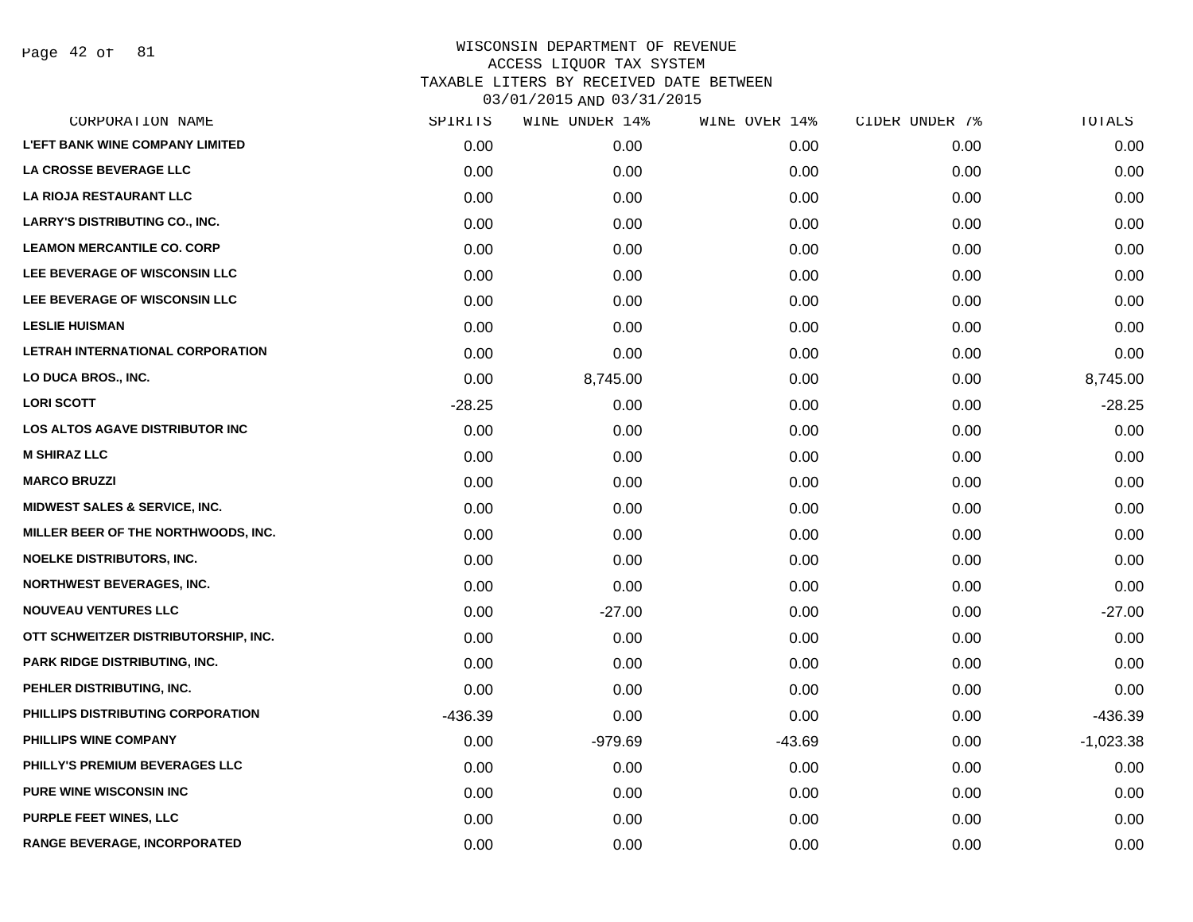WISCONSIN DEPARTMENT OF REVENUE
ACCESS LIQUOR TAX SYSTEM
TAXABLE LITERS BY RECEIVED DATE BETWEEN
03/01/2015 AND 03/31/2015

| CORPORATION NAME | SPIRITS | WINE UNDER 14% | WINE OVER 14% | CIDER UNDER 7% | TOTALS |
|---|---|---|---|---|---|
| L'EFT BANK WINE COMPANY LIMITED | 0.00 | 0.00 | 0.00 | 0.00 | 0.00 |
| LA CROSSE BEVERAGE LLC | 0.00 | 0.00 | 0.00 | 0.00 | 0.00 |
| LA RIOJA RESTAURANT LLC | 0.00 | 0.00 | 0.00 | 0.00 | 0.00 |
| LARRY'S DISTRIBUTING CO., INC. | 0.00 | 0.00 | 0.00 | 0.00 | 0.00 |
| LEAMON MERCANTILE CO. CORP | 0.00 | 0.00 | 0.00 | 0.00 | 0.00 |
| LEE BEVERAGE OF WISCONSIN LLC | 0.00 | 0.00 | 0.00 | 0.00 | 0.00 |
| LEE BEVERAGE OF WISCONSIN LLC | 0.00 | 0.00 | 0.00 | 0.00 | 0.00 |
| LESLIE HUISMAN | 0.00 | 0.00 | 0.00 | 0.00 | 0.00 |
| LETRAH INTERNATIONAL CORPORATION | 0.00 | 0.00 | 0.00 | 0.00 | 0.00 |
| LO DUCA BROS., INC. | 0.00 | 8,745.00 | 0.00 | 0.00 | 8,745.00 |
| LORI SCOTT | -28.25 | 0.00 | 0.00 | 0.00 | -28.25 |
| LOS ALTOS AGAVE DISTRIBUTOR INC | 0.00 | 0.00 | 0.00 | 0.00 | 0.00 |
| M SHIRAZ LLC | 0.00 | 0.00 | 0.00 | 0.00 | 0.00 |
| MARCO BRUZZI | 0.00 | 0.00 | 0.00 | 0.00 | 0.00 |
| MIDWEST SALES & SERVICE, INC. | 0.00 | 0.00 | 0.00 | 0.00 | 0.00 |
| MILLER BEER OF THE NORTHWOODS, INC. | 0.00 | 0.00 | 0.00 | 0.00 | 0.00 |
| NOELKE DISTRIBUTORS, INC. | 0.00 | 0.00 | 0.00 | 0.00 | 0.00 |
| NORTHWEST BEVERAGES, INC. | 0.00 | 0.00 | 0.00 | 0.00 | 0.00 |
| NOUVEAU VENTURES LLC | 0.00 | -27.00 | 0.00 | 0.00 | -27.00 |
| OTT SCHWEITZER DISTRIBUTORSHIP, INC. | 0.00 | 0.00 | 0.00 | 0.00 | 0.00 |
| PARK RIDGE DISTRIBUTING, INC. | 0.00 | 0.00 | 0.00 | 0.00 | 0.00 |
| PEHLER DISTRIBUTING, INC. | 0.00 | 0.00 | 0.00 | 0.00 | 0.00 |
| PHILLIPS DISTRIBUTING CORPORATION | -436.39 | 0.00 | 0.00 | 0.00 | -436.39 |
| PHILLIPS WINE COMPANY | 0.00 | -979.69 | -43.69 | 0.00 | -1,023.38 |
| PHILLY'S PREMIUM BEVERAGES LLC | 0.00 | 0.00 | 0.00 | 0.00 | 0.00 |
| PURE WINE WISCONSIN INC | 0.00 | 0.00 | 0.00 | 0.00 | 0.00 |
| PURPLE FEET WINES, LLC | 0.00 | 0.00 | 0.00 | 0.00 | 0.00 |
| RANGE BEVERAGE, INCORPORATED | 0.00 | 0.00 | 0.00 | 0.00 | 0.00 |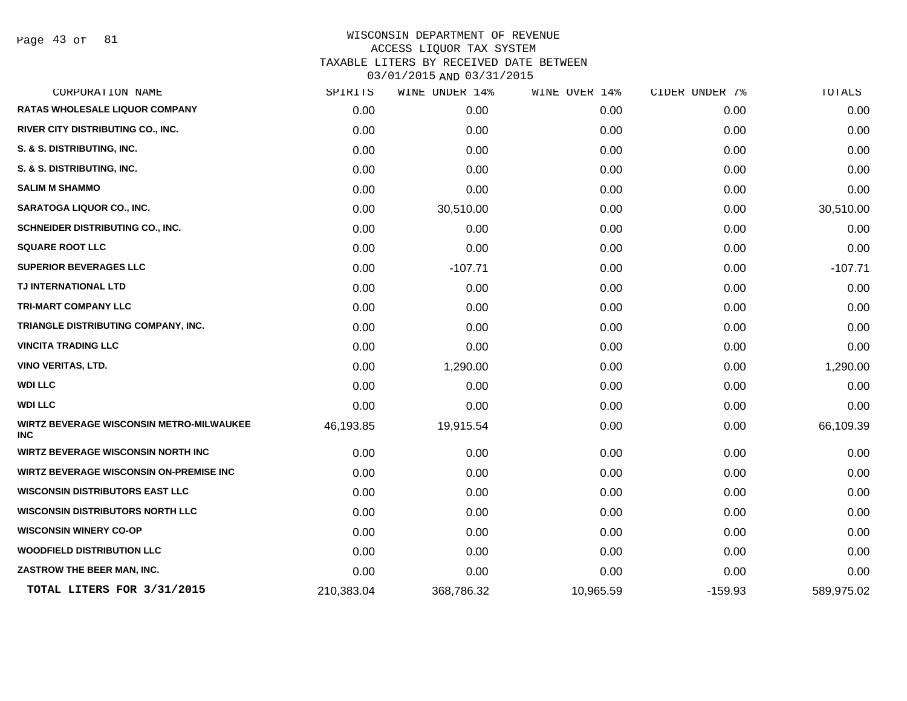# WISCONSIN DEPARTMENT OF REVENUE
## ACCESS LIQUOR TAX SYSTEM
### TAXABLE LITERS BY RECEIVED DATE BETWEEN 03/01/2015 AND 03/31/2015

| CORPORATION NAME | SPIRITS | WINE UNDER 14% | WINE OVER 14% | CIDER UNDER 7% | TOTALS |
|---|---|---|---|---|---|
| RATAS WHOLESALE LIQUOR COMPANY | 0.00 | 0.00 | 0.00 | 0.00 | 0.00 |
| RIVER CITY DISTRIBUTING CO., INC. | 0.00 | 0.00 | 0.00 | 0.00 | 0.00 |
| S. & S. DISTRIBUTING, INC. | 0.00 | 0.00 | 0.00 | 0.00 | 0.00 |
| S. & S. DISTRIBUTING, INC. | 0.00 | 0.00 | 0.00 | 0.00 | 0.00 |
| SALIM M SHAMMO | 0.00 | 0.00 | 0.00 | 0.00 | 0.00 |
| SARATOGA LIQUOR CO., INC. | 0.00 | 30,510.00 | 0.00 | 0.00 | 30,510.00 |
| SCHNEIDER DISTRIBUTING CO., INC. | 0.00 | 0.00 | 0.00 | 0.00 | 0.00 |
| SQUARE ROOT LLC | 0.00 | 0.00 | 0.00 | 0.00 | 0.00 |
| SUPERIOR BEVERAGES LLC | 0.00 | -107.71 | 0.00 | 0.00 | -107.71 |
| TJ INTERNATIONAL LTD | 0.00 | 0.00 | 0.00 | 0.00 | 0.00 |
| TRI-MART COMPANY LLC | 0.00 | 0.00 | 0.00 | 0.00 | 0.00 |
| TRIANGLE DISTRIBUTING COMPANY, INC. | 0.00 | 0.00 | 0.00 | 0.00 | 0.00 |
| VINCITA TRADING LLC | 0.00 | 0.00 | 0.00 | 0.00 | 0.00 |
| VINO VERITAS, LTD. | 0.00 | 1,290.00 | 0.00 | 0.00 | 1,290.00 |
| WDI LLC | 0.00 | 0.00 | 0.00 | 0.00 | 0.00 |
| WDI LLC | 0.00 | 0.00 | 0.00 | 0.00 | 0.00 |
| WIRTZ BEVERAGE WISCONSIN METRO-MILWAUKEE INC | 46,193.85 | 19,915.54 | 0.00 | 0.00 | 66,109.39 |
| WIRTZ BEVERAGE WISCONSIN NORTH INC | 0.00 | 0.00 | 0.00 | 0.00 | 0.00 |
| WIRTZ BEVERAGE WISCONSIN ON-PREMISE INC | 0.00 | 0.00 | 0.00 | 0.00 | 0.00 |
| WISCONSIN DISTRIBUTORS EAST LLC | 0.00 | 0.00 | 0.00 | 0.00 | 0.00 |
| WISCONSIN DISTRIBUTORS NORTH LLC | 0.00 | 0.00 | 0.00 | 0.00 | 0.00 |
| WISCONSIN WINERY CO-OP | 0.00 | 0.00 | 0.00 | 0.00 | 0.00 |
| WOODFIELD DISTRIBUTION LLC | 0.00 | 0.00 | 0.00 | 0.00 | 0.00 |
| ZASTROW THE BEER MAN, INC. | 0.00 | 0.00 | 0.00 | 0.00 | 0.00 |
| **TOTAL LITERS FOR 3/31/2015** | 210,383.04 | 368,786.32 | 10,965.59 | -159.93 | 589,975.02 |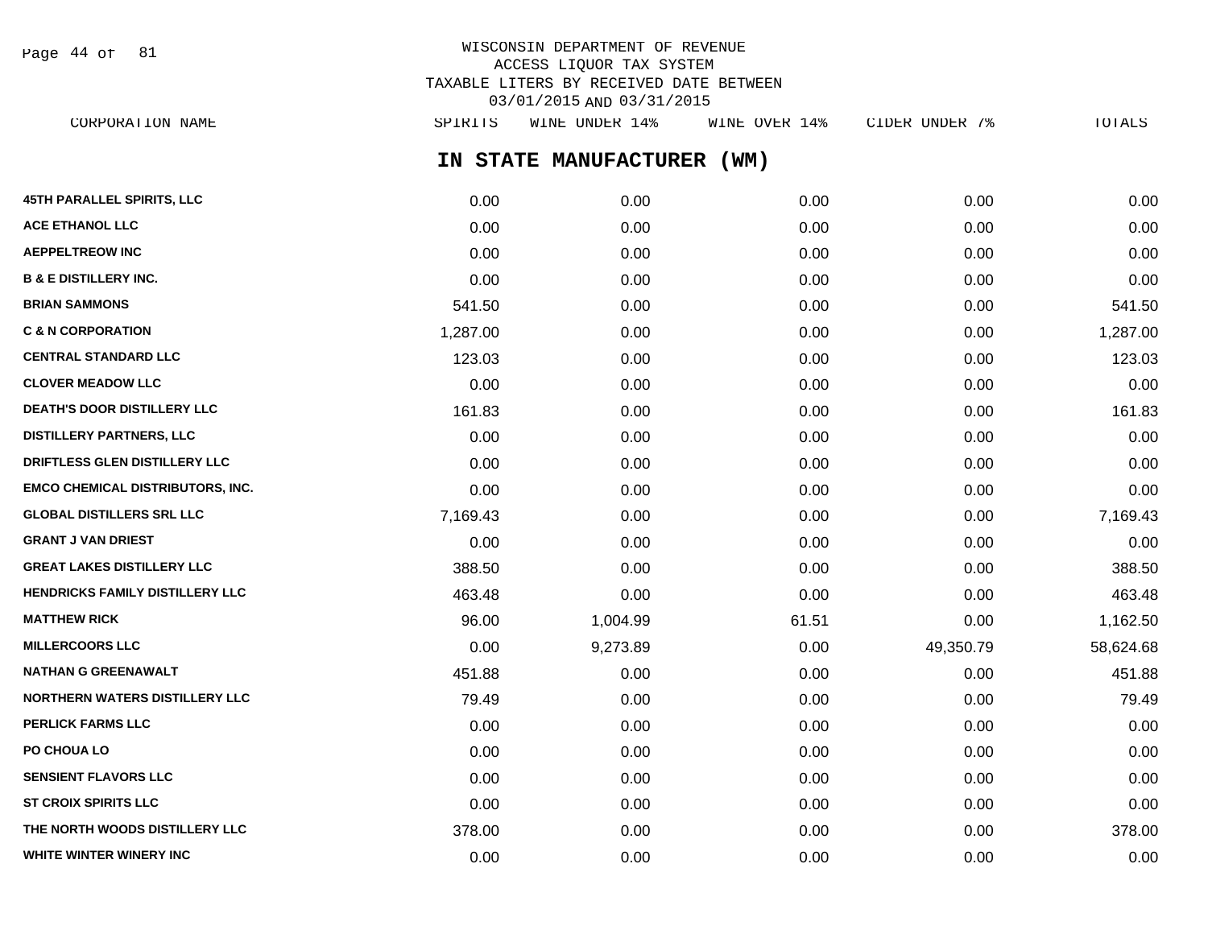WISCONSIN DEPARTMENT OF REVENUE
ACCESS LIQUOR TAX SYSTEM
TAXABLE LITERS BY RECEIVED DATE BETWEEN
03/01/2015 AND 03/31/2015

## IN STATE MANUFACTURER (WM)

| CORPORATION NAME | SPIRITS | WINE UNDER 14% | WINE OVER 14% | CIDER UNDER 7% | TOTALS |
|---|---|---|---|---|---|
| 45TH PARALLEL SPIRITS, LLC | 0.00 | 0.00 | 0.00 | 0.00 | 0.00 |
| ACE ETHANOL LLC | 0.00 | 0.00 | 0.00 | 0.00 | 0.00 |
| AEPPELTREOW INC | 0.00 | 0.00 | 0.00 | 0.00 | 0.00 |
| B & E DISTILLERY INC. | 0.00 | 0.00 | 0.00 | 0.00 | 0.00 |
| BRIAN SAMMONS | 541.50 | 0.00 | 0.00 | 0.00 | 541.50 |
| C & N CORPORATION | 1,287.00 | 0.00 | 0.00 | 0.00 | 1,287.00 |
| CENTRAL STANDARD LLC | 123.03 | 0.00 | 0.00 | 0.00 | 123.03 |
| CLOVER MEADOW LLC | 0.00 | 0.00 | 0.00 | 0.00 | 0.00 |
| DEATH'S DOOR DISTILLERY LLC | 161.83 | 0.00 | 0.00 | 0.00 | 161.83 |
| DISTILLERY PARTNERS, LLC | 0.00 | 0.00 | 0.00 | 0.00 | 0.00 |
| DRIFTLESS GLEN DISTILLERY LLC | 0.00 | 0.00 | 0.00 | 0.00 | 0.00 |
| EMCO CHEMICAL DISTRIBUTORS, INC. | 0.00 | 0.00 | 0.00 | 0.00 | 0.00 |
| GLOBAL DISTILLERS SRL LLC | 7,169.43 | 0.00 | 0.00 | 0.00 | 7,169.43 |
| GRANT J VAN DRIEST | 0.00 | 0.00 | 0.00 | 0.00 | 0.00 |
| GREAT LAKES DISTILLERY LLC | 388.50 | 0.00 | 0.00 | 0.00 | 388.50 |
| HENDRICKS FAMILY DISTILLERY LLC | 463.48 | 0.00 | 0.00 | 0.00 | 463.48 |
| MATTHEW RICK | 96.00 | 1,004.99 | 61.51 | 0.00 | 1,162.50 |
| MILLERCOORS LLC | 0.00 | 9,273.89 | 0.00 | 49,350.79 | 58,624.68 |
| NATHAN G GREENAWALT | 451.88 | 0.00 | 0.00 | 0.00 | 451.88 |
| NORTHERN WATERS DISTILLERY LLC | 79.49 | 0.00 | 0.00 | 0.00 | 79.49 |
| PERLICK FARMS LLC | 0.00 | 0.00 | 0.00 | 0.00 | 0.00 |
| PO CHOUA LO | 0.00 | 0.00 | 0.00 | 0.00 | 0.00 |
| SENSIENT FLAVORS LLC | 0.00 | 0.00 | 0.00 | 0.00 | 0.00 |
| ST CROIX SPIRITS LLC | 0.00 | 0.00 | 0.00 | 0.00 | 0.00 |
| THE NORTH WOODS DISTILLERY LLC | 378.00 | 0.00 | 0.00 | 0.00 | 378.00 |
| WHITE WINTER WINERY INC | 0.00 | 0.00 | 0.00 | 0.00 | 0.00 |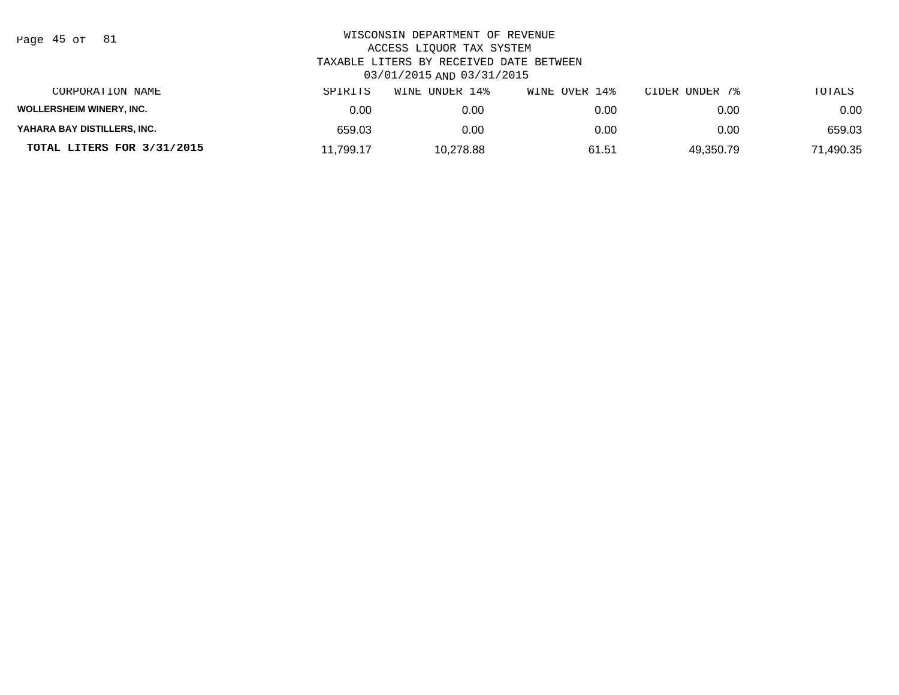WISCONSIN DEPARTMENT OF REVENUE
ACCESS LIQUOR TAX SYSTEM
TAXABLE LITERS BY RECEIVED DATE BETWEEN
03/01/2015 AND 03/31/2015

| CORPORATION NAME | SPIRITS | WINE UNDER 14% | WINE OVER 14% | CIDER UNDER 7% | TOTALS |
|---|---|---|---|---|---|
| WOLLERSHEIM WINERY, INC. | 0.00 | 0.00 | 0.00 | 0.00 | 0.00 |
| YAHARA BAY DISTILLERS, INC. | 659.03 | 0.00 | 0.00 | 0.00 | 659.03 |
| **TOTAL LITERS FOR 3/31/2015** | 11,799.17 | 10,278.88 | 61.51 | 49,350.79 | 71,490.35 |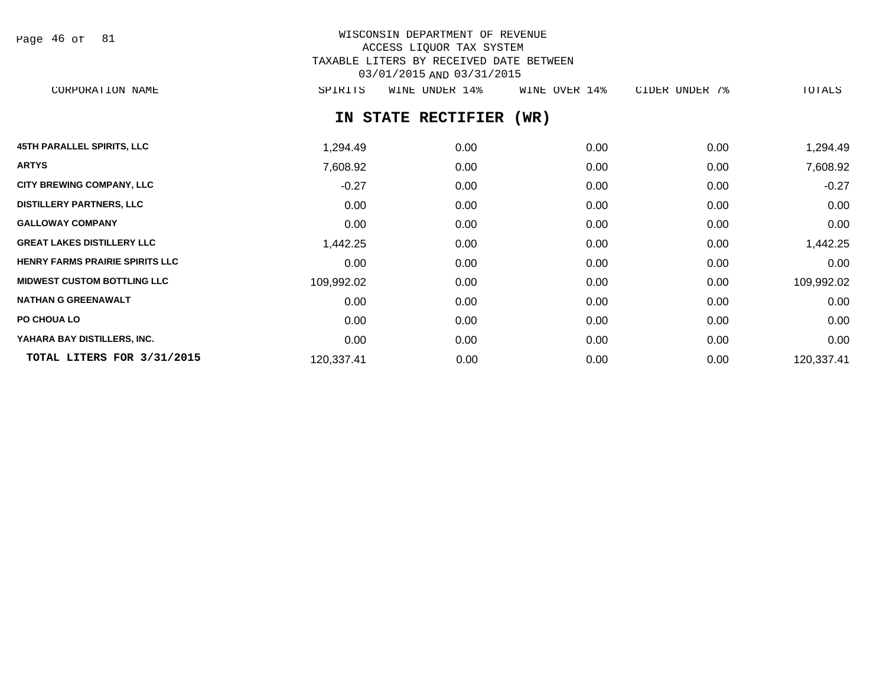WISCONSIN DEPARTMENT OF REVENUE
ACCESS LIQUOR TAX SYSTEM
TAXABLE LITERS BY RECEIVED DATE BETWEEN
03/01/2015 AND 03/31/2015

## IN STATE RECTIFIER (WR)

| CORPORATION NAME | SPIRITS | WINE UNDER 14% | WINE OVER 14% | CIDER UNDER 7% | TOTALS |
|---|---|---|---|---|---|
| 45TH PARALLEL SPIRITS, LLC | 1,294.49 | 0.00 | 0.00 | 0.00 | 1,294.49 |
| ARTYS | 7,608.92 | 0.00 | 0.00 | 0.00 | 7,608.92 |
| CITY BREWING COMPANY, LLC | -0.27 | 0.00 | 0.00 | 0.00 | -0.27 |
| DISTILLERY PARTNERS, LLC | 0.00 | 0.00 | 0.00 | 0.00 | 0.00 |
| GALLOWAY COMPANY | 0.00 | 0.00 | 0.00 | 0.00 | 0.00 |
| GREAT LAKES DISTILLERY LLC | 1,442.25 | 0.00 | 0.00 | 0.00 | 1,442.25 |
| HENRY FARMS PRAIRIE SPIRITS LLC | 0.00 | 0.00 | 0.00 | 0.00 | 0.00 |
| MIDWEST CUSTOM BOTTLING LLC | 109,992.02 | 0.00 | 0.00 | 0.00 | 109,992.02 |
| NATHAN G GREENAWALT | 0.00 | 0.00 | 0.00 | 0.00 | 0.00 |
| PO CHOUA LO | 0.00 | 0.00 | 0.00 | 0.00 | 0.00 |
| YAHARA BAY DISTILLERS, INC. | 0.00 | 0.00 | 0.00 | 0.00 | 0.00 |
| **TOTAL LITERS FOR 3/31/2015** | 120,337.41 | 0.00 | 0.00 | 0.00 | 120,337.41 |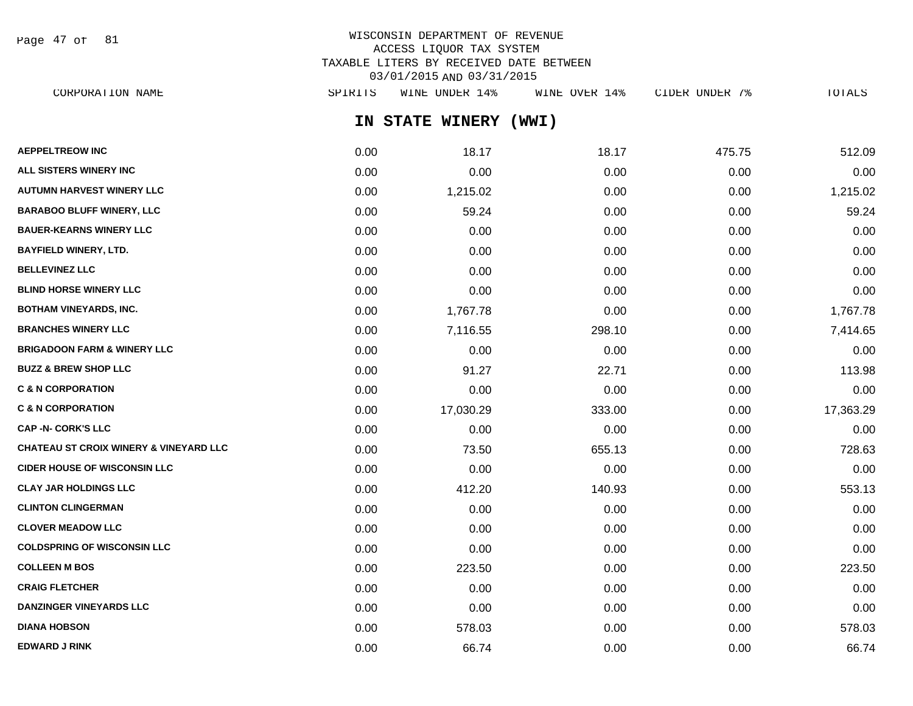WISCONSIN DEPARTMENT OF REVENUE
ACCESS LIQUOR TAX SYSTEM
TAXABLE LITERS BY RECEIVED DATE BETWEEN
03/01/2015 AND 03/31/2015

## IN STATE WINERY (WWI)

| CORPORATION NAME | SPIRITS | WINE UNDER 14% | WINE OVER 14% | CIDER UNDER 7% | TOTALS |
|---|---|---|---|---|---|
| AEPPELTREOW INC | 0.00 | 18.17 | 18.17 | 475.75 | 512.09 |
| ALL SISTERS WINERY INC | 0.00 | 0.00 | 0.00 | 0.00 | 0.00 |
| AUTUMN HARVEST WINERY LLC | 0.00 | 1,215.02 | 0.00 | 0.00 | 1,215.02 |
| BARABOO BLUFF WINERY, LLC | 0.00 | 59.24 | 0.00 | 0.00 | 59.24 |
| BAUER-KEARNS WINERY LLC | 0.00 | 0.00 | 0.00 | 0.00 | 0.00 |
| BAYFIELD WINERY, LTD. | 0.00 | 0.00 | 0.00 | 0.00 | 0.00 |
| BELLEVINEZ LLC | 0.00 | 0.00 | 0.00 | 0.00 | 0.00 |
| BLIND HORSE WINERY LLC | 0.00 | 0.00 | 0.00 | 0.00 | 0.00 |
| BOTHAM VINEYARDS, INC. | 0.00 | 1,767.78 | 0.00 | 0.00 | 1,767.78 |
| BRANCHES WINERY LLC | 0.00 | 7,116.55 | 298.10 | 0.00 | 7,414.65 |
| BRIGADOON FARM & WINERY LLC | 0.00 | 0.00 | 0.00 | 0.00 | 0.00 |
| BUZZ & BREW SHOP LLC | 0.00 | 91.27 | 22.71 | 0.00 | 113.98 |
| C & N CORPORATION | 0.00 | 0.00 | 0.00 | 0.00 | 0.00 |
| C & N CORPORATION | 0.00 | 17,030.29 | 333.00 | 0.00 | 17,363.29 |
| CAP -N- CORK'S LLC | 0.00 | 0.00 | 0.00 | 0.00 | 0.00 |
| CHATEAU ST CROIX WINERY & VINEYARD LLC | 0.00 | 73.50 | 655.13 | 0.00 | 728.63 |
| CIDER HOUSE OF WISCONSIN LLC | 0.00 | 0.00 | 0.00 | 0.00 | 0.00 |
| CLAY JAR HOLDINGS LLC | 0.00 | 412.20 | 140.93 | 0.00 | 553.13 |
| CLINTON CLINGERMAN | 0.00 | 0.00 | 0.00 | 0.00 | 0.00 |
| CLOVER MEADOW LLC | 0.00 | 0.00 | 0.00 | 0.00 | 0.00 |
| COLDSPRING OF WISCONSIN LLC | 0.00 | 0.00 | 0.00 | 0.00 | 0.00 |
| COLLEEN M BOS | 0.00 | 223.50 | 0.00 | 0.00 | 223.50 |
| CRAIG FLETCHER | 0.00 | 0.00 | 0.00 | 0.00 | 0.00 |
| DANZINGER VINEYARDS LLC | 0.00 | 0.00 | 0.00 | 0.00 | 0.00 |
| DIANA HOBSON | 0.00 | 578.03 | 0.00 | 0.00 | 578.03 |
| EDWARD J RINK | 0.00 | 66.74 | 0.00 | 0.00 | 66.74 |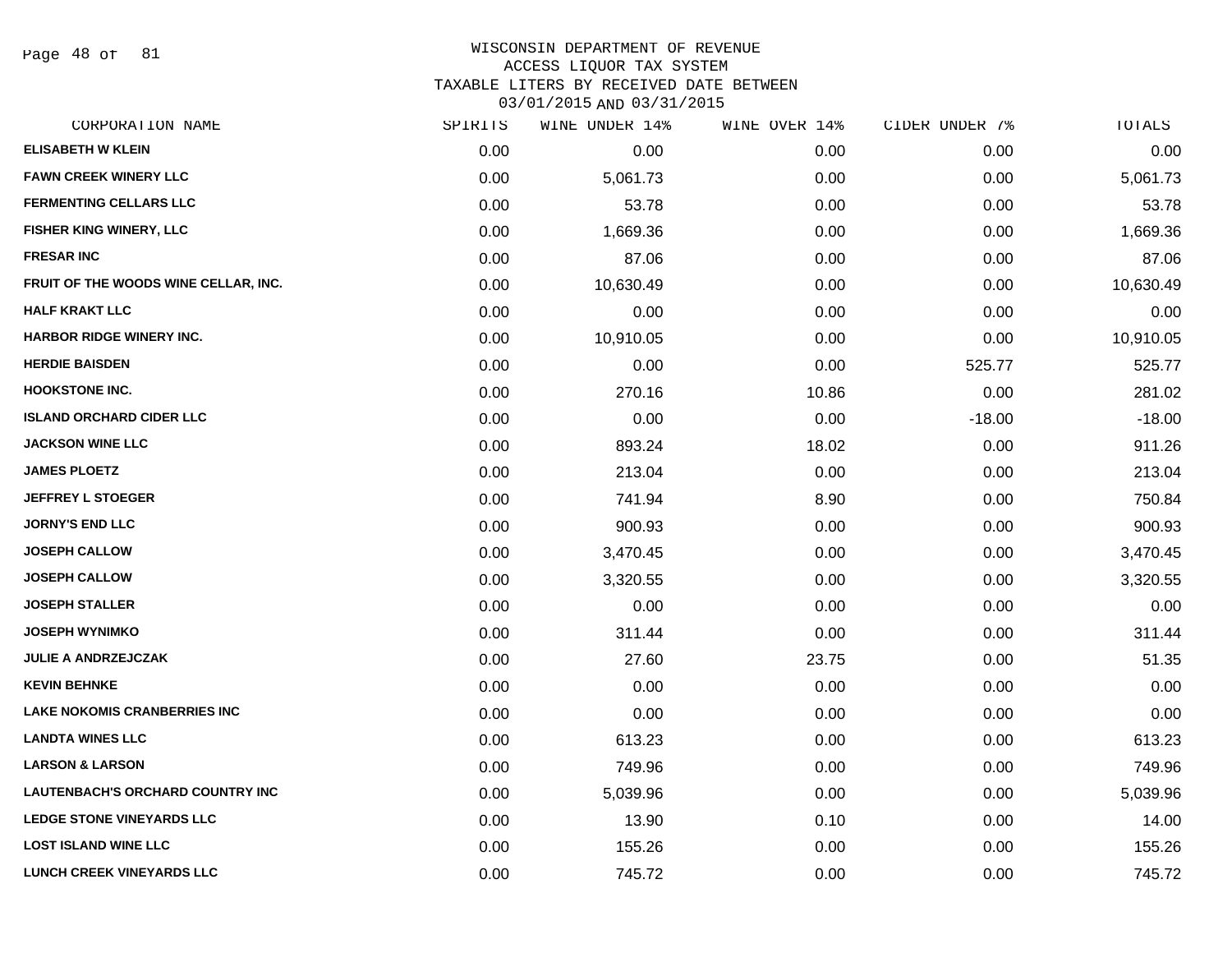WISCONSIN DEPARTMENT OF REVENUE
ACCESS LIQUOR TAX SYSTEM
TAXABLE LITERS BY RECEIVED DATE BETWEEN
03/01/2015 AND 03/31/2015

| CORPORATION NAME | SPIRITS | WINE UNDER 14% | WINE OVER 14% | CIDER UNDER 7% | TOTALS |
|---|---|---|---|---|---|
| ELISABETH W KLEIN | 0.00 | 0.00 | 0.00 | 0.00 | 0.00 |
| FAWN CREEK WINERY LLC | 0.00 | 5,061.73 | 0.00 | 0.00 | 5,061.73 |
| FERMENTING CELLARS LLC | 0.00 | 53.78 | 0.00 | 0.00 | 53.78 |
| FISHER KING WINERY, LLC | 0.00 | 1,669.36 | 0.00 | 0.00 | 1,669.36 |
| FRESAR INC | 0.00 | 87.06 | 0.00 | 0.00 | 87.06 |
| FRUIT OF THE WOODS WINE CELLAR, INC. | 0.00 | 10,630.49 | 0.00 | 0.00 | 10,630.49 |
| HALF KRAKT LLC | 0.00 | 0.00 | 0.00 | 0.00 | 0.00 |
| HARBOR RIDGE WINERY INC. | 0.00 | 10,910.05 | 0.00 | 0.00 | 10,910.05 |
| HERDIE BAISDEN | 0.00 | 0.00 | 0.00 | 525.77 | 525.77 |
| HOOKSTONE INC. | 0.00 | 270.16 | 10.86 | 0.00 | 281.02 |
| ISLAND ORCHARD CIDER LLC | 0.00 | 0.00 | 0.00 | -18.00 | -18.00 |
| JACKSON WINE LLC | 0.00 | 893.24 | 18.02 | 0.00 | 911.26 |
| JAMES PLOETZ | 0.00 | 213.04 | 0.00 | 0.00 | 213.04 |
| JEFFREY L STOEGER | 0.00 | 741.94 | 8.90 | 0.00 | 750.84 |
| JORNY'S END LLC | 0.00 | 900.93 | 0.00 | 0.00 | 900.93 |
| JOSEPH CALLOW | 0.00 | 3,470.45 | 0.00 | 0.00 | 3,470.45 |
| JOSEPH CALLOW | 0.00 | 3,320.55 | 0.00 | 0.00 | 3,320.55 |
| JOSEPH STALLER | 0.00 | 0.00 | 0.00 | 0.00 | 0.00 |
| JOSEPH WYNIMKO | 0.00 | 311.44 | 0.00 | 0.00 | 311.44 |
| JULIE A ANDRZEJCZAK | 0.00 | 27.60 | 23.75 | 0.00 | 51.35 |
| KEVIN BEHNKE | 0.00 | 0.00 | 0.00 | 0.00 | 0.00 |
| LAKE NOKOMIS CRANBERRIES INC | 0.00 | 0.00 | 0.00 | 0.00 | 0.00 |
| LANDTA WINES LLC | 0.00 | 613.23 | 0.00 | 0.00 | 613.23 |
| LARSON & LARSON | 0.00 | 749.96 | 0.00 | 0.00 | 749.96 |
| LAUTENBACH'S ORCHARD COUNTRY INC | 0.00 | 5,039.96 | 0.00 | 0.00 | 5,039.96 |
| LEDGE STONE VINEYARDS LLC | 0.00 | 13.90 | 0.10 | 0.00 | 14.00 |
| LOST ISLAND WINE LLC | 0.00 | 155.26 | 0.00 | 0.00 | 155.26 |
| LUNCH CREEK VINEYARDS LLC | 0.00 | 745.72 | 0.00 | 0.00 | 745.72 |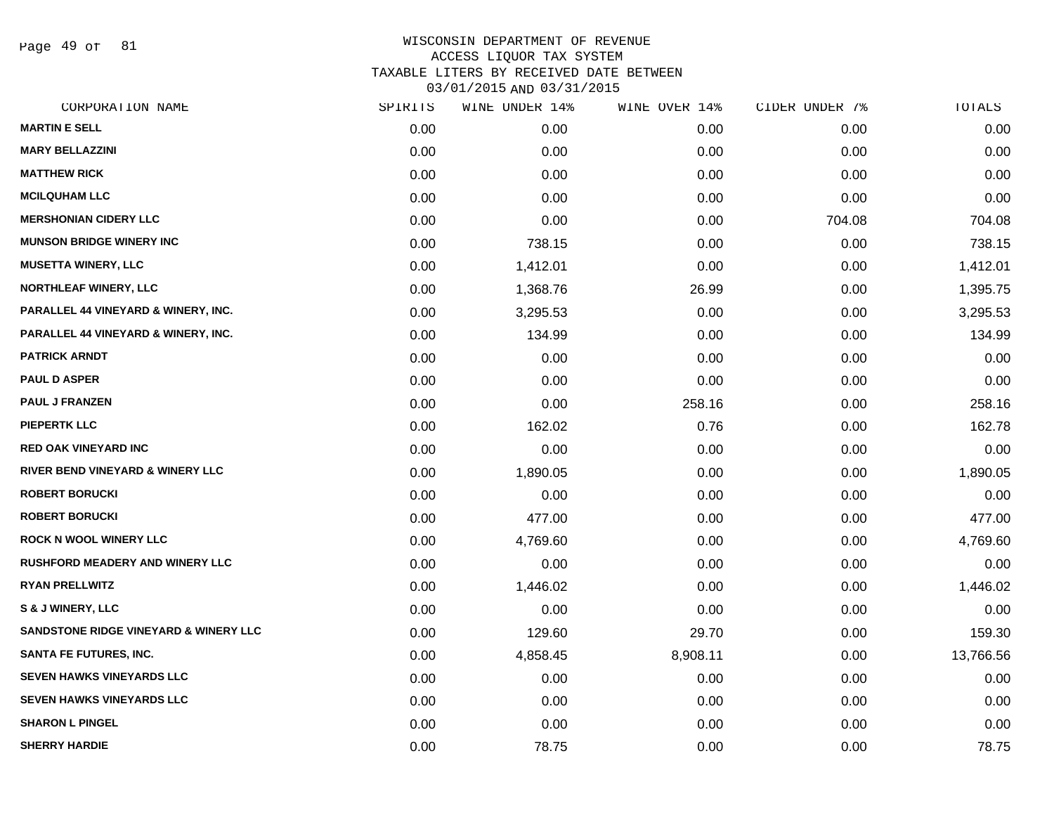# WISCONSIN DEPARTMENT OF REVENUE
## ACCESS LIQUOR TAX SYSTEM
## TAXABLE LITERS BY RECEIVED DATE BETWEEN 03/01/2015 AND 03/31/2015

| CORPORATION NAME | SPIRITS | WINE UNDER 14% | WINE OVER 14% | CIDER UNDER 7% | TOTALS |
|---|---|---|---|---|---|
| MARTIN E SELL | 0.00 | 0.00 | 0.00 | 0.00 | 0.00 |
| MARY BELLAZZINI | 0.00 | 0.00 | 0.00 | 0.00 | 0.00 |
| MATTHEW RICK | 0.00 | 0.00 | 0.00 | 0.00 | 0.00 |
| MCILQUHAM LLC | 0.00 | 0.00 | 0.00 | 0.00 | 0.00 |
| MERSHONIAN CIDERY LLC | 0.00 | 0.00 | 0.00 | 704.08 | 704.08 |
| MUNSON BRIDGE WINERY INC | 0.00 | 738.15 | 0.00 | 0.00 | 738.15 |
| MUSETTA WINERY, LLC | 0.00 | 1,412.01 | 0.00 | 0.00 | 1,412.01 |
| NORTHLEAF WINERY, LLC | 0.00 | 1,368.76 | 26.99 | 0.00 | 1,395.75 |
| PARALLEL 44 VINEYARD & WINERY, INC. | 0.00 | 3,295.53 | 0.00 | 0.00 | 3,295.53 |
| PARALLEL 44 VINEYARD & WINERY, INC. | 0.00 | 134.99 | 0.00 | 0.00 | 134.99 |
| PATRICK ARNDT | 0.00 | 0.00 | 0.00 | 0.00 | 0.00 |
| PAUL D ASPER | 0.00 | 0.00 | 0.00 | 0.00 | 0.00 |
| PAUL J FRANZEN | 0.00 | 0.00 | 258.16 | 0.00 | 258.16 |
| PIEPERTK LLC | 0.00 | 162.02 | 0.76 | 0.00 | 162.78 |
| RED OAK VINEYARD INC | 0.00 | 0.00 | 0.00 | 0.00 | 0.00 |
| RIVER BEND VINEYARD & WINERY LLC | 0.00 | 1,890.05 | 0.00 | 0.00 | 1,890.05 |
| ROBERT BORUCKI | 0.00 | 0.00 | 0.00 | 0.00 | 0.00 |
| ROBERT BORUCKI | 0.00 | 477.00 | 0.00 | 0.00 | 477.00 |
| ROCK N WOOL WINERY LLC | 0.00 | 4,769.60 | 0.00 | 0.00 | 4,769.60 |
| RUSHFORD MEADERY AND WINERY LLC | 0.00 | 0.00 | 0.00 | 0.00 | 0.00 |
| RYAN PRELLWITZ | 0.00 | 1,446.02 | 0.00 | 0.00 | 1,446.02 |
| S & J WINERY, LLC | 0.00 | 0.00 | 0.00 | 0.00 | 0.00 |
| SANDSTONE RIDGE VINEYARD & WINERY LLC | 0.00 | 129.60 | 29.70 | 0.00 | 159.30 |
| SANTA FE FUTURES, INC. | 0.00 | 4,858.45 | 8,908.11 | 0.00 | 13,766.56 |
| SEVEN HAWKS VINEYARDS LLC | 0.00 | 0.00 | 0.00 | 0.00 | 0.00 |
| SEVEN HAWKS VINEYARDS LLC | 0.00 | 0.00 | 0.00 | 0.00 | 0.00 |
| SHARON L PINGEL | 0.00 | 0.00 | 0.00 | 0.00 | 0.00 |
| SHERRY HARDIE | 0.00 | 78.75 | 0.00 | 0.00 | 78.75 |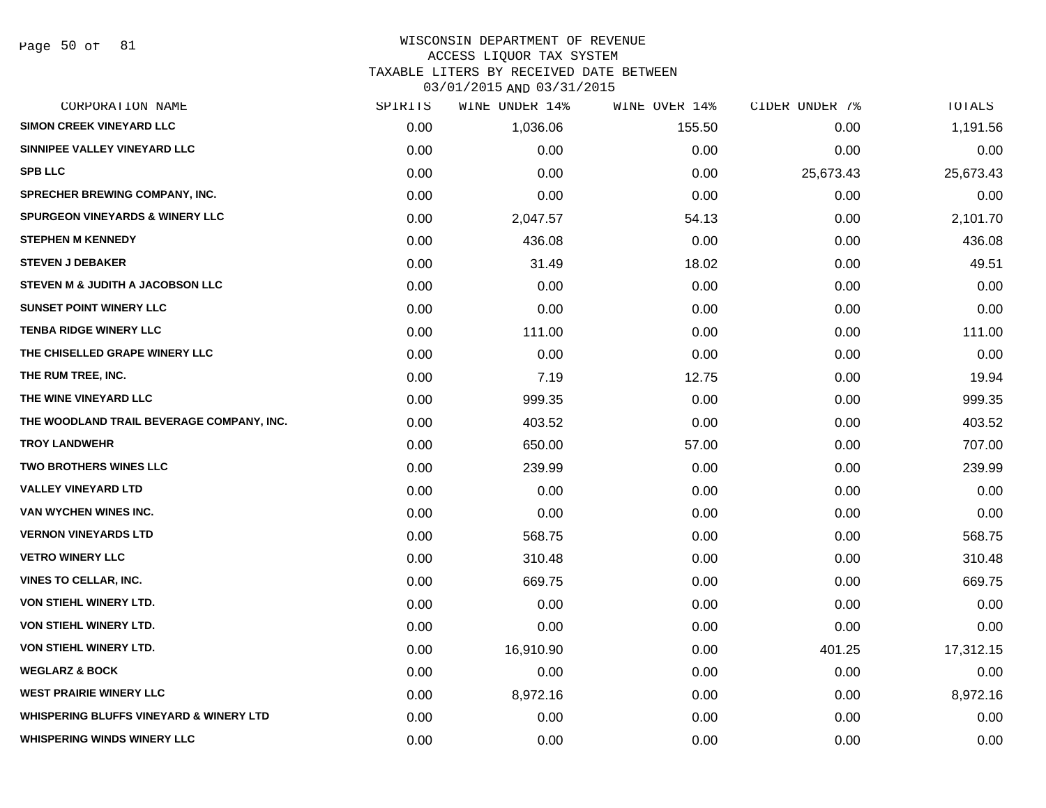WISCONSIN DEPARTMENT OF REVENUE
ACCESS LIQUOR TAX SYSTEM
TAXABLE LITERS BY RECEIVED DATE BETWEEN
03/01/2015 AND 03/31/2015

| CORPORATION NAME | SPIRITS | WINE UNDER 14% | WINE OVER 14% | CIDER UNDER 7% | TOTALS |
|---|---|---|---|---|---|
| SIMON CREEK VINEYARD LLC | 0.00 | 1,036.06 | 155.50 | 0.00 | 1,191.56 |
| SINNIPEE VALLEY VINEYARD LLC | 0.00 | 0.00 | 0.00 | 0.00 | 0.00 |
| SPB LLC | 0.00 | 0.00 | 0.00 | 25,673.43 | 25,673.43 |
| SPRECHER BREWING COMPANY, INC. | 0.00 | 0.00 | 0.00 | 0.00 | 0.00 |
| SPURGEON VINEYARDS & WINERY LLC | 0.00 | 2,047.57 | 54.13 | 0.00 | 2,101.70 |
| STEPHEN M KENNEDY | 0.00 | 436.08 | 0.00 | 0.00 | 436.08 |
| STEVEN J DEBAKER | 0.00 | 31.49 | 18.02 | 0.00 | 49.51 |
| STEVEN M & JUDITH A JACOBSON LLC | 0.00 | 0.00 | 0.00 | 0.00 | 0.00 |
| SUNSET POINT WINERY LLC | 0.00 | 0.00 | 0.00 | 0.00 | 0.00 |
| TENBA RIDGE WINERY LLC | 0.00 | 111.00 | 0.00 | 0.00 | 111.00 |
| THE CHISELLED GRAPE WINERY LLC | 0.00 | 0.00 | 0.00 | 0.00 | 0.00 |
| THE RUM TREE, INC. | 0.00 | 7.19 | 12.75 | 0.00 | 19.94 |
| THE WINE VINEYARD LLC | 0.00 | 999.35 | 0.00 | 0.00 | 999.35 |
| THE WOODLAND TRAIL BEVERAGE COMPANY, INC. | 0.00 | 403.52 | 0.00 | 0.00 | 403.52 |
| TROY LANDWEHR | 0.00 | 650.00 | 57.00 | 0.00 | 707.00 |
| TWO BROTHERS WINES LLC | 0.00 | 239.99 | 0.00 | 0.00 | 239.99 |
| VALLEY VINEYARD LTD | 0.00 | 0.00 | 0.00 | 0.00 | 0.00 |
| VAN WYCHEN WINES INC. | 0.00 | 0.00 | 0.00 | 0.00 | 0.00 |
| VERNON VINEYARDS LTD | 0.00 | 568.75 | 0.00 | 0.00 | 568.75 |
| VETRO WINERY LLC | 0.00 | 310.48 | 0.00 | 0.00 | 310.48 |
| VINES TO CELLAR, INC. | 0.00 | 669.75 | 0.00 | 0.00 | 669.75 |
| VON STIEHL WINERY LTD. | 0.00 | 0.00 | 0.00 | 0.00 | 0.00 |
| VON STIEHL WINERY LTD. | 0.00 | 0.00 | 0.00 | 0.00 | 0.00 |
| VON STIEHL WINERY LTD. | 0.00 | 16,910.90 | 0.00 | 401.25 | 17,312.15 |
| WEGLARZ & BOCK | 0.00 | 0.00 | 0.00 | 0.00 | 0.00 |
| WEST PRAIRIE WINERY LLC | 0.00 | 8,972.16 | 0.00 | 0.00 | 8,972.16 |
| WHISPERING BLUFFS VINEYARD & WINERY LTD | 0.00 | 0.00 | 0.00 | 0.00 | 0.00 |
| WHISPERING WINDS WINERY LLC | 0.00 | 0.00 | 0.00 | 0.00 | 0.00 |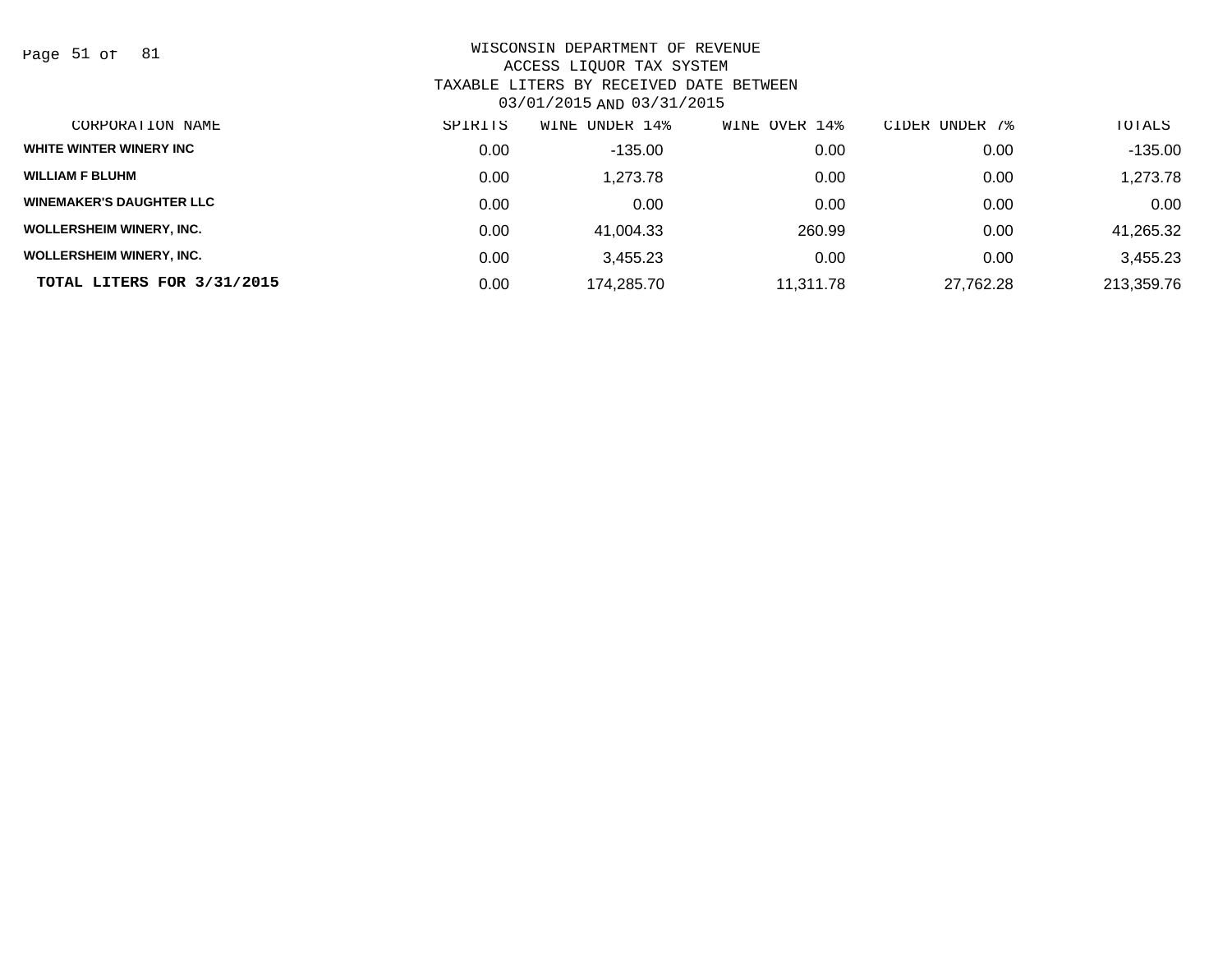WISCONSIN DEPARTMENT OF REVENUE
ACCESS LIQUOR TAX SYSTEM
TAXABLE LITERS BY RECEIVED DATE BETWEEN
03/01/2015 AND 03/31/2015

| CORPORATION NAME | SPIRITS | WINE UNDER 14% | WINE OVER 14% | CIDER UNDER 7% | TOTALS |
|---|---|---|---|---|---|
| WHITE WINTER WINERY INC | 0.00 | -135.00 | 0.00 | 0.00 | -135.00 |
| WILLIAM F BLUHM | 0.00 | 1,273.78 | 0.00 | 0.00 | 1,273.78 |
| WINEMAKER'S DAUGHTER LLC | 0.00 | 0.00 | 0.00 | 0.00 | 0.00 |
| WOLLERSHEIM WINERY, INC. | 0.00 | 41,004.33 | 260.99 | 0.00 | 41,265.32 |
| WOLLERSHEIM WINERY, INC. | 0.00 | 3,455.23 | 0.00 | 0.00 | 3,455.23 |
| **TOTAL LITERS FOR 3/31/2015** | 0.00 | 174,285.70 | 11,311.78 | 27,762.28 | 213,359.76 |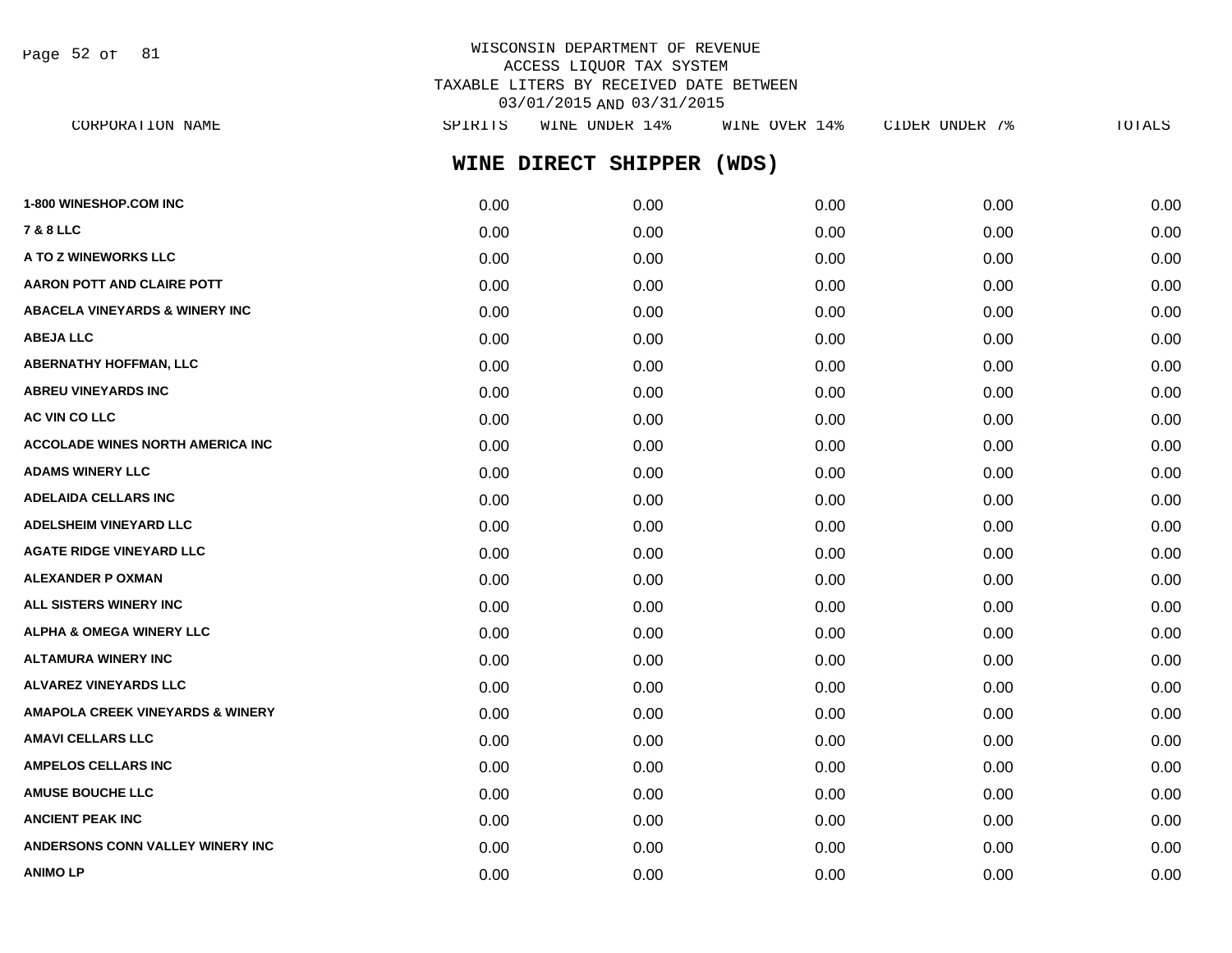WISCONSIN DEPARTMENT OF REVENUE
ACCESS LIQUOR TAX SYSTEM
TAXABLE LITERS BY RECEIVED DATE BETWEEN
03/01/2015 AND 03/31/2015

## WINE DIRECT SHIPPER (WDS)

| CORPORATION NAME | SPIRITS | WINE UNDER 14% | WINE OVER 14% | CIDER UNDER 7% | TOTALS |
|---|---|---|---|---|---|
| **1-800 WINESHOP.COM INC** | 0.00 | 0.00 | 0.00 | 0.00 | 0.00 |
| **7 & 8 LLC** | 0.00 | 0.00 | 0.00 | 0.00 | 0.00 |
| **A TO Z WINEWORKS LLC** | 0.00 | 0.00 | 0.00 | 0.00 | 0.00 |
| **AARON POTT AND CLAIRE POTT** | 0.00 | 0.00 | 0.00 | 0.00 | 0.00 |
| **ABACELA VINEYARDS & WINERY INC** | 0.00 | 0.00 | 0.00 | 0.00 | 0.00 |
| **ABEJA LLC** | 0.00 | 0.00 | 0.00 | 0.00 | 0.00 |
| **ABERNATHY HOFFMAN, LLC** | 0.00 | 0.00 | 0.00 | 0.00 | 0.00 |
| **ABREU VINEYARDS INC** | 0.00 | 0.00 | 0.00 | 0.00 | 0.00 |
| **AC VIN CO LLC** | 0.00 | 0.00 | 0.00 | 0.00 | 0.00 |
| **ACCOLADE WINES NORTH AMERICA INC** | 0.00 | 0.00 | 0.00 | 0.00 | 0.00 |
| **ADAMS WINERY LLC** | 0.00 | 0.00 | 0.00 | 0.00 | 0.00 |
| **ADELAIDA CELLARS INC** | 0.00 | 0.00 | 0.00 | 0.00 | 0.00 |
| **ADELSHEIM VINEYARD LLC** | 0.00 | 0.00 | 0.00 | 0.00 | 0.00 |
| **AGATE RIDGE VINEYARD LLC** | 0.00 | 0.00 | 0.00 | 0.00 | 0.00 |
| **ALEXANDER P OXMAN** | 0.00 | 0.00 | 0.00 | 0.00 | 0.00 |
| **ALL SISTERS WINERY INC** | 0.00 | 0.00 | 0.00 | 0.00 | 0.00 |
| **ALPHA & OMEGA WINERY LLC** | 0.00 | 0.00 | 0.00 | 0.00 | 0.00 |
| **ALTAMURA WINERY INC** | 0.00 | 0.00 | 0.00 | 0.00 | 0.00 |
| **ALVAREZ VINEYARDS LLC** | 0.00 | 0.00 | 0.00 | 0.00 | 0.00 |
| **AMAPOLA CREEK VINEYARDS & WINERY** | 0.00 | 0.00 | 0.00 | 0.00 | 0.00 |
| **AMAVI CELLARS LLC** | 0.00 | 0.00 | 0.00 | 0.00 | 0.00 |
| **AMPELOS CELLARS INC** | 0.00 | 0.00 | 0.00 | 0.00 | 0.00 |
| **AMUSE BOUCHE LLC** | 0.00 | 0.00 | 0.00 | 0.00 | 0.00 |
| **ANCIENT PEAK INC** | 0.00 | 0.00 | 0.00 | 0.00 | 0.00 |
| **ANDERSONS CONN VALLEY WINERY INC** | 0.00 | 0.00 | 0.00 | 0.00 | 0.00 |
| **ANIMO LP** | 0.00 | 0.00 | 0.00 | 0.00 | 0.00 |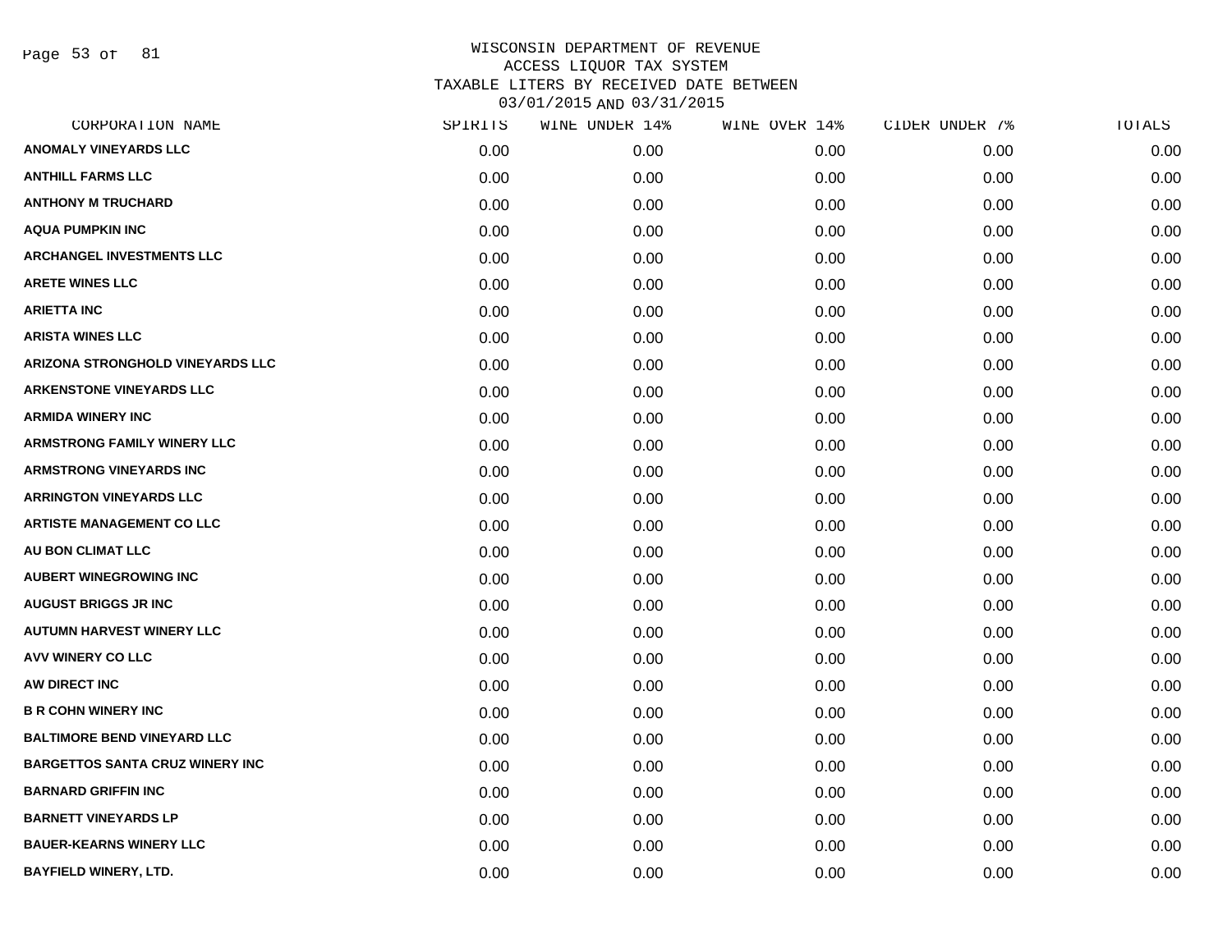WISCONSIN DEPARTMENT OF REVENUE
ACCESS LIQUOR TAX SYSTEM
TAXABLE LITERS BY RECEIVED DATE BETWEEN
03/01/2015 AND 03/31/2015

| CORPORATION NAME | SPIRITS | WINE UNDER 14% | WINE OVER 14% | CIDER UNDER 7% | TOTALS |
|---|---|---|---|---|---|
| ANOMALY VINEYARDS LLC | 0.00 | 0.00 | 0.00 | 0.00 | 0.00 |
| ANTHILL FARMS LLC | 0.00 | 0.00 | 0.00 | 0.00 | 0.00 |
| ANTHONY M TRUCHARD | 0.00 | 0.00 | 0.00 | 0.00 | 0.00 |
| AQUA PUMPKIN INC | 0.00 | 0.00 | 0.00 | 0.00 | 0.00 |
| ARCHANGEL INVESTMENTS LLC | 0.00 | 0.00 | 0.00 | 0.00 | 0.00 |
| ARETE WINES LLC | 0.00 | 0.00 | 0.00 | 0.00 | 0.00 |
| ARIETTA INC | 0.00 | 0.00 | 0.00 | 0.00 | 0.00 |
| ARISTA WINES LLC | 0.00 | 0.00 | 0.00 | 0.00 | 0.00 |
| ARIZONA STRONGHOLD VINEYARDS LLC | 0.00 | 0.00 | 0.00 | 0.00 | 0.00 |
| ARKENSTONE VINEYARDS LLC | 0.00 | 0.00 | 0.00 | 0.00 | 0.00 |
| ARMIDA WINERY INC | 0.00 | 0.00 | 0.00 | 0.00 | 0.00 |
| ARMSTRONG FAMILY WINERY LLC | 0.00 | 0.00 | 0.00 | 0.00 | 0.00 |
| ARMSTRONG VINEYARDS INC | 0.00 | 0.00 | 0.00 | 0.00 | 0.00 |
| ARRINGTON VINEYARDS LLC | 0.00 | 0.00 | 0.00 | 0.00 | 0.00 |
| ARTISTE MANAGEMENT CO LLC | 0.00 | 0.00 | 0.00 | 0.00 | 0.00 |
| AU BON CLIMAT LLC | 0.00 | 0.00 | 0.00 | 0.00 | 0.00 |
| AUBERT WINEGROWING INC | 0.00 | 0.00 | 0.00 | 0.00 | 0.00 |
| AUGUST BRIGGS JR INC | 0.00 | 0.00 | 0.00 | 0.00 | 0.00 |
| AUTUMN HARVEST WINERY LLC | 0.00 | 0.00 | 0.00 | 0.00 | 0.00 |
| AVV WINERY CO LLC | 0.00 | 0.00 | 0.00 | 0.00 | 0.00 |
| AW DIRECT INC | 0.00 | 0.00 | 0.00 | 0.00 | 0.00 |
| B R COHN WINERY INC | 0.00 | 0.00 | 0.00 | 0.00 | 0.00 |
| BALTIMORE BEND VINEYARD LLC | 0.00 | 0.00 | 0.00 | 0.00 | 0.00 |
| BARGETTOS SANTA CRUZ WINERY INC | 0.00 | 0.00 | 0.00 | 0.00 | 0.00 |
| BARNARD GRIFFIN INC | 0.00 | 0.00 | 0.00 | 0.00 | 0.00 |
| BARNETT VINEYARDS LP | 0.00 | 0.00 | 0.00 | 0.00 | 0.00 |
| BAUER-KEARNS WINERY LLC | 0.00 | 0.00 | 0.00 | 0.00 | 0.00 |
| BAYFIELD WINERY, LTD. | 0.00 | 0.00 | 0.00 | 0.00 | 0.00 |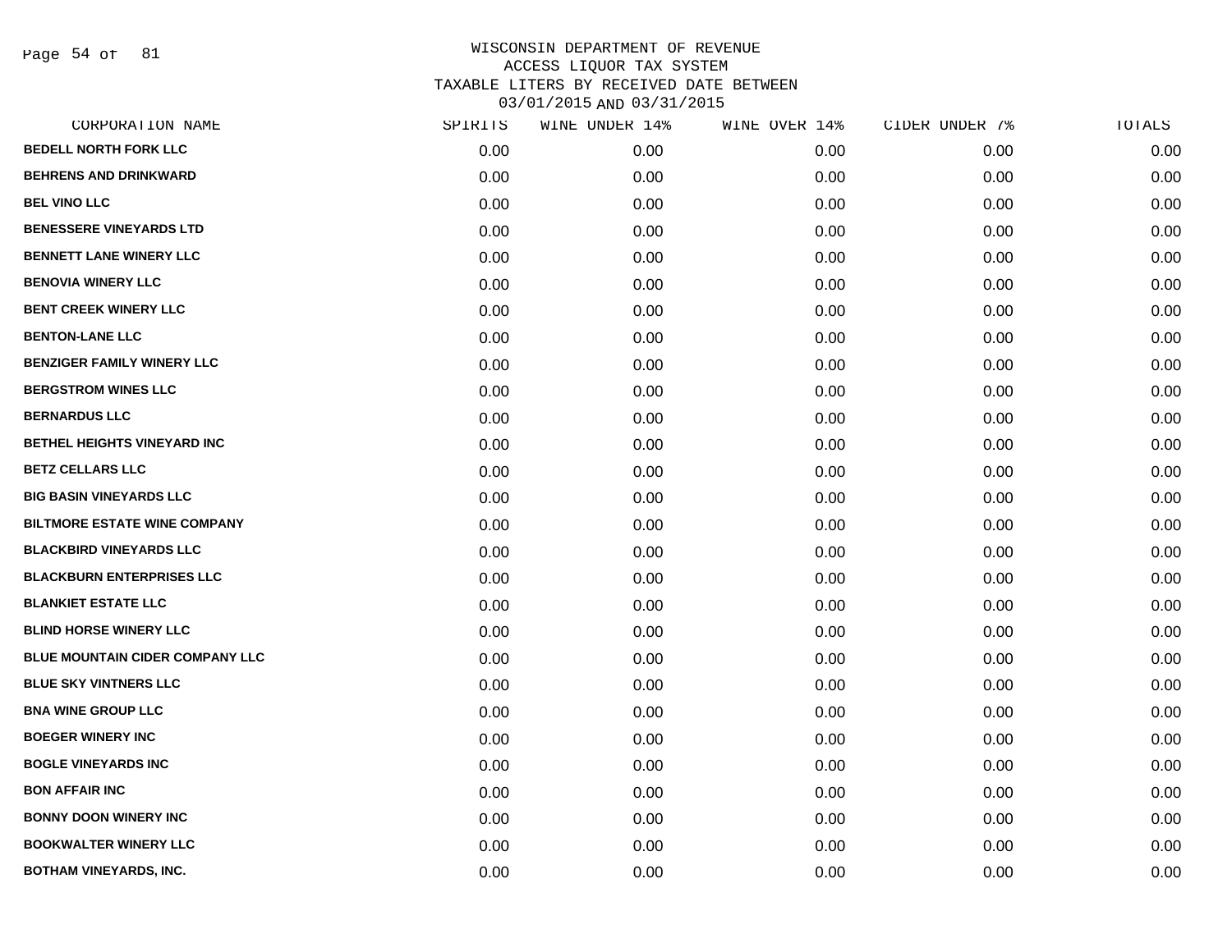# WISCONSIN DEPARTMENT OF REVENUE
## ACCESS LIQUOR TAX SYSTEM
## TAXABLE LITERS BY RECEIVED DATE BETWEEN 03/01/2015 AND 03/31/2015

| CORPORATION NAME | SPIRITS | WINE UNDER 14% | WINE OVER 14% | CIDER UNDER 7% | TOTALS |
|---|---|---|---|---|---|
| BEDELL NORTH FORK LLC | 0.00 | 0.00 | 0.00 | 0.00 | 0.00 |
| BEHRENS AND DRINKWARD | 0.00 | 0.00 | 0.00 | 0.00 | 0.00 |
| BEL VINO LLC | 0.00 | 0.00 | 0.00 | 0.00 | 0.00 |
| BENESSERE VINEYARDS LTD | 0.00 | 0.00 | 0.00 | 0.00 | 0.00 |
| BENNETT LANE WINERY LLC | 0.00 | 0.00 | 0.00 | 0.00 | 0.00 |
| BENOVIA WINERY LLC | 0.00 | 0.00 | 0.00 | 0.00 | 0.00 |
| BENT CREEK WINERY LLC | 0.00 | 0.00 | 0.00 | 0.00 | 0.00 |
| BENTON-LANE LLC | 0.00 | 0.00 | 0.00 | 0.00 | 0.00 |
| BENZIGER FAMILY WINERY LLC | 0.00 | 0.00 | 0.00 | 0.00 | 0.00 |
| BERGSTROM WINES LLC | 0.00 | 0.00 | 0.00 | 0.00 | 0.00 |
| BERNARDUS LLC | 0.00 | 0.00 | 0.00 | 0.00 | 0.00 |
| BETHEL HEIGHTS VINEYARD INC | 0.00 | 0.00 | 0.00 | 0.00 | 0.00 |
| BETZ CELLARS LLC | 0.00 | 0.00 | 0.00 | 0.00 | 0.00 |
| BIG BASIN VINEYARDS LLC | 0.00 | 0.00 | 0.00 | 0.00 | 0.00 |
| BILTMORE ESTATE WINE COMPANY | 0.00 | 0.00 | 0.00 | 0.00 | 0.00 |
| BLACKBIRD VINEYARDS LLC | 0.00 | 0.00 | 0.00 | 0.00 | 0.00 |
| BLACKBURN ENTERPRISES LLC | 0.00 | 0.00 | 0.00 | 0.00 | 0.00 |
| BLANKIET ESTATE LLC | 0.00 | 0.00 | 0.00 | 0.00 | 0.00 |
| BLIND HORSE WINERY LLC | 0.00 | 0.00 | 0.00 | 0.00 | 0.00 |
| BLUE MOUNTAIN CIDER COMPANY LLC | 0.00 | 0.00 | 0.00 | 0.00 | 0.00 |
| BLUE SKY VINTNERS LLC | 0.00 | 0.00 | 0.00 | 0.00 | 0.00 |
| BNA WINE GROUP LLC | 0.00 | 0.00 | 0.00 | 0.00 | 0.00 |
| BOEGER WINERY INC | 0.00 | 0.00 | 0.00 | 0.00 | 0.00 |
| BOGLE VINEYARDS INC | 0.00 | 0.00 | 0.00 | 0.00 | 0.00 |
| BON AFFAIR INC | 0.00 | 0.00 | 0.00 | 0.00 | 0.00 |
| BONNY DOON WINERY INC | 0.00 | 0.00 | 0.00 | 0.00 | 0.00 |
| BOOKWALTER WINERY LLC | 0.00 | 0.00 | 0.00 | 0.00 | 0.00 |
| BOTHAM VINEYARDS, INC. | 0.00 | 0.00 | 0.00 | 0.00 | 0.00 |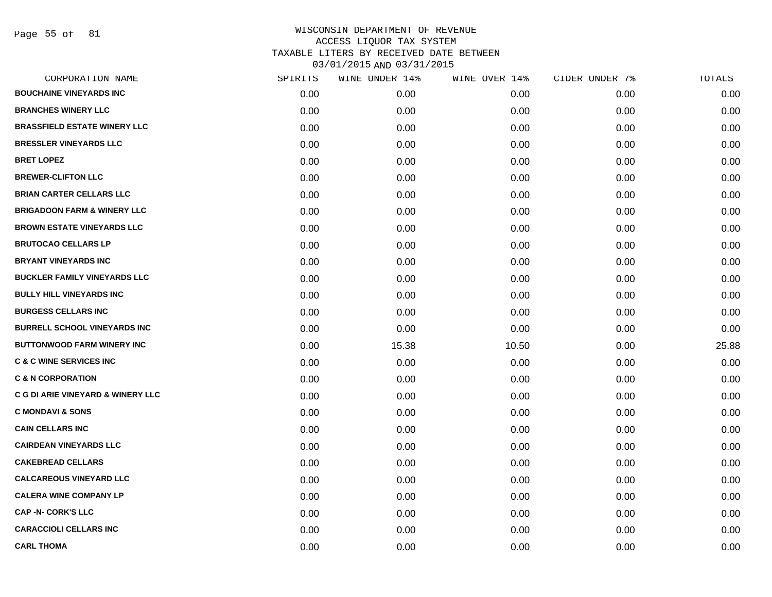# WISCONSIN DEPARTMENT OF REVENUE
## ACCESS LIQUOR TAX SYSTEM
## TAXABLE LITERS BY RECEIVED DATE BETWEEN 03/01/2015 AND 03/31/2015

| CORPORATION NAME | SPIRITS | WINE UNDER 14% | WINE OVER 14% | CIDER UNDER 7% | TOTALS |
|---|---|---|---|---|---|
| BOUCHAINE VINEYARDS INC | 0.00 | 0.00 | 0.00 | 0.00 | 0.00 |
| BRANCHES WINERY LLC | 0.00 | 0.00 | 0.00 | 0.00 | 0.00 |
| BRASSFIELD ESTATE WINERY LLC | 0.00 | 0.00 | 0.00 | 0.00 | 0.00 |
| BRESSLER VINEYARDS LLC | 0.00 | 0.00 | 0.00 | 0.00 | 0.00 |
| BRET LOPEZ | 0.00 | 0.00 | 0.00 | 0.00 | 0.00 |
| BREWER-CLIFTON LLC | 0.00 | 0.00 | 0.00 | 0.00 | 0.00 |
| BRIAN CARTER CELLARS LLC | 0.00 | 0.00 | 0.00 | 0.00 | 0.00 |
| BRIGADOON FARM & WINERY LLC | 0.00 | 0.00 | 0.00 | 0.00 | 0.00 |
| BROWN ESTATE VINEYARDS LLC | 0.00 | 0.00 | 0.00 | 0.00 | 0.00 |
| BRUTOCAO CELLARS LP | 0.00 | 0.00 | 0.00 | 0.00 | 0.00 |
| BRYANT VINEYARDS INC | 0.00 | 0.00 | 0.00 | 0.00 | 0.00 |
| BUCKLER FAMILY VINEYARDS LLC | 0.00 | 0.00 | 0.00 | 0.00 | 0.00 |
| BULLY HILL VINEYARDS INC | 0.00 | 0.00 | 0.00 | 0.00 | 0.00 |
| BURGESS CELLARS INC | 0.00 | 0.00 | 0.00 | 0.00 | 0.00 |
| BURRELL SCHOOL VINEYARDS INC | 0.00 | 0.00 | 0.00 | 0.00 | 0.00 |
| BUTTONWOOD FARM WINERY INC | 0.00 | 15.38 | 10.50 | 0.00 | 25.88 |
| C & C WINE SERVICES INC | 0.00 | 0.00 | 0.00 | 0.00 | 0.00 |
| C & N CORPORATION | 0.00 | 0.00 | 0.00 | 0.00 | 0.00 |
| C G DI ARIE VINEYARD & WINERY LLC | 0.00 | 0.00 | 0.00 | 0.00 | 0.00 |
| C MONDAVI & SONS | 0.00 | 0.00 | 0.00 | 0.00 | 0.00 |
| CAIN CELLARS INC | 0.00 | 0.00 | 0.00 | 0.00 | 0.00 |
| CAIRDEAN VINEYARDS LLC | 0.00 | 0.00 | 0.00 | 0.00 | 0.00 |
| CAKEBREAD CELLARS | 0.00 | 0.00 | 0.00 | 0.00 | 0.00 |
| CALCAREOUS VINEYARD LLC | 0.00 | 0.00 | 0.00 | 0.00 | 0.00 |
| CALERA WINE COMPANY LP | 0.00 | 0.00 | 0.00 | 0.00 | 0.00 |
| CAP -N- CORK'S LLC | 0.00 | 0.00 | 0.00 | 0.00 | 0.00 |
| CARACCIOLI CELLARS INC | 0.00 | 0.00 | 0.00 | 0.00 | 0.00 |
| CARL THOMA | 0.00 | 0.00 | 0.00 | 0.00 | 0.00 |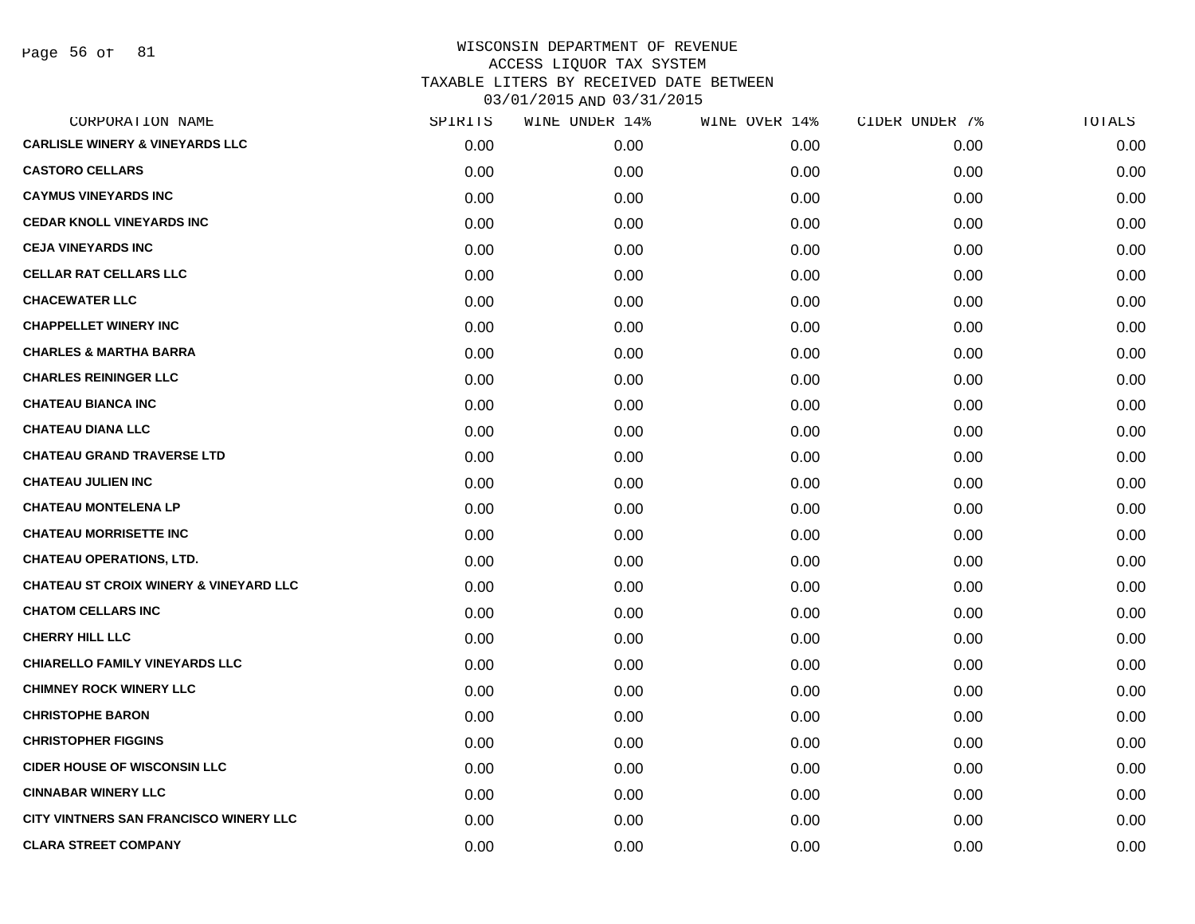# WISCONSIN DEPARTMENT OF REVENUE
## ACCESS LIQUOR TAX SYSTEM
## TAXABLE LITERS BY RECEIVED DATE BETWEEN 03/01/2015 AND 03/31/2015

| CORPORATION NAME | SPIRITS | WINE UNDER 14% | WINE OVER 14% | CIDER UNDER 7% | TOTALS |
|---|---|---|---|---|---|
| CARLISLE WINERY & VINEYARDS LLC | 0.00 | 0.00 | 0.00 | 0.00 | 0.00 |
| CASTORO CELLARS | 0.00 | 0.00 | 0.00 | 0.00 | 0.00 |
| CAYMUS VINEYARDS INC | 0.00 | 0.00 | 0.00 | 0.00 | 0.00 |
| CEDAR KNOLL VINEYARDS INC | 0.00 | 0.00 | 0.00 | 0.00 | 0.00 |
| CEJA VINEYARDS INC | 0.00 | 0.00 | 0.00 | 0.00 | 0.00 |
| CELLAR RAT CELLARS LLC | 0.00 | 0.00 | 0.00 | 0.00 | 0.00 |
| CHACEWATER LLC | 0.00 | 0.00 | 0.00 | 0.00 | 0.00 |
| CHAPPELLET WINERY INC | 0.00 | 0.00 | 0.00 | 0.00 | 0.00 |
| CHARLES & MARTHA BARRA | 0.00 | 0.00 | 0.00 | 0.00 | 0.00 |
| CHARLES REININGER LLC | 0.00 | 0.00 | 0.00 | 0.00 | 0.00 |
| CHATEAU BIANCA INC | 0.00 | 0.00 | 0.00 | 0.00 | 0.00 |
| CHATEAU DIANA LLC | 0.00 | 0.00 | 0.00 | 0.00 | 0.00 |
| CHATEAU GRAND TRAVERSE LTD | 0.00 | 0.00 | 0.00 | 0.00 | 0.00 |
| CHATEAU JULIEN INC | 0.00 | 0.00 | 0.00 | 0.00 | 0.00 |
| CHATEAU MONTELENA LP | 0.00 | 0.00 | 0.00 | 0.00 | 0.00 |
| CHATEAU MORRISETTE INC | 0.00 | 0.00 | 0.00 | 0.00 | 0.00 |
| CHATEAU OPERATIONS, LTD. | 0.00 | 0.00 | 0.00 | 0.00 | 0.00 |
| CHATEAU ST CROIX WINERY & VINEYARD LLC | 0.00 | 0.00 | 0.00 | 0.00 | 0.00 |
| CHATOM CELLARS INC | 0.00 | 0.00 | 0.00 | 0.00 | 0.00 |
| CHERRY HILL LLC | 0.00 | 0.00 | 0.00 | 0.00 | 0.00 |
| CHIARELLO FAMILY VINEYARDS LLC | 0.00 | 0.00 | 0.00 | 0.00 | 0.00 |
| CHIMNEY ROCK WINERY LLC | 0.00 | 0.00 | 0.00 | 0.00 | 0.00 |
| CHRISTOPHE BARON | 0.00 | 0.00 | 0.00 | 0.00 | 0.00 |
| CHRISTOPHER FIGGINS | 0.00 | 0.00 | 0.00 | 0.00 | 0.00 |
| CIDER HOUSE OF WISCONSIN LLC | 0.00 | 0.00 | 0.00 | 0.00 | 0.00 |
| CINNABAR WINERY LLC | 0.00 | 0.00 | 0.00 | 0.00 | 0.00 |
| CITY VINTNERS SAN FRANCISCO WINERY LLC | 0.00 | 0.00 | 0.00 | 0.00 | 0.00 |
| CLARA STREET COMPANY | 0.00 | 0.00 | 0.00 | 0.00 | 0.00 |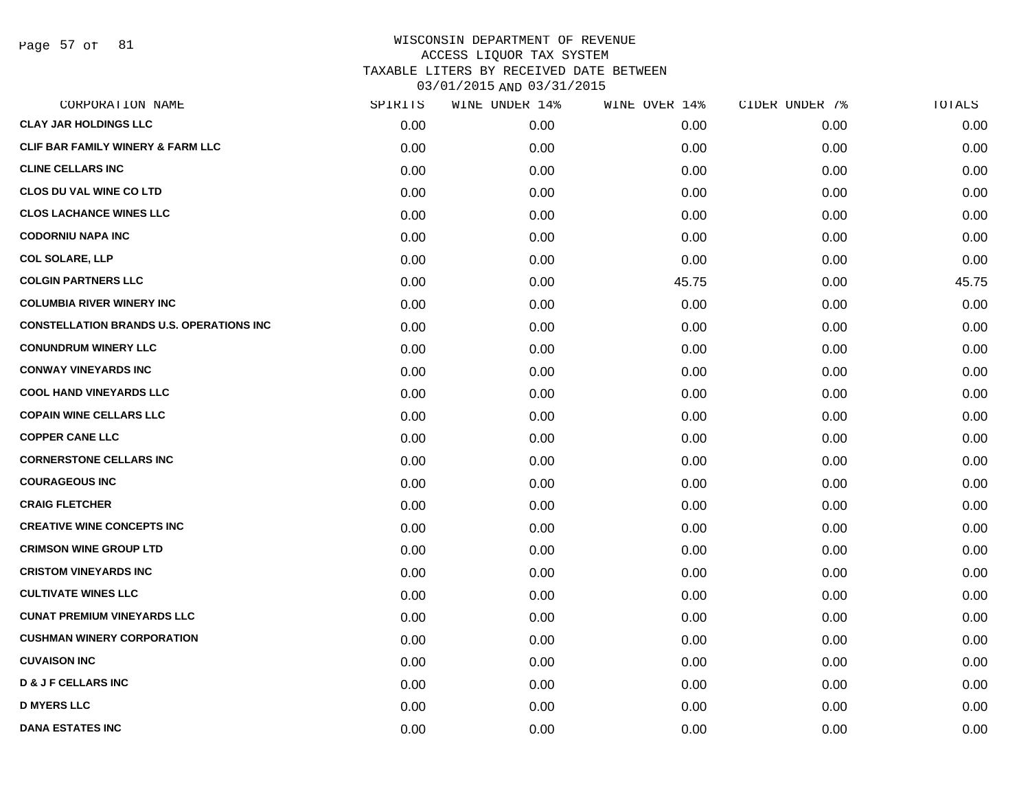WISCONSIN DEPARTMENT OF REVENUE
ACCESS LIQUOR TAX SYSTEM
TAXABLE LITERS BY RECEIVED DATE BETWEEN
03/01/2015 AND 03/31/2015

| CORPORATION NAME | SPIRITS | WINE UNDER 14% | WINE OVER 14% | CIDER UNDER 7% | TOTALS |
|---|---|---|---|---|---|
| CLAY JAR HOLDINGS LLC | 0.00 | 0.00 | 0.00 | 0.00 | 0.00 |
| CLIF BAR FAMILY WINERY & FARM LLC | 0.00 | 0.00 | 0.00 | 0.00 | 0.00 |
| CLINE CELLARS INC | 0.00 | 0.00 | 0.00 | 0.00 | 0.00 |
| CLOS DU VAL WINE CO LTD | 0.00 | 0.00 | 0.00 | 0.00 | 0.00 |
| CLOS LACHANCE WINES LLC | 0.00 | 0.00 | 0.00 | 0.00 | 0.00 |
| CODORNIU NAPA INC | 0.00 | 0.00 | 0.00 | 0.00 | 0.00 |
| COL SOLARE, LLP | 0.00 | 0.00 | 0.00 | 0.00 | 0.00 |
| COLGIN PARTNERS LLC | 0.00 | 0.00 | 45.75 | 0.00 | 45.75 |
| COLUMBIA RIVER WINERY INC | 0.00 | 0.00 | 0.00 | 0.00 | 0.00 |
| CONSTELLATION BRANDS U.S. OPERATIONS INC | 0.00 | 0.00 | 0.00 | 0.00 | 0.00 |
| CONUNDRUM WINERY LLC | 0.00 | 0.00 | 0.00 | 0.00 | 0.00 |
| CONWAY VINEYARDS INC | 0.00 | 0.00 | 0.00 | 0.00 | 0.00 |
| COOL HAND VINEYARDS LLC | 0.00 | 0.00 | 0.00 | 0.00 | 0.00 |
| COPAIN WINE CELLARS LLC | 0.00 | 0.00 | 0.00 | 0.00 | 0.00 |
| COPPER CANE LLC | 0.00 | 0.00 | 0.00 | 0.00 | 0.00 |
| CORNERSTONE CELLARS INC | 0.00 | 0.00 | 0.00 | 0.00 | 0.00 |
| COURAGEOUS INC | 0.00 | 0.00 | 0.00 | 0.00 | 0.00 |
| CRAIG FLETCHER | 0.00 | 0.00 | 0.00 | 0.00 | 0.00 |
| CREATIVE WINE CONCEPTS INC | 0.00 | 0.00 | 0.00 | 0.00 | 0.00 |
| CRIMSON WINE GROUP LTD | 0.00 | 0.00 | 0.00 | 0.00 | 0.00 |
| CRISTOM VINEYARDS INC | 0.00 | 0.00 | 0.00 | 0.00 | 0.00 |
| CULTIVATE WINES LLC | 0.00 | 0.00 | 0.00 | 0.00 | 0.00 |
| CUNAT PREMIUM VINEYARDS LLC | 0.00 | 0.00 | 0.00 | 0.00 | 0.00 |
| CUSHMAN WINERY CORPORATION | 0.00 | 0.00 | 0.00 | 0.00 | 0.00 |
| CUVAISON INC | 0.00 | 0.00 | 0.00 | 0.00 | 0.00 |
| D & J F CELLARS INC | 0.00 | 0.00 | 0.00 | 0.00 | 0.00 |
| D MYERS LLC | 0.00 | 0.00 | 0.00 | 0.00 | 0.00 |
| DANA ESTATES INC | 0.00 | 0.00 | 0.00 | 0.00 | 0.00 |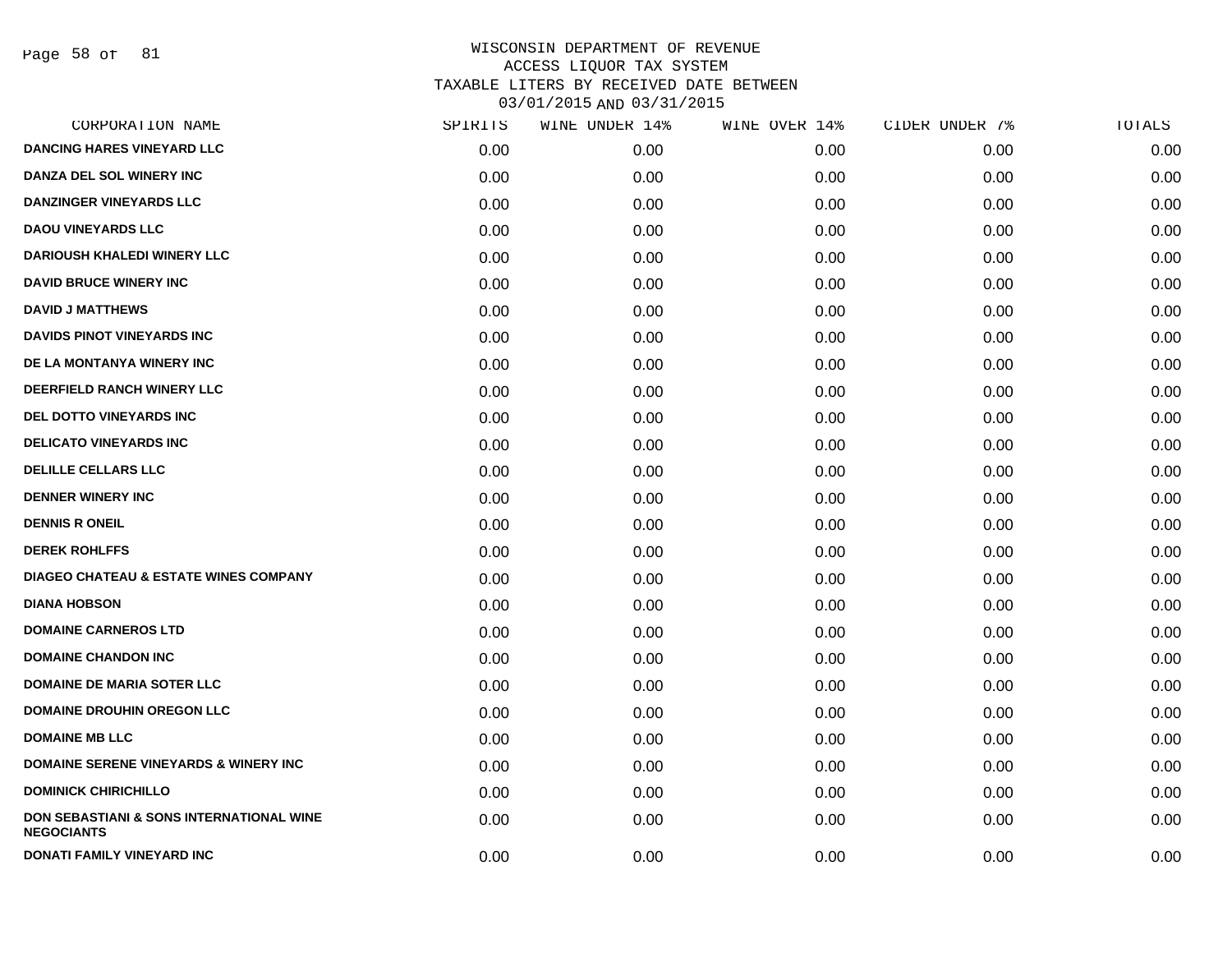# WISCONSIN DEPARTMENT OF REVENUE
## ACCESS LIQUOR TAX SYSTEM
## TAXABLE LITERS BY RECEIVED DATE BETWEEN 03/01/2015 AND 03/31/2015

| CORPORATION NAME | SPIRITS | WINE UNDER 14% | WINE OVER 14% | CIDER UNDER 7% | TOTALS |
|---|---|---|---|---|---|
| DANCING HARES VINEYARD LLC | 0.00 | 0.00 | 0.00 | 0.00 | 0.00 |
| DANZA DEL SOL WINERY INC | 0.00 | 0.00 | 0.00 | 0.00 | 0.00 |
| DANZINGER VINEYARDS LLC | 0.00 | 0.00 | 0.00 | 0.00 | 0.00 |
| DAOU VINEYARDS LLC | 0.00 | 0.00 | 0.00 | 0.00 | 0.00 |
| DARIOUSH KHALEDI WINERY LLC | 0.00 | 0.00 | 0.00 | 0.00 | 0.00 |
| DAVID BRUCE WINERY INC | 0.00 | 0.00 | 0.00 | 0.00 | 0.00 |
| DAVID J MATTHEWS | 0.00 | 0.00 | 0.00 | 0.00 | 0.00 |
| DAVIDS PINOT VINEYARDS INC | 0.00 | 0.00 | 0.00 | 0.00 | 0.00 |
| DE LA MONTANYA WINERY INC | 0.00 | 0.00 | 0.00 | 0.00 | 0.00 |
| DEERFIELD RANCH WINERY LLC | 0.00 | 0.00 | 0.00 | 0.00 | 0.00 |
| DEL DOTTO VINEYARDS INC | 0.00 | 0.00 | 0.00 | 0.00 | 0.00 |
| DELICATO VINEYARDS INC | 0.00 | 0.00 | 0.00 | 0.00 | 0.00 |
| DELILLE CELLARS LLC | 0.00 | 0.00 | 0.00 | 0.00 | 0.00 |
| DENNER WINERY INC | 0.00 | 0.00 | 0.00 | 0.00 | 0.00 |
| DENNIS R ONEIL | 0.00 | 0.00 | 0.00 | 0.00 | 0.00 |
| DEREK ROHLFFS | 0.00 | 0.00 | 0.00 | 0.00 | 0.00 |
| DIAGEO CHATEAU & ESTATE WINES COMPANY | 0.00 | 0.00 | 0.00 | 0.00 | 0.00 |
| DIANA HOBSON | 0.00 | 0.00 | 0.00 | 0.00 | 0.00 |
| DOMAINE CARNEROS LTD | 0.00 | 0.00 | 0.00 | 0.00 | 0.00 |
| DOMAINE CHANDON INC | 0.00 | 0.00 | 0.00 | 0.00 | 0.00 |
| DOMAINE DE MARIA SOTER LLC | 0.00 | 0.00 | 0.00 | 0.00 | 0.00 |
| DOMAINE DROUHIN OREGON LLC | 0.00 | 0.00 | 0.00 | 0.00 | 0.00 |
| DOMAINE MB LLC | 0.00 | 0.00 | 0.00 | 0.00 | 0.00 |
| DOMAINE SERENE VINEYARDS & WINERY INC | 0.00 | 0.00 | 0.00 | 0.00 | 0.00 |
| DOMINICK CHIRICHILLO | 0.00 | 0.00 | 0.00 | 0.00 | 0.00 |
| DON SEBASTIANI & SONS INTERNATIONAL WINE NEGOCIANTS | 0.00 | 0.00 | 0.00 | 0.00 | 0.00 |
| DONATI FAMILY VINEYARD INC | 0.00 | 0.00 | 0.00 | 0.00 | 0.00 |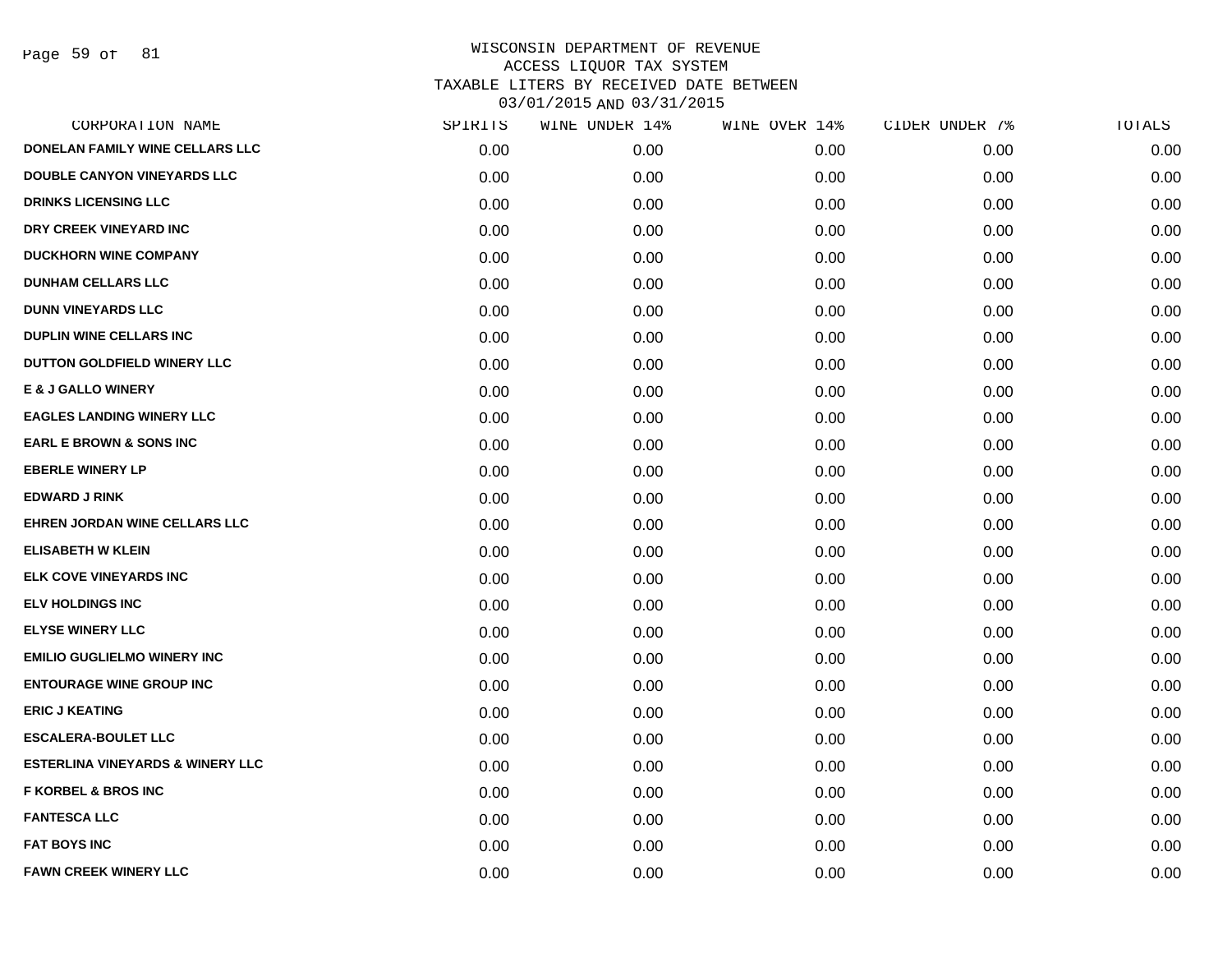WISCONSIN DEPARTMENT OF REVENUE
ACCESS LIQUOR TAX SYSTEM
TAXABLE LITERS BY RECEIVED DATE BETWEEN
03/01/2015 AND 03/31/2015

| CORPORATION NAME | SPIRITS | WINE UNDER 14% | WINE OVER 14% | CIDER UNDER 7% | TOTALS |
|---|---|---|---|---|---|
| DONELAN FAMILY WINE CELLARS LLC | 0.00 | 0.00 | 0.00 | 0.00 | 0.00 |
| DOUBLE CANYON VINEYARDS LLC | 0.00 | 0.00 | 0.00 | 0.00 | 0.00 |
| DRINKS LICENSING LLC | 0.00 | 0.00 | 0.00 | 0.00 | 0.00 |
| DRY CREEK VINEYARD INC | 0.00 | 0.00 | 0.00 | 0.00 | 0.00 |
| DUCKHORN WINE COMPANY | 0.00 | 0.00 | 0.00 | 0.00 | 0.00 |
| DUNHAM CELLARS LLC | 0.00 | 0.00 | 0.00 | 0.00 | 0.00 |
| DUNN VINEYARDS LLC | 0.00 | 0.00 | 0.00 | 0.00 | 0.00 |
| DUPLIN WINE CELLARS INC | 0.00 | 0.00 | 0.00 | 0.00 | 0.00 |
| DUTTON GOLDFIELD WINERY LLC | 0.00 | 0.00 | 0.00 | 0.00 | 0.00 |
| E & J GALLO WINERY | 0.00 | 0.00 | 0.00 | 0.00 | 0.00 |
| EAGLES LANDING WINERY LLC | 0.00 | 0.00 | 0.00 | 0.00 | 0.00 |
| EARL E BROWN & SONS INC | 0.00 | 0.00 | 0.00 | 0.00 | 0.00 |
| EBERLE WINERY LP | 0.00 | 0.00 | 0.00 | 0.00 | 0.00 |
| EDWARD J RINK | 0.00 | 0.00 | 0.00 | 0.00 | 0.00 |
| EHREN JORDAN WINE CELLARS LLC | 0.00 | 0.00 | 0.00 | 0.00 | 0.00 |
| ELISABETH W KLEIN | 0.00 | 0.00 | 0.00 | 0.00 | 0.00 |
| ELK COVE VINEYARDS INC | 0.00 | 0.00 | 0.00 | 0.00 | 0.00 |
| ELV HOLDINGS INC | 0.00 | 0.00 | 0.00 | 0.00 | 0.00 |
| ELYSE WINERY LLC | 0.00 | 0.00 | 0.00 | 0.00 | 0.00 |
| EMILIO GUGLIELMO WINERY INC | 0.00 | 0.00 | 0.00 | 0.00 | 0.00 |
| ENTOURAGE WINE GROUP INC | 0.00 | 0.00 | 0.00 | 0.00 | 0.00 |
| ERIC J KEATING | 0.00 | 0.00 | 0.00 | 0.00 | 0.00 |
| ESCALERA-BOULET LLC | 0.00 | 0.00 | 0.00 | 0.00 | 0.00 |
| ESTERLINA VINEYARDS & WINERY LLC | 0.00 | 0.00 | 0.00 | 0.00 | 0.00 |
| F KORBEL & BROS INC | 0.00 | 0.00 | 0.00 | 0.00 | 0.00 |
| FANTESCA LLC | 0.00 | 0.00 | 0.00 | 0.00 | 0.00 |
| FAT BOYS INC | 0.00 | 0.00 | 0.00 | 0.00 | 0.00 |
| FAWN CREEK WINERY LLC | 0.00 | 0.00 | 0.00 | 0.00 | 0.00 |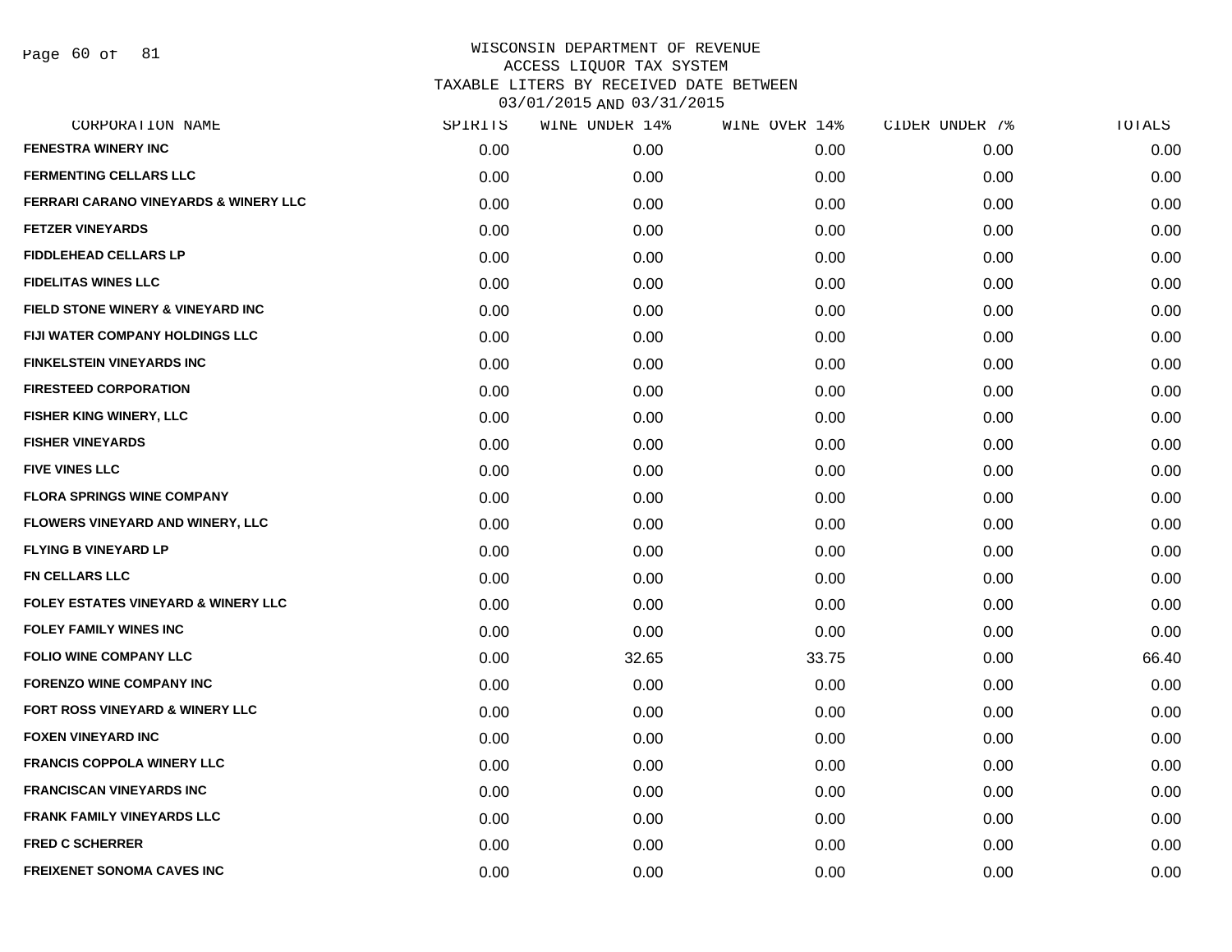WISCONSIN DEPARTMENT OF REVENUE
ACCESS LIQUOR TAX SYSTEM
TAXABLE LITERS BY RECEIVED DATE BETWEEN
03/01/2015 AND 03/31/2015

| CORPORATION NAME | SPIRITS | WINE UNDER 14% | WINE OVER 14% | CIDER UNDER 7% | TOTALS |
|---|---|---|---|---|---|
| FENESTRA WINERY INC | 0.00 | 0.00 | 0.00 | 0.00 | 0.00 |
| FERMENTING CELLARS LLC | 0.00 | 0.00 | 0.00 | 0.00 | 0.00 |
| FERRARI CARANO VINEYARDS & WINERY LLC | 0.00 | 0.00 | 0.00 | 0.00 | 0.00 |
| FETZER VINEYARDS | 0.00 | 0.00 | 0.00 | 0.00 | 0.00 |
| FIDDLEHEAD CELLARS LP | 0.00 | 0.00 | 0.00 | 0.00 | 0.00 |
| FIDELITAS WINES LLC | 0.00 | 0.00 | 0.00 | 0.00 | 0.00 |
| FIELD STONE WINERY & VINEYARD INC | 0.00 | 0.00 | 0.00 | 0.00 | 0.00 |
| FIJI WATER COMPANY HOLDINGS LLC | 0.00 | 0.00 | 0.00 | 0.00 | 0.00 |
| FINKELSTEIN VINEYARDS INC | 0.00 | 0.00 | 0.00 | 0.00 | 0.00 |
| FIRESTEED CORPORATION | 0.00 | 0.00 | 0.00 | 0.00 | 0.00 |
| FISHER KING WINERY, LLC | 0.00 | 0.00 | 0.00 | 0.00 | 0.00 |
| FISHER VINEYARDS | 0.00 | 0.00 | 0.00 | 0.00 | 0.00 |
| FIVE VINES LLC | 0.00 | 0.00 | 0.00 | 0.00 | 0.00 |
| FLORA SPRINGS WINE COMPANY | 0.00 | 0.00 | 0.00 | 0.00 | 0.00 |
| FLOWERS VINEYARD AND WINERY, LLC | 0.00 | 0.00 | 0.00 | 0.00 | 0.00 |
| FLYING B VINEYARD LP | 0.00 | 0.00 | 0.00 | 0.00 | 0.00 |
| FN CELLARS LLC | 0.00 | 0.00 | 0.00 | 0.00 | 0.00 |
| FOLEY ESTATES VINEYARD & WINERY LLC | 0.00 | 0.00 | 0.00 | 0.00 | 0.00 |
| FOLEY FAMILY WINES INC | 0.00 | 0.00 | 0.00 | 0.00 | 0.00 |
| FOLIO WINE COMPANY LLC | 0.00 | 32.65 | 33.75 | 0.00 | 66.40 |
| FORENZO WINE COMPANY INC | 0.00 | 0.00 | 0.00 | 0.00 | 0.00 |
| FORT ROSS VINEYARD & WINERY LLC | 0.00 | 0.00 | 0.00 | 0.00 | 0.00 |
| FOXEN VINEYARD INC | 0.00 | 0.00 | 0.00 | 0.00 | 0.00 |
| FRANCIS COPPOLA WINERY LLC | 0.00 | 0.00 | 0.00 | 0.00 | 0.00 |
| FRANCISCAN VINEYARDS INC | 0.00 | 0.00 | 0.00 | 0.00 | 0.00 |
| FRANK FAMILY VINEYARDS LLC | 0.00 | 0.00 | 0.00 | 0.00 | 0.00 |
| FRED C SCHERRER | 0.00 | 0.00 | 0.00 | 0.00 | 0.00 |
| FREIXENET SONOMA CAVES INC | 0.00 | 0.00 | 0.00 | 0.00 | 0.00 |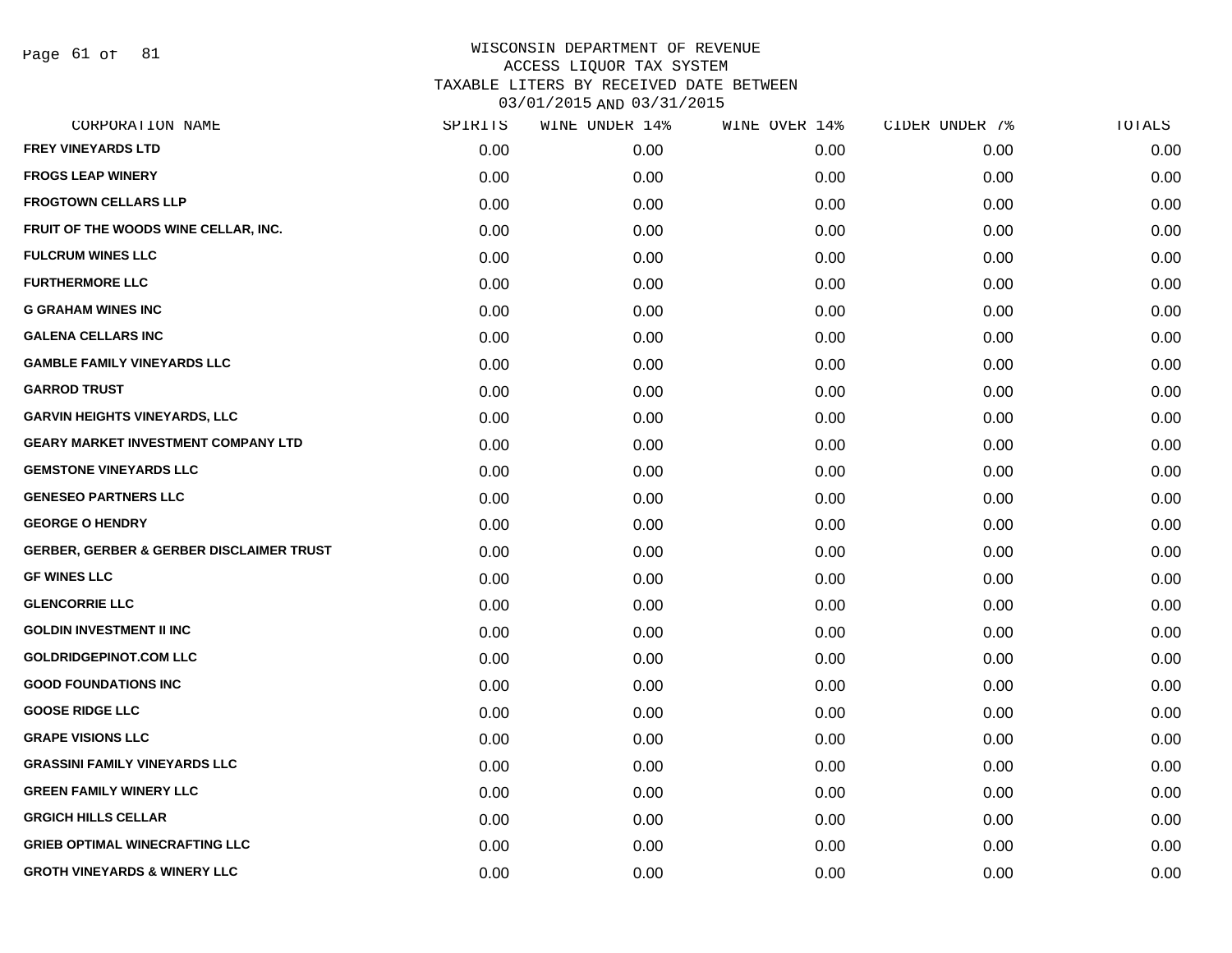WISCONSIN DEPARTMENT OF REVENUE
ACCESS LIQUOR TAX SYSTEM
TAXABLE LITERS BY RECEIVED DATE BETWEEN
03/01/2015 AND 03/31/2015

| CORPORATION NAME | SPIRITS | WINE UNDER 14% | WINE OVER 14% | CIDER UNDER 7% | TOTALS |
|---|---|---|---|---|---|
| FREY VINEYARDS LTD | 0.00 | 0.00 | 0.00 | 0.00 | 0.00 |
| FROGS LEAP WINERY | 0.00 | 0.00 | 0.00 | 0.00 | 0.00 |
| FROGTOWN CELLARS LLP | 0.00 | 0.00 | 0.00 | 0.00 | 0.00 |
| FRUIT OF THE WOODS WINE CELLAR, INC. | 0.00 | 0.00 | 0.00 | 0.00 | 0.00 |
| FULCRUM WINES LLC | 0.00 | 0.00 | 0.00 | 0.00 | 0.00 |
| FURTHERMORE LLC | 0.00 | 0.00 | 0.00 | 0.00 | 0.00 |
| G GRAHAM WINES INC | 0.00 | 0.00 | 0.00 | 0.00 | 0.00 |
| GALENA CELLARS INC | 0.00 | 0.00 | 0.00 | 0.00 | 0.00 |
| GAMBLE FAMILY VINEYARDS LLC | 0.00 | 0.00 | 0.00 | 0.00 | 0.00 |
| GARROD TRUST | 0.00 | 0.00 | 0.00 | 0.00 | 0.00 |
| GARVIN HEIGHTS VINEYARDS, LLC | 0.00 | 0.00 | 0.00 | 0.00 | 0.00 |
| GEARY MARKET INVESTMENT COMPANY LTD | 0.00 | 0.00 | 0.00 | 0.00 | 0.00 |
| GEMSTONE VINEYARDS LLC | 0.00 | 0.00 | 0.00 | 0.00 | 0.00 |
| GENESEO PARTNERS LLC | 0.00 | 0.00 | 0.00 | 0.00 | 0.00 |
| GEORGE O HENDRY | 0.00 | 0.00 | 0.00 | 0.00 | 0.00 |
| GERBER, GERBER & GERBER DISCLAIMER TRUST | 0.00 | 0.00 | 0.00 | 0.00 | 0.00 |
| GF WINES LLC | 0.00 | 0.00 | 0.00 | 0.00 | 0.00 |
| GLENCORRIE LLC | 0.00 | 0.00 | 0.00 | 0.00 | 0.00 |
| GOLDIN INVESTMENT II INC | 0.00 | 0.00 | 0.00 | 0.00 | 0.00 |
| GOLDRIDGEPINOT.COM LLC | 0.00 | 0.00 | 0.00 | 0.00 | 0.00 |
| GOOD FOUNDATIONS INC | 0.00 | 0.00 | 0.00 | 0.00 | 0.00 |
| GOOSE RIDGE LLC | 0.00 | 0.00 | 0.00 | 0.00 | 0.00 |
| GRAPE VISIONS LLC | 0.00 | 0.00 | 0.00 | 0.00 | 0.00 |
| GRASSINI FAMILY VINEYARDS LLC | 0.00 | 0.00 | 0.00 | 0.00 | 0.00 |
| GREEN FAMILY WINERY LLC | 0.00 | 0.00 | 0.00 | 0.00 | 0.00 |
| GRGICH HILLS CELLAR | 0.00 | 0.00 | 0.00 | 0.00 | 0.00 |
| GRIEB OPTIMAL WINECRAFTING LLC | 0.00 | 0.00 | 0.00 | 0.00 | 0.00 |
| GROTH VINEYARDS & WINERY LLC | 0.00 | 0.00 | 0.00 | 0.00 | 0.00 |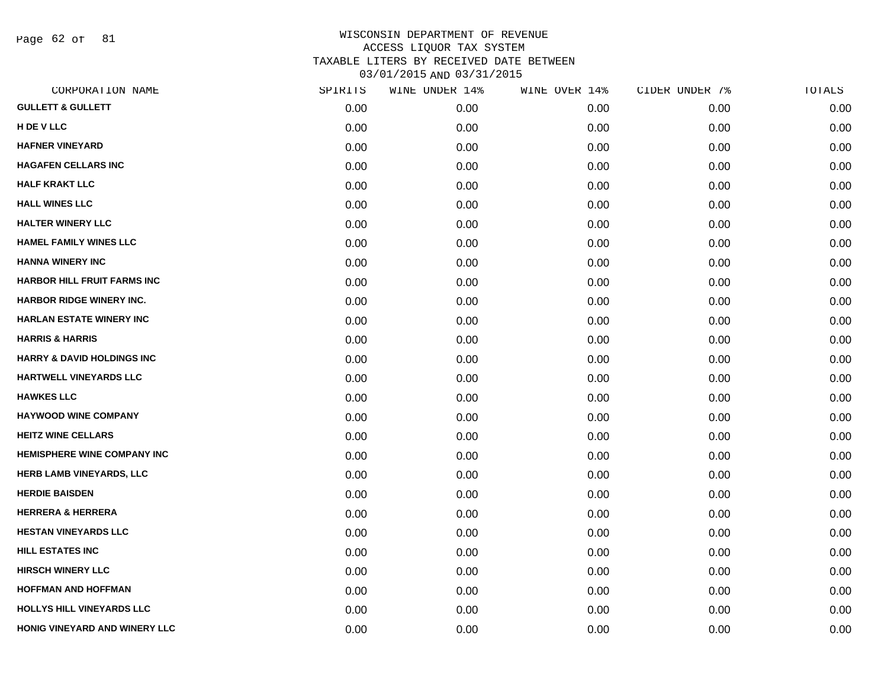WISCONSIN DEPARTMENT OF REVENUE
ACCESS LIQUOR TAX SYSTEM
TAXABLE LITERS BY RECEIVED DATE BETWEEN
03/01/2015 AND 03/31/2015

| CORPORATION NAME | SPIRITS | WINE UNDER 14% | WINE OVER 14% | CIDER UNDER 7% | TOTALS |
|---|---|---|---|---|---|
| **GULLETT & GULLETT** | 0.00 | 0.00 | 0.00 | 0.00 | 0.00 |
| **H DE V LLC** | 0.00 | 0.00 | 0.00 | 0.00 | 0.00 |
| **HAFNER VINEYARD** | 0.00 | 0.00 | 0.00 | 0.00 | 0.00 |
| **HAGAFEN CELLARS INC** | 0.00 | 0.00 | 0.00 | 0.00 | 0.00 |
| **HALF KRAKT LLC** | 0.00 | 0.00 | 0.00 | 0.00 | 0.00 |
| **HALL WINES LLC** | 0.00 | 0.00 | 0.00 | 0.00 | 0.00 |
| **HALTER WINERY LLC** | 0.00 | 0.00 | 0.00 | 0.00 | 0.00 |
| **HAMEL FAMILY WINES LLC** | 0.00 | 0.00 | 0.00 | 0.00 | 0.00 |
| **HANNA WINERY INC** | 0.00 | 0.00 | 0.00 | 0.00 | 0.00 |
| **HARBOR HILL FRUIT FARMS INC** | 0.00 | 0.00 | 0.00 | 0.00 | 0.00 |
| **HARBOR RIDGE WINERY INC.** | 0.00 | 0.00 | 0.00 | 0.00 | 0.00 |
| **HARLAN ESTATE WINERY INC** | 0.00 | 0.00 | 0.00 | 0.00 | 0.00 |
| **HARRIS & HARRIS** | 0.00 | 0.00 | 0.00 | 0.00 | 0.00 |
| **HARRY & DAVID HOLDINGS INC** | 0.00 | 0.00 | 0.00 | 0.00 | 0.00 |
| **HARTWELL VINEYARDS LLC** | 0.00 | 0.00 | 0.00 | 0.00 | 0.00 |
| **HAWKES LLC** | 0.00 | 0.00 | 0.00 | 0.00 | 0.00 |
| **HAYWOOD WINE COMPANY** | 0.00 | 0.00 | 0.00 | 0.00 | 0.00 |
| **HEITZ WINE CELLARS** | 0.00 | 0.00 | 0.00 | 0.00 | 0.00 |
| **HEMISPHERE WINE COMPANY INC** | 0.00 | 0.00 | 0.00 | 0.00 | 0.00 |
| **HERB LAMB VINEYARDS, LLC** | 0.00 | 0.00 | 0.00 | 0.00 | 0.00 |
| **HERDIE BAISDEN** | 0.00 | 0.00 | 0.00 | 0.00 | 0.00 |
| **HERRERA & HERRERA** | 0.00 | 0.00 | 0.00 | 0.00 | 0.00 |
| **HESTAN VINEYARDS LLC** | 0.00 | 0.00 | 0.00 | 0.00 | 0.00 |
| **HILL ESTATES INC** | 0.00 | 0.00 | 0.00 | 0.00 | 0.00 |
| **HIRSCH WINERY LLC** | 0.00 | 0.00 | 0.00 | 0.00 | 0.00 |
| **HOFFMAN AND HOFFMAN** | 0.00 | 0.00 | 0.00 | 0.00 | 0.00 |
| **HOLLYS HILL VINEYARDS LLC** | 0.00 | 0.00 | 0.00 | 0.00 | 0.00 |
| **HONIG VINEYARD AND WINERY LLC** | 0.00 | 0.00 | 0.00 | 0.00 | 0.00 |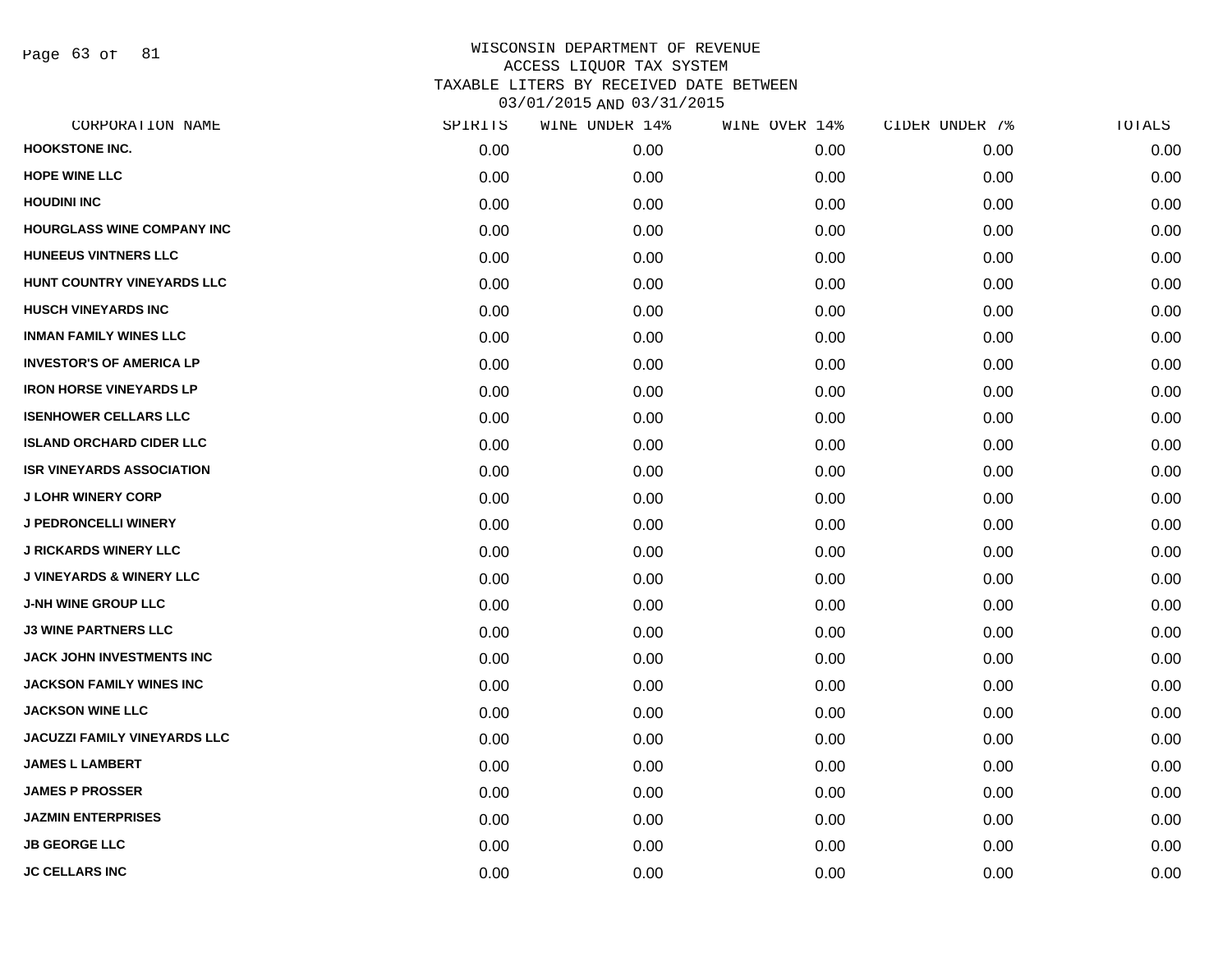# WISCONSIN DEPARTMENT OF REVENUE
## ACCESS LIQUOR TAX SYSTEM
## TAXABLE LITERS BY RECEIVED DATE BETWEEN 03/01/2015 AND 03/31/2015

| CORPORATION NAME | SPIRITS | WINE UNDER 14% | WINE OVER 14% | CIDER UNDER 7% | TOTALS |
|---|---|---|---|---|---|
| HOOKSTONE INC. | 0.00 | 0.00 | 0.00 | 0.00 | 0.00 |
| HOPE WINE LLC | 0.00 | 0.00 | 0.00 | 0.00 | 0.00 |
| HOUDINI INC | 0.00 | 0.00 | 0.00 | 0.00 | 0.00 |
| HOURGLASS WINE COMPANY INC | 0.00 | 0.00 | 0.00 | 0.00 | 0.00 |
| HUNEEUS VINTNERS LLC | 0.00 | 0.00 | 0.00 | 0.00 | 0.00 |
| HUNT COUNTRY VINEYARDS LLC | 0.00 | 0.00 | 0.00 | 0.00 | 0.00 |
| HUSCH VINEYARDS INC | 0.00 | 0.00 | 0.00 | 0.00 | 0.00 |
| INMAN FAMILY WINES LLC | 0.00 | 0.00 | 0.00 | 0.00 | 0.00 |
| INVESTOR'S OF AMERICA LP | 0.00 | 0.00 | 0.00 | 0.00 | 0.00 |
| IRON HORSE VINEYARDS LP | 0.00 | 0.00 | 0.00 | 0.00 | 0.00 |
| ISENHOWER CELLARS LLC | 0.00 | 0.00 | 0.00 | 0.00 | 0.00 |
| ISLAND ORCHARD CIDER LLC | 0.00 | 0.00 | 0.00 | 0.00 | 0.00 |
| ISR VINEYARDS ASSOCIATION | 0.00 | 0.00 | 0.00 | 0.00 | 0.00 |
| J LOHR WINERY CORP | 0.00 | 0.00 | 0.00 | 0.00 | 0.00 |
| J PEDRONCELLI WINERY | 0.00 | 0.00 | 0.00 | 0.00 | 0.00 |
| J RICKARDS WINERY LLC | 0.00 | 0.00 | 0.00 | 0.00 | 0.00 |
| J VINEYARDS & WINERY LLC | 0.00 | 0.00 | 0.00 | 0.00 | 0.00 |
| J-NH WINE GROUP LLC | 0.00 | 0.00 | 0.00 | 0.00 | 0.00 |
| J3 WINE PARTNERS LLC | 0.00 | 0.00 | 0.00 | 0.00 | 0.00 |
| JACK JOHN INVESTMENTS INC | 0.00 | 0.00 | 0.00 | 0.00 | 0.00 |
| JACKSON FAMILY WINES INC | 0.00 | 0.00 | 0.00 | 0.00 | 0.00 |
| JACKSON WINE LLC | 0.00 | 0.00 | 0.00 | 0.00 | 0.00 |
| JACUZZI FAMILY VINEYARDS LLC | 0.00 | 0.00 | 0.00 | 0.00 | 0.00 |
| JAMES L LAMBERT | 0.00 | 0.00 | 0.00 | 0.00 | 0.00 |
| JAMES P PROSSER | 0.00 | 0.00 | 0.00 | 0.00 | 0.00 |
| JAZMIN ENTERPRISES | 0.00 | 0.00 | 0.00 | 0.00 | 0.00 |
| JB GEORGE LLC | 0.00 | 0.00 | 0.00 | 0.00 | 0.00 |
| JC CELLARS INC | 0.00 | 0.00 | 0.00 | 0.00 | 0.00 |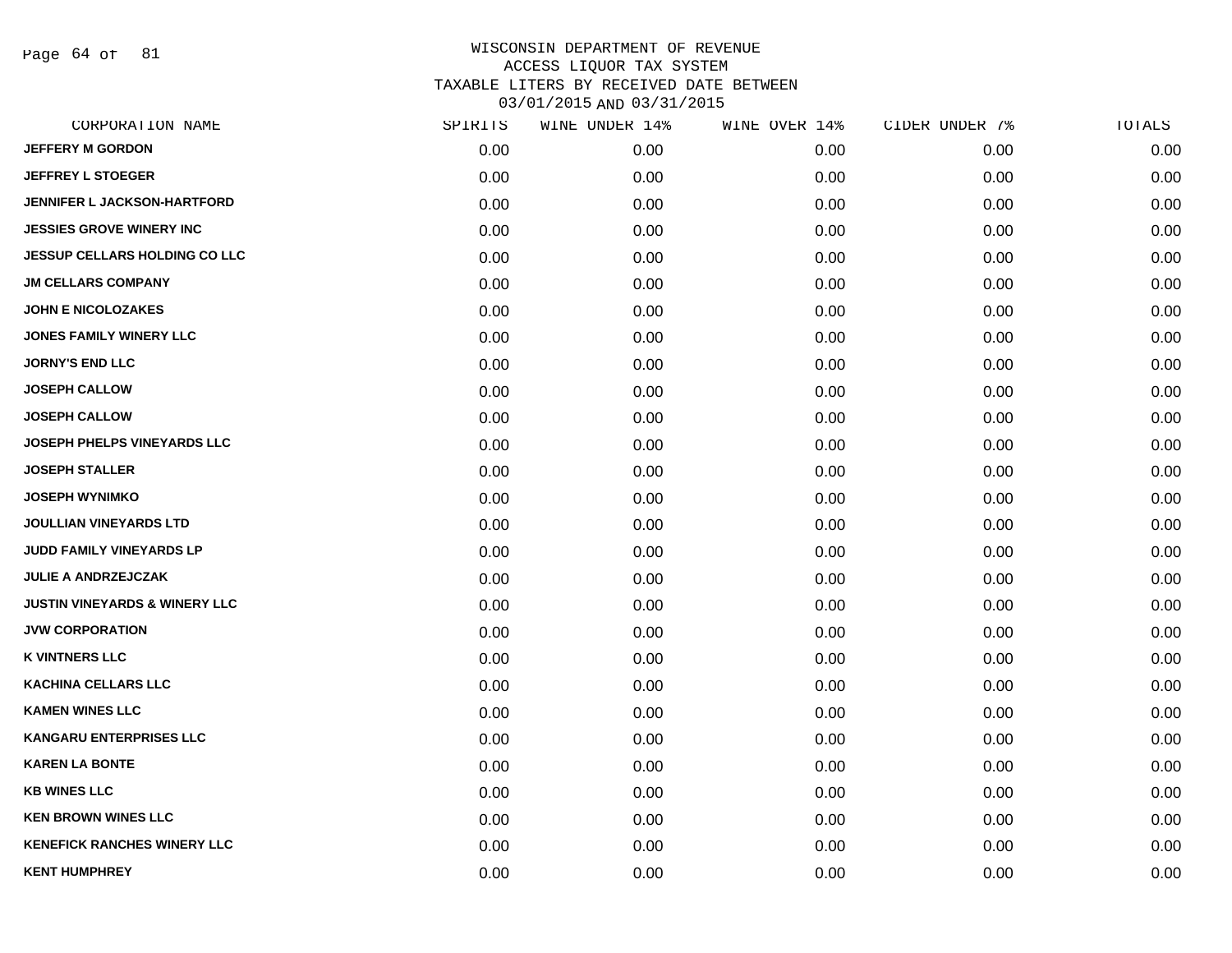# WISCONSIN DEPARTMENT OF REVENUE
## ACCESS LIQUOR TAX SYSTEM
## TAXABLE LITERS BY RECEIVED DATE BETWEEN 03/01/2015 AND 03/31/2015

| CORPORATION NAME | SPIRITS | WINE UNDER 14% | WINE OVER 14% | CIDER UNDER 7% | TOTALS |
|---|---|---|---|---|---|
| JEFFERY M GORDON | 0.00 | 0.00 | 0.00 | 0.00 | 0.00 |
| JEFFREY L STOEGER | 0.00 | 0.00 | 0.00 | 0.00 | 0.00 |
| JENNIFER L JACKSON-HARTFORD | 0.00 | 0.00 | 0.00 | 0.00 | 0.00 |
| JESSIES GROVE WINERY INC | 0.00 | 0.00 | 0.00 | 0.00 | 0.00 |
| JESSUP CELLARS HOLDING CO LLC | 0.00 | 0.00 | 0.00 | 0.00 | 0.00 |
| JM CELLARS COMPANY | 0.00 | 0.00 | 0.00 | 0.00 | 0.00 |
| JOHN E NICOLOZAKES | 0.00 | 0.00 | 0.00 | 0.00 | 0.00 |
| JONES FAMILY WINERY LLC | 0.00 | 0.00 | 0.00 | 0.00 | 0.00 |
| JORNY'S END LLC | 0.00 | 0.00 | 0.00 | 0.00 | 0.00 |
| JOSEPH CALLOW | 0.00 | 0.00 | 0.00 | 0.00 | 0.00 |
| JOSEPH CALLOW | 0.00 | 0.00 | 0.00 | 0.00 | 0.00 |
| JOSEPH PHELPS VINEYARDS LLC | 0.00 | 0.00 | 0.00 | 0.00 | 0.00 |
| JOSEPH STALLER | 0.00 | 0.00 | 0.00 | 0.00 | 0.00 |
| JOSEPH WYNIMKO | 0.00 | 0.00 | 0.00 | 0.00 | 0.00 |
| JOULLIAN VINEYARDS LTD | 0.00 | 0.00 | 0.00 | 0.00 | 0.00 |
| JUDD FAMILY VINEYARDS LP | 0.00 | 0.00 | 0.00 | 0.00 | 0.00 |
| JULIE A ANDRZEJCZAK | 0.00 | 0.00 | 0.00 | 0.00 | 0.00 |
| JUSTIN VINEYARDS & WINERY LLC | 0.00 | 0.00 | 0.00 | 0.00 | 0.00 |
| JVW CORPORATION | 0.00 | 0.00 | 0.00 | 0.00 | 0.00 |
| K VINTNERS LLC | 0.00 | 0.00 | 0.00 | 0.00 | 0.00 |
| KACHINA CELLARS LLC | 0.00 | 0.00 | 0.00 | 0.00 | 0.00 |
| KAMEN WINES LLC | 0.00 | 0.00 | 0.00 | 0.00 | 0.00 |
| KANGARU ENTERPRISES LLC | 0.00 | 0.00 | 0.00 | 0.00 | 0.00 |
| KAREN LA BONTE | 0.00 | 0.00 | 0.00 | 0.00 | 0.00 |
| KB WINES LLC | 0.00 | 0.00 | 0.00 | 0.00 | 0.00 |
| KEN BROWN WINES LLC | 0.00 | 0.00 | 0.00 | 0.00 | 0.00 |
| KENEFICK RANCHES WINERY LLC | 0.00 | 0.00 | 0.00 | 0.00 | 0.00 |
| KENT HUMPHREY | 0.00 | 0.00 | 0.00 | 0.00 | 0.00 |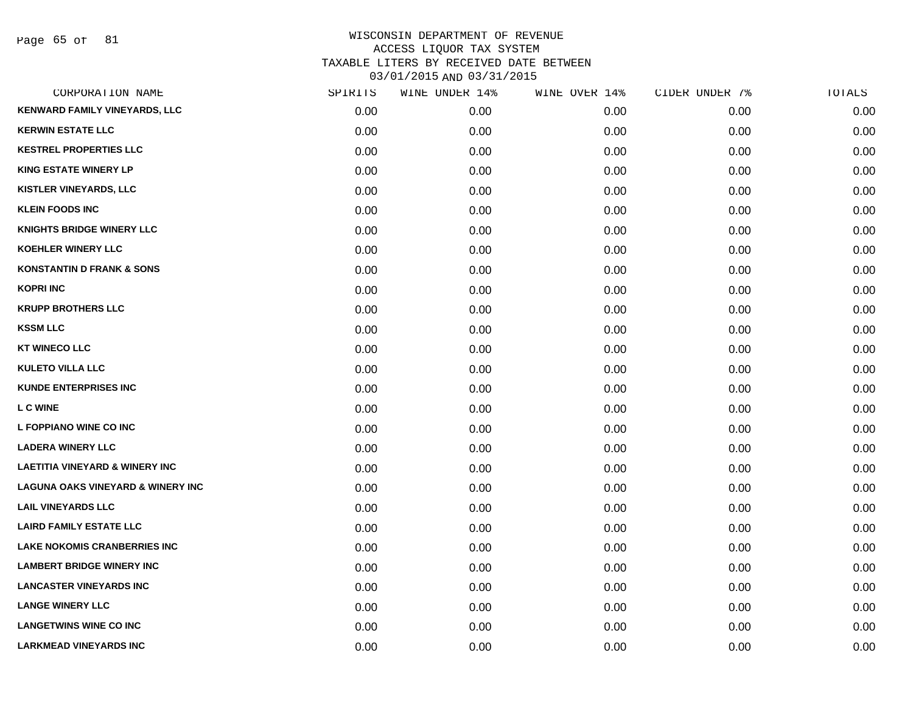WISCONSIN DEPARTMENT OF REVENUE
ACCESS LIQUOR TAX SYSTEM
TAXABLE LITERS BY RECEIVED DATE BETWEEN
03/01/2015 AND 03/31/2015

| CORPORATION NAME | SPIRITS | WINE UNDER 14% | WINE OVER 14% | CIDER UNDER 7% | TOTALS |
|---|---|---|---|---|---|
| KENWARD FAMILY VINEYARDS, LLC | 0.00 | 0.00 | 0.00 | 0.00 | 0.00 |
| KERWIN ESTATE LLC | 0.00 | 0.00 | 0.00 | 0.00 | 0.00 |
| KESTREL PROPERTIES LLC | 0.00 | 0.00 | 0.00 | 0.00 | 0.00 |
| KING ESTATE WINERY LP | 0.00 | 0.00 | 0.00 | 0.00 | 0.00 |
| KISTLER VINEYARDS, LLC | 0.00 | 0.00 | 0.00 | 0.00 | 0.00 |
| KLEIN FOODS INC | 0.00 | 0.00 | 0.00 | 0.00 | 0.00 |
| KNIGHTS BRIDGE WINERY LLC | 0.00 | 0.00 | 0.00 | 0.00 | 0.00 |
| KOEHLER WINERY LLC | 0.00 | 0.00 | 0.00 | 0.00 | 0.00 |
| KONSTANTIN D FRANK & SONS | 0.00 | 0.00 | 0.00 | 0.00 | 0.00 |
| KOPRI INC | 0.00 | 0.00 | 0.00 | 0.00 | 0.00 |
| KRUPP BROTHERS LLC | 0.00 | 0.00 | 0.00 | 0.00 | 0.00 |
| KSSM LLC | 0.00 | 0.00 | 0.00 | 0.00 | 0.00 |
| KT WINECO LLC | 0.00 | 0.00 | 0.00 | 0.00 | 0.00 |
| KULETO VILLA LLC | 0.00 | 0.00 | 0.00 | 0.00 | 0.00 |
| KUNDE ENTERPRISES INC | 0.00 | 0.00 | 0.00 | 0.00 | 0.00 |
| L C WINE | 0.00 | 0.00 | 0.00 | 0.00 | 0.00 |
| L FOPPIANO WINE CO INC | 0.00 | 0.00 | 0.00 | 0.00 | 0.00 |
| LADERA WINERY LLC | 0.00 | 0.00 | 0.00 | 0.00 | 0.00 |
| LAETITIA VINEYARD & WINERY INC | 0.00 | 0.00 | 0.00 | 0.00 | 0.00 |
| LAGUNA OAKS VINEYARD & WINERY INC | 0.00 | 0.00 | 0.00 | 0.00 | 0.00 |
| LAIL VINEYARDS LLC | 0.00 | 0.00 | 0.00 | 0.00 | 0.00 |
| LAIRD FAMILY ESTATE LLC | 0.00 | 0.00 | 0.00 | 0.00 | 0.00 |
| LAKE NOKOMIS CRANBERRIES INC | 0.00 | 0.00 | 0.00 | 0.00 | 0.00 |
| LAMBERT BRIDGE WINERY INC | 0.00 | 0.00 | 0.00 | 0.00 | 0.00 |
| LANCASTER VINEYARDS INC | 0.00 | 0.00 | 0.00 | 0.00 | 0.00 |
| LANGE WINERY LLC | 0.00 | 0.00 | 0.00 | 0.00 | 0.00 |
| LANGETWINS WINE CO INC | 0.00 | 0.00 | 0.00 | 0.00 | 0.00 |
| LARKMEAD VINEYARDS INC | 0.00 | 0.00 | 0.00 | 0.00 | 0.00 |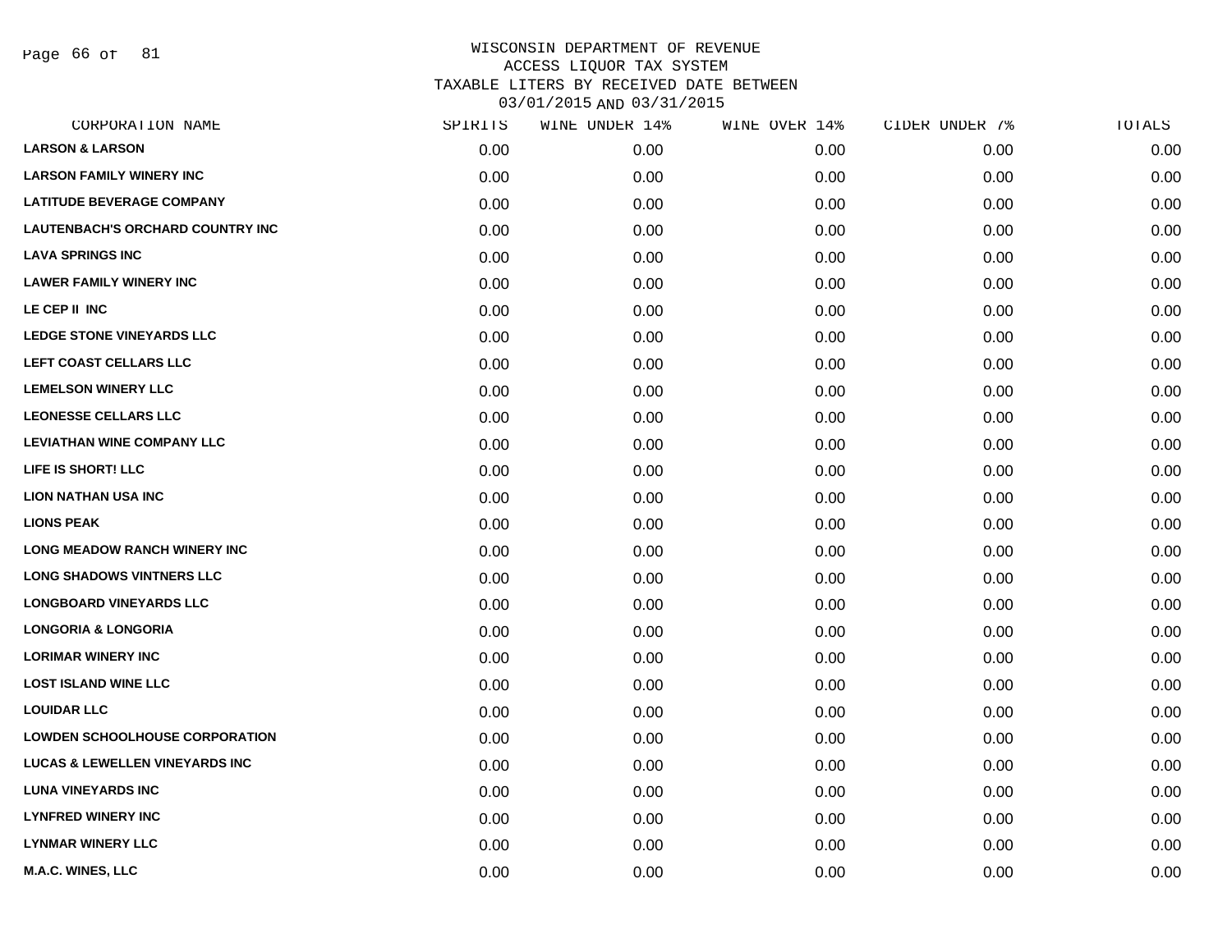# WISCONSIN DEPARTMENT OF REVENUE
## ACCESS LIQUOR TAX SYSTEM
## TAXABLE LITERS BY RECEIVED DATE BETWEEN 03/01/2015 AND 03/31/2015

| CORPORATION NAME | SPIRITS | WINE UNDER 14% | WINE OVER 14% | CIDER UNDER 7% | TOTALS |
|---|---|---|---|---|---|
| LARSON & LARSON | 0.00 | 0.00 | 0.00 | 0.00 | 0.00 |
| LARSON FAMILY WINERY INC | 0.00 | 0.00 | 0.00 | 0.00 | 0.00 |
| LATITUDE BEVERAGE COMPANY | 0.00 | 0.00 | 0.00 | 0.00 | 0.00 |
| LAUTENBACH'S ORCHARD COUNTRY INC | 0.00 | 0.00 | 0.00 | 0.00 | 0.00 |
| LAVA SPRINGS INC | 0.00 | 0.00 | 0.00 | 0.00 | 0.00 |
| LAWER FAMILY WINERY INC | 0.00 | 0.00 | 0.00 | 0.00 | 0.00 |
| LE CEP II INC | 0.00 | 0.00 | 0.00 | 0.00 | 0.00 |
| LEDGE STONE VINEYARDS LLC | 0.00 | 0.00 | 0.00 | 0.00 | 0.00 |
| LEFT COAST CELLARS LLC | 0.00 | 0.00 | 0.00 | 0.00 | 0.00 |
| LEMELSON WINERY LLC | 0.00 | 0.00 | 0.00 | 0.00 | 0.00 |
| LEONESSE CELLARS LLC | 0.00 | 0.00 | 0.00 | 0.00 | 0.00 |
| LEVIATHAN WINE COMPANY LLC | 0.00 | 0.00 | 0.00 | 0.00 | 0.00 |
| LIFE IS SHORT! LLC | 0.00 | 0.00 | 0.00 | 0.00 | 0.00 |
| LION NATHAN USA INC | 0.00 | 0.00 | 0.00 | 0.00 | 0.00 |
| LIONS PEAK | 0.00 | 0.00 | 0.00 | 0.00 | 0.00 |
| LONG MEADOW RANCH WINERY INC | 0.00 | 0.00 | 0.00 | 0.00 | 0.00 |
| LONG SHADOWS VINTNERS LLC | 0.00 | 0.00 | 0.00 | 0.00 | 0.00 |
| LONGBOARD VINEYARDS LLC | 0.00 | 0.00 | 0.00 | 0.00 | 0.00 |
| LONGORIA & LONGORIA | 0.00 | 0.00 | 0.00 | 0.00 | 0.00 |
| LORIMAR WINERY INC | 0.00 | 0.00 | 0.00 | 0.00 | 0.00 |
| LOST ISLAND WINE LLC | 0.00 | 0.00 | 0.00 | 0.00 | 0.00 |
| LOUIDAR LLC | 0.00 | 0.00 | 0.00 | 0.00 | 0.00 |
| LOWDEN SCHOOLHOUSE CORPORATION | 0.00 | 0.00 | 0.00 | 0.00 | 0.00 |
| LUCAS & LEWELLEN VINEYARDS INC | 0.00 | 0.00 | 0.00 | 0.00 | 0.00 |
| LUNA VINEYARDS INC | 0.00 | 0.00 | 0.00 | 0.00 | 0.00 |
| LYNFRED WINERY INC | 0.00 | 0.00 | 0.00 | 0.00 | 0.00 |
| LYNMAR WINERY LLC | 0.00 | 0.00 | 0.00 | 0.00 | 0.00 |
| M.A.C. WINES, LLC | 0.00 | 0.00 | 0.00 | 0.00 | 0.00 |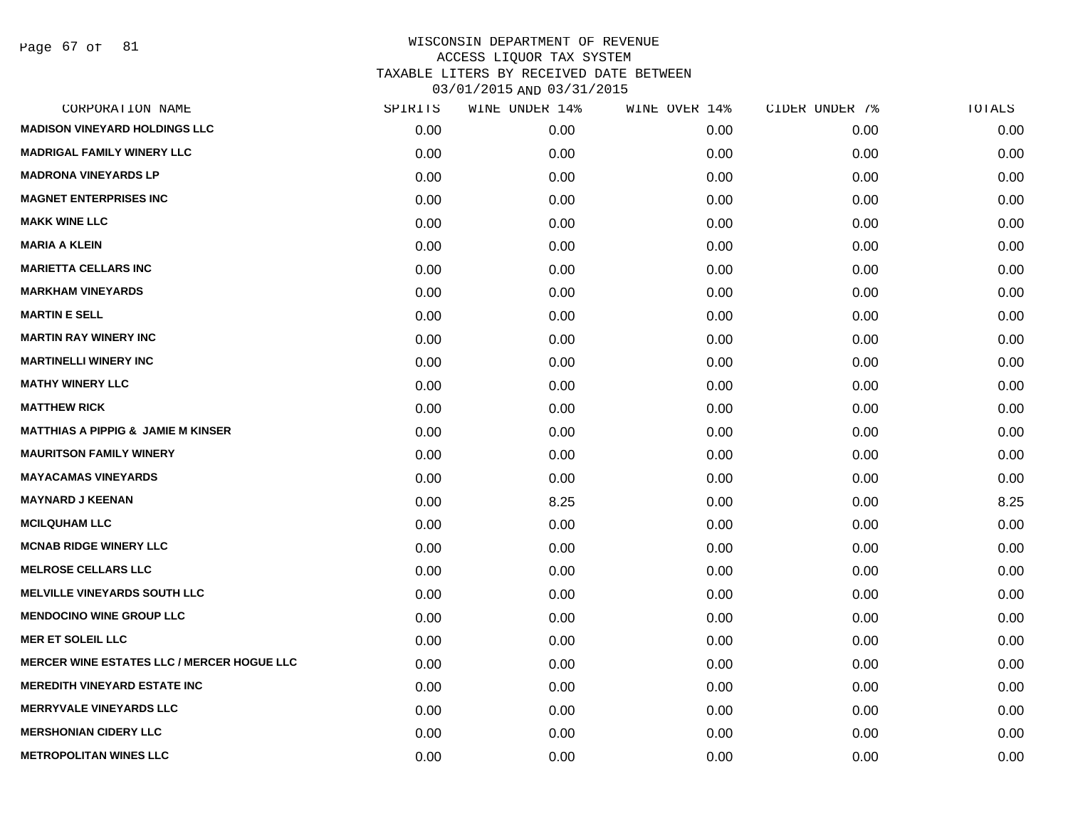# WISCONSIN DEPARTMENT OF REVENUE
## ACCESS LIQUOR TAX SYSTEM
## TAXABLE LITERS BY RECEIVED DATE BETWEEN 03/01/2015 AND 03/31/2015

| CORPORATION NAME | SPIRITS | WINE UNDER 14% | WINE OVER 14% | CIDER UNDER 7% | TOTALS |
|---|---|---|---|---|---|
| **MADISON VINEYARD HOLDINGS LLC** | 0.00 | 0.00 | 0.00 | 0.00 | 0.00 |
| **MADRIGAL FAMILY WINERY LLC** | 0.00 | 0.00 | 0.00 | 0.00 | 0.00 |
| **MADRONA VINEYARDS LP** | 0.00 | 0.00 | 0.00 | 0.00 | 0.00 |
| **MAGNET ENTERPRISES INC** | 0.00 | 0.00 | 0.00 | 0.00 | 0.00 |
| **MAKK WINE LLC** | 0.00 | 0.00 | 0.00 | 0.00 | 0.00 |
| **MARIA A KLEIN** | 0.00 | 0.00 | 0.00 | 0.00 | 0.00 |
| **MARIETTA CELLARS INC** | 0.00 | 0.00 | 0.00 | 0.00 | 0.00 |
| **MARKHAM VINEYARDS** | 0.00 | 0.00 | 0.00 | 0.00 | 0.00 |
| **MARTIN E SELL** | 0.00 | 0.00 | 0.00 | 0.00 | 0.00 |
| **MARTIN RAY WINERY INC** | 0.00 | 0.00 | 0.00 | 0.00 | 0.00 |
| **MARTINELLI WINERY INC** | 0.00 | 0.00 | 0.00 | 0.00 | 0.00 |
| **MATHY WINERY LLC** | 0.00 | 0.00 | 0.00 | 0.00 | 0.00 |
| **MATTHEW RICK** | 0.00 | 0.00 | 0.00 | 0.00 | 0.00 |
| **MATTHIAS A PIPPIG & JAMIE M KINSER** | 0.00 | 0.00 | 0.00 | 0.00 | 0.00 |
| **MAURITSON FAMILY WINERY** | 0.00 | 0.00 | 0.00 | 0.00 | 0.00 |
| **MAYACAMAS VINEYARDS** | 0.00 | 0.00 | 0.00 | 0.00 | 0.00 |
| **MAYNARD J KEENAN** | 0.00 | 8.25 | 0.00 | 0.00 | 8.25 |
| **MCILQUHAM LLC** | 0.00 | 0.00 | 0.00 | 0.00 | 0.00 |
| **MCNAB RIDGE WINERY LLC** | 0.00 | 0.00 | 0.00 | 0.00 | 0.00 |
| **MELROSE CELLARS LLC** | 0.00 | 0.00 | 0.00 | 0.00 | 0.00 |
| **MELVILLE VINEYARDS SOUTH LLC** | 0.00 | 0.00 | 0.00 | 0.00 | 0.00 |
| **MENDOCINO WINE GROUP LLC** | 0.00 | 0.00 | 0.00 | 0.00 | 0.00 |
| **MER ET SOLEIL LLC** | 0.00 | 0.00 | 0.00 | 0.00 | 0.00 |
| **MERCER WINE ESTATES LLC / MERCER HOGUE LLC** | 0.00 | 0.00 | 0.00 | 0.00 | 0.00 |
| **MEREDITH VINEYARD ESTATE INC** | 0.00 | 0.00 | 0.00 | 0.00 | 0.00 |
| **MERRYVALE VINEYARDS LLC** | 0.00 | 0.00 | 0.00 | 0.00 | 0.00 |
| **MERSHONIAN CIDERY LLC** | 0.00 | 0.00 | 0.00 | 0.00 | 0.00 |
| **METROPOLITAN WINES LLC** | 0.00 | 0.00 | 0.00 | 0.00 | 0.00 |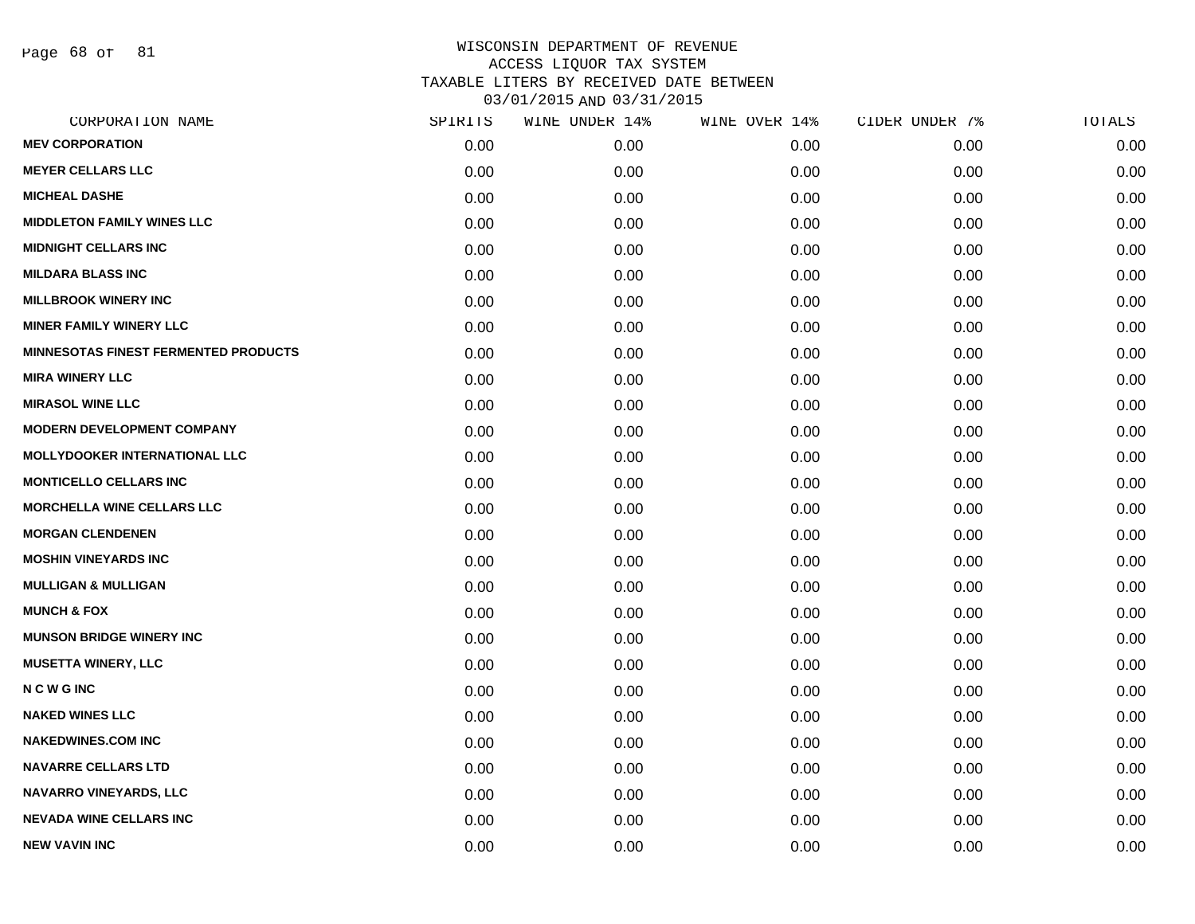# WISCONSIN DEPARTMENT OF REVENUE
## ACCESS LIQUOR TAX SYSTEM
## TAXABLE LITERS BY RECEIVED DATE BETWEEN 03/01/2015 AND 03/31/2015

| CORPORATION NAME | SPIRITS | WINE UNDER 14% | WINE OVER 14% | CIDER UNDER 7% | TOTALS |
|---|---|---|---|---|---|
| **MEV CORPORATION** | 0.00 | 0.00 | 0.00 | 0.00 | 0.00 |
| **MEYER CELLARS LLC** | 0.00 | 0.00 | 0.00 | 0.00 | 0.00 |
| **MICHEAL DASHE** | 0.00 | 0.00 | 0.00 | 0.00 | 0.00 |
| **MIDDLETON FAMILY WINES LLC** | 0.00 | 0.00 | 0.00 | 0.00 | 0.00 |
| **MIDNIGHT CELLARS INC** | 0.00 | 0.00 | 0.00 | 0.00 | 0.00 |
| **MILDARA BLASS INC** | 0.00 | 0.00 | 0.00 | 0.00 | 0.00 |
| **MILLBROOK WINERY INC** | 0.00 | 0.00 | 0.00 | 0.00 | 0.00 |
| **MINER FAMILY WINERY LLC** | 0.00 | 0.00 | 0.00 | 0.00 | 0.00 |
| **MINNESOTAS FINEST FERMENTED PRODUCTS** | 0.00 | 0.00 | 0.00 | 0.00 | 0.00 |
| **MIRA WINERY LLC** | 0.00 | 0.00 | 0.00 | 0.00 | 0.00 |
| **MIRASOL WINE LLC** | 0.00 | 0.00 | 0.00 | 0.00 | 0.00 |
| **MODERN DEVELOPMENT COMPANY** | 0.00 | 0.00 | 0.00 | 0.00 | 0.00 |
| **MOLLYDOOKER INTERNATIONAL LLC** | 0.00 | 0.00 | 0.00 | 0.00 | 0.00 |
| **MONTICELLO CELLARS INC** | 0.00 | 0.00 | 0.00 | 0.00 | 0.00 |
| **MORCHELLA WINE CELLARS LLC** | 0.00 | 0.00 | 0.00 | 0.00 | 0.00 |
| **MORGAN CLENDENEN** | 0.00 | 0.00 | 0.00 | 0.00 | 0.00 |
| **MOSHIN VINEYARDS INC** | 0.00 | 0.00 | 0.00 | 0.00 | 0.00 |
| **MULLIGAN & MULLIGAN** | 0.00 | 0.00 | 0.00 | 0.00 | 0.00 |
| **MUNCH & FOX** | 0.00 | 0.00 | 0.00 | 0.00 | 0.00 |
| **MUNSON BRIDGE WINERY INC** | 0.00 | 0.00 | 0.00 | 0.00 | 0.00 |
| **MUSETTA WINERY, LLC** | 0.00 | 0.00 | 0.00 | 0.00 | 0.00 |
| **N C W G INC** | 0.00 | 0.00 | 0.00 | 0.00 | 0.00 |
| **NAKED WINES LLC** | 0.00 | 0.00 | 0.00 | 0.00 | 0.00 |
| **NAKEDWINES.COM INC** | 0.00 | 0.00 | 0.00 | 0.00 | 0.00 |
| **NAVARRE CELLARS LTD** | 0.00 | 0.00 | 0.00 | 0.00 | 0.00 |
| **NAVARRO VINEYARDS, LLC** | 0.00 | 0.00 | 0.00 | 0.00 | 0.00 |
| **NEVADA WINE CELLARS INC** | 0.00 | 0.00 | 0.00 | 0.00 | 0.00 |
| **NEW VAVIN INC** | 0.00 | 0.00 | 0.00 | 0.00 | 0.00 |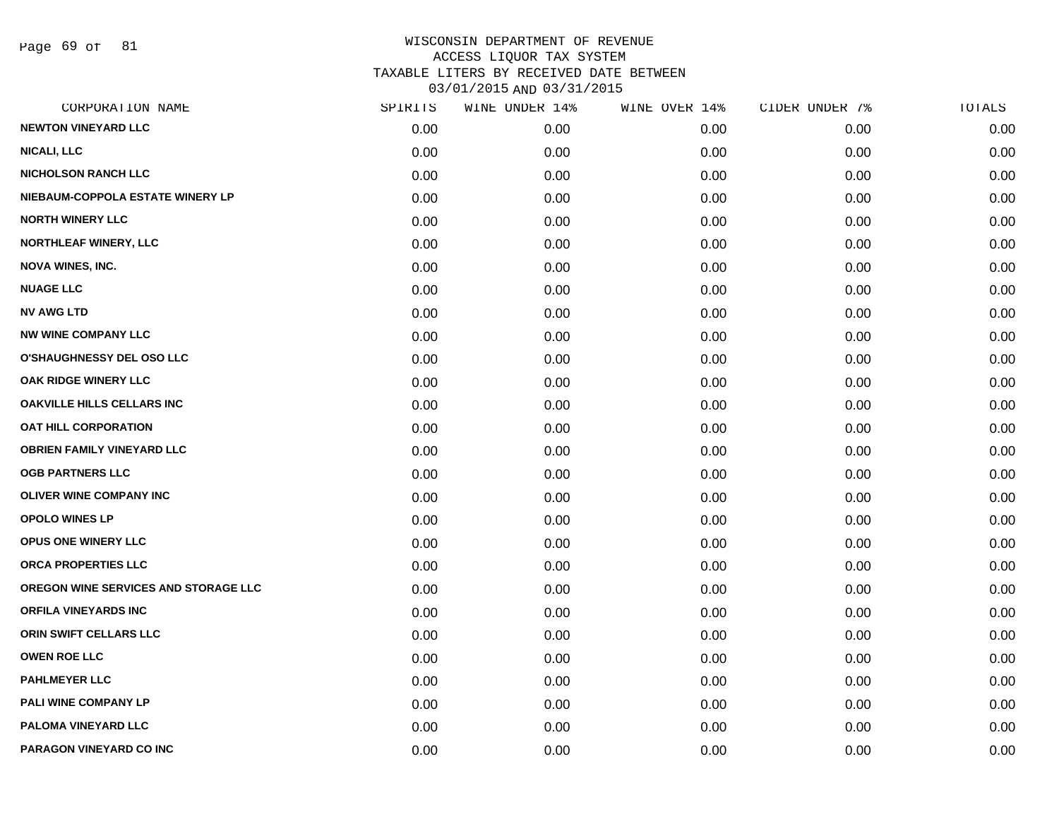# WISCONSIN DEPARTMENT OF REVENUE
## ACCESS LIQUOR TAX SYSTEM
### TAXABLE LITERS BY RECEIVED DATE BETWEEN 03/01/2015 AND 03/31/2015

| CORPORATION NAME | SPIRITS | WINE UNDER 14% | WINE OVER 14% | CIDER UNDER 7% | TOTALS |
|---|---|---|---|---|---|
| NEWTON VINEYARD LLC | 0.00 | 0.00 | 0.00 | 0.00 | 0.00 |
| NICALI, LLC | 0.00 | 0.00 | 0.00 | 0.00 | 0.00 |
| NICHOLSON RANCH LLC | 0.00 | 0.00 | 0.00 | 0.00 | 0.00 |
| NIEBAUM-COPPOLA ESTATE WINERY LP | 0.00 | 0.00 | 0.00 | 0.00 | 0.00 |
| NORTH WINERY LLC | 0.00 | 0.00 | 0.00 | 0.00 | 0.00 |
| NORTHLEAF WINERY, LLC | 0.00 | 0.00 | 0.00 | 0.00 | 0.00 |
| NOVA WINES, INC. | 0.00 | 0.00 | 0.00 | 0.00 | 0.00 |
| NUAGE LLC | 0.00 | 0.00 | 0.00 | 0.00 | 0.00 |
| NV AWG LTD | 0.00 | 0.00 | 0.00 | 0.00 | 0.00 |
| NW WINE COMPANY LLC | 0.00 | 0.00 | 0.00 | 0.00 | 0.00 |
| O'SHAUGHNESSY DEL OSO LLC | 0.00 | 0.00 | 0.00 | 0.00 | 0.00 |
| OAK RIDGE WINERY LLC | 0.00 | 0.00 | 0.00 | 0.00 | 0.00 |
| OAKVILLE HILLS CELLARS INC | 0.00 | 0.00 | 0.00 | 0.00 | 0.00 |
| OAT HILL CORPORATION | 0.00 | 0.00 | 0.00 | 0.00 | 0.00 |
| OBRIEN FAMILY VINEYARD LLC | 0.00 | 0.00 | 0.00 | 0.00 | 0.00 |
| OGB PARTNERS LLC | 0.00 | 0.00 | 0.00 | 0.00 | 0.00 |
| OLIVER WINE COMPANY INC | 0.00 | 0.00 | 0.00 | 0.00 | 0.00 |
| OPOLO WINES LP | 0.00 | 0.00 | 0.00 | 0.00 | 0.00 |
| OPUS ONE WINERY LLC | 0.00 | 0.00 | 0.00 | 0.00 | 0.00 |
| ORCA PROPERTIES LLC | 0.00 | 0.00 | 0.00 | 0.00 | 0.00 |
| OREGON WINE SERVICES AND STORAGE LLC | 0.00 | 0.00 | 0.00 | 0.00 | 0.00 |
| ORFILA VINEYARDS INC | 0.00 | 0.00 | 0.00 | 0.00 | 0.00 |
| ORIN SWIFT CELLARS LLC | 0.00 | 0.00 | 0.00 | 0.00 | 0.00 |
| OWEN ROE LLC | 0.00 | 0.00 | 0.00 | 0.00 | 0.00 |
| PAHLMEYER LLC | 0.00 | 0.00 | 0.00 | 0.00 | 0.00 |
| PALI WINE COMPANY LP | 0.00 | 0.00 | 0.00 | 0.00 | 0.00 |
| PALOMA VINEYARD LLC | 0.00 | 0.00 | 0.00 | 0.00 | 0.00 |
| PARAGON VINEYARD CO INC | 0.00 | 0.00 | 0.00 | 0.00 | 0.00 |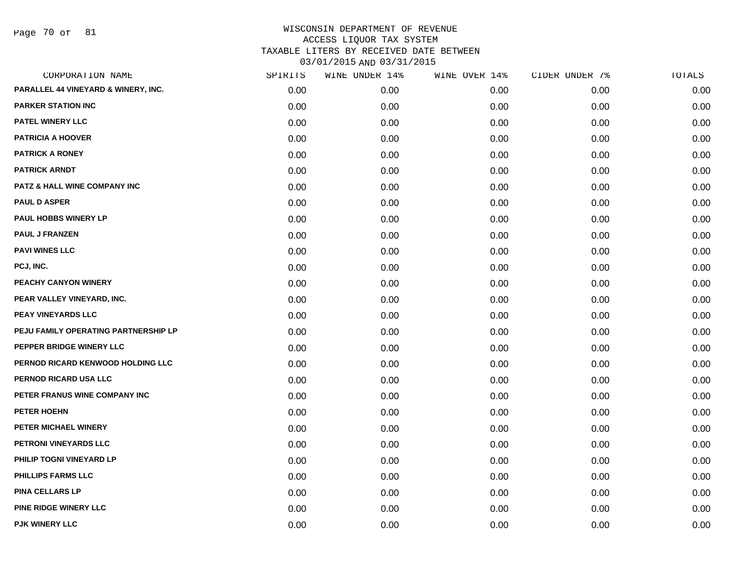# WISCONSIN DEPARTMENT OF REVENUE
## ACCESS LIQUOR TAX SYSTEM
## TAXABLE LITERS BY RECEIVED DATE BETWEEN 03/01/2015 AND 03/31/2015

| CORPORATION NAME | SPIRITS | WINE UNDER 14% | WINE OVER 14% | CIDER UNDER 7% | TOTALS |
|---|---|---|---|---|---|
| PARALLEL 44 VINEYARD & WINERY, INC. | 0.00 | 0.00 | 0.00 | 0.00 | 0.00 |
| PARKER STATION INC | 0.00 | 0.00 | 0.00 | 0.00 | 0.00 |
| PATEL WINERY LLC | 0.00 | 0.00 | 0.00 | 0.00 | 0.00 |
| PATRICIA A HOOVER | 0.00 | 0.00 | 0.00 | 0.00 | 0.00 |
| PATRICK A RONEY | 0.00 | 0.00 | 0.00 | 0.00 | 0.00 |
| PATRICK ARNDT | 0.00 | 0.00 | 0.00 | 0.00 | 0.00 |
| PATZ & HALL WINE COMPANY INC | 0.00 | 0.00 | 0.00 | 0.00 | 0.00 |
| PAUL D ASPER | 0.00 | 0.00 | 0.00 | 0.00 | 0.00 |
| PAUL HOBBS WINERY LP | 0.00 | 0.00 | 0.00 | 0.00 | 0.00 |
| PAUL J FRANZEN | 0.00 | 0.00 | 0.00 | 0.00 | 0.00 |
| PAVI WINES LLC | 0.00 | 0.00 | 0.00 | 0.00 | 0.00 |
| PCJ, INC. | 0.00 | 0.00 | 0.00 | 0.00 | 0.00 |
| PEACHY CANYON WINERY | 0.00 | 0.00 | 0.00 | 0.00 | 0.00 |
| PEAR VALLEY VINEYARD, INC. | 0.00 | 0.00 | 0.00 | 0.00 | 0.00 |
| PEAY VINEYARDS LLC | 0.00 | 0.00 | 0.00 | 0.00 | 0.00 |
| PEJU FAMILY OPERATING PARTNERSHIP LP | 0.00 | 0.00 | 0.00 | 0.00 | 0.00 |
| PEPPER BRIDGE WINERY LLC | 0.00 | 0.00 | 0.00 | 0.00 | 0.00 |
| PERNOD RICARD KENWOOD HOLDING LLC | 0.00 | 0.00 | 0.00 | 0.00 | 0.00 |
| PERNOD RICARD USA LLC | 0.00 | 0.00 | 0.00 | 0.00 | 0.00 |
| PETER FRANUS WINE COMPANY INC | 0.00 | 0.00 | 0.00 | 0.00 | 0.00 |
| PETER HOEHN | 0.00 | 0.00 | 0.00 | 0.00 | 0.00 |
| PETER MICHAEL WINERY | 0.00 | 0.00 | 0.00 | 0.00 | 0.00 |
| PETRONI VINEYARDS LLC | 0.00 | 0.00 | 0.00 | 0.00 | 0.00 |
| PHILIP TOGNI VINEYARD LP | 0.00 | 0.00 | 0.00 | 0.00 | 0.00 |
| PHILLIPS FARMS LLC | 0.00 | 0.00 | 0.00 | 0.00 | 0.00 |
| PINA CELLARS LP | 0.00 | 0.00 | 0.00 | 0.00 | 0.00 |
| PINE RIDGE WINERY LLC | 0.00 | 0.00 | 0.00 | 0.00 | 0.00 |
| PJK WINERY LLC | 0.00 | 0.00 | 0.00 | 0.00 | 0.00 |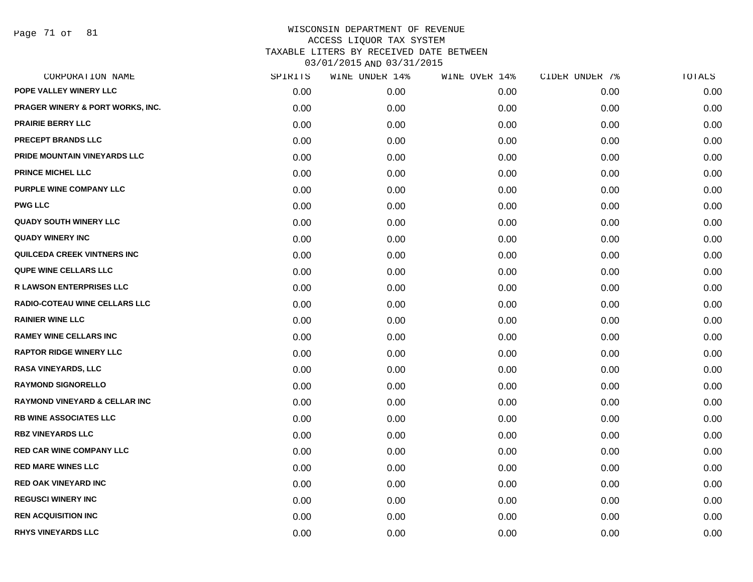# WISCONSIN DEPARTMENT OF REVENUE
## ACCESS LIQUOR TAX SYSTEM
## TAXABLE LITERS BY RECEIVED DATE BETWEEN 03/01/2015 AND 03/31/2015

| CORPORATION NAME | SPIRITS | WINE UNDER 14% | WINE OVER 14% | CIDER UNDER 7% | TOTALS |
|---|---|---|---|---|---|
| POPE VALLEY WINERY LLC | 0.00 | 0.00 | 0.00 | 0.00 | 0.00 |
| PRAGER WINERY & PORT WORKS, INC. | 0.00 | 0.00 | 0.00 | 0.00 | 0.00 |
| PRAIRIE BERRY LLC | 0.00 | 0.00 | 0.00 | 0.00 | 0.00 |
| PRECEPT BRANDS LLC | 0.00 | 0.00 | 0.00 | 0.00 | 0.00 |
| PRIDE MOUNTAIN VINEYARDS LLC | 0.00 | 0.00 | 0.00 | 0.00 | 0.00 |
| PRINCE MICHEL LLC | 0.00 | 0.00 | 0.00 | 0.00 | 0.00 |
| PURPLE WINE COMPANY LLC | 0.00 | 0.00 | 0.00 | 0.00 | 0.00 |
| PWG LLC | 0.00 | 0.00 | 0.00 | 0.00 | 0.00 |
| QUADY SOUTH WINERY LLC | 0.00 | 0.00 | 0.00 | 0.00 | 0.00 |
| QUADY WINERY INC | 0.00 | 0.00 | 0.00 | 0.00 | 0.00 |
| QUILCEDA CREEK VINTNERS INC | 0.00 | 0.00 | 0.00 | 0.00 | 0.00 |
| QUPE WINE CELLARS LLC | 0.00 | 0.00 | 0.00 | 0.00 | 0.00 |
| R LAWSON ENTERPRISES LLC | 0.00 | 0.00 | 0.00 | 0.00 | 0.00 |
| RADIO-COTEAU WINE CELLARS LLC | 0.00 | 0.00 | 0.00 | 0.00 | 0.00 |
| RAINIER WINE LLC | 0.00 | 0.00 | 0.00 | 0.00 | 0.00 |
| RAMEY WINE CELLARS INC | 0.00 | 0.00 | 0.00 | 0.00 | 0.00 |
| RAPTOR RIDGE WINERY LLC | 0.00 | 0.00 | 0.00 | 0.00 | 0.00 |
| RASA VINEYARDS, LLC | 0.00 | 0.00 | 0.00 | 0.00 | 0.00 |
| RAYMOND SIGNORELLO | 0.00 | 0.00 | 0.00 | 0.00 | 0.00 |
| RAYMOND VINEYARD & CELLAR INC | 0.00 | 0.00 | 0.00 | 0.00 | 0.00 |
| RB WINE ASSOCIATES LLC | 0.00 | 0.00 | 0.00 | 0.00 | 0.00 |
| RBZ VINEYARDS LLC | 0.00 | 0.00 | 0.00 | 0.00 | 0.00 |
| RED CAR WINE COMPANY LLC | 0.00 | 0.00 | 0.00 | 0.00 | 0.00 |
| RED MARE WINES LLC | 0.00 | 0.00 | 0.00 | 0.00 | 0.00 |
| RED OAK VINEYARD INC | 0.00 | 0.00 | 0.00 | 0.00 | 0.00 |
| REGUSCI WINERY INC | 0.00 | 0.00 | 0.00 | 0.00 | 0.00 |
| REN ACQUISITION INC | 0.00 | 0.00 | 0.00 | 0.00 | 0.00 |
| RHYS VINEYARDS LLC | 0.00 | 0.00 | 0.00 | 0.00 | 0.00 |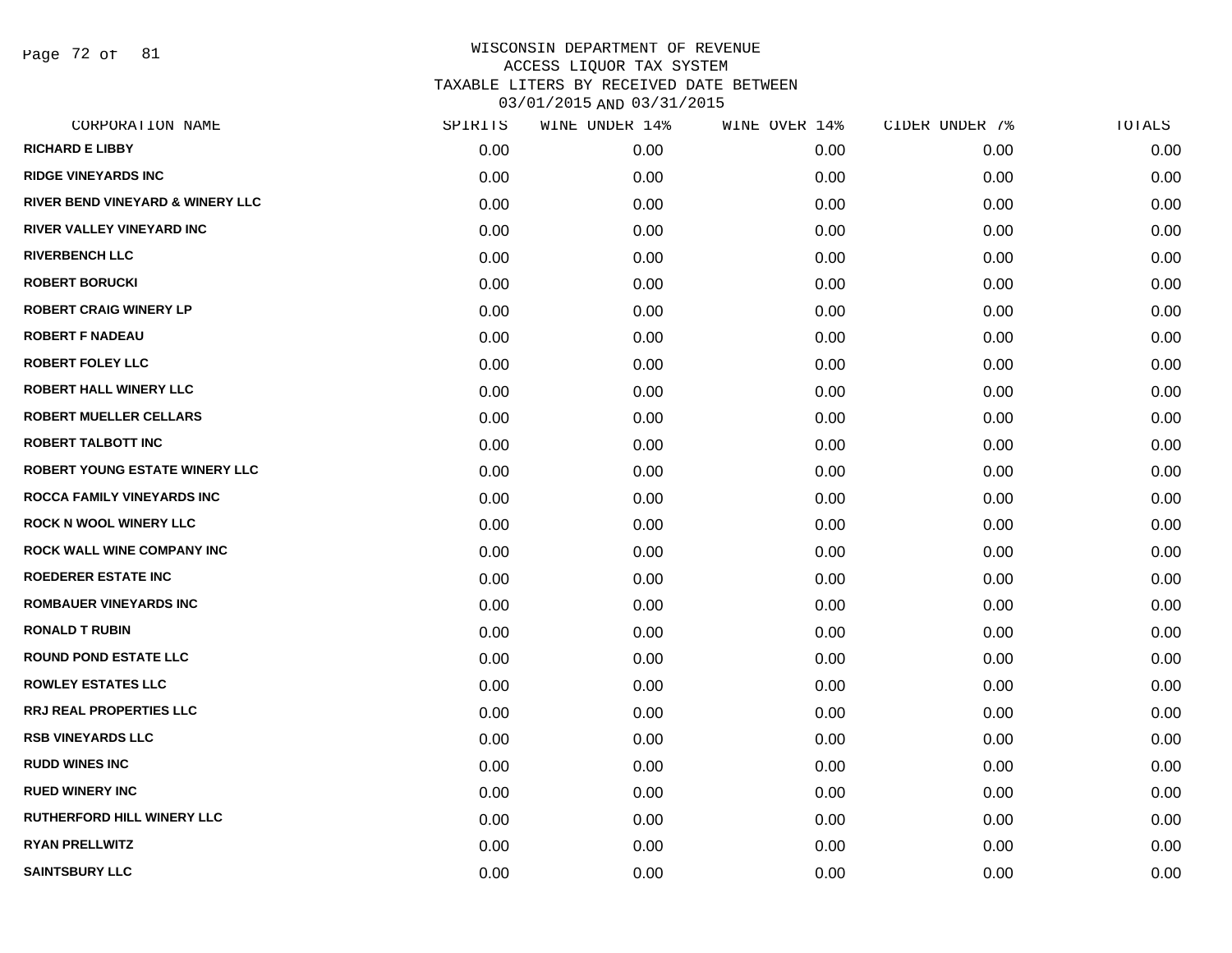WISCONSIN DEPARTMENT OF REVENUE
ACCESS LIQUOR TAX SYSTEM
TAXABLE LITERS BY RECEIVED DATE BETWEEN
03/01/2015 AND 03/31/2015

| CORPORATION NAME | SPIRITS | WINE UNDER 14% | WINE OVER 14% | CIDER UNDER 7% | TOTALS |
|---|---|---|---|---|---|
| RICHARD E LIBBY | 0.00 | 0.00 | 0.00 | 0.00 | 0.00 |
| RIDGE VINEYARDS INC | 0.00 | 0.00 | 0.00 | 0.00 | 0.00 |
| RIVER BEND VINEYARD & WINERY LLC | 0.00 | 0.00 | 0.00 | 0.00 | 0.00 |
| RIVER VALLEY VINEYARD INC | 0.00 | 0.00 | 0.00 | 0.00 | 0.00 |
| RIVERBENCH LLC | 0.00 | 0.00 | 0.00 | 0.00 | 0.00 |
| ROBERT BORUCKI | 0.00 | 0.00 | 0.00 | 0.00 | 0.00 |
| ROBERT CRAIG WINERY LP | 0.00 | 0.00 | 0.00 | 0.00 | 0.00 |
| ROBERT F NADEAU | 0.00 | 0.00 | 0.00 | 0.00 | 0.00 |
| ROBERT FOLEY LLC | 0.00 | 0.00 | 0.00 | 0.00 | 0.00 |
| ROBERT HALL WINERY LLC | 0.00 | 0.00 | 0.00 | 0.00 | 0.00 |
| ROBERT MUELLER CELLARS | 0.00 | 0.00 | 0.00 | 0.00 | 0.00 |
| ROBERT TALBOTT INC | 0.00 | 0.00 | 0.00 | 0.00 | 0.00 |
| ROBERT YOUNG ESTATE WINERY LLC | 0.00 | 0.00 | 0.00 | 0.00 | 0.00 |
| ROCCA FAMILY VINEYARDS INC | 0.00 | 0.00 | 0.00 | 0.00 | 0.00 |
| ROCK N WOOL WINERY LLC | 0.00 | 0.00 | 0.00 | 0.00 | 0.00 |
| ROCK WALL WINE COMPANY INC | 0.00 | 0.00 | 0.00 | 0.00 | 0.00 |
| ROEDERER ESTATE INC | 0.00 | 0.00 | 0.00 | 0.00 | 0.00 |
| ROMBAUER VINEYARDS INC | 0.00 | 0.00 | 0.00 | 0.00 | 0.00 |
| RONALD T RUBIN | 0.00 | 0.00 | 0.00 | 0.00 | 0.00 |
| ROUND POND ESTATE LLC | 0.00 | 0.00 | 0.00 | 0.00 | 0.00 |
| ROWLEY ESTATES LLC | 0.00 | 0.00 | 0.00 | 0.00 | 0.00 |
| RRJ REAL PROPERTIES LLC | 0.00 | 0.00 | 0.00 | 0.00 | 0.00 |
| RSB VINEYARDS LLC | 0.00 | 0.00 | 0.00 | 0.00 | 0.00 |
| RUDD WINES INC | 0.00 | 0.00 | 0.00 | 0.00 | 0.00 |
| RUED WINERY INC | 0.00 | 0.00 | 0.00 | 0.00 | 0.00 |
| RUTHERFORD HILL WINERY LLC | 0.00 | 0.00 | 0.00 | 0.00 | 0.00 |
| RYAN PRELLWITZ | 0.00 | 0.00 | 0.00 | 0.00 | 0.00 |
| SAINTSBURY LLC | 0.00 | 0.00 | 0.00 | 0.00 | 0.00 |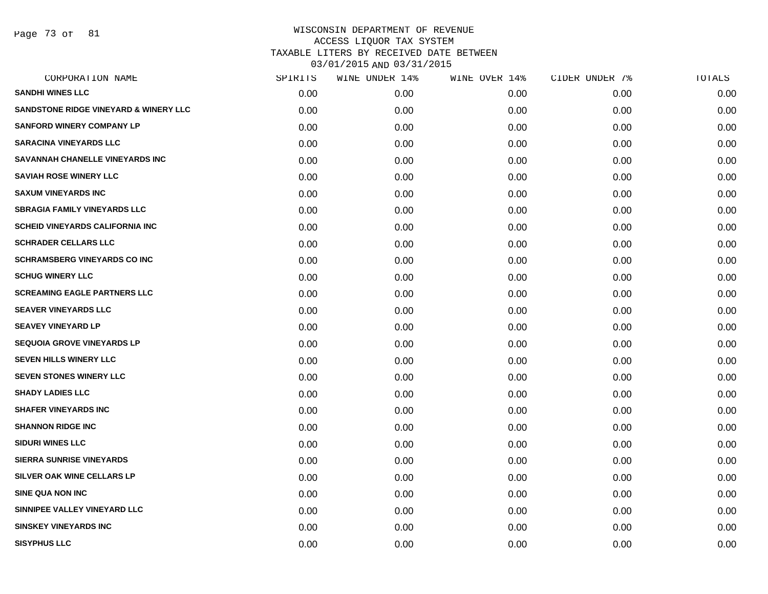WISCONSIN DEPARTMENT OF REVENUE
ACCESS LIQUOR TAX SYSTEM
TAXABLE LITERS BY RECEIVED DATE BETWEEN
03/01/2015 AND 03/31/2015

| CORPORATION NAME | SPIRITS | WINE UNDER 14% | WINE OVER 14% | CIDER UNDER 7% | TOTALS |
|---|---|---|---|---|---|
| SANDHI WINES LLC | 0.00 | 0.00 | 0.00 | 0.00 | 0.00 |
| SANDSTONE RIDGE VINEYARD & WINERY LLC | 0.00 | 0.00 | 0.00 | 0.00 | 0.00 |
| SANFORD WINERY COMPANY LP | 0.00 | 0.00 | 0.00 | 0.00 | 0.00 |
| SARACINA VINEYARDS LLC | 0.00 | 0.00 | 0.00 | 0.00 | 0.00 |
| SAVANNAH CHANELLE VINEYARDS INC | 0.00 | 0.00 | 0.00 | 0.00 | 0.00 |
| SAVIAH ROSE WINERY LLC | 0.00 | 0.00 | 0.00 | 0.00 | 0.00 |
| SAXUM VINEYARDS INC | 0.00 | 0.00 | 0.00 | 0.00 | 0.00 |
| SBRAGIA FAMILY VINEYARDS LLC | 0.00 | 0.00 | 0.00 | 0.00 | 0.00 |
| SCHEID VINEYARDS CALIFORNIA INC | 0.00 | 0.00 | 0.00 | 0.00 | 0.00 |
| SCHRADER CELLARS LLC | 0.00 | 0.00 | 0.00 | 0.00 | 0.00 |
| SCHRAMSBERG VINEYARDS CO INC | 0.00 | 0.00 | 0.00 | 0.00 | 0.00 |
| SCHUG WINERY LLC | 0.00 | 0.00 | 0.00 | 0.00 | 0.00 |
| SCREAMING EAGLE PARTNERS LLC | 0.00 | 0.00 | 0.00 | 0.00 | 0.00 |
| SEAVER VINEYARDS LLC | 0.00 | 0.00 | 0.00 | 0.00 | 0.00 |
| SEAVEY VINEYARD LP | 0.00 | 0.00 | 0.00 | 0.00 | 0.00 |
| SEQUOIA GROVE VINEYARDS LP | 0.00 | 0.00 | 0.00 | 0.00 | 0.00 |
| SEVEN HILLS WINERY LLC | 0.00 | 0.00 | 0.00 | 0.00 | 0.00 |
| SEVEN STONES WINERY LLC | 0.00 | 0.00 | 0.00 | 0.00 | 0.00 |
| SHADY LADIES LLC | 0.00 | 0.00 | 0.00 | 0.00 | 0.00 |
| SHAFER VINEYARDS INC | 0.00 | 0.00 | 0.00 | 0.00 | 0.00 |
| SHANNON RIDGE INC | 0.00 | 0.00 | 0.00 | 0.00 | 0.00 |
| SIDURI WINES LLC | 0.00 | 0.00 | 0.00 | 0.00 | 0.00 |
| SIERRA SUNRISE VINEYARDS | 0.00 | 0.00 | 0.00 | 0.00 | 0.00 |
| SILVER OAK WINE CELLARS LP | 0.00 | 0.00 | 0.00 | 0.00 | 0.00 |
| SINE QUA NON INC | 0.00 | 0.00 | 0.00 | 0.00 | 0.00 |
| SINNIPEE VALLEY VINEYARD LLC | 0.00 | 0.00 | 0.00 | 0.00 | 0.00 |
| SINSKEY VINEYARDS INC | 0.00 | 0.00 | 0.00 | 0.00 | 0.00 |
| SISYPHUS LLC | 0.00 | 0.00 | 0.00 | 0.00 | 0.00 |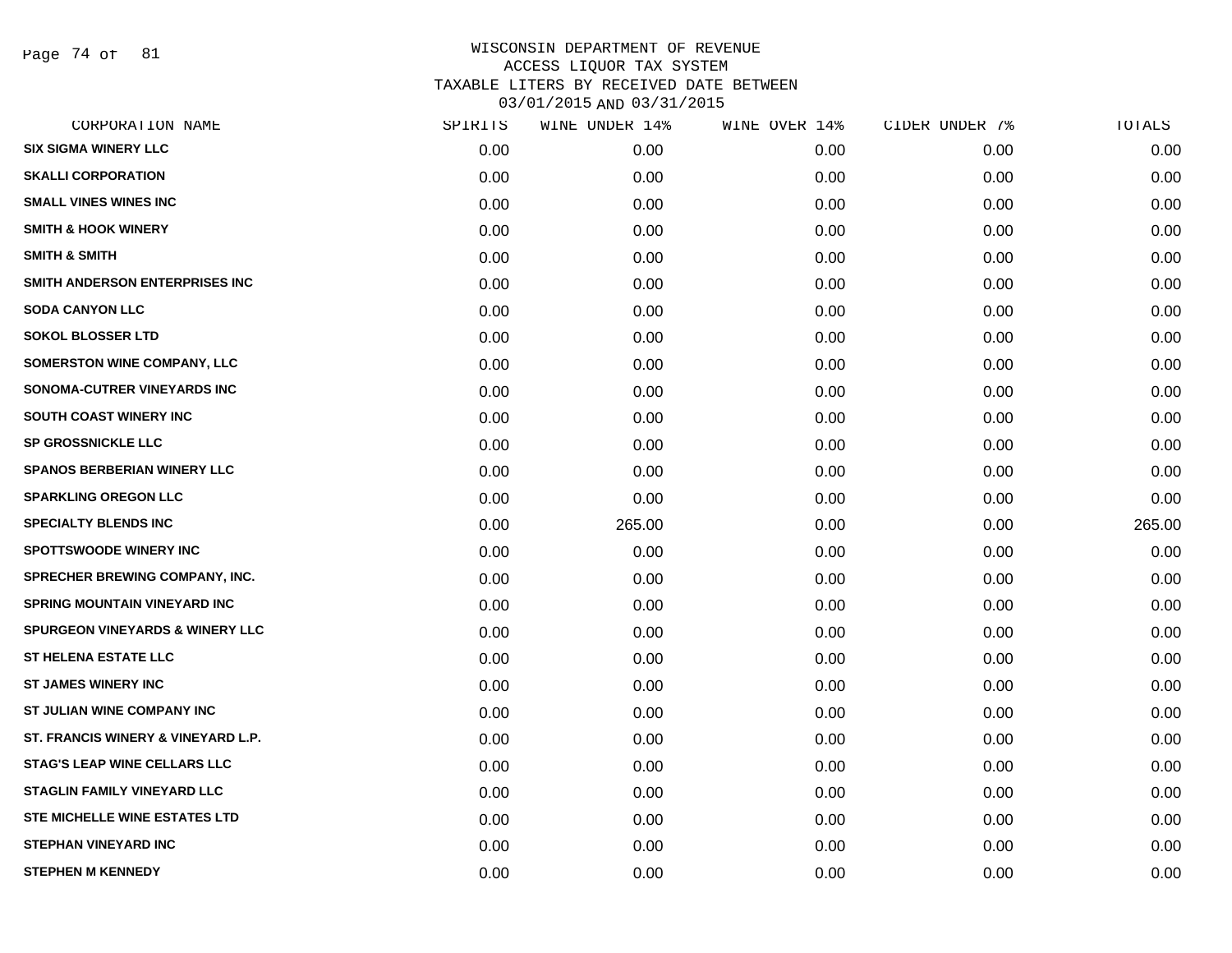# WISCONSIN DEPARTMENT OF REVENUE
## ACCESS LIQUOR TAX SYSTEM
## TAXABLE LITERS BY RECEIVED DATE BETWEEN 03/01/2015 AND 03/31/2015

| CORPORATION NAME | SPIRITS | WINE UNDER 14% | WINE OVER 14% | CIDER UNDER 7% | TOTALS |
|---|---|---|---|---|---|
| SIX SIGMA WINERY LLC | 0.00 | 0.00 | 0.00 | 0.00 | 0.00 |
| SKALLI CORPORATION | 0.00 | 0.00 | 0.00 | 0.00 | 0.00 |
| SMALL VINES WINES INC | 0.00 | 0.00 | 0.00 | 0.00 | 0.00 |
| SMITH & HOOK WINERY | 0.00 | 0.00 | 0.00 | 0.00 | 0.00 |
| SMITH & SMITH | 0.00 | 0.00 | 0.00 | 0.00 | 0.00 |
| SMITH ANDERSON ENTERPRISES INC | 0.00 | 0.00 | 0.00 | 0.00 | 0.00 |
| SODA CANYON LLC | 0.00 | 0.00 | 0.00 | 0.00 | 0.00 |
| SOKOL BLOSSER LTD | 0.00 | 0.00 | 0.00 | 0.00 | 0.00 |
| SOMERSTON WINE COMPANY, LLC | 0.00 | 0.00 | 0.00 | 0.00 | 0.00 |
| SONOMA-CUTRER VINEYARDS INC | 0.00 | 0.00 | 0.00 | 0.00 | 0.00 |
| SOUTH COAST WINERY INC | 0.00 | 0.00 | 0.00 | 0.00 | 0.00 |
| SP GROSSNICKLE LLC | 0.00 | 0.00 | 0.00 | 0.00 | 0.00 |
| SPANOS BERBERIAN WINERY LLC | 0.00 | 0.00 | 0.00 | 0.00 | 0.00 |
| SPARKLING OREGON LLC | 0.00 | 0.00 | 0.00 | 0.00 | 0.00 |
| SPECIALTY BLENDS INC | 0.00 | 265.00 | 0.00 | 0.00 | 265.00 |
| SPOTTSWOODE WINERY INC | 0.00 | 0.00 | 0.00 | 0.00 | 0.00 |
| SPRECHER BREWING COMPANY, INC. | 0.00 | 0.00 | 0.00 | 0.00 | 0.00 |
| SPRING MOUNTAIN VINEYARD INC | 0.00 | 0.00 | 0.00 | 0.00 | 0.00 |
| SPURGEON VINEYARDS & WINERY LLC | 0.00 | 0.00 | 0.00 | 0.00 | 0.00 |
| ST HELENA ESTATE LLC | 0.00 | 0.00 | 0.00 | 0.00 | 0.00 |
| ST JAMES WINERY INC | 0.00 | 0.00 | 0.00 | 0.00 | 0.00 |
| ST JULIAN WINE COMPANY INC | 0.00 | 0.00 | 0.00 | 0.00 | 0.00 |
| ST. FRANCIS WINERY & VINEYARD L.P. | 0.00 | 0.00 | 0.00 | 0.00 | 0.00 |
| STAG'S LEAP WINE CELLARS LLC | 0.00 | 0.00 | 0.00 | 0.00 | 0.00 |
| STAGLIN FAMILY VINEYARD LLC | 0.00 | 0.00 | 0.00 | 0.00 | 0.00 |
| STE MICHELLE WINE ESTATES LTD | 0.00 | 0.00 | 0.00 | 0.00 | 0.00 |
| STEPHAN VINEYARD INC | 0.00 | 0.00 | 0.00 | 0.00 | 0.00 |
| STEPHEN M KENNEDY | 0.00 | 0.00 | 0.00 | 0.00 | 0.00 |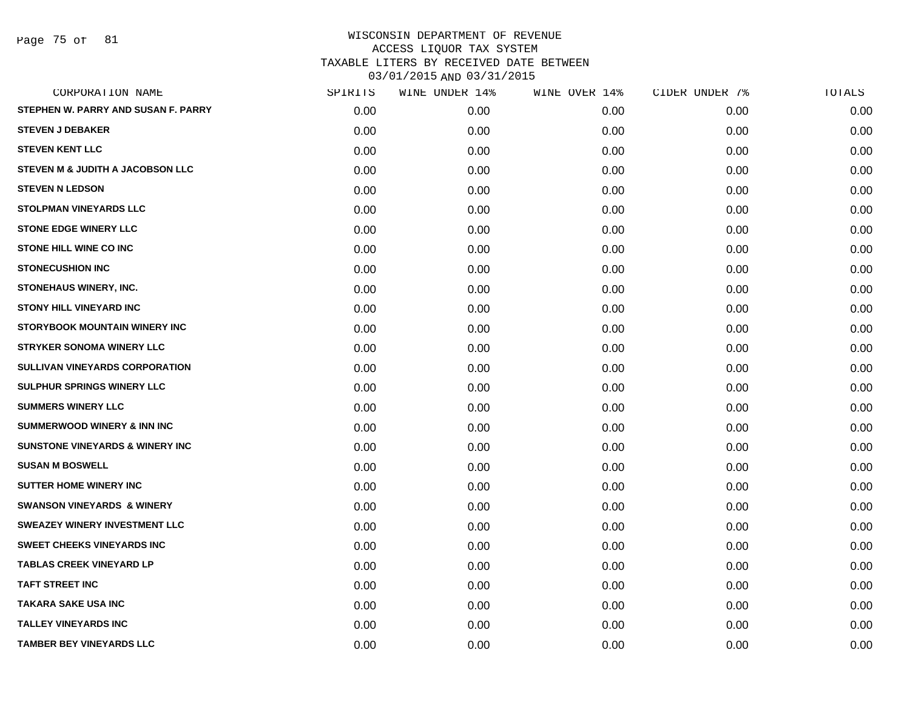WISCONSIN DEPARTMENT OF REVENUE
ACCESS LIQUOR TAX SYSTEM
TAXABLE LITERS BY RECEIVED DATE BETWEEN
03/01/2015 AND 03/31/2015

| CORPORATION NAME | SPIRITS | WINE UNDER 14% | WINE OVER 14% | CIDER UNDER 7% | TOTALS |
|---|---|---|---|---|---|
| STEPHEN W. PARRY AND SUSAN F. PARRY | 0.00 | 0.00 | 0.00 | 0.00 | 0.00 |
| STEVEN J DEBAKER | 0.00 | 0.00 | 0.00 | 0.00 | 0.00 |
| STEVEN KENT LLC | 0.00 | 0.00 | 0.00 | 0.00 | 0.00 |
| STEVEN M & JUDITH A JACOBSON LLC | 0.00 | 0.00 | 0.00 | 0.00 | 0.00 |
| STEVEN N LEDSON | 0.00 | 0.00 | 0.00 | 0.00 | 0.00 |
| STOLPMAN VINEYARDS LLC | 0.00 | 0.00 | 0.00 | 0.00 | 0.00 |
| STONE EDGE WINERY LLC | 0.00 | 0.00 | 0.00 | 0.00 | 0.00 |
| STONE HILL WINE CO INC | 0.00 | 0.00 | 0.00 | 0.00 | 0.00 |
| STONECUSHION INC | 0.00 | 0.00 | 0.00 | 0.00 | 0.00 |
| STONEHAUS WINERY, INC. | 0.00 | 0.00 | 0.00 | 0.00 | 0.00 |
| STONY HILL VINEYARD INC | 0.00 | 0.00 | 0.00 | 0.00 | 0.00 |
| STORYBOOK MOUNTAIN WINERY INC | 0.00 | 0.00 | 0.00 | 0.00 | 0.00 |
| STRYKER SONOMA WINERY LLC | 0.00 | 0.00 | 0.00 | 0.00 | 0.00 |
| SULLIVAN VINEYARDS CORPORATION | 0.00 | 0.00 | 0.00 | 0.00 | 0.00 |
| SULPHUR SPRINGS WINERY LLC | 0.00 | 0.00 | 0.00 | 0.00 | 0.00 |
| SUMMERS WINERY LLC | 0.00 | 0.00 | 0.00 | 0.00 | 0.00 |
| SUMMERWOOD WINERY & INN INC | 0.00 | 0.00 | 0.00 | 0.00 | 0.00 |
| SUNSTONE VINEYARDS & WINERY INC | 0.00 | 0.00 | 0.00 | 0.00 | 0.00 |
| SUSAN M BOSWELL | 0.00 | 0.00 | 0.00 | 0.00 | 0.00 |
| SUTTER HOME WINERY INC | 0.00 | 0.00 | 0.00 | 0.00 | 0.00 |
| SWANSON VINEYARDS & WINERY | 0.00 | 0.00 | 0.00 | 0.00 | 0.00 |
| SWEAZEY WINERY INVESTMENT LLC | 0.00 | 0.00 | 0.00 | 0.00 | 0.00 |
| SWEET CHEEKS VINEYARDS INC | 0.00 | 0.00 | 0.00 | 0.00 | 0.00 |
| TABLAS CREEK VINEYARD LP | 0.00 | 0.00 | 0.00 | 0.00 | 0.00 |
| TAFT STREET INC | 0.00 | 0.00 | 0.00 | 0.00 | 0.00 |
| TAKARA SAKE USA INC | 0.00 | 0.00 | 0.00 | 0.00 | 0.00 |
| TALLEY VINEYARDS INC | 0.00 | 0.00 | 0.00 | 0.00 | 0.00 |
| TAMBER BEY VINEYARDS LLC | 0.00 | 0.00 | 0.00 | 0.00 | 0.00 |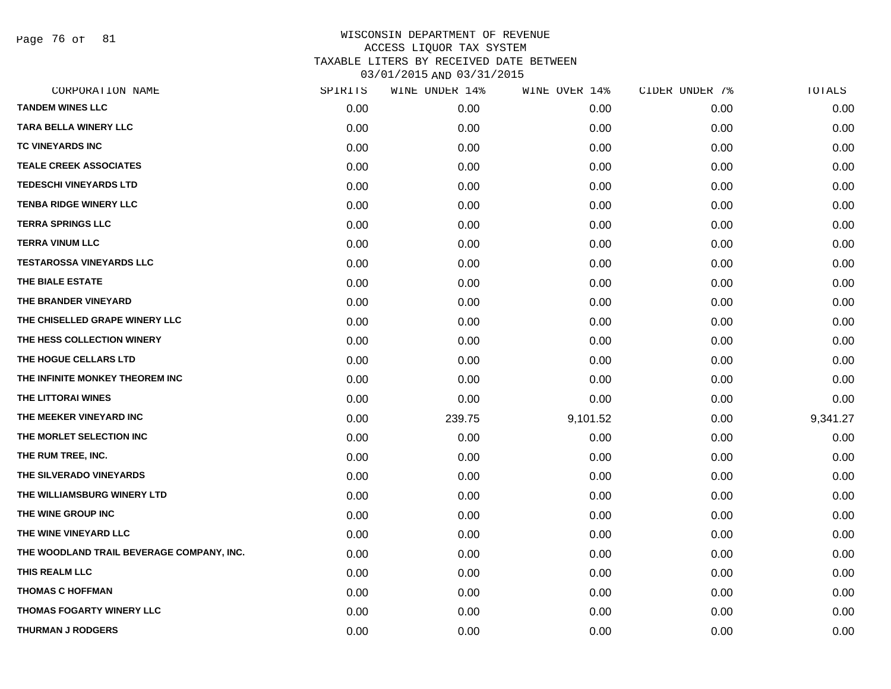# WISCONSIN DEPARTMENT OF REVENUE
## ACCESS LIQUOR TAX SYSTEM
## TAXABLE LITERS BY RECEIVED DATE BETWEEN 03/01/2015 AND 03/31/2015

| CORPORATION NAME | SPIRITS | WINE UNDER 14% | WINE OVER 14% | CIDER UNDER 7% | TOTALS |
|---|---|---|---|---|---|
| TANDEM WINES LLC | 0.00 | 0.00 | 0.00 | 0.00 | 0.00 |
| TARA BELLA WINERY LLC | 0.00 | 0.00 | 0.00 | 0.00 | 0.00 |
| TC VINEYARDS INC | 0.00 | 0.00 | 0.00 | 0.00 | 0.00 |
| TEALE CREEK ASSOCIATES | 0.00 | 0.00 | 0.00 | 0.00 | 0.00 |
| TEDESCHI VINEYARDS LTD | 0.00 | 0.00 | 0.00 | 0.00 | 0.00 |
| TENBA RIDGE WINERY LLC | 0.00 | 0.00 | 0.00 | 0.00 | 0.00 |
| TERRA SPRINGS LLC | 0.00 | 0.00 | 0.00 | 0.00 | 0.00 |
| TERRA VINUM LLC | 0.00 | 0.00 | 0.00 | 0.00 | 0.00 |
| TESTAROSSA VINEYARDS LLC | 0.00 | 0.00 | 0.00 | 0.00 | 0.00 |
| THE BIALE ESTATE | 0.00 | 0.00 | 0.00 | 0.00 | 0.00 |
| THE BRANDER VINEYARD | 0.00 | 0.00 | 0.00 | 0.00 | 0.00 |
| THE CHISELLED GRAPE WINERY LLC | 0.00 | 0.00 | 0.00 | 0.00 | 0.00 |
| THE HESS COLLECTION WINERY | 0.00 | 0.00 | 0.00 | 0.00 | 0.00 |
| THE HOGUE CELLARS LTD | 0.00 | 0.00 | 0.00 | 0.00 | 0.00 |
| THE INFINITE MONKEY THEOREM INC | 0.00 | 0.00 | 0.00 | 0.00 | 0.00 |
| THE LITTORAI WINES | 0.00 | 0.00 | 0.00 | 0.00 | 0.00 |
| THE MEEKER VINEYARD INC | 0.00 | 239.75 | 9,101.52 | 0.00 | 9,341.27 |
| THE MORLET SELECTION INC | 0.00 | 0.00 | 0.00 | 0.00 | 0.00 |
| THE RUM TREE, INC. | 0.00 | 0.00 | 0.00 | 0.00 | 0.00 |
| THE SILVERADO VINEYARDS | 0.00 | 0.00 | 0.00 | 0.00 | 0.00 |
| THE WILLIAMSBURG WINERY LTD | 0.00 | 0.00 | 0.00 | 0.00 | 0.00 |
| THE WINE GROUP INC | 0.00 | 0.00 | 0.00 | 0.00 | 0.00 |
| THE WINE VINEYARD LLC | 0.00 | 0.00 | 0.00 | 0.00 | 0.00 |
| THE WOODLAND TRAIL BEVERAGE COMPANY, INC. | 0.00 | 0.00 | 0.00 | 0.00 | 0.00 |
| THIS REALM LLC | 0.00 | 0.00 | 0.00 | 0.00 | 0.00 |
| THOMAS C HOFFMAN | 0.00 | 0.00 | 0.00 | 0.00 | 0.00 |
| THOMAS FOGARTY WINERY LLC | 0.00 | 0.00 | 0.00 | 0.00 | 0.00 |
| THURMAN J RODGERS | 0.00 | 0.00 | 0.00 | 0.00 | 0.00 |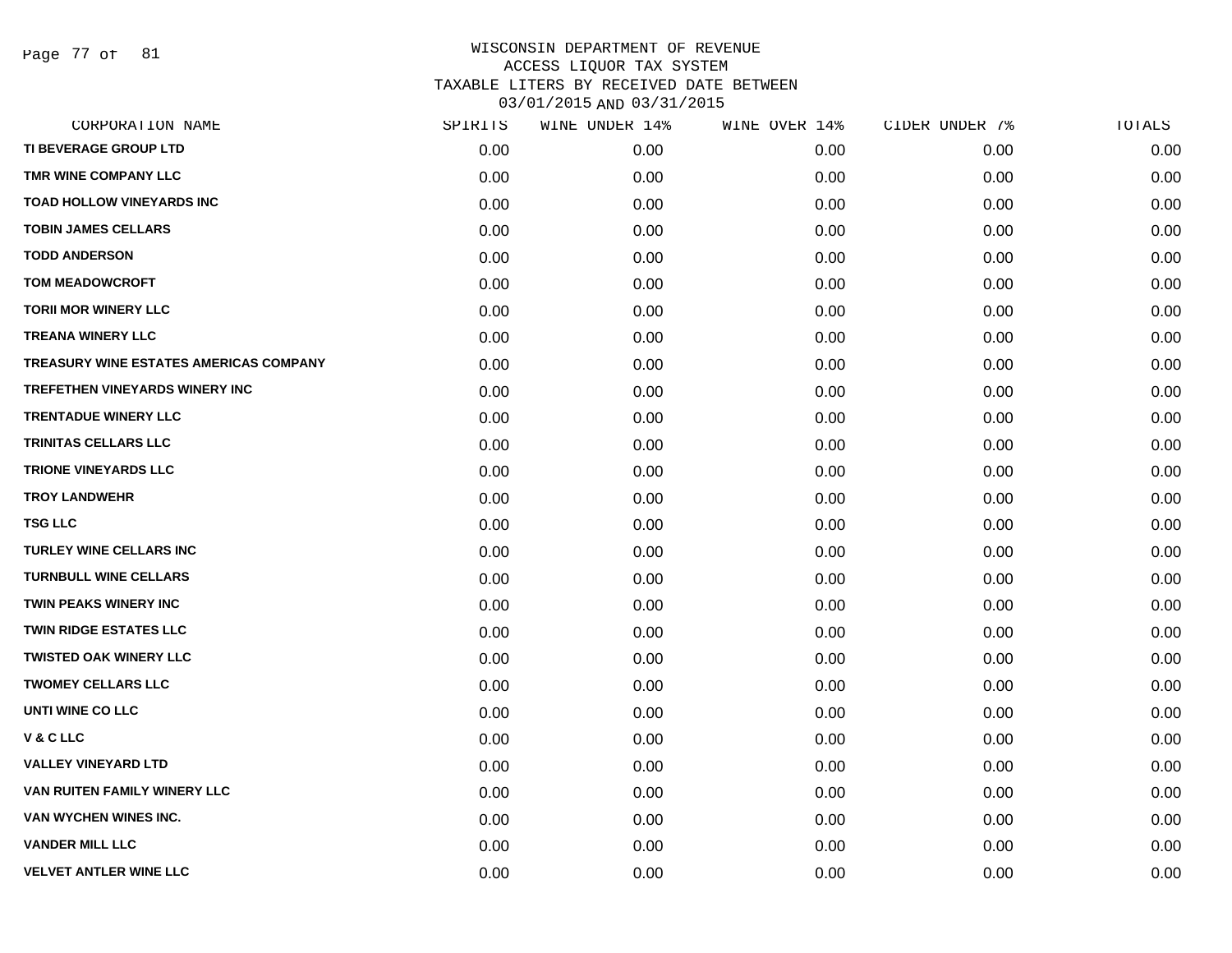# WISCONSIN DEPARTMENT OF REVENUE
## ACCESS LIQUOR TAX SYSTEM
## TAXABLE LITERS BY RECEIVED DATE BETWEEN 03/01/2015 AND 03/31/2015

| CORPORATION NAME | SPIRITS | WINE UNDER 14% | WINE OVER 14% | CIDER UNDER 7% | TOTALS |
|---|---|---|---|---|---|
| TI BEVERAGE GROUP LTD | 0.00 | 0.00 | 0.00 | 0.00 | 0.00 |
| TMR WINE COMPANY LLC | 0.00 | 0.00 | 0.00 | 0.00 | 0.00 |
| TOAD HOLLOW VINEYARDS INC | 0.00 | 0.00 | 0.00 | 0.00 | 0.00 |
| TOBIN JAMES CELLARS | 0.00 | 0.00 | 0.00 | 0.00 | 0.00 |
| TODD ANDERSON | 0.00 | 0.00 | 0.00 | 0.00 | 0.00 |
| TOM MEADOWCROFT | 0.00 | 0.00 | 0.00 | 0.00 | 0.00 |
| TORII MOR WINERY LLC | 0.00 | 0.00 | 0.00 | 0.00 | 0.00 |
| TREANA WINERY LLC | 0.00 | 0.00 | 0.00 | 0.00 | 0.00 |
| TREASURY WINE ESTATES AMERICAS COMPANY | 0.00 | 0.00 | 0.00 | 0.00 | 0.00 |
| TREFETHEN VINEYARDS WINERY INC | 0.00 | 0.00 | 0.00 | 0.00 | 0.00 |
| TRENTADUE WINERY LLC | 0.00 | 0.00 | 0.00 | 0.00 | 0.00 |
| TRINITAS CELLARS LLC | 0.00 | 0.00 | 0.00 | 0.00 | 0.00 |
| TRIONE VINEYARDS LLC | 0.00 | 0.00 | 0.00 | 0.00 | 0.00 |
| TROY LANDWEHR | 0.00 | 0.00 | 0.00 | 0.00 | 0.00 |
| TSG LLC | 0.00 | 0.00 | 0.00 | 0.00 | 0.00 |
| TURLEY WINE CELLARS INC | 0.00 | 0.00 | 0.00 | 0.00 | 0.00 |
| TURNBULL WINE CELLARS | 0.00 | 0.00 | 0.00 | 0.00 | 0.00 |
| TWIN PEAKS WINERY INC | 0.00 | 0.00 | 0.00 | 0.00 | 0.00 |
| TWIN RIDGE ESTATES LLC | 0.00 | 0.00 | 0.00 | 0.00 | 0.00 |
| TWISTED OAK WINERY LLC | 0.00 | 0.00 | 0.00 | 0.00 | 0.00 |
| TWOMEY CELLARS LLC | 0.00 | 0.00 | 0.00 | 0.00 | 0.00 |
| UNTI WINE CO LLC | 0.00 | 0.00 | 0.00 | 0.00 | 0.00 |
| V & C LLC | 0.00 | 0.00 | 0.00 | 0.00 | 0.00 |
| VALLEY VINEYARD LTD | 0.00 | 0.00 | 0.00 | 0.00 | 0.00 |
| VAN RUITEN FAMILY WINERY LLC | 0.00 | 0.00 | 0.00 | 0.00 | 0.00 |
| VAN WYCHEN WINES INC. | 0.00 | 0.00 | 0.00 | 0.00 | 0.00 |
| VANDER MILL LLC | 0.00 | 0.00 | 0.00 | 0.00 | 0.00 |
| VELVET ANTLER WINE LLC | 0.00 | 0.00 | 0.00 | 0.00 | 0.00 |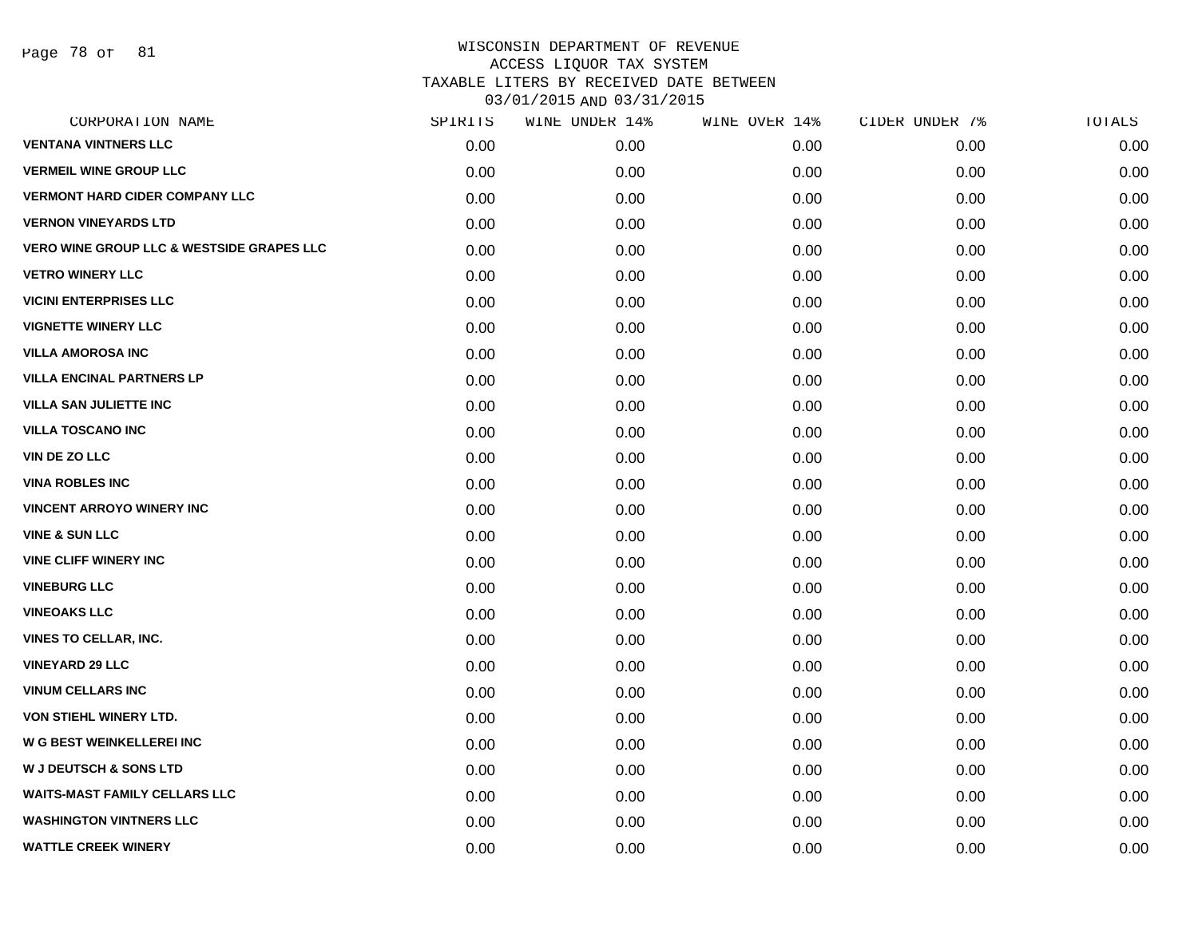WISCONSIN DEPARTMENT OF REVENUE
ACCESS LIQUOR TAX SYSTEM
TAXABLE LITERS BY RECEIVED DATE BETWEEN
03/01/2015 AND 03/31/2015

| CORPORATION NAME | SPIRITS | WINE UNDER 14% | WINE OVER 14% | CIDER UNDER 7% | TOTALS |
|---|---|---|---|---|---|
| VENTANA VINTNERS LLC | 0.00 | 0.00 | 0.00 | 0.00 | 0.00 |
| VERMEIL WINE GROUP LLC | 0.00 | 0.00 | 0.00 | 0.00 | 0.00 |
| VERMONT HARD CIDER COMPANY LLC | 0.00 | 0.00 | 0.00 | 0.00 | 0.00 |
| VERNON VINEYARDS LTD | 0.00 | 0.00 | 0.00 | 0.00 | 0.00 |
| VERO WINE GROUP LLC & WESTSIDE GRAPES LLC | 0.00 | 0.00 | 0.00 | 0.00 | 0.00 |
| VETRO WINERY LLC | 0.00 | 0.00 | 0.00 | 0.00 | 0.00 |
| VICINI ENTERPRISES LLC | 0.00 | 0.00 | 0.00 | 0.00 | 0.00 |
| VIGNETTE WINERY LLC | 0.00 | 0.00 | 0.00 | 0.00 | 0.00 |
| VILLA AMOROSA INC | 0.00 | 0.00 | 0.00 | 0.00 | 0.00 |
| VILLA ENCINAL PARTNERS LP | 0.00 | 0.00 | 0.00 | 0.00 | 0.00 |
| VILLA SAN JULIETTE INC | 0.00 | 0.00 | 0.00 | 0.00 | 0.00 |
| VILLA TOSCANO INC | 0.00 | 0.00 | 0.00 | 0.00 | 0.00 |
| VIN DE ZO LLC | 0.00 | 0.00 | 0.00 | 0.00 | 0.00 |
| VINA ROBLES INC | 0.00 | 0.00 | 0.00 | 0.00 | 0.00 |
| VINCENT ARROYO WINERY INC | 0.00 | 0.00 | 0.00 | 0.00 | 0.00 |
| VINE & SUN LLC | 0.00 | 0.00 | 0.00 | 0.00 | 0.00 |
| VINE CLIFF WINERY INC | 0.00 | 0.00 | 0.00 | 0.00 | 0.00 |
| VINEBURG LLC | 0.00 | 0.00 | 0.00 | 0.00 | 0.00 |
| VINEOAKS LLC | 0.00 | 0.00 | 0.00 | 0.00 | 0.00 |
| VINES TO CELLAR, INC. | 0.00 | 0.00 | 0.00 | 0.00 | 0.00 |
| VINEYARD 29 LLC | 0.00 | 0.00 | 0.00 | 0.00 | 0.00 |
| VINUM CELLARS INC | 0.00 | 0.00 | 0.00 | 0.00 | 0.00 |
| VON STIEHL WINERY LTD. | 0.00 | 0.00 | 0.00 | 0.00 | 0.00 |
| W G BEST WEINKELLEREI INC | 0.00 | 0.00 | 0.00 | 0.00 | 0.00 |
| W J DEUTSCH & SONS LTD | 0.00 | 0.00 | 0.00 | 0.00 | 0.00 |
| WAITS-MAST FAMILY CELLARS LLC | 0.00 | 0.00 | 0.00 | 0.00 | 0.00 |
| WASHINGTON VINTNERS LLC | 0.00 | 0.00 | 0.00 | 0.00 | 0.00 |
| WATTLE CREEK WINERY | 0.00 | 0.00 | 0.00 | 0.00 | 0.00 |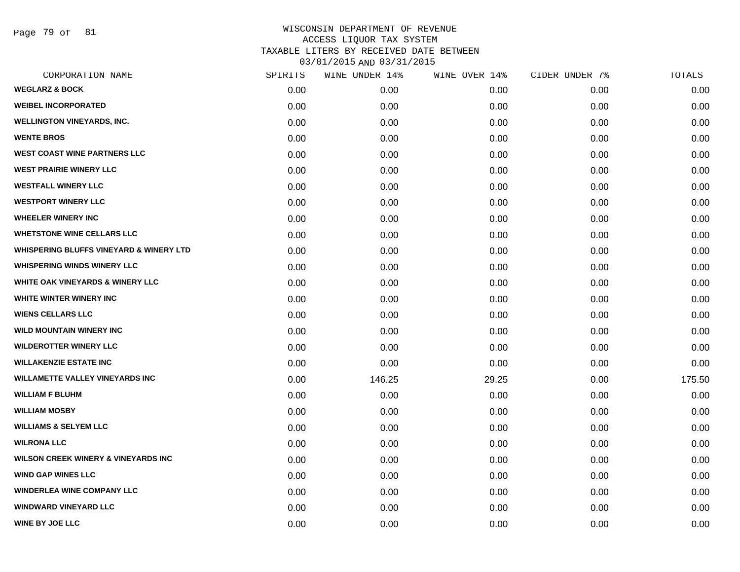WISCONSIN DEPARTMENT OF REVENUE
ACCESS LIQUOR TAX SYSTEM
TAXABLE LITERS BY RECEIVED DATE BETWEEN
03/01/2015 AND 03/31/2015

| CORPORATION NAME | SPIRITS | WINE UNDER 14% | WINE OVER 14% | CIDER UNDER 7% | TOTALS |
|---|---|---|---|---|---|
| WEGLARZ & BOCK | 0.00 | 0.00 | 0.00 | 0.00 | 0.00 |
| WEIBEL INCORPORATED | 0.00 | 0.00 | 0.00 | 0.00 | 0.00 |
| WELLINGTON VINEYARDS, INC. | 0.00 | 0.00 | 0.00 | 0.00 | 0.00 |
| WENTE BROS | 0.00 | 0.00 | 0.00 | 0.00 | 0.00 |
| WEST COAST WINE PARTNERS LLC | 0.00 | 0.00 | 0.00 | 0.00 | 0.00 |
| WEST PRAIRIE WINERY LLC | 0.00 | 0.00 | 0.00 | 0.00 | 0.00 |
| WESTFALL WINERY LLC | 0.00 | 0.00 | 0.00 | 0.00 | 0.00 |
| WESTPORT WINERY LLC | 0.00 | 0.00 | 0.00 | 0.00 | 0.00 |
| WHEELER WINERY INC | 0.00 | 0.00 | 0.00 | 0.00 | 0.00 |
| WHETSTONE WINE CELLARS LLC | 0.00 | 0.00 | 0.00 | 0.00 | 0.00 |
| WHISPERING BLUFFS VINEYARD & WINERY LTD | 0.00 | 0.00 | 0.00 | 0.00 | 0.00 |
| WHISPERING WINDS WINERY LLC | 0.00 | 0.00 | 0.00 | 0.00 | 0.00 |
| WHITE OAK VINEYARDS & WINERY LLC | 0.00 | 0.00 | 0.00 | 0.00 | 0.00 |
| WHITE WINTER WINERY INC | 0.00 | 0.00 | 0.00 | 0.00 | 0.00 |
| WIENS CELLARS LLC | 0.00 | 0.00 | 0.00 | 0.00 | 0.00 |
| WILD MOUNTAIN WINERY INC | 0.00 | 0.00 | 0.00 | 0.00 | 0.00 |
| WILDEROTTER WINERY LLC | 0.00 | 0.00 | 0.00 | 0.00 | 0.00 |
| WILLAKENZIE ESTATE INC | 0.00 | 0.00 | 0.00 | 0.00 | 0.00 |
| WILLAMETTE VALLEY VINEYARDS INC | 0.00 | 146.25 | 29.25 | 0.00 | 175.50 |
| WILLIAM F BLUHM | 0.00 | 0.00 | 0.00 | 0.00 | 0.00 |
| WILLIAM MOSBY | 0.00 | 0.00 | 0.00 | 0.00 | 0.00 |
| WILLIAMS & SELYEM LLC | 0.00 | 0.00 | 0.00 | 0.00 | 0.00 |
| WILRONA LLC | 0.00 | 0.00 | 0.00 | 0.00 | 0.00 |
| WILSON CREEK WINERY & VINEYARDS INC | 0.00 | 0.00 | 0.00 | 0.00 | 0.00 |
| WIND GAP WINES LLC | 0.00 | 0.00 | 0.00 | 0.00 | 0.00 |
| WINDERLEA WINE COMPANY LLC | 0.00 | 0.00 | 0.00 | 0.00 | 0.00 |
| WINDWARD VINEYARD LLC | 0.00 | 0.00 | 0.00 | 0.00 | 0.00 |
| WINE BY JOE LLC | 0.00 | 0.00 | 0.00 | 0.00 | 0.00 |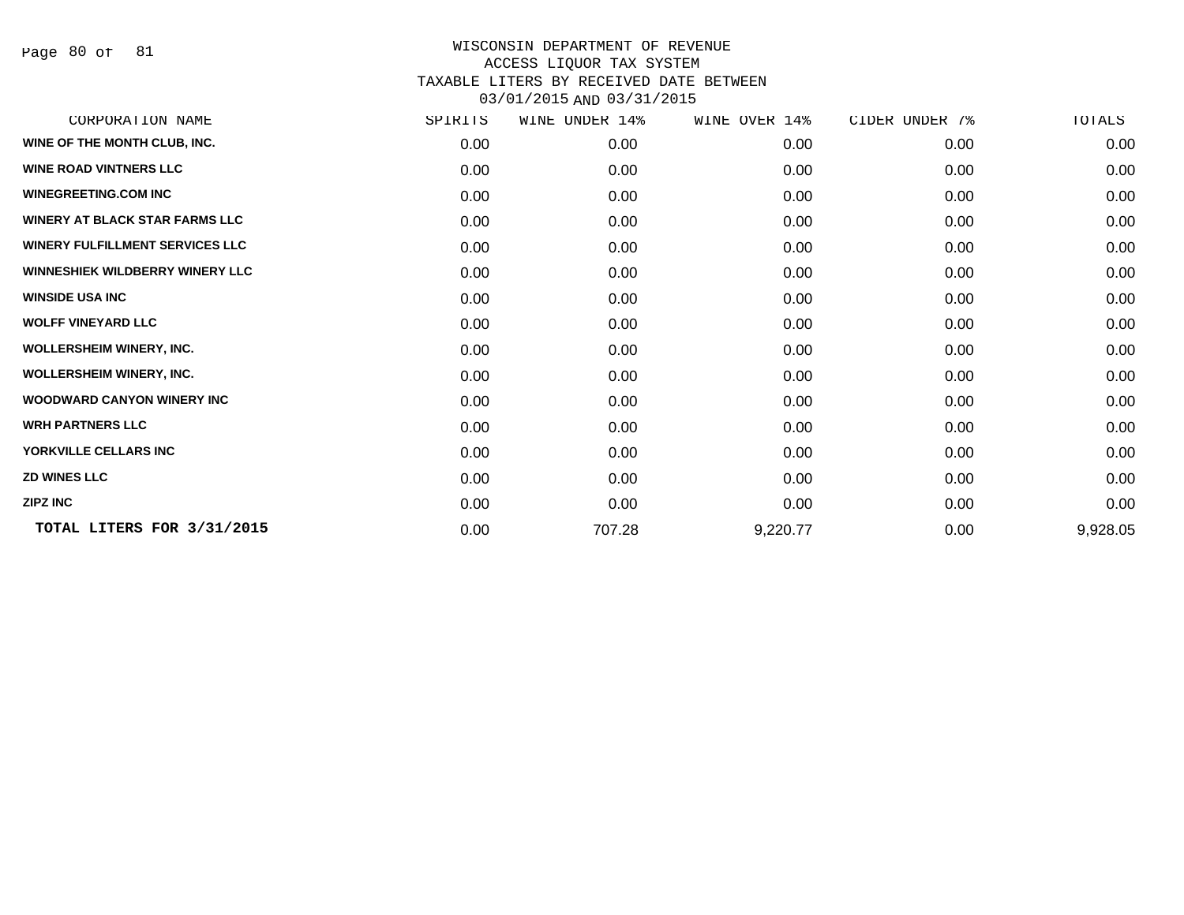WISCONSIN DEPARTMENT OF REVENUE
ACCESS LIQUOR TAX SYSTEM
TAXABLE LITERS BY RECEIVED DATE BETWEEN
03/01/2015 AND 03/31/2015

| CORPORATION NAME | SPIRITS | WINE UNDER 14% | WINE OVER 14% | CIDER UNDER 7% | TOTALS |
|---|---|---|---|---|---|
| WINE OF THE MONTH CLUB, INC. | 0.00 | 0.00 | 0.00 | 0.00 | 0.00 |
| WINE ROAD VINTNERS LLC | 0.00 | 0.00 | 0.00 | 0.00 | 0.00 |
| WINEGREETING.COM INC | 0.00 | 0.00 | 0.00 | 0.00 | 0.00 |
| WINERY AT BLACK STAR FARMS LLC | 0.00 | 0.00 | 0.00 | 0.00 | 0.00 |
| WINERY FULFILLMENT SERVICES LLC | 0.00 | 0.00 | 0.00 | 0.00 | 0.00 |
| WINNESHIEK WILDBERRY WINERY LLC | 0.00 | 0.00 | 0.00 | 0.00 | 0.00 |
| WINSIDE USA INC | 0.00 | 0.00 | 0.00 | 0.00 | 0.00 |
| WOLFF VINEYARD LLC | 0.00 | 0.00 | 0.00 | 0.00 | 0.00 |
| WOLLERSHEIM WINERY, INC. | 0.00 | 0.00 | 0.00 | 0.00 | 0.00 |
| WOLLERSHEIM WINERY, INC. | 0.00 | 0.00 | 0.00 | 0.00 | 0.00 |
| WOODWARD CANYON WINERY INC | 0.00 | 0.00 | 0.00 | 0.00 | 0.00 |
| WRH PARTNERS LLC | 0.00 | 0.00 | 0.00 | 0.00 | 0.00 |
| YORKVILLE CELLARS INC | 0.00 | 0.00 | 0.00 | 0.00 | 0.00 |
| ZD WINES LLC | 0.00 | 0.00 | 0.00 | 0.00 | 0.00 |
| ZIPZ INC | 0.00 | 0.00 | 0.00 | 0.00 | 0.00 |
| **TOTAL LITERS FOR 3/31/2015** | 0.00 | 707.28 | 9,220.77 | 0.00 | 9,928.05 |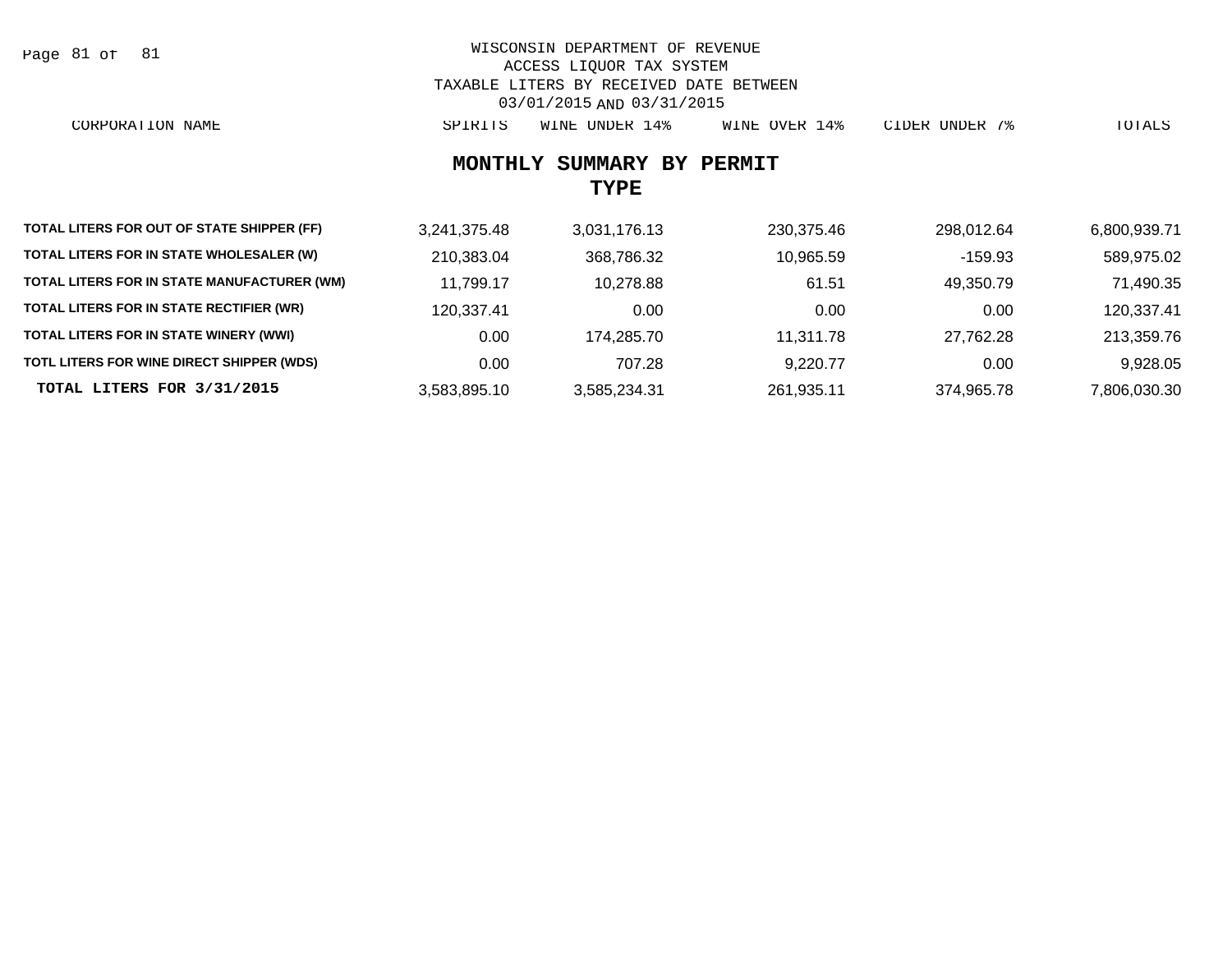WISCONSIN DEPARTMENT OF REVENUE
ACCESS LIQUOR TAX SYSTEM
TAXABLE LITERS BY RECEIVED DATE BETWEEN
03/01/2015 AND 03/31/2015

## MONTHLY SUMMARY BY PERMIT TYPE

| CORPORATION NAME | SPIRITS | WINE UNDER 14% | WINE OVER 14% | CIDER UNDER 7% | TOTALS |
|---|---|---|---|---|---|
| **TOTAL LITERS FOR OUT OF STATE SHIPPER (FF)** | 3,241,375.48 | 3,031,176.13 | 230,375.46 | 298,012.64 | 6,800,939.71 |
| **TOTAL LITERS FOR IN STATE WHOLESALER (W)** | 210,383.04 | 368,786.32 | 10,965.59 | -159.93 | 589,975.02 |
| **TOTAL LITERS FOR IN STATE MANUFACTURER (WM)** | 11,799.17 | 10,278.88 | 61.51 | 49,350.79 | 71,490.35 |
| **TOTAL LITERS FOR IN STATE RECTIFIER (WR)** | 120,337.41 | 0.00 | 0.00 | 0.00 | 120,337.41 |
| **TOTAL LITERS FOR IN STATE WINERY (WWI)** | 0.00 | 174,285.70 | 11,311.78 | 27,762.28 | 213,359.76 |
| **TOTL LITERS FOR WINE DIRECT SHIPPER (WDS)** | 0.00 | 707.28 | 9,220.77 | 0.00 | 9,928.05 |
| **TOTAL LITERS FOR 3/31/2015** | 3,583,895.10 | 3,585,234.31 | 261,935.11 | 374,965.78 | 7,806,030.30 |